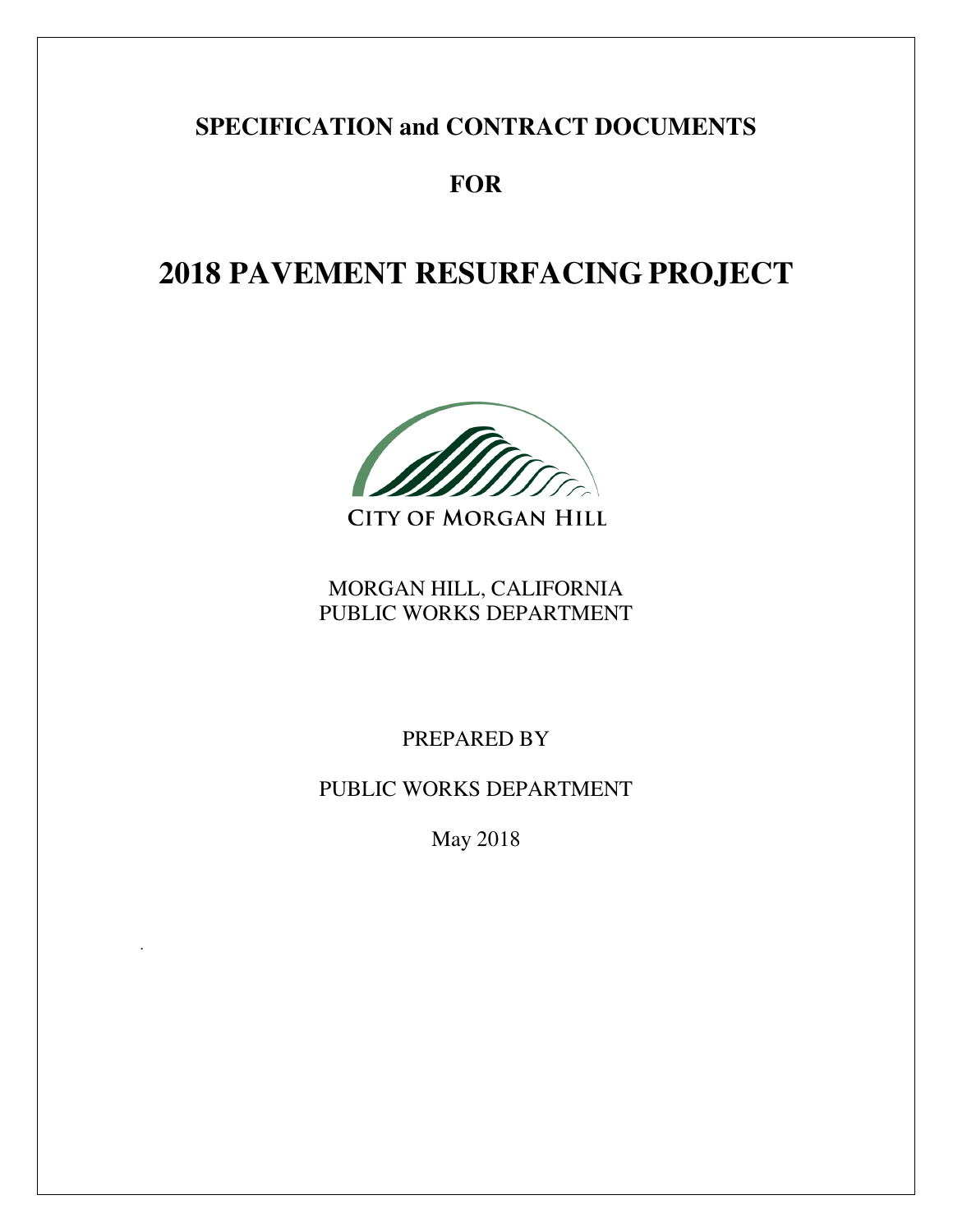**SPECIFICATION and CONTRACT DOCUMENTS**

**FOR**

# 2018 PAVEMENT RESURFACING PROJECT

CITY OF MORGAN HILL

MORGAN HILL, CALIFORNIA
PUBLIC WORKS DEPARTMENT

PREPARED BY

PUBLIC WORKS DEPARTMENT

May 2018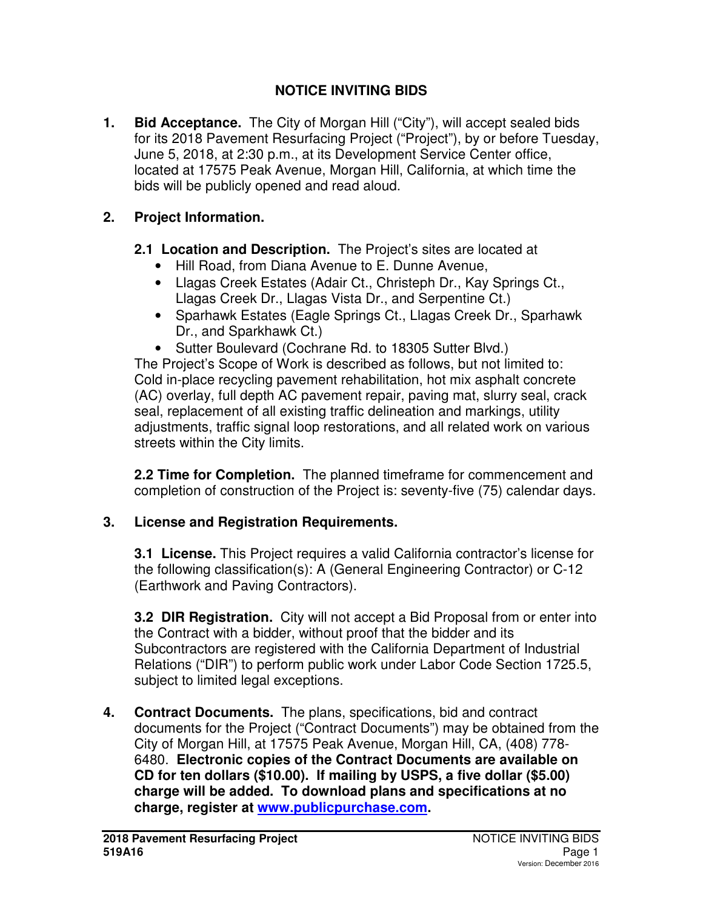# NOTICE INVITING BIDS

1. **Bid Acceptance.** The City of Morgan Hill ("City"), will accept sealed bids for its 2018 Pavement Resurfacing Project ("Project"), by or before Tuesday, June 5, 2018, at 2:30 p.m., at its Development Service Center office, located at 17575 Peak Avenue, Morgan Hill, California, at which time the bids will be publicly opened and read aloud.

2. **Project Information.**

   **2.1 Location and Description.** The Project's sites are located at
   - Hill Road, from Diana Avenue to E. Dunne Avenue,
   - Llagas Creek Estates (Adair Ct., Christeph Dr., Kay Springs Ct., Llagas Creek Dr., Llagas Vista Dr., and Serpentine Ct.)
   - Sparhawk Estates (Eagle Springs Ct., Llagas Creek Dr., Sparhawk Dr., and Sparkhawk Ct.)
   - Sutter Boulevard (Cochrane Rd. to 18305 Sutter Blvd.)

   The Project's Scope of Work is described as follows, but not limited to: Cold in-place recycling pavement rehabilitation, hot mix asphalt concrete (AC) overlay, full depth AC pavement repair, paving mat, slurry seal, crack seal, replacement of all existing traffic delineation and markings, utility adjustments, traffic signal loop restorations, and all related work on various streets within the City limits.

   **2.2 Time for Completion.** The planned timeframe for commencement and completion of construction of the Project is: seventy-five (75) calendar days.

3. **License and Registration Requirements.**

   **3.1 License.** This Project requires a valid California contractor's license for the following classification(s): A (General Engineering Contractor) or C-12 (Earthwork and Paving Contractors).

   **3.2 DIR Registration.** City will not accept a Bid Proposal from or enter into the Contract with a bidder, without proof that the bidder and its Subcontractors are registered with the California Department of Industrial Relations ("DIR") to perform public work under Labor Code Section 1725.5, subject to limited legal exceptions.

4. **Contract Documents.** The plans, specifications, bid and contract documents for the Project ("Contract Documents") may be obtained from the City of Morgan Hill, at 17575 Peak Avenue, Morgan Hill, CA, (408) 778-6480. **Electronic copies of the Contract Documents are available on CD for ten dollars ($10.00). If mailing by USPS, a five dollar ($5.00) charge will be added. To download plans and specifications at no charge, register at [www.publicpurchase.com](http://www.publicpurchase.com).**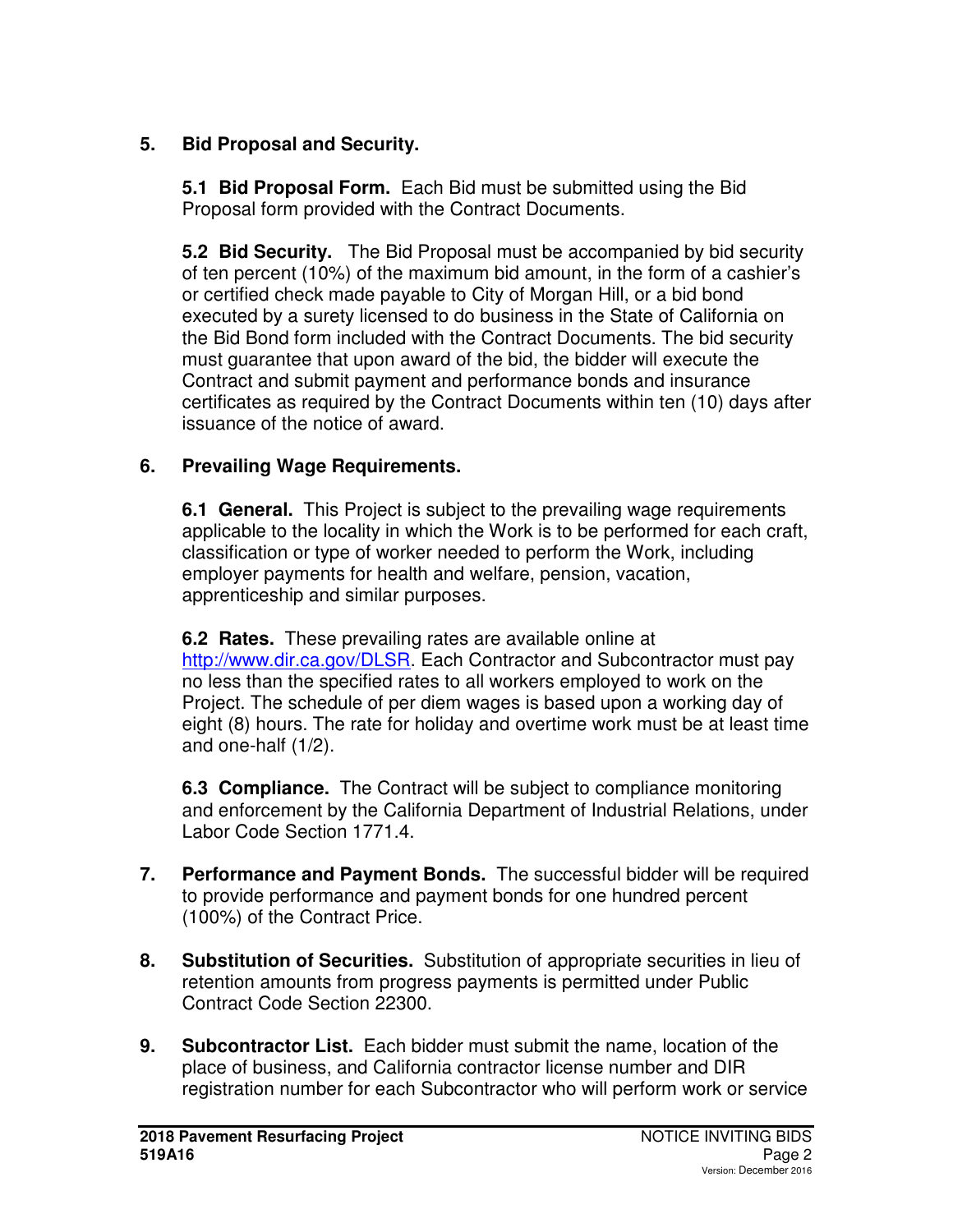5. **Bid Proposal and Security.**

   **5.1 Bid Proposal Form.** Each Bid must be submitted using the Bid Proposal form provided with the Contract Documents.

   **5.2 Bid Security.** The Bid Proposal must be accompanied by bid security of ten percent (10%) of the maximum bid amount, in the form of a cashier's or certified check made payable to City of Morgan Hill, or a bid bond executed by a surety licensed to do business in the State of California on the Bid Bond form included with the Contract Documents. The bid security must guarantee that upon award of the bid, the bidder will execute the Contract and submit payment and performance bonds and insurance certificates as required by the Contract Documents within ten (10) days after issuance of the notice of award.

6. **Prevailing Wage Requirements.**

   **6.1 General.** This Project is subject to the prevailing wage requirements applicable to the locality in which the Work is to be performed for each craft, classification or type of worker needed to perform the Work, including employer payments for health and welfare, pension, vacation, apprenticeship and similar purposes.

   **6.2 Rates.** These prevailing rates are available online at [http://www.dir.ca.gov/DLSR](http://www.dir.ca.gov/DLSR). Each Contractor and Subcontractor must pay no less than the specified rates to all workers employed to work on the Project. The schedule of per diem wages is based upon a working day of eight (8) hours. The rate for holiday and overtime work must be at least time and one-half (1/2).

   **6.3 Compliance.** The Contract will be subject to compliance monitoring and enforcement by the California Department of Industrial Relations, under Labor Code Section 1771.4.

7. **Performance and Payment Bonds.** The successful bidder will be required to provide performance and payment bonds for one hundred percent (100%) of the Contract Price.

8. **Substitution of Securities.** Substitution of appropriate securities in lieu of retention amounts from progress payments is permitted under Public Contract Code Section 22300.

9. **Subcontractor List.** Each bidder must submit the name, location of the place of business, and California contractor license number and DIR registration number for each Subcontractor who will perform work or service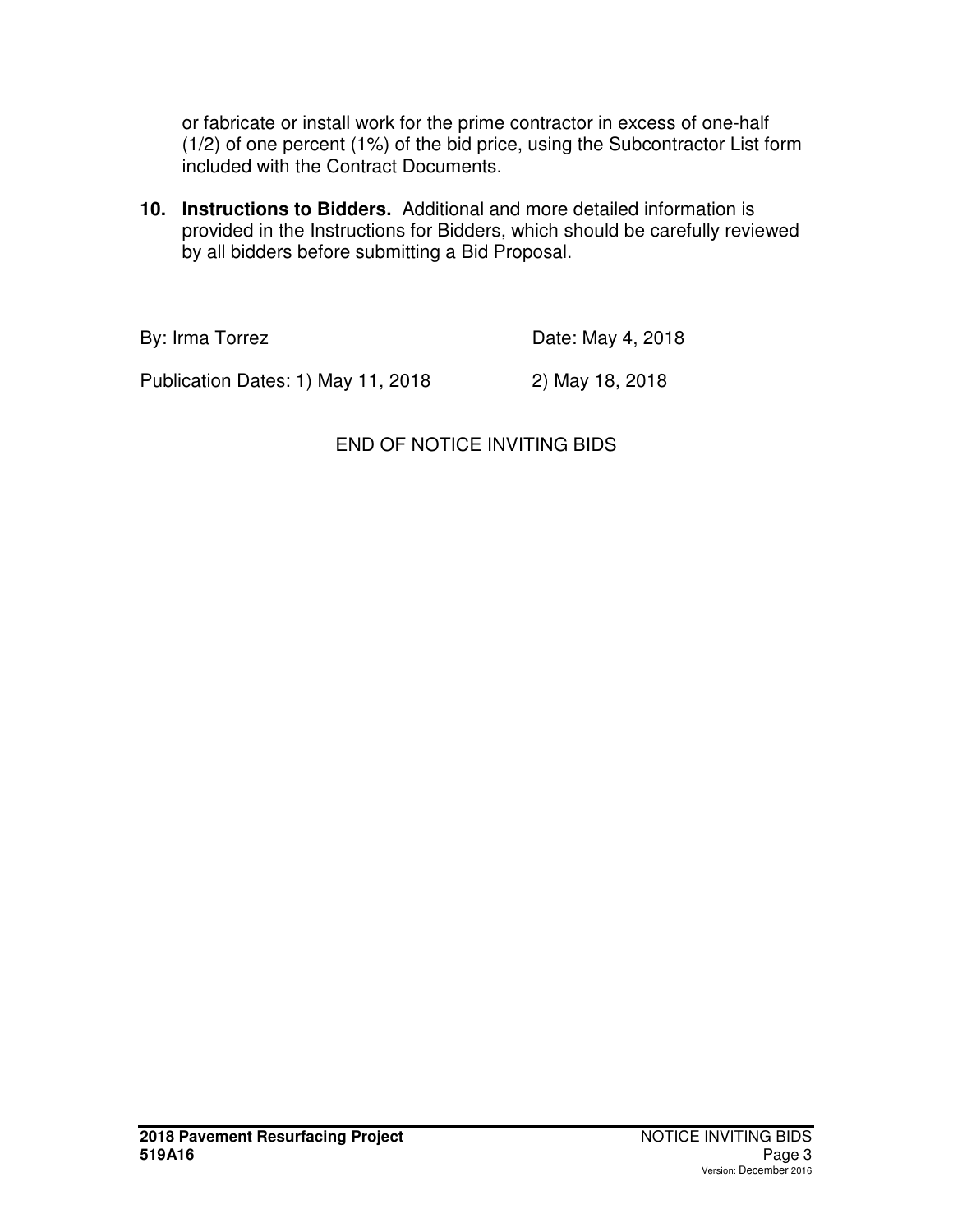or fabricate or install work for the prime contractor in excess of one-half (1/2) of one percent (1%) of the bid price, using the Subcontractor List form included with the Contract Documents.

10. **Instructions to Bidders.** Additional and more detailed information is provided in the Instructions for Bidders, which should be carefully reviewed by all bidders before submitting a Bid Proposal.

By: Irma Torrez Date: May 4, 2018

Publication Dates: 1) May 11, 2018 2) May 18, 2018

END OF NOTICE INVITING BIDS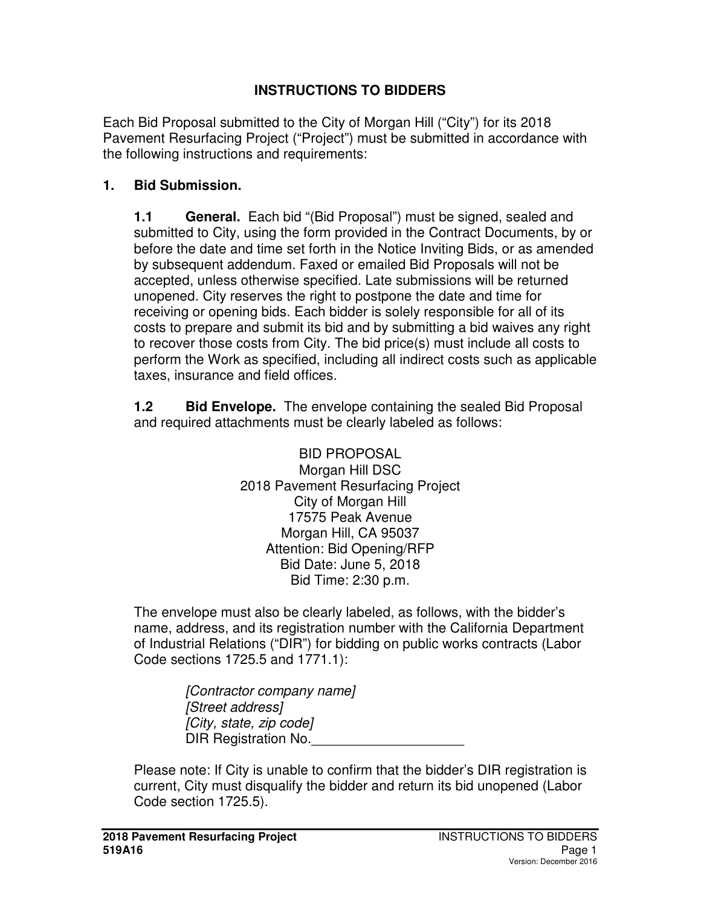# INSTRUCTIONS TO BIDDERS

Each Bid Proposal submitted to the City of Morgan Hill ("City") for its 2018 Pavement Resurfacing Project ("Project") must be submitted in accordance with the following instructions and requirements:

## 1. Bid Submission.

**1.1 General.** Each bid "(Bid Proposal") must be signed, sealed and submitted to City, using the form provided in the Contract Documents, by or before the date and time set forth in the Notice Inviting Bids, or as amended by subsequent addendum. Faxed or emailed Bid Proposals will not be accepted, unless otherwise specified. Late submissions will be returned unopened. City reserves the right to postpone the date and time for receiving or opening bids. Each bidder is solely responsible for all of its costs to prepare and submit its bid and by submitting a bid waives any right to recover those costs from City. The bid price(s) must include all costs to perform the Work as specified, including all indirect costs such as applicable taxes, insurance and field offices.

**1.2 Bid Envelope.** The envelope containing the sealed Bid Proposal and required attachments must be clearly labeled as follows:

BID PROPOSAL
Morgan Hill DSC
2018 Pavement Resurfacing Project
City of Morgan Hill
17575 Peak Avenue
Morgan Hill, CA 95037
Attention: Bid Opening/RFP
Bid Date: June 5, 2018
Bid Time: 2:30 p.m.

The envelope must also be clearly labeled, as follows, with the bidder's name, address, and its registration number with the California Department of Industrial Relations ("DIR") for bidding on public works contracts (Labor Code sections 1725.5 and 1771.1):

*[Contractor company name]*
*[Street address]*
*[City, state, zip code]*
DIR Registration No.____________________

Please note: If City is unable to confirm that the bidder's DIR registration is current, City must disqualify the bidder and return its bid unopened (Labor Code section 1725.5).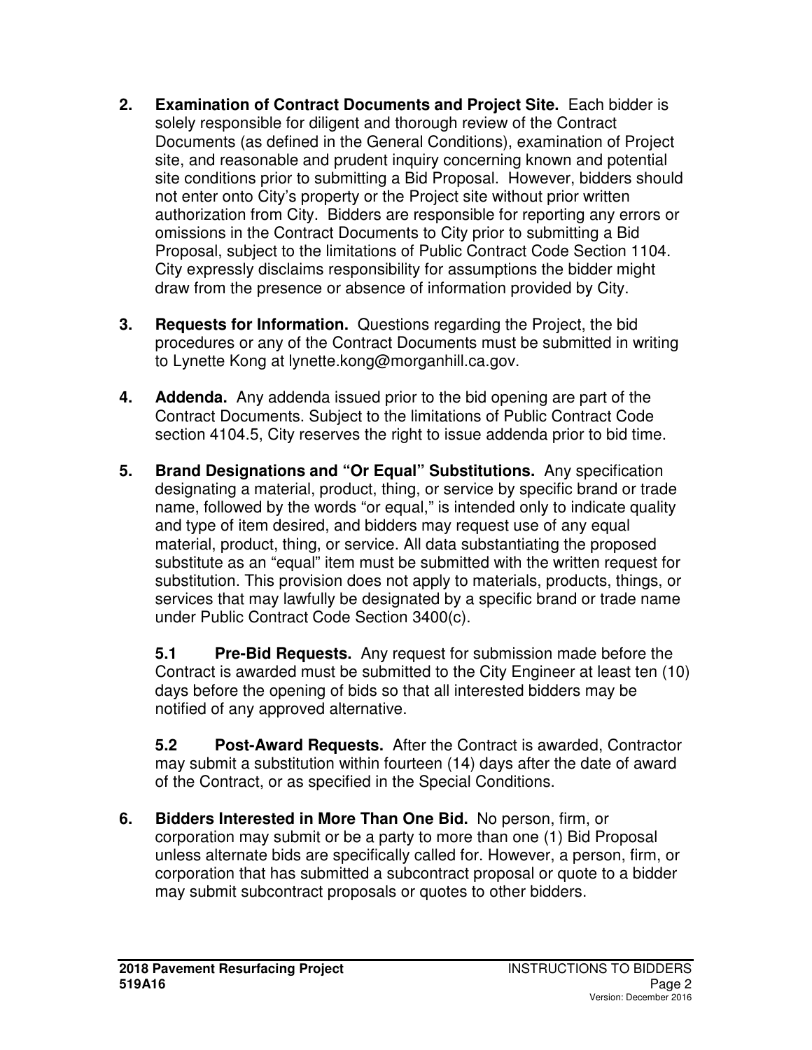**2. Examination of Contract Documents and Project Site.** Each bidder is solely responsible for diligent and thorough review of the Contract Documents (as defined in the General Conditions), examination of Project site, and reasonable and prudent inquiry concerning known and potential site conditions prior to submitting a Bid Proposal. However, bidders should not enter onto City's property or the Project site without prior written authorization from City. Bidders are responsible for reporting any errors or omissions in the Contract Documents to City prior to submitting a Bid Proposal, subject to the limitations of Public Contract Code Section 1104. City expressly disclaims responsibility for assumptions the bidder might draw from the presence or absence of information provided by City.

**3. Requests for Information.** Questions regarding the Project, the bid procedures or any of the Contract Documents must be submitted in writing to Lynette Kong at lynette.kong@morganhill.ca.gov.

**4. Addenda.** Any addenda issued prior to the bid opening are part of the Contract Documents. Subject to the limitations of Public Contract Code section 4104.5, City reserves the right to issue addenda prior to bid time.

**5. Brand Designations and "Or Equal" Substitutions.** Any specification designating a material, product, thing, or service by specific brand or trade name, followed by the words "or equal," is intended only to indicate quality and type of item desired, and bidders may request use of any equal material, product, thing, or service. All data substantiating the proposed substitute as an "equal" item must be submitted with the written request for substitution. This provision does not apply to materials, products, things, or services that may lawfully be designated by a specific brand or trade name under Public Contract Code Section 3400(c).

**5.1 Pre-Bid Requests.** Any request for submission made before the Contract is awarded must be submitted to the City Engineer at least ten (10) days before the opening of bids so that all interested bidders may be notified of any approved alternative.

**5.2 Post-Award Requests.** After the Contract is awarded, Contractor may submit a substitution within fourteen (14) days after the date of award of the Contract, or as specified in the Special Conditions.

**6. Bidders Interested in More Than One Bid.** No person, firm, or corporation may submit or be a party to more than one (1) Bid Proposal unless alternate bids are specifically called for. However, a person, firm, or corporation that has submitted a subcontract proposal or quote to a bidder may submit subcontract proposals or quotes to other bidders.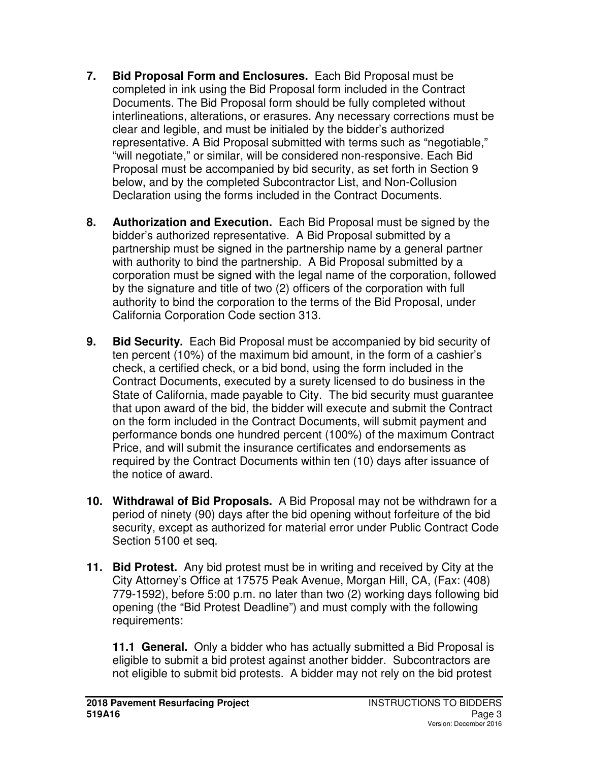**7. Bid Proposal Form and Enclosures.** Each Bid Proposal must be completed in ink using the Bid Proposal form included in the Contract Documents. The Bid Proposal form should be fully completed without interlineations, alterations, or erasures. Any necessary corrections must be clear and legible, and must be initialed by the bidder's authorized representative. A Bid Proposal submitted with terms such as "negotiable," "will negotiate," or similar, will be considered non-responsive. Each Bid Proposal must be accompanied by bid security, as set forth in Section 9 below, and by the completed Subcontractor List, and Non-Collusion Declaration using the forms included in the Contract Documents.

**8. Authorization and Execution.** Each Bid Proposal must be signed by the bidder's authorized representative. A Bid Proposal submitted by a partnership must be signed in the partnership name by a general partner with authority to bind the partnership. A Bid Proposal submitted by a corporation must be signed with the legal name of the corporation, followed by the signature and title of two (2) officers of the corporation with full authority to bind the corporation to the terms of the Bid Proposal, under California Corporation Code section 313.

**9. Bid Security.** Each Bid Proposal must be accompanied by bid security of ten percent (10%) of the maximum bid amount, in the form of a cashier's check, a certified check, or a bid bond, using the form included in the Contract Documents, executed by a surety licensed to do business in the State of California, made payable to City. The bid security must guarantee that upon award of the bid, the bidder will execute and submit the Contract on the form included in the Contract Documents, will submit payment and performance bonds one hundred percent (100%) of the maximum Contract Price, and will submit the insurance certificates and endorsements as required by the Contract Documents within ten (10) days after issuance of the notice of award.

**10. Withdrawal of Bid Proposals.** A Bid Proposal may not be withdrawn for a period of ninety (90) days after the bid opening without forfeiture of the bid security, except as authorized for material error under Public Contract Code Section 5100 et seq.

**11. Bid Protest.** Any bid protest must be in writing and received by City at the City Attorney's Office at 17575 Peak Avenue, Morgan Hill, CA, (Fax: (408) 779-1592), before 5:00 p.m. no later than two (2) working days following bid opening (the "Bid Protest Deadline") and must comply with the following requirements:

**11.1 General.** Only a bidder who has actually submitted a Bid Proposal is eligible to submit a bid protest against another bidder. Subcontractors are not eligible to submit bid protests. A bidder may not rely on the bid protest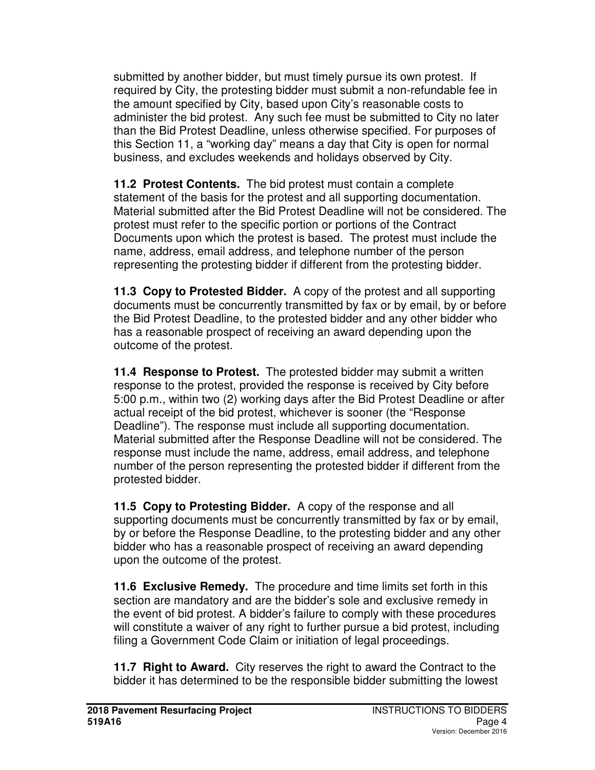submitted by another bidder, but must timely pursue its own protest. If required by City, the protesting bidder must submit a non-refundable fee in the amount specified by City, based upon City's reasonable costs to administer the bid protest. Any such fee must be submitted to City no later than the Bid Protest Deadline, unless otherwise specified. For purposes of this Section 11, a "working day" means a day that City is open for normal business, and excludes weekends and holidays observed by City.

**11.2 Protest Contents.** The bid protest must contain a complete statement of the basis for the protest and all supporting documentation. Material submitted after the Bid Protest Deadline will not be considered. The protest must refer to the specific portion or portions of the Contract Documents upon which the protest is based. The protest must include the name, address, email address, and telephone number of the person representing the protesting bidder if different from the protesting bidder.

**11.3 Copy to Protested Bidder.** A copy of the protest and all supporting documents must be concurrently transmitted by fax or by email, by or before the Bid Protest Deadline, to the protested bidder and any other bidder who has a reasonable prospect of receiving an award depending upon the outcome of the protest.

**11.4 Response to Protest.** The protested bidder may submit a written response to the protest, provided the response is received by City before 5:00 p.m., within two (2) working days after the Bid Protest Deadline or after actual receipt of the bid protest, whichever is sooner (the "Response Deadline"). The response must include all supporting documentation. Material submitted after the Response Deadline will not be considered. The response must include the name, address, email address, and telephone number of the person representing the protested bidder if different from the protested bidder.

**11.5 Copy to Protesting Bidder.** A copy of the response and all supporting documents must be concurrently transmitted by fax or by email, by or before the Response Deadline, to the protesting bidder and any other bidder who has a reasonable prospect of receiving an award depending upon the outcome of the protest.

**11.6 Exclusive Remedy.** The procedure and time limits set forth in this section are mandatory and are the bidder's sole and exclusive remedy in the event of bid protest. A bidder's failure to comply with these procedures will constitute a waiver of any right to further pursue a bid protest, including filing a Government Code Claim or initiation of legal proceedings.

**11.7 Right to Award.** City reserves the right to award the Contract to the bidder it has determined to be the responsible bidder submitting the lowest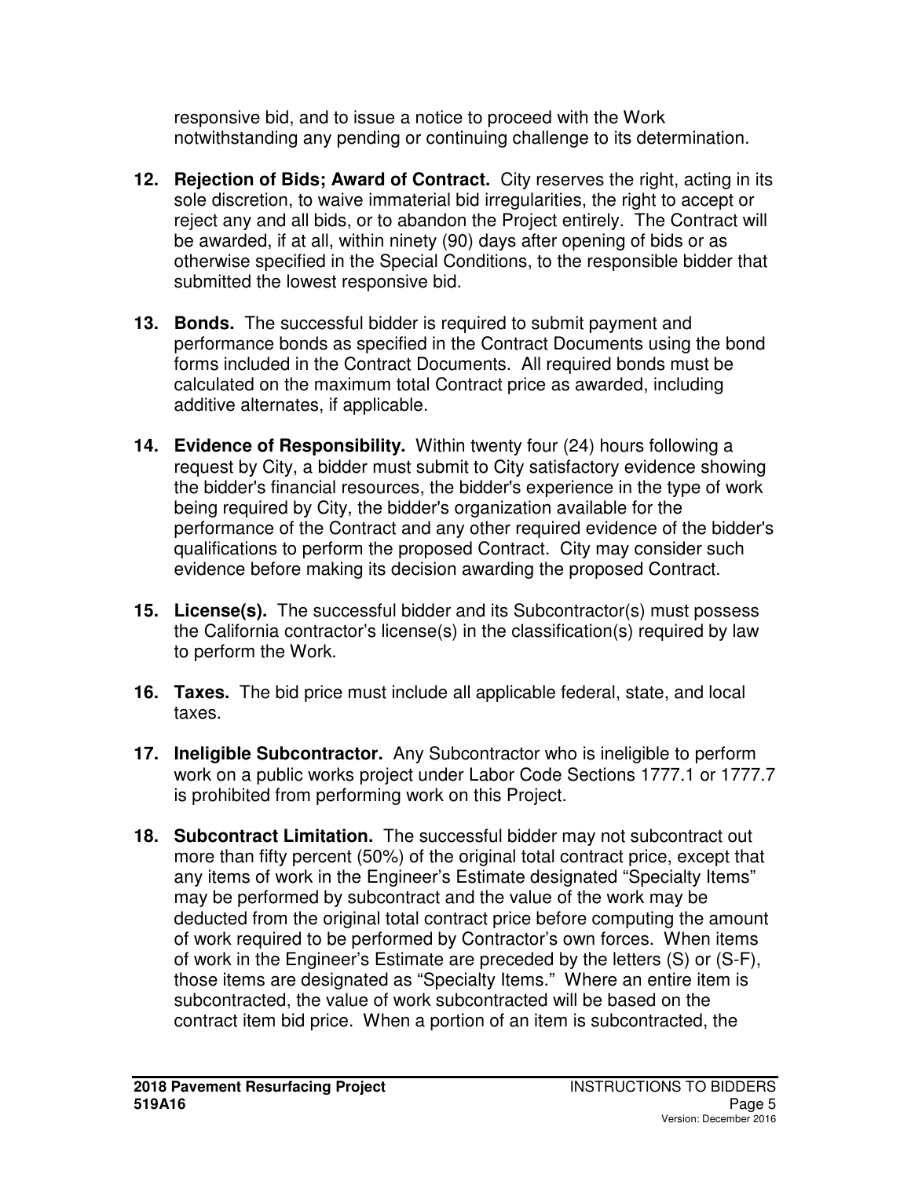responsive bid, and to issue a notice to proceed with the Work notwithstanding any pending or continuing challenge to its determination.

12. **Rejection of Bids; Award of Contract.** City reserves the right, acting in its sole discretion, to waive immaterial bid irregularities, the right to accept or reject any and all bids, or to abandon the Project entirely. The Contract will be awarded, if at all, within ninety (90) days after opening of bids or as otherwise specified in the Special Conditions, to the responsible bidder that submitted the lowest responsive bid.

13. **Bonds.** The successful bidder is required to submit payment and performance bonds as specified in the Contract Documents using the bond forms included in the Contract Documents. All required bonds must be calculated on the maximum total Contract price as awarded, including additive alternates, if applicable.

14. **Evidence of Responsibility.** Within twenty four (24) hours following a request by City, a bidder must submit to City satisfactory evidence showing the bidder's financial resources, the bidder's experience in the type of work being required by City, the bidder's organization available for the performance of the Contract and any other required evidence of the bidder's qualifications to perform the proposed Contract. City may consider such evidence before making its decision awarding the proposed Contract.

15. **License(s).** The successful bidder and its Subcontractor(s) must possess the California contractor's license(s) in the classification(s) required by law to perform the Work.

16. **Taxes.** The bid price must include all applicable federal, state, and local taxes.

17. **Ineligible Subcontractor.** Any Subcontractor who is ineligible to perform work on a public works project under Labor Code Sections 1777.1 or 1777.7 is prohibited from performing work on this Project.

18. **Subcontract Limitation.** The successful bidder may not subcontract out more than fifty percent (50%) of the original total contract price, except that any items of work in the Engineer's Estimate designated "Specialty Items" may be performed by subcontract and the value of the work may be deducted from the original total contract price before computing the amount of work required to be performed by Contractor's own forces. When items of work in the Engineer's Estimate are preceded by the letters (S) or (S-F), those items are designated as "Specialty Items." Where an entire item is subcontracted, the value of work subcontracted will be based on the contract item bid price. When a portion of an item is subcontracted, the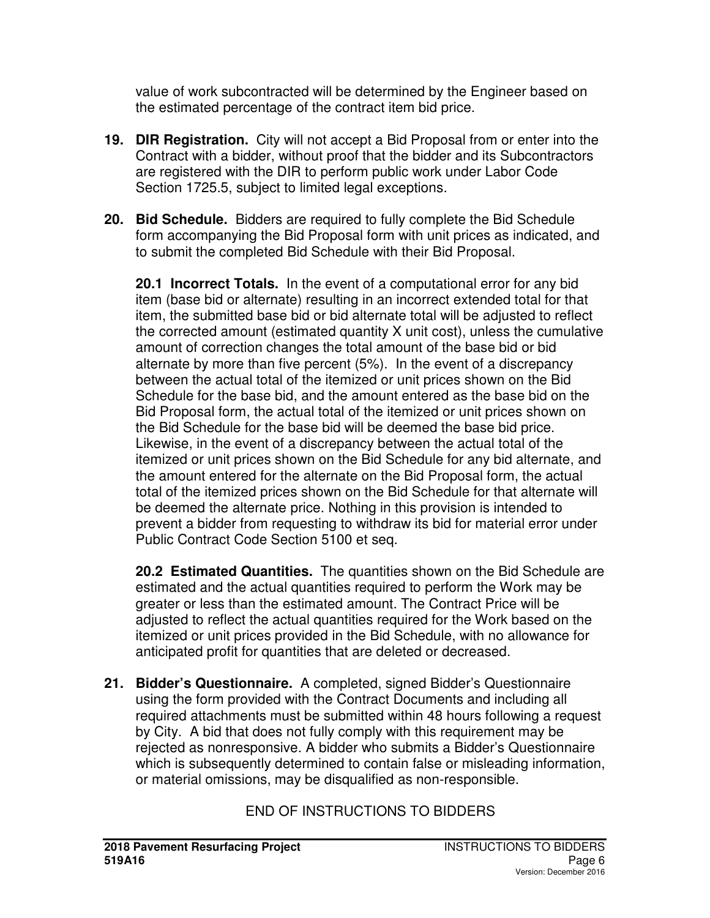value of work subcontracted will be determined by the Engineer based on the estimated percentage of the contract item bid price.

19. **DIR Registration.** City will not accept a Bid Proposal from or enter into the Contract with a bidder, without proof that the bidder and its Subcontractors are registered with the DIR to perform public work under Labor Code Section 1725.5, subject to limited legal exceptions.

20. **Bid Schedule.** Bidders are required to fully complete the Bid Schedule form accompanying the Bid Proposal form with unit prices as indicated, and to submit the completed Bid Schedule with their Bid Proposal.

    **20.1 Incorrect Totals.** In the event of a computational error for any bid item (base bid or alternate) resulting in an incorrect extended total for that item, the submitted base bid or bid alternate total will be adjusted to reflect the corrected amount (estimated quantity X unit cost), unless the cumulative amount of correction changes the total amount of the base bid or bid alternate by more than five percent (5%). In the event of a discrepancy between the actual total of the itemized or unit prices shown on the Bid Schedule for the base bid, and the amount entered as the base bid on the Bid Proposal form, the actual total of the itemized or unit prices shown on the Bid Schedule for the base bid will be deemed the base bid price. Likewise, in the event of a discrepancy between the actual total of the itemized or unit prices shown on the Bid Schedule for any bid alternate, and the amount entered for the alternate on the Bid Proposal form, the actual total of the itemized prices shown on the Bid Schedule for that alternate will be deemed the alternate price. Nothing in this provision is intended to prevent a bidder from requesting to withdraw its bid for material error under Public Contract Code Section 5100 et seq.

    **20.2 Estimated Quantities.** The quantities shown on the Bid Schedule are estimated and the actual quantities required to perform the Work may be greater or less than the estimated amount. The Contract Price will be adjusted to reflect the actual quantities required for the Work based on the itemized or unit prices provided in the Bid Schedule, with no allowance for anticipated profit for quantities that are deleted or decreased.

21. **Bidder's Questionnaire.** A completed, signed Bidder's Questionnaire using the form provided with the Contract Documents and including all required attachments must be submitted within 48 hours following a request by City. A bid that does not fully comply with this requirement may be rejected as nonresponsive. A bidder who submits a Bidder's Questionnaire which is subsequently determined to contain false or misleading information, or material omissions, may be disqualified as non-responsible.

END OF INSTRUCTIONS TO BIDDERS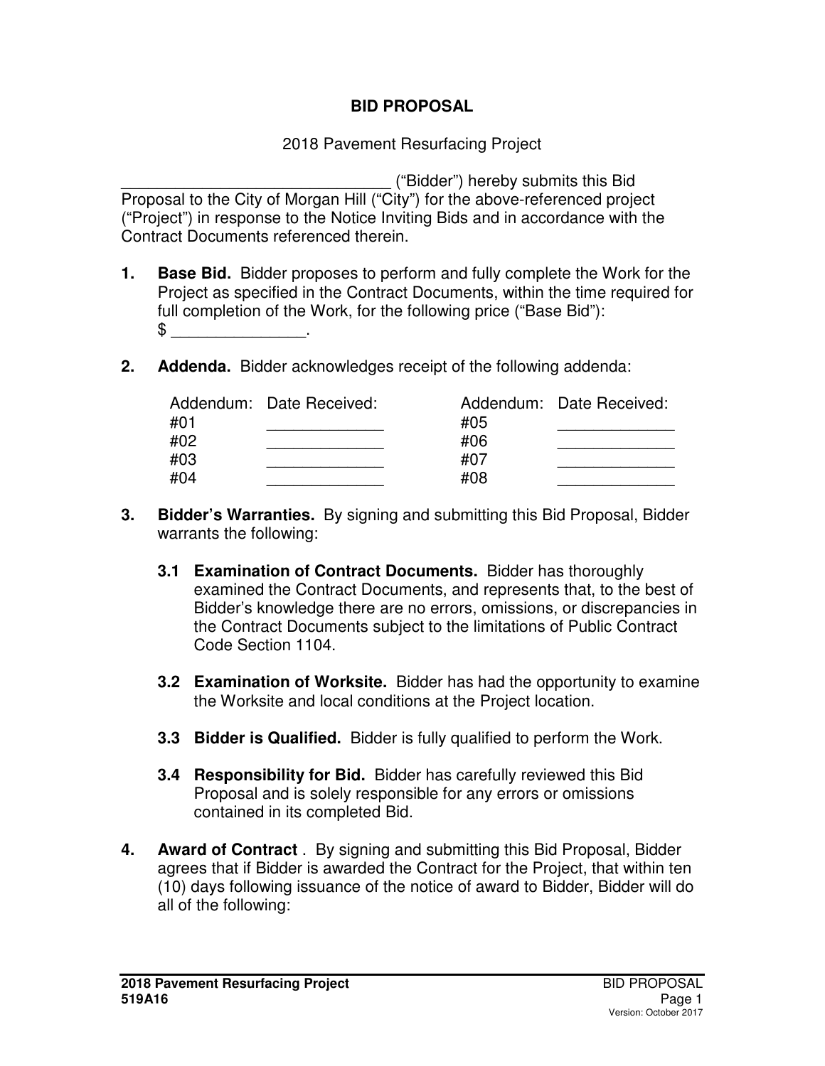# BID PROPOSAL

2018 Pavement Resurfacing Project

______________________________ ("Bidder") hereby submits this Bid Proposal to the City of Morgan Hill ("City") for the above-referenced project ("Project") in response to the Notice Inviting Bids and in accordance with the Contract Documents referenced therein.

1. **Base Bid.** Bidder proposes to perform and fully complete the Work for the Project as specified in the Contract Documents, within the time required for full completion of the Work, for the following price ("Base Bid"): $ _______________.

2. **Addenda.** Bidder acknowledges receipt of the following addenda:

| Addendum: | Date Received: | Addendum: | Date Received: |
|---|---|---|---|
| #01 | _____________ | #05 | _____________ |
| #02 | _____________ | #06 | _____________ |
| #03 | _____________ | #07 | _____________ |
| #04 | _____________ | #08 | _____________ |

3. **Bidder's Warranties.** By signing and submitting this Bid Proposal, Bidder warrants the following:

   **3.1 Examination of Contract Documents.** Bidder has thoroughly examined the Contract Documents, and represents that, to the best of Bidder's knowledge there are no errors, omissions, or discrepancies in the Contract Documents subject to the limitations of Public Contract Code Section 1104.

   **3.2 Examination of Worksite.** Bidder has had the opportunity to examine the Worksite and local conditions at the Project location.

   **3.3 Bidder is Qualified.** Bidder is fully qualified to perform the Work.

   **3.4 Responsibility for Bid.** Bidder has carefully reviewed this Bid Proposal and is solely responsible for any errors or omissions contained in its completed Bid.

4. **Award of Contract** . By signing and submitting this Bid Proposal, Bidder agrees that if Bidder is awarded the Contract for the Project, that within ten (10) days following issuance of the notice of award to Bidder, Bidder will do all of the following: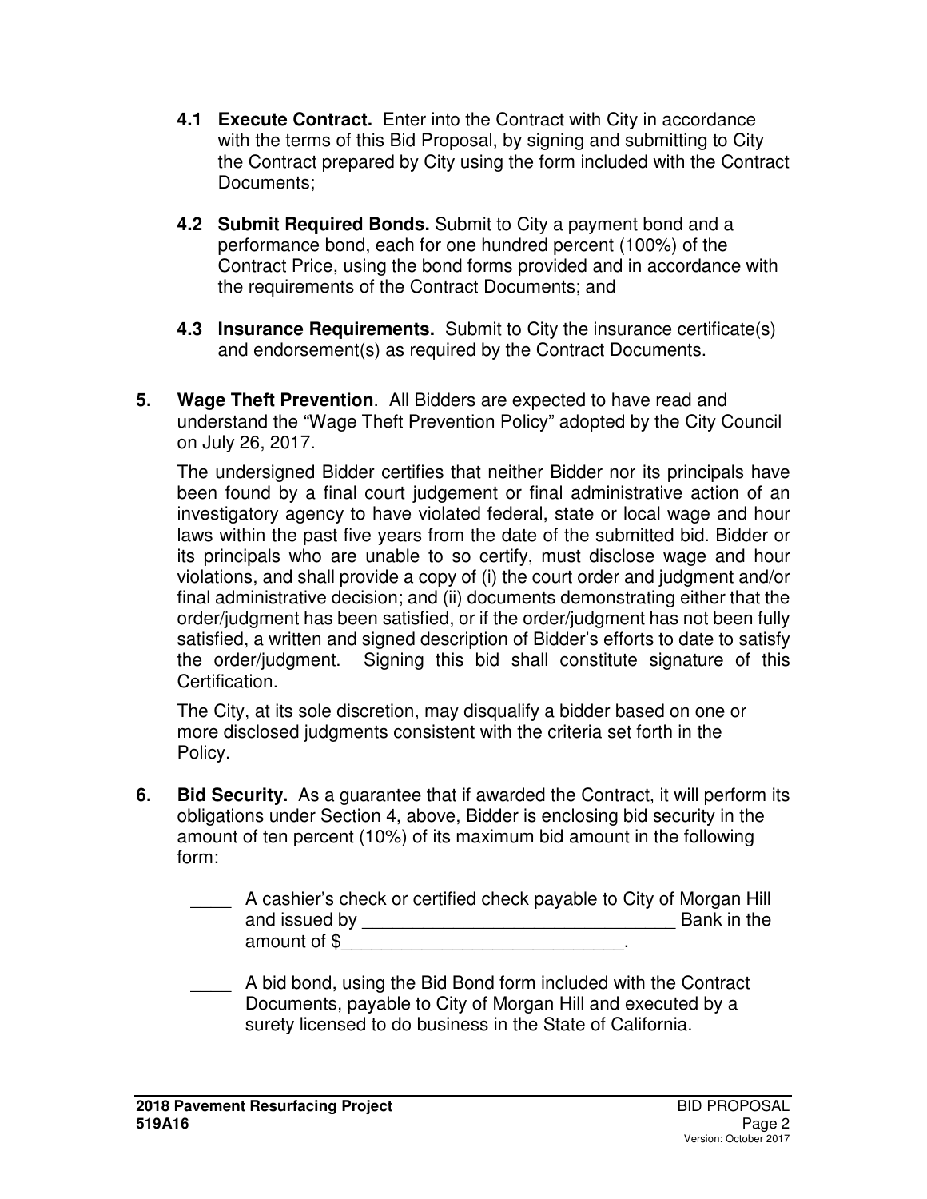**4.1 Execute Contract.** Enter into the Contract with City in accordance with the terms of this Bid Proposal, by signing and submitting to City the Contract prepared by City using the form included with the Contract Documents;

**4.2 Submit Required Bonds.** Submit to City a payment bond and a performance bond, each for one hundred percent (100%) of the Contract Price, using the bond forms provided and in accordance with the requirements of the Contract Documents; and

**4.3 Insurance Requirements.** Submit to City the insurance certificate(s) and endorsement(s) as required by the Contract Documents.

**5. Wage Theft Prevention**. All Bidders are expected to have read and understand the "Wage Theft Prevention Policy" adopted by the City Council on July 26, 2017.

The undersigned Bidder certifies that neither Bidder nor its principals have been found by a final court judgement or final administrative action of an investigatory agency to have violated federal, state or local wage and hour laws within the past five years from the date of the submitted bid. Bidder or its principals who are unable to so certify, must disclose wage and hour violations, and shall provide a copy of (i) the court order and judgment and/or final administrative decision; and (ii) documents demonstrating either that the order/judgment has been satisfied, or if the order/judgment has not been fully satisfied, a written and signed description of Bidder's efforts to date to satisfy the order/judgment. Signing this bid shall constitute signature of this Certification.

The City, at its sole discretion, may disqualify a bidder based on one or more disclosed judgments consistent with the criteria set forth in the Policy.

**6. Bid Security.** As a guarantee that if awarded the Contract, it will perform its obligations under Section 4, above, Bidder is enclosing bid security in the amount of ten percent (10%) of its maximum bid amount in the following form:

____ A cashier's check or certified check payable to City of Morgan Hill and issued by ________________________________ Bank in the amount of $____________________________.

____ A bid bond, using the Bid Bond form included with the Contract Documents, payable to City of Morgan Hill and executed by a surety licensed to do business in the State of California.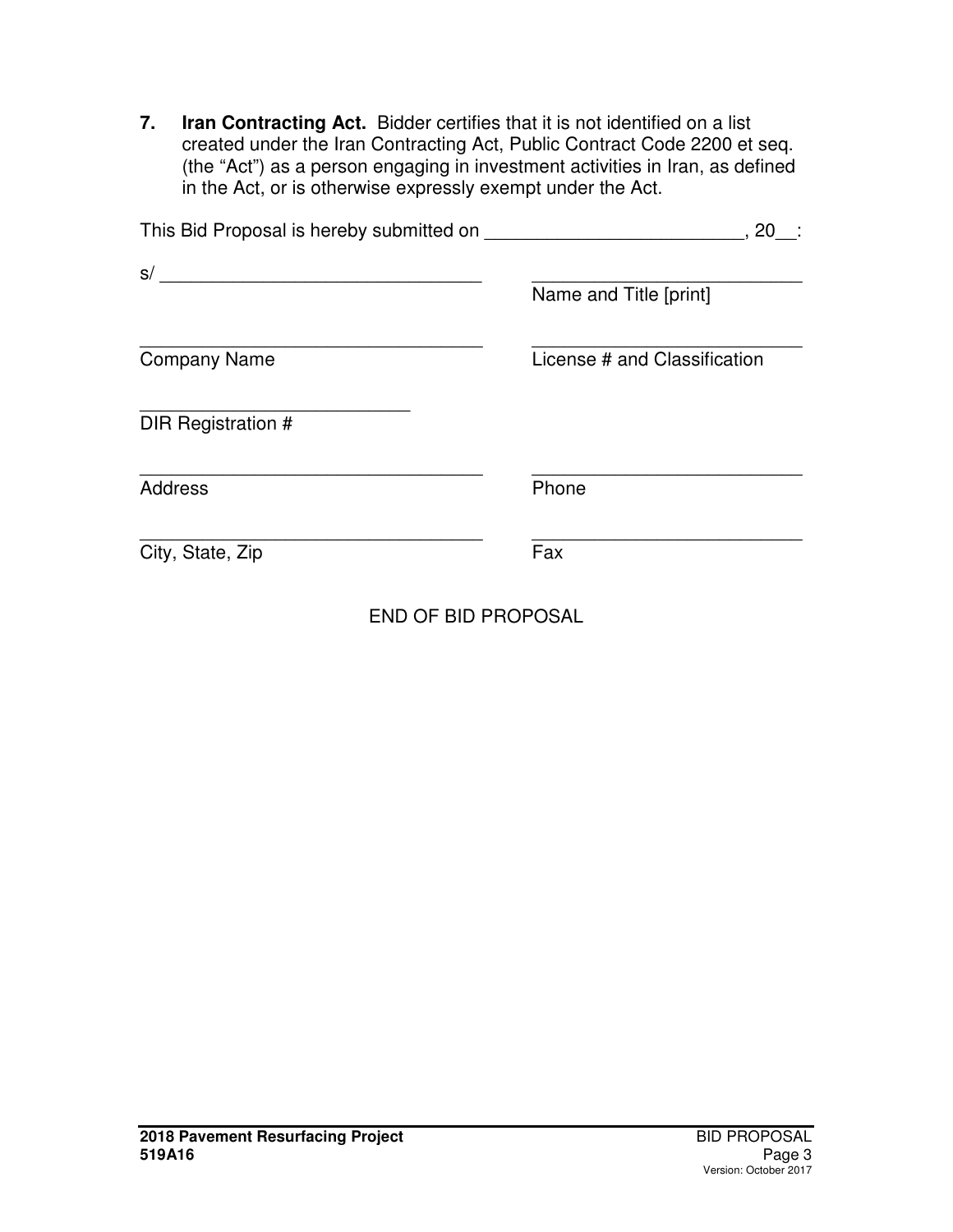**7. Iran Contracting Act.** Bidder certifies that it is not identified on a list created under the Iran Contracting Act, Public Contract Code 2200 et seq. (the "Act") as a person engaging in investment activities in Iran, as defined in the Act, or is otherwise expressly exempt under the Act.

This Bid Proposal is hereby submitted on _________________________, 20__:

| | |
|---|---|
| s/ _______________________________ | ___________________________ |
| | Name and Title [print] |
| ___________________________________ | ___________________________ |
| Company Name | License # and Classification |
| ___________________________ | |
| DIR Registration # | |
| ___________________________________ | ___________________________ |
| Address | Phone |
| ___________________________________ | ___________________________ |
| City, State, Zip | Fax |

END OF BID PROPOSAL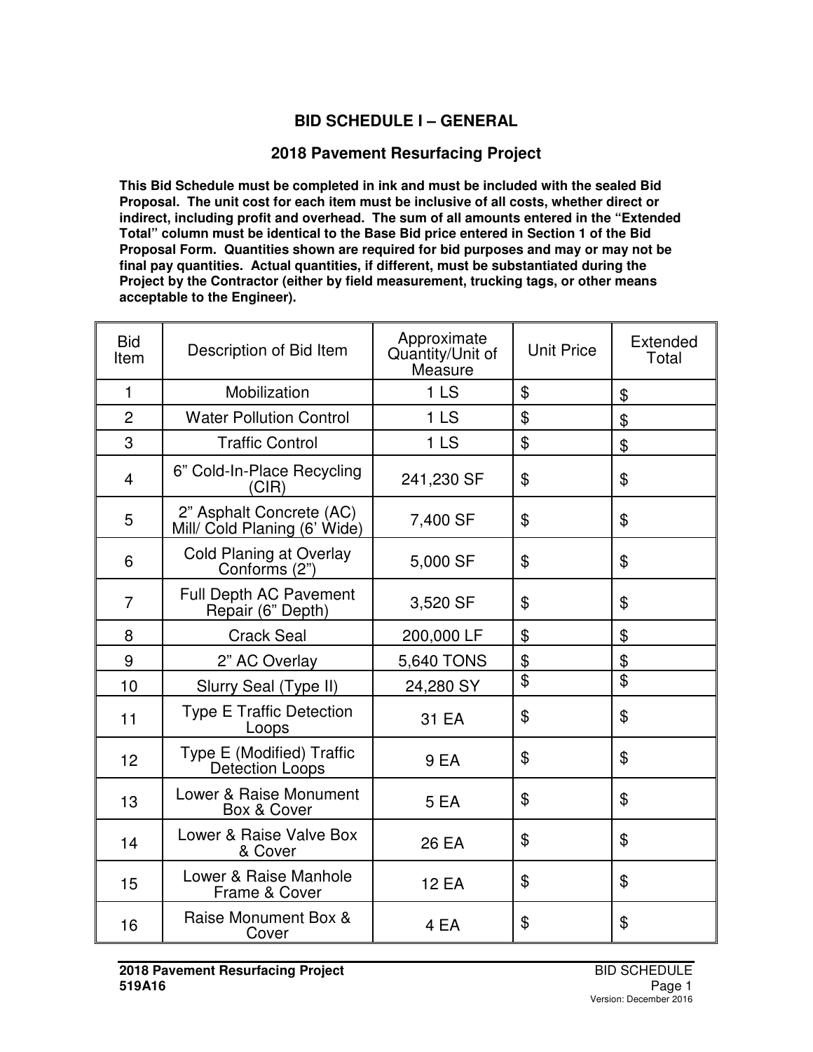## BID SCHEDULE I – GENERAL

## 2018 Pavement Resurfacing Project

**This Bid Schedule must be completed in ink and must be included with the sealed Bid Proposal. The unit cost for each item must be inclusive of all costs, whether direct or indirect, including profit and overhead. The sum of all amounts entered in the "Extended Total" column must be identical to the Base Bid price entered in Section 1 of the Bid Proposal Form. Quantities shown are required for bid purposes and may or may not be final pay quantities. Actual quantities, if different, must be substantiated during the Project by the Contractor (either by field measurement, trucking tags, or other means acceptable to the Engineer).**

| Bid Item | Description of Bid Item | Approximate Quantity/Unit of Measure | Unit Price | Extended Total |
|---|---|---|---|---|
| 1 | Mobilization | 1 LS | $ | $ |
| 2 | Water Pollution Control | 1 LS | $ | $ |
| 3 | Traffic Control | 1 LS | $ | $ |
| 4 | 6" Cold-In-Place Recycling (CIR) | 241,230 SF | $ | $ |
| 5 | 2" Asphalt Concrete (AC) Mill/ Cold Planing (6' Wide) | 7,400 SF | $ | $ |
| 6 | Cold Planing at Overlay Conforms (2") | 5,000 SF | $ | $ |
| 7 | Full Depth AC Pavement Repair (6" Depth) | 3,520 SF | $ | $ |
| 8 | Crack Seal | 200,000 LF | $ | $ |
| 9 | 2" AC Overlay | 5,640 TONS | $ | $ |
| 10 | Slurry Seal (Type II) | 24,280 SY | $ | $ |
| 11 | Type E Traffic Detection Loops | 31 EA | $ | $ |
| 12 | Type E (Modified) Traffic Detection Loops | 9 EA | $ | $ |
| 13 | Lower & Raise Monument Box & Cover | 5 EA | $ | $ |
| 14 | Lower & Raise Valve Box & Cover | 26 EA | $ | $ |
| 15 | Lower & Raise Manhole Frame & Cover | 12 EA | $ | $ |
| 16 | Raise Monument Box & Cover | 4 EA | $ | $ |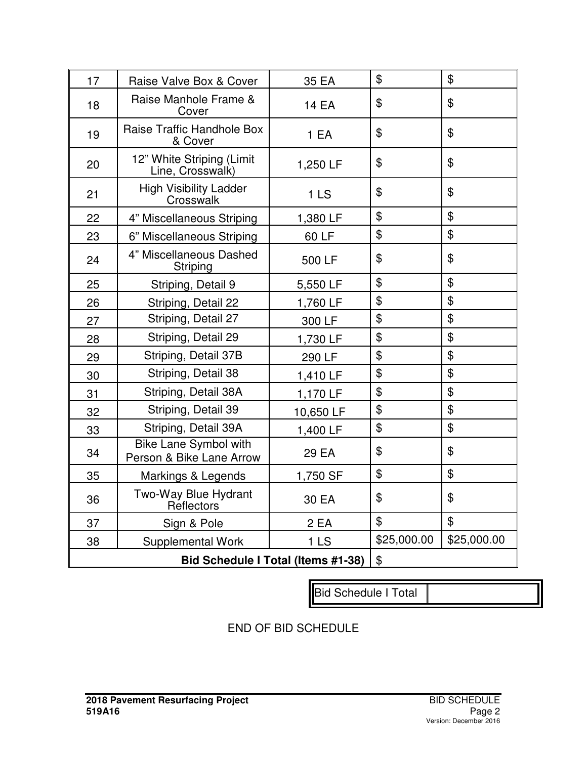| | | | | |
|---|---|---|---|---|
| 17 | Raise Valve Box & Cover | 35 EA | $ | $ |
| 18 | Raise Manhole Frame & Cover | 14 EA | $ | $ |
| 19 | Raise Traffic Handhole Box & Cover | 1 EA | $ | $ |
| 20 | 12" White Striping (Limit Line, Crosswalk) | 1,250 LF | $ | $ |
| 21 | High Visibility Ladder Crosswalk | 1 LS | $ | $ |
| 22 | 4" Miscellaneous Striping | 1,380 LF | $ | $ |
| 23 | 6" Miscellaneous Striping | 60 LF | $ | $ |
| 24 | 4" Miscellaneous Dashed Striping | 500 LF | $ | $ |
| 25 | Striping, Detail 9 | 5,550 LF | $ | $ |
| 26 | Striping, Detail 22 | 1,760 LF | $ | $ |
| 27 | Striping, Detail 27 | 300 LF | $ | $ |
| 28 | Striping, Detail 29 | 1,730 LF | $ | $ |
| 29 | Striping, Detail 37B | 290 LF | $ | $ |
| 30 | Striping, Detail 38 | 1,410 LF | $ | $ |
| 31 | Striping, Detail 38A | 1,170 LF | $ | $ |
| 32 | Striping, Detail 39 | 10,650 LF | $ | $ |
| 33 | Striping, Detail 39A | 1,400 LF | $ | $ |
| 34 | Bike Lane Symbol with Person & Bike Lane Arrow | 29 EA | $ | $ |
| 35 | Markings & Legends | 1,750 SF | $ | $ |
| 36 | Two-Way Blue Hydrant Reflectors | 30 EA | $ | $ |
| 37 | Sign & Pole | 2 EA | $ | $ |
| 38 | Supplemental Work | 1 LS | $25,000.00 | $25,000.00 |
| | | **Bid Schedule I Total (Items #1-38)** | $ | |

| Bid Schedule I Total | |
|---|---|

END OF BID SCHEDULE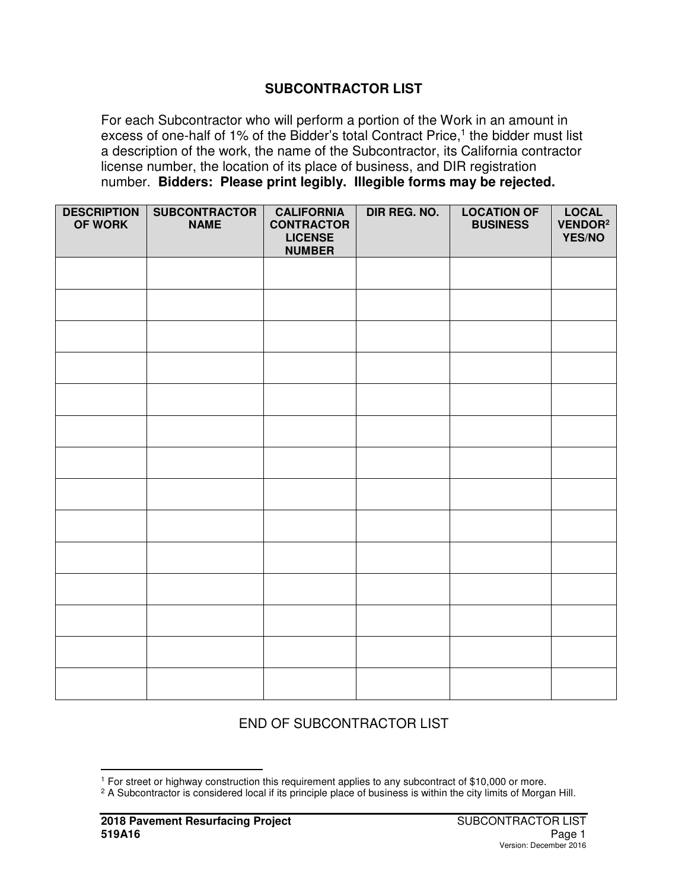## SUBCONTRACTOR LIST

For each Subcontractor who will perform a portion of the Work in an amount in excess of one-half of 1% of the Bidder's total Contract Price,[1] the bidder must list a description of the work, the name of the Subcontractor, its California contractor license number, the location of its place of business, and DIR registration number. **Bidders: Please print legibly. Illegible forms may be rejected.**

| DESCRIPTION OF WORK | SUBCONTRACTOR NAME | CALIFORNIA CONTRACTOR LICENSE NUMBER | DIR REG. NO. | LOCATION OF BUSINESS | LOCAL VENDOR[2] YES/NO |
|---|---|---|---|---|---|
| | | | | | |
| | | | | | |
| | | | | | |
| | | | | | |
| | | | | | |
| | | | | | |
| | | | | | |
| | | | | | |
| | | | | | |
| | | | | | |
| | | | | | |
| | | | | | |
| | | | | | |
| | | | | | |

END OF SUBCONTRACTOR LIST

[1] For street or highway construction this requirement applies to any subcontract of $10,000 or more.

[2] A Subcontractor is considered local if its principle place of business is within the city limits of Morgan Hill.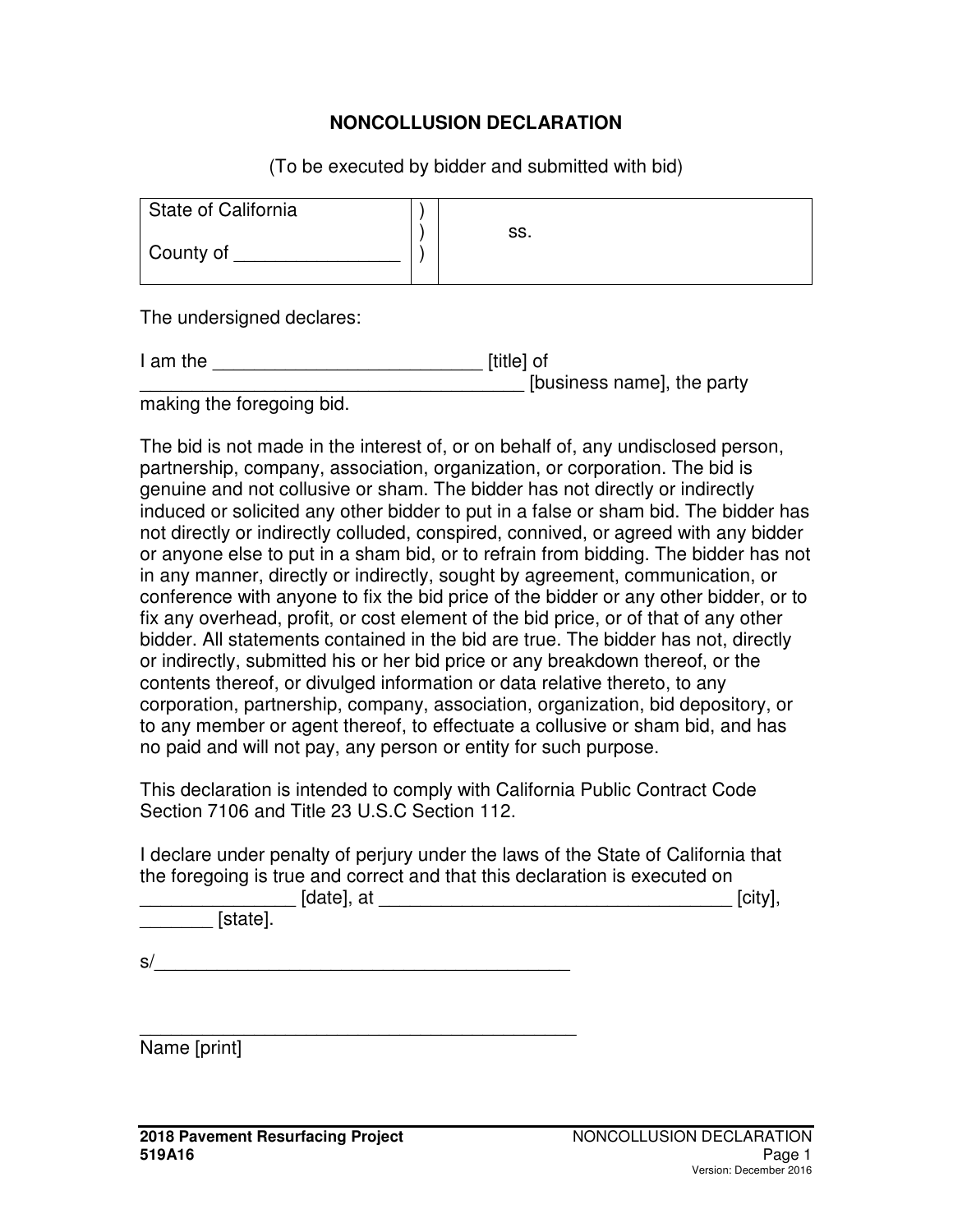# NONCOLLUSION DECLARATION

(To be executed by bidder and submitted with bid)

| State of California | ) | |
|---|---|---|
| | ) | ss. |
| County of ________________ | ) | |

The undersigned declares:

I am the __________________________ [title] of _____________________________________ [business name], the party making the foregoing bid.

The bid is not made in the interest of, or on behalf of, any undisclosed person, partnership, company, association, organization, or corporation. The bid is genuine and not collusive or sham. The bidder has not directly or indirectly induced or solicited any other bidder to put in a false or sham bid. The bidder has not directly or indirectly colluded, conspired, connived, or agreed with any bidder or anyone else to put in a sham bid, or to refrain from bidding. The bidder has not in any manner, directly or indirectly, sought by agreement, communication, or conference with anyone to fix the bid price of the bidder or any other bidder, or to fix any overhead, profit, or cost element of the bid price, or of that of any other bidder. All statements contained in the bid are true. The bidder has not, directly or indirectly, submitted his or her bid price or any breakdown thereof, or the contents thereof, or divulged information or data relative thereto, to any corporation, partnership, company, association, organization, bid depository, or to any member or agent thereof, to effectuate a collusive or sham bid, and has no paid and will not pay, any person or entity for such purpose.

This declaration is intended to comply with California Public Contract Code Section 7106 and Title 23 U.S.C Section 112.

I declare under penalty of perjury under the laws of the State of California that the foregoing is true and correct and that this declaration is executed on _______________ [date], at __________________________________ [city], _______ [state].

s/_________________________________________

_____________________________________________
Name [print]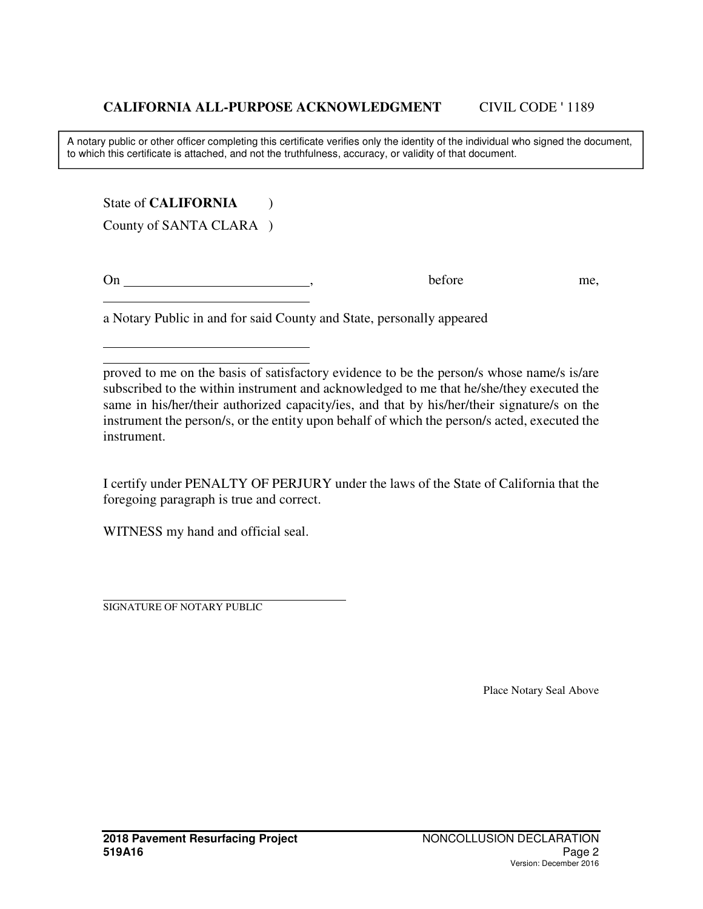**CALIFORNIA ALL-PURPOSE ACKNOWLEDGMENT** CIVIL CODE ' 1189

A notary public or other officer completing this certificate verifies only the identity of the individual who signed the document, to which this certificate is attached, and not the truthfulness, accuracy, or validity of that document.

State of **CALIFORNIA** )
County of SANTA CLARA )

On ___________________________, before me,
________________________________

a Notary Public in and for said County and State, personally appeared

________________________________
________________________________

proved to me on the basis of satisfactory evidence to be the person/s whose name/s is/are subscribed to the within instrument and acknowledged to me that he/she/they executed the same in his/her/their authorized capacity/ies, and that by his/her/their signature/s on the instrument the person/s, or the entity upon behalf of which the person/s acted, executed the instrument.

I certify under PENALTY OF PERJURY under the laws of the State of California that the foregoing paragraph is true and correct.

WITNESS my hand and official seal.

________________________________________
SIGNATURE OF NOTARY PUBLIC

Place Notary Seal Above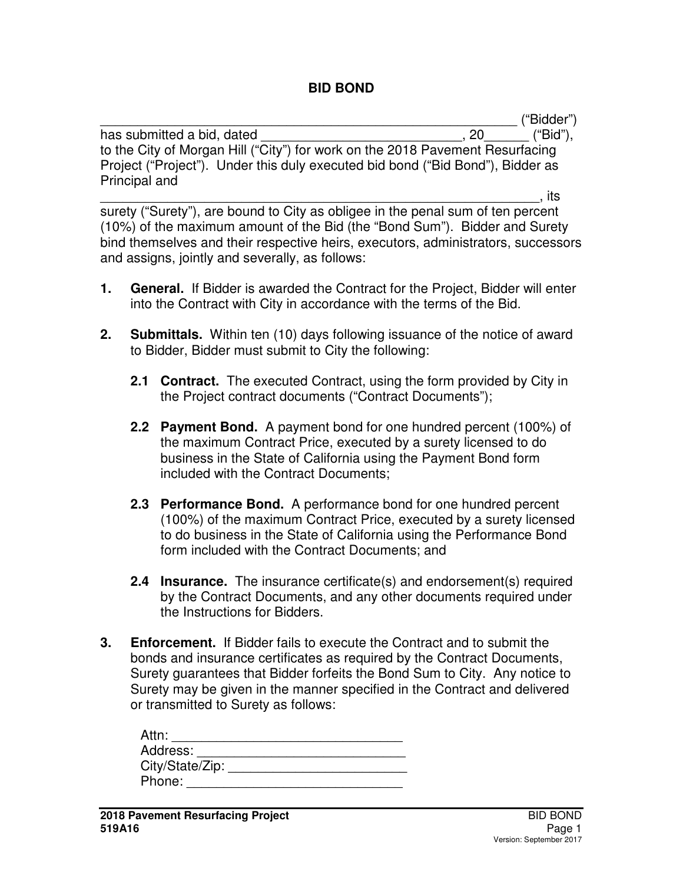# BID BOND

_______________________________________________________ ("Bidder") has submitted a bid, dated ___________________________, 20______ ("Bid"), to the City of Morgan Hill ("City") for work on the 2018 Pavement Resurfacing Project ("Project"). Under this duly executed bid bond ("Bid Bond"), Bidder as Principal and

____________________________________________________________, its surety ("Surety"), are bound to City as obligee in the penal sum of ten percent (10%) of the maximum amount of the Bid (the "Bond Sum"). Bidder and Surety bind themselves and their respective heirs, executors, administrators, successors and assigns, jointly and severally, as follows:

1. **General.** If Bidder is awarded the Contract for the Project, Bidder will enter into the Contract with City in accordance with the terms of the Bid.

2. **Submittals.** Within ten (10) days following issuance of the notice of award to Bidder, Bidder must submit to City the following:

   **2.1 Contract.** The executed Contract, using the form provided by City in the Project contract documents ("Contract Documents");

   **2.2 Payment Bond.** A payment bond for one hundred percent (100%) of the maximum Contract Price, executed by a surety licensed to do business in the State of California using the Payment Bond form included with the Contract Documents;

   **2.3 Performance Bond.** A performance bond for one hundred percent (100%) of the maximum Contract Price, executed by a surety licensed to do business in the State of California using the Performance Bond form included with the Contract Documents; and

   **2.4 Insurance.** The insurance certificate(s) and endorsement(s) required by the Contract Documents, and any other documents required under the Instructions for Bidders.

3. **Enforcement.** If Bidder fails to execute the Contract and to submit the bonds and insurance certificates as required by the Contract Documents, Surety guarantees that Bidder forfeits the Bond Sum to City. Any notice to Surety may be given in the manner specified in the Contract and delivered or transmitted to Surety as follows:

   Attn: ______________________________
   Address: ____________________________
   City/State/Zip: ________________________
   Phone: _____________________________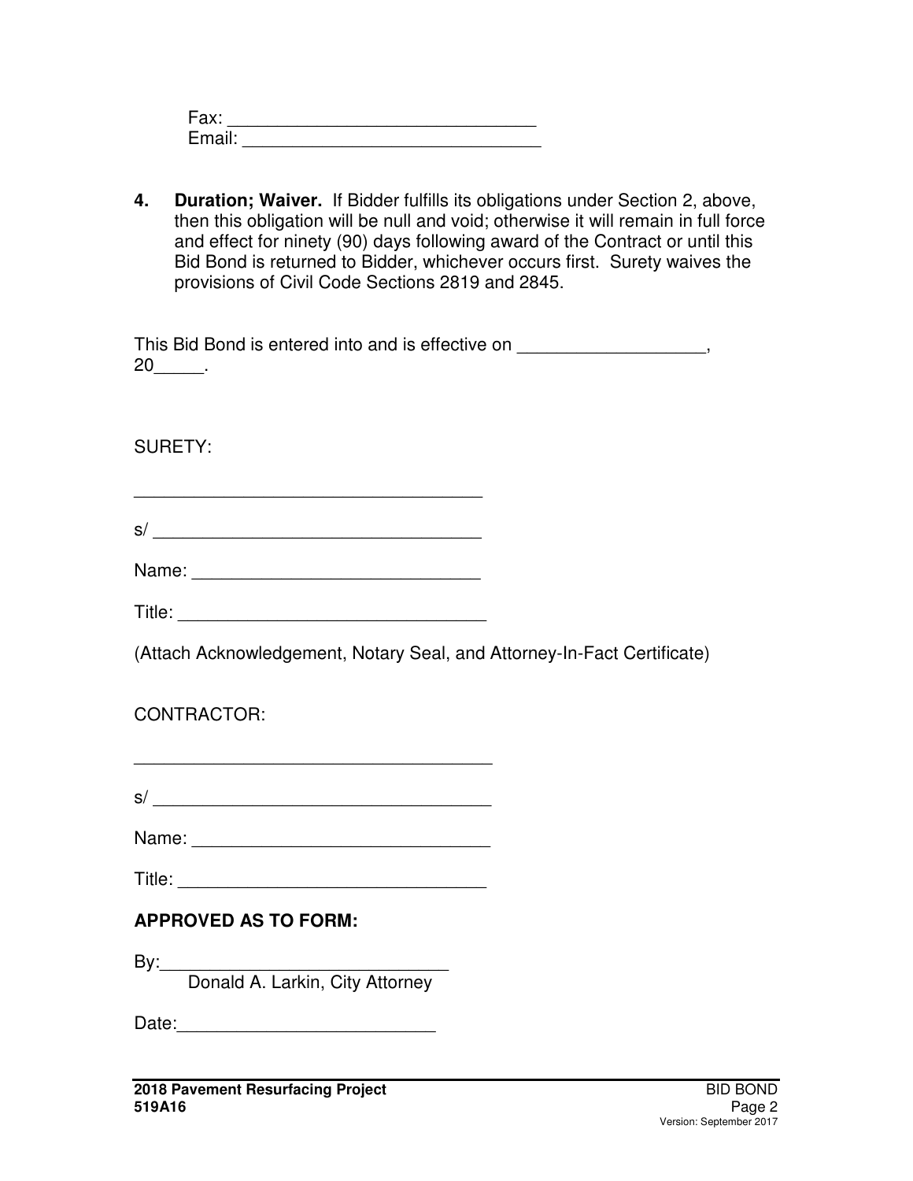Fax: ______________________________
Email: ______________________________

4. **Duration; Waiver.** If Bidder fulfills its obligations under Section 2, above, then this obligation will be null and void; otherwise it will remain in full force and effect for ninety (90) days following award of the Contract or until this Bid Bond is returned to Bidder, whichever occurs first. Surety waives the provisions of Civil Code Sections 2819 and 2845.

This Bid Bond is entered into and is effective on __________________, 20_____.

SURETY:

___________________________________

s/ ________________________________

Name: _____________________________

Title: ______________________________

(Attach Acknowledgement, Notary Seal, and Attorney-In-Fact Certificate)

CONTRACTOR:

___________________________________

s/ ________________________________

Name: _____________________________

Title: ______________________________

**APPROVED AS TO FORM:**

By:_____________________________
Donald A. Larkin, City Attorney

Date:_________________________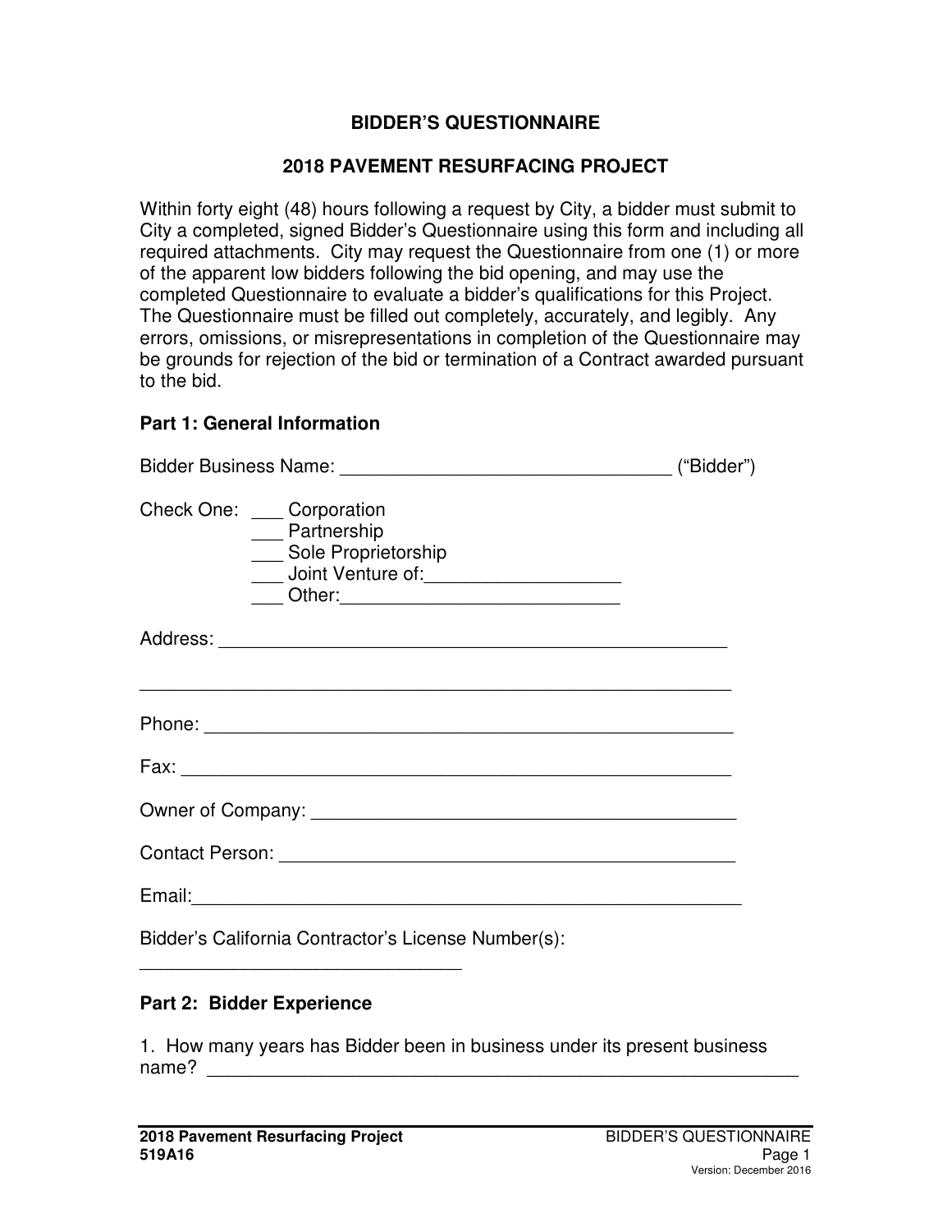# BIDDER'S QUESTIONNAIRE

## 2018 PAVEMENT RESURFACING PROJECT

Within forty eight (48) hours following a request by City, a bidder must submit to City a completed, signed Bidder's Questionnaire using this form and including all required attachments. City may request the Questionnaire from one (1) or more of the apparent low bidders following the bid opening, and may use the completed Questionnaire to evaluate a bidder's qualifications for this Project. The Questionnaire must be filled out completely, accurately, and legibly. Any errors, omissions, or misrepresentations in completion of the Questionnaire may be grounds for rejection of the bid or termination of a Contract awarded pursuant to the bid.

### Part 1: General Information

Bidder Business Name: ________________________________ ("Bidder")

Check One: ___ Corporation
___ Partnership
___ Sole Proprietorship
___ Joint Venture of:___________________
___ Other:___________________________

Address: __________________________________________________

__________________________________________________________

Phone: ___________________________________________________

Fax: _____________________________________________________

Owner of Company: _________________________________________

Contact Person: ____________________________________________

Email:____________________________________________________

Bidder's California Contractor's License Number(s):
________________________________

### Part 2: Bidder Experience

1. How many years has Bidder been in business under its present business name? __________________________________________________________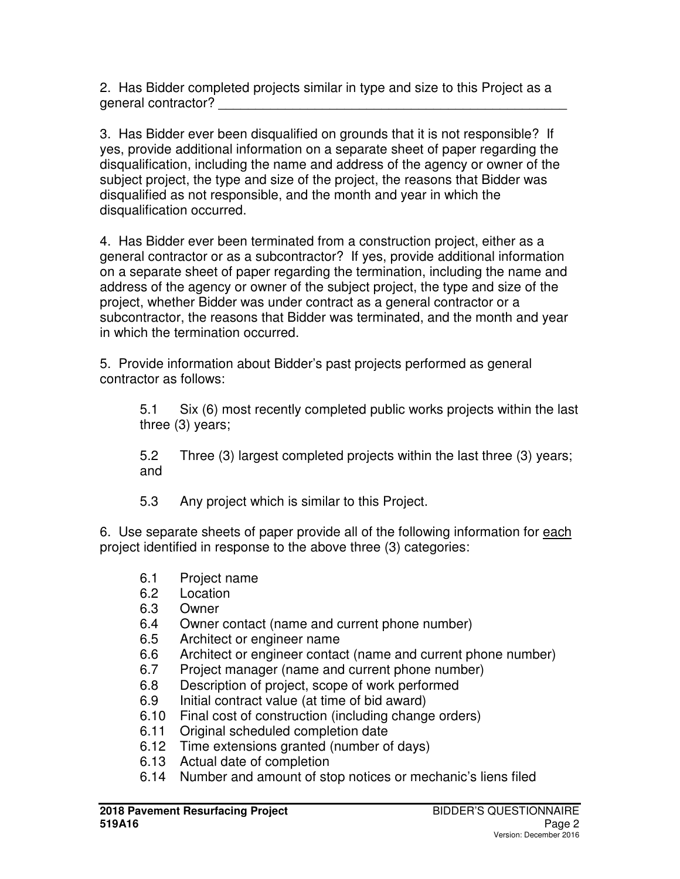2. Has Bidder completed projects similar in type and size to this Project as a general contractor? ___________________________________________________

3. Has Bidder ever been disqualified on grounds that it is not responsible? If yes, provide additional information on a separate sheet of paper regarding the disqualification, including the name and address of the agency or owner of the subject project, the type and size of the project, the reasons that Bidder was disqualified as not responsible, and the month and year in which the disqualification occurred.

4. Has Bidder ever been terminated from a construction project, either as a general contractor or as a subcontractor? If yes, provide additional information on a separate sheet of paper regarding the termination, including the name and address of the agency or owner of the subject project, the type and size of the project, whether Bidder was under contract as a general contractor or a subcontractor, the reasons that Bidder was terminated, and the month and year in which the termination occurred.

5. Provide information about Bidder's past projects performed as general contractor as follows:

> 5.1 Six (6) most recently completed public works projects within the last three (3) years;
>
> 5.2 Three (3) largest completed projects within the last three (3) years; and
>
> 5.3 Any project which is similar to this Project.

6. Use separate sheets of paper provide all of the following information for <u>each</u> project identified in response to the above three (3) categories:

> 6.1 Project name
> 6.2 Location
> 6.3 Owner
> 6.4 Owner contact (name and current phone number)
> 6.5 Architect or engineer name
> 6.6 Architect or engineer contact (name and current phone number)
> 6.7 Project manager (name and current phone number)
> 6.8 Description of project, scope of work performed
> 6.9 Initial contract value (at time of bid award)
> 6.10 Final cost of construction (including change orders)
> 6.11 Original scheduled completion date
> 6.12 Time extensions granted (number of days)
> 6.13 Actual date of completion
> 6.14 Number and amount of stop notices or mechanic's liens filed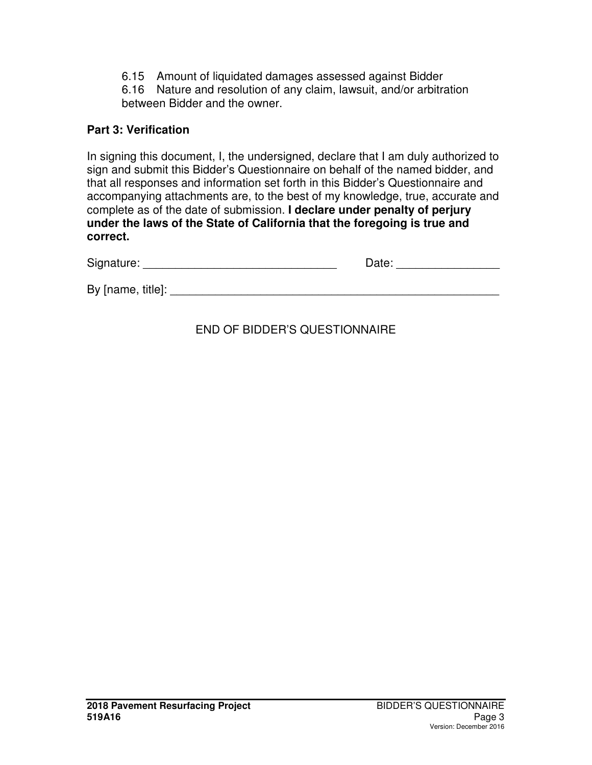6.15 Amount of liquidated damages assessed against Bidder
6.16 Nature and resolution of any claim, lawsuit, and/or arbitration between Bidder and the owner.

**Part 3: Verification**

In signing this document, I, the undersigned, declare that I am duly authorized to sign and submit this Bidder's Questionnaire on behalf of the named bidder, and that all responses and information set forth in this Bidder's Questionnaire and accompanying attachments are, to the best of my knowledge, true, accurate and complete as of the date of submission. **I declare under penalty of perjury under the laws of the State of California that the foregoing is true and correct.**

Signature: ______________________________ Date: ________________

By [name, title]: _____________________________________________________

END OF BIDDER'S QUESTIONNAIRE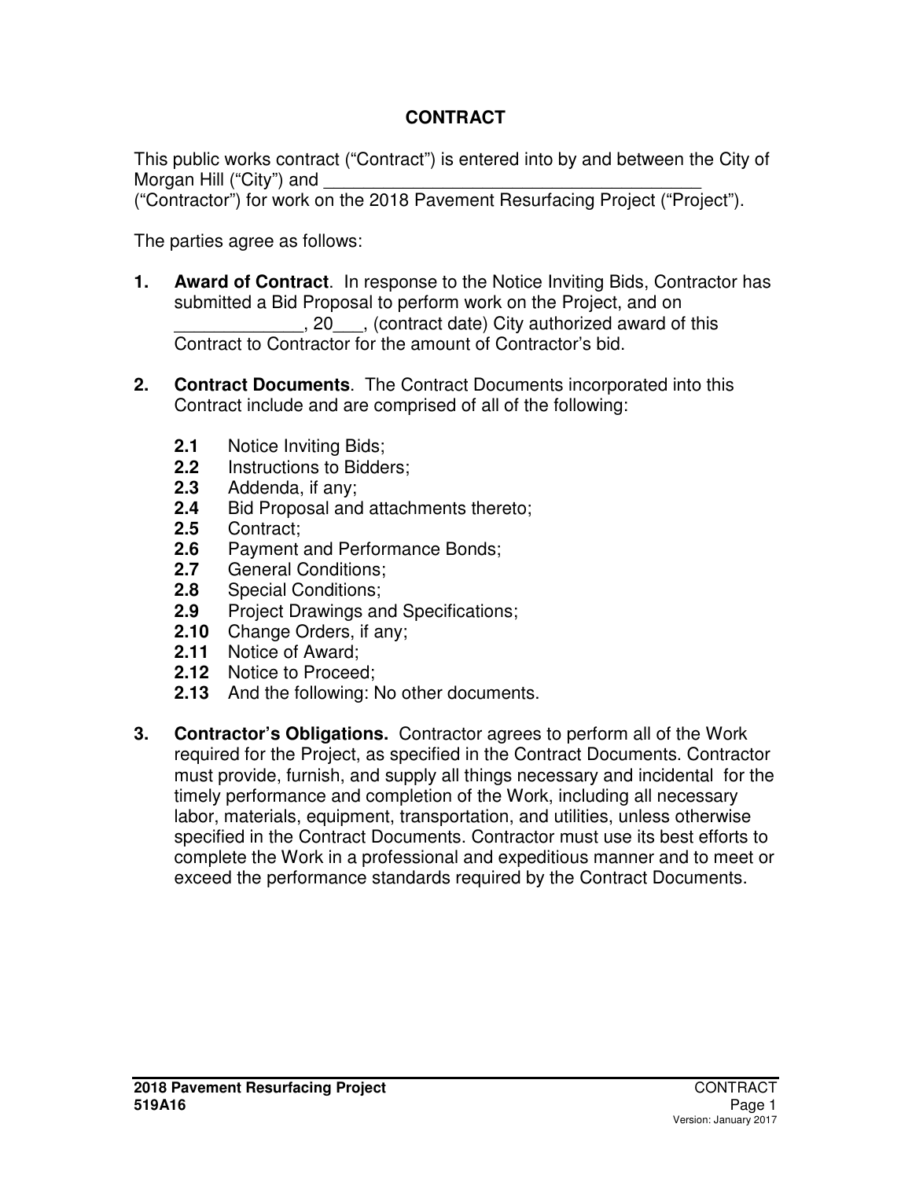# CONTRACT

This public works contract ("Contract") is entered into by and between the City of Morgan Hill ("City") and ________________________________________ ("Contractor") for work on the 2018 Pavement Resurfacing Project ("Project").

The parties agree as follows:

**1. Award of Contract**. In response to the Notice Inviting Bids, Contractor has submitted a Bid Proposal to perform work on the Project, and on _____________, 20___, (contract date) City authorized award of this Contract to Contractor for the amount of Contractor's bid.

**2. Contract Documents**. The Contract Documents incorporated into this Contract include and are comprised of all of the following:

- **2.1** Notice Inviting Bids;
- **2.2** Instructions to Bidders;
- **2.3** Addenda, if any;
- **2.4** Bid Proposal and attachments thereto;
- **2.5** Contract;
- **2.6** Payment and Performance Bonds;
- **2.7** General Conditions;
- **2.8** Special Conditions;
- **2.9** Project Drawings and Specifications;
- **2.10** Change Orders, if any;
- **2.11** Notice of Award;
- **2.12** Notice to Proceed;
- **2.13** And the following: No other documents.

**3. Contractor's Obligations.** Contractor agrees to perform all of the Work required for the Project, as specified in the Contract Documents. Contractor must provide, furnish, and supply all things necessary and incidental for the timely performance and completion of the Work, including all necessary labor, materials, equipment, transportation, and utilities, unless otherwise specified in the Contract Documents. Contractor must use its best efforts to complete the Work in a professional and expeditious manner and to meet or exceed the performance standards required by the Contract Documents.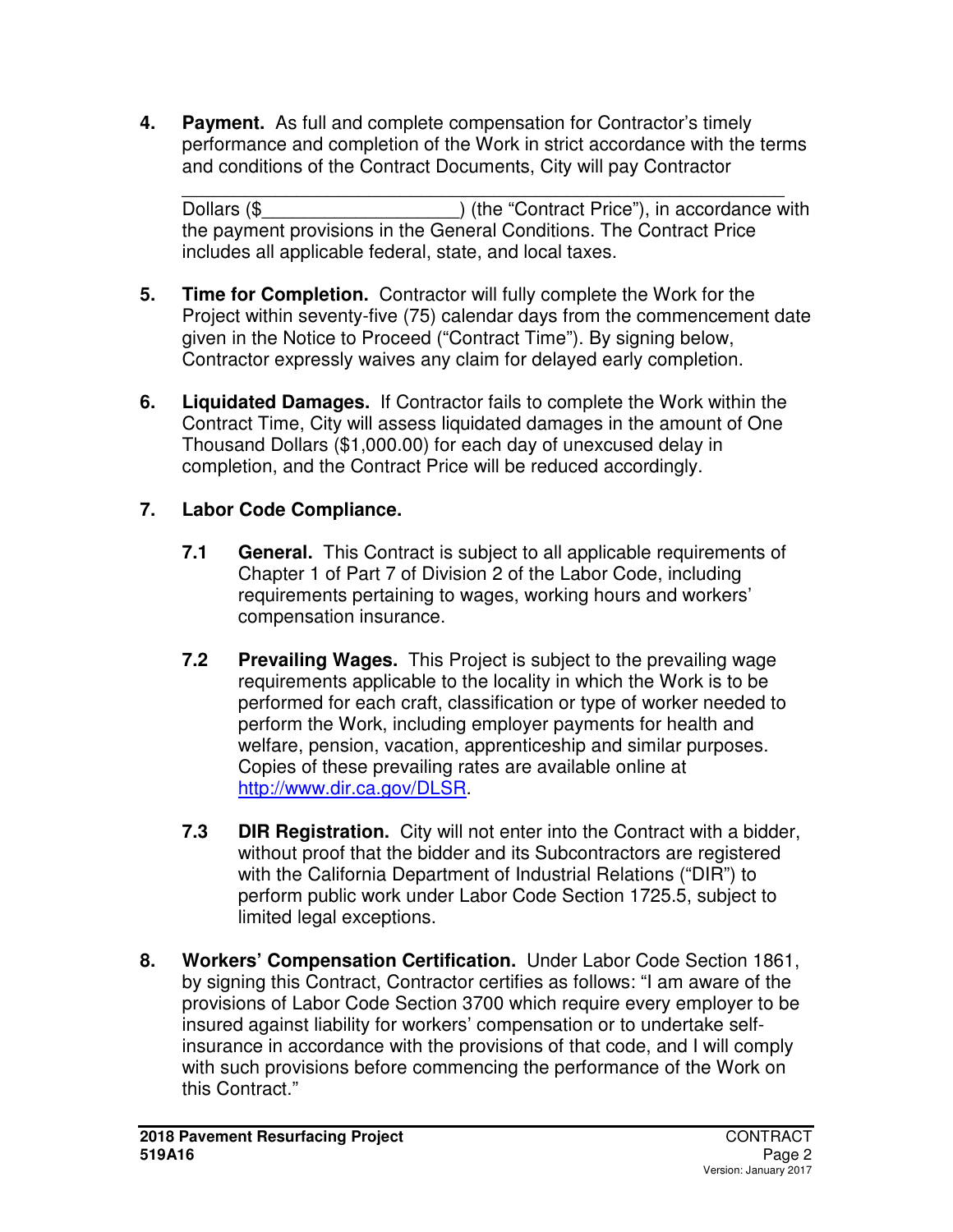**4. Payment.** As full and complete compensation for Contractor's timely performance and completion of the Work in strict accordance with the terms and conditions of the Contract Documents, City will pay Contractor

_____________________________________________ Dollars ($___________________) (the "Contract Price"), in accordance with the payment provisions in the General Conditions. The Contract Price includes all applicable federal, state, and local taxes.

**5. Time for Completion.** Contractor will fully complete the Work for the Project within seventy-five (75) calendar days from the commencement date given in the Notice to Proceed ("Contract Time"). By signing below, Contractor expressly waives any claim for delayed early completion.

**6. Liquidated Damages.** If Contractor fails to complete the Work within the Contract Time, City will assess liquidated damages in the amount of One Thousand Dollars ($1,000.00) for each day of unexcused delay in completion, and the Contract Price will be reduced accordingly.

**7. Labor Code Compliance.**

**7.1 General.** This Contract is subject to all applicable requirements of Chapter 1 of Part 7 of Division 2 of the Labor Code, including requirements pertaining to wages, working hours and workers' compensation insurance.

**7.2 Prevailing Wages.** This Project is subject to the prevailing wage requirements applicable to the locality in which the Work is to be performed for each craft, classification or type of worker needed to perform the Work, including employer payments for health and welfare, pension, vacation, apprenticeship and similar purposes. Copies of these prevailing rates are available online at http://www.dir.ca.gov/DLSR.

**7.3 DIR Registration.** City will not enter into the Contract with a bidder, without proof that the bidder and its Subcontractors are registered with the California Department of Industrial Relations ("DIR") to perform public work under Labor Code Section 1725.5, subject to limited legal exceptions.

**8. Workers' Compensation Certification.** Under Labor Code Section 1861, by signing this Contract, Contractor certifies as follows: "I am aware of the provisions of Labor Code Section 3700 which require every employer to be insured against liability for workers' compensation or to undertake self-insurance in accordance with the provisions of that code, and I will comply with such provisions before commencing the performance of the Work on this Contract."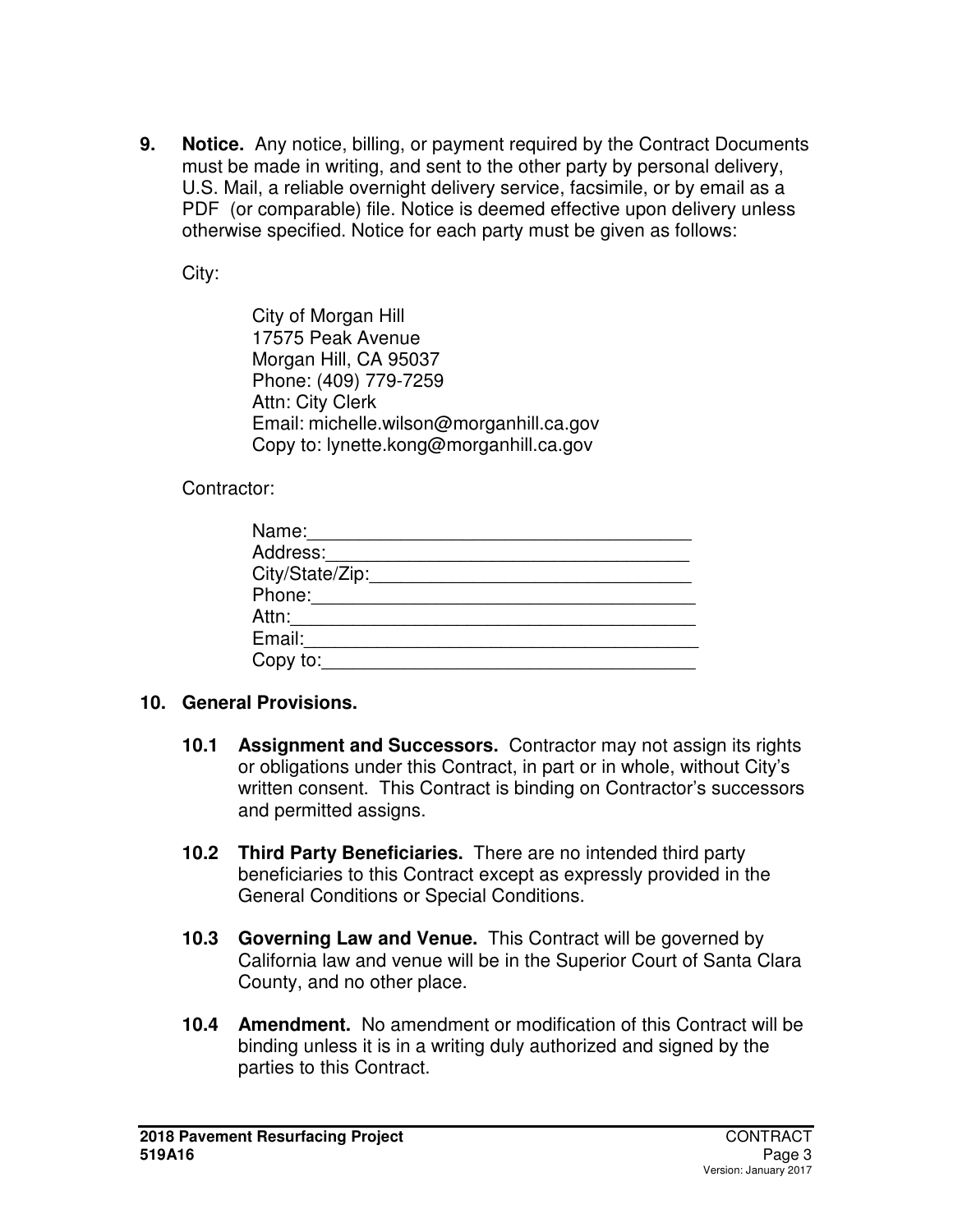**9. Notice.** Any notice, billing, or payment required by the Contract Documents must be made in writing, and sent to the other party by personal delivery, U.S. Mail, a reliable overnight delivery service, facsimile, or by email as a PDF (or comparable) file. Notice is deemed effective upon delivery unless otherwise specified. Notice for each party must be given as follows:

City:

City of Morgan Hill
17575 Peak Avenue
Morgan Hill, CA 95037
Phone: (409) 779-7259
Attn: City Clerk
Email: michelle.wilson@morganhill.ca.gov
Copy to: lynette.kong@morganhill.ca.gov

Contractor:

Name:_____________________________________
Address:___________________________________
City/State/Zip:______________________________
Phone:_____________________________________
Attn:_______________________________________
Email:______________________________________
Copy to:____________________________________

**10. General Provisions.**

**10.1 Assignment and Successors.** Contractor may not assign its rights or obligations under this Contract, in part or in whole, without City's written consent. This Contract is binding on Contractor's successors and permitted assigns.

**10.2 Third Party Beneficiaries.** There are no intended third party beneficiaries to this Contract except as expressly provided in the General Conditions or Special Conditions.

**10.3 Governing Law and Venue.** This Contract will be governed by California law and venue will be in the Superior Court of Santa Clara County, and no other place.

**10.4 Amendment.** No amendment or modification of this Contract will be binding unless it is in a writing duly authorized and signed by the parties to this Contract.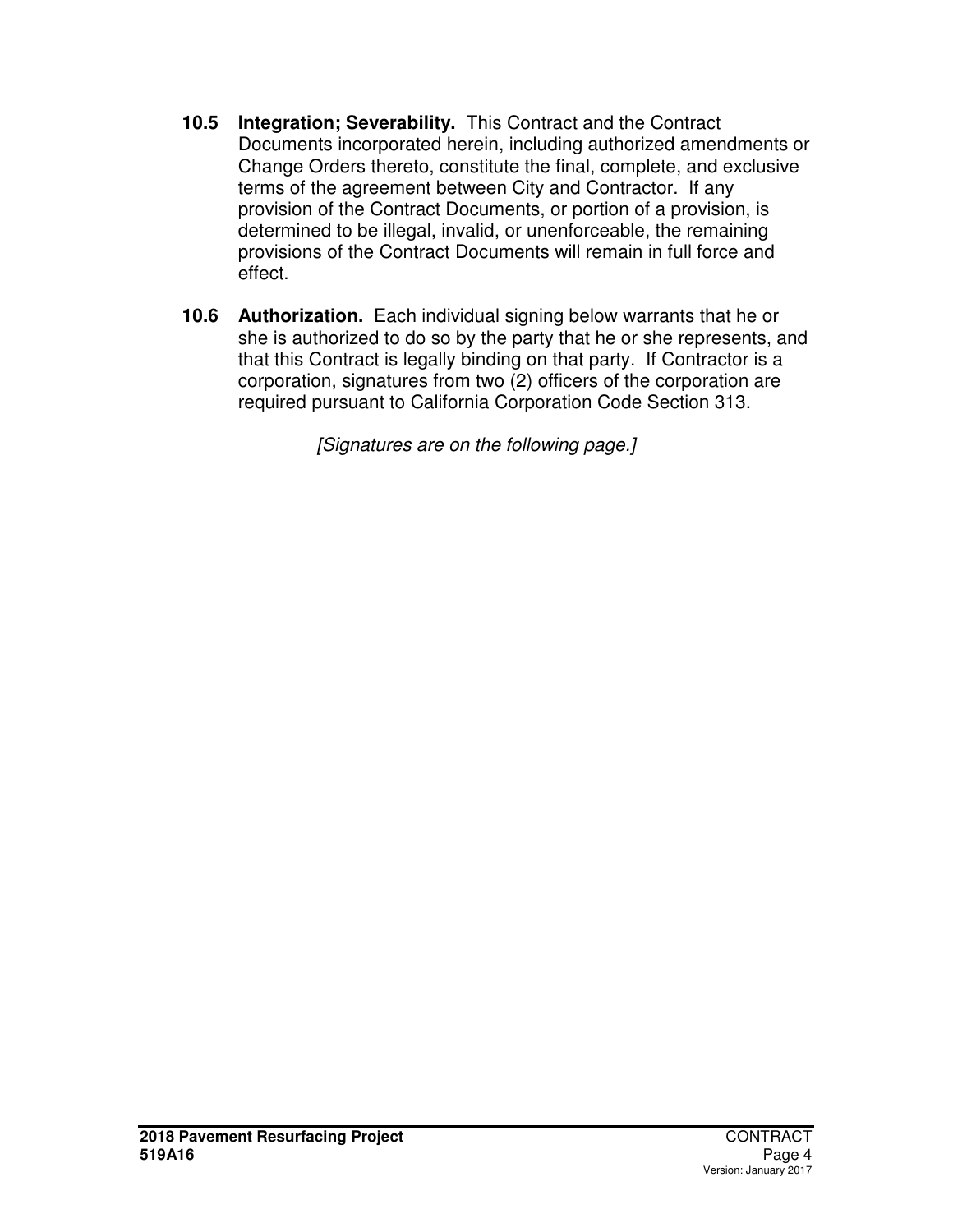**10.5 Integration; Severability.** This Contract and the Contract Documents incorporated herein, including authorized amendments or Change Orders thereto, constitute the final, complete, and exclusive terms of the agreement between City and Contractor. If any provision of the Contract Documents, or portion of a provision, is determined to be illegal, invalid, or unenforceable, the remaining provisions of the Contract Documents will remain in full force and effect.

**10.6 Authorization.** Each individual signing below warrants that he or she is authorized to do so by the party that he or she represents, and that this Contract is legally binding on that party. If Contractor is a corporation, signatures from two (2) officers of the corporation are required pursuant to California Corporation Code Section 313.

*[Signatures are on the following page.]*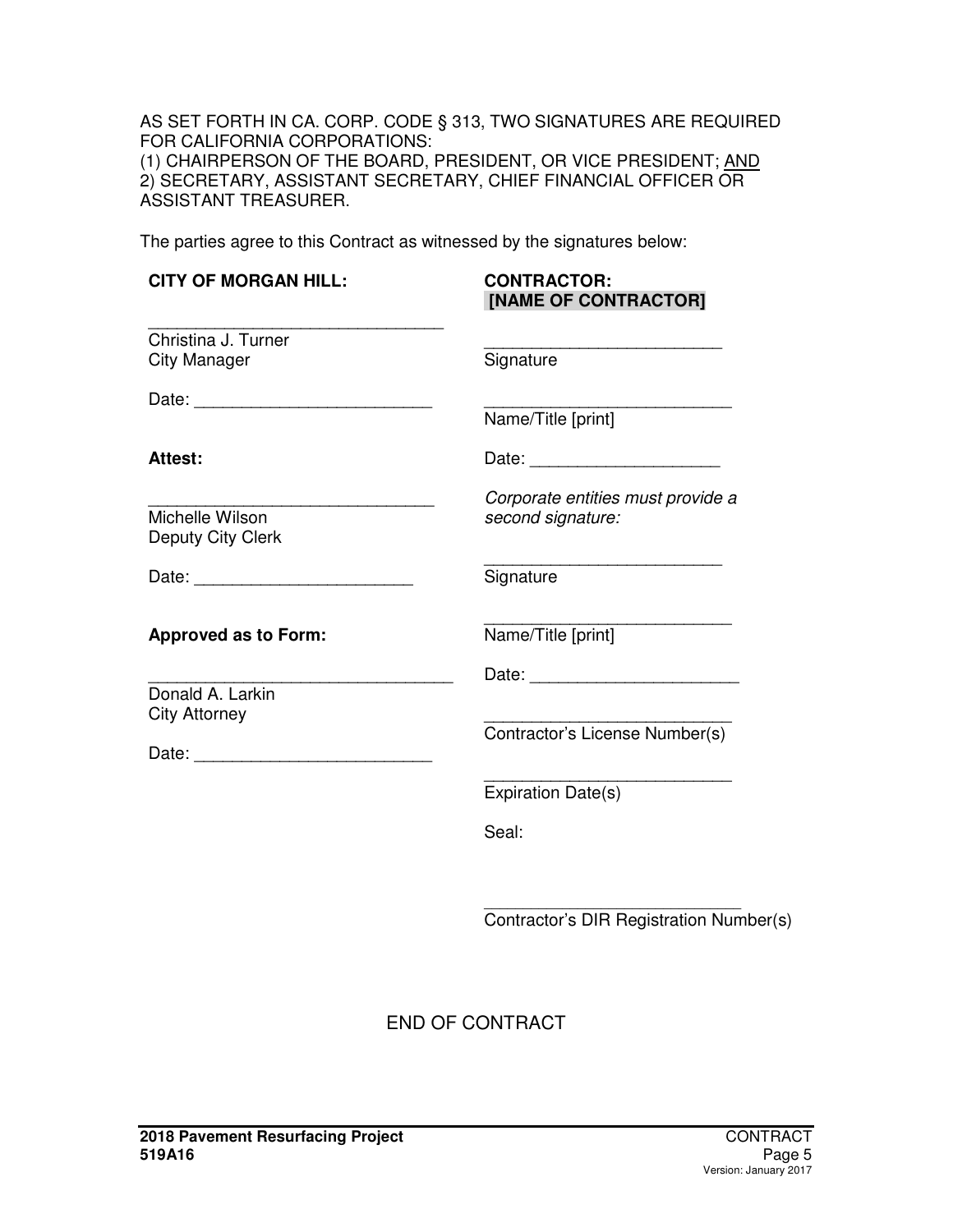AS SET FORTH IN CA. CORP. CODE § 313, TWO SIGNATURES ARE REQUIRED FOR CALIFORNIA CORPORATIONS:
(1) CHAIRPERSON OF THE BOARD, PRESIDENT, OR VICE PRESIDENT; AND
2) SECRETARY, ASSISTANT SECRETARY, CHIEF FINANCIAL OFFICER OR ASSISTANT TREASURER.

The parties agree to this Contract as witnessed by the signatures below:

**CITY OF MORGAN HILL:**

_______________________________
Christina J. Turner
City Manager

Date: _________________________

**Attest:**

_______________________________
Michelle Wilson
Deputy City Clerk

Date: _______________________

**Approved as to Form:**

_________________________________
Donald A. Larkin
City Attorney

Date: _________________________

**CONTRACTOR:**
**[NAME OF CONTRACTOR]**

_________________________
Signature

__________________________
Name/Title [print]

Date: ____________________

*Corporate entities must provide a second signature:*

_________________________
Signature

__________________________
Name/Title [print]

Date: ______________________

__________________________
Contractor's License Number(s)

__________________________
Expiration Date(s)

Seal:

___________________________
Contractor's DIR Registration Number(s)

END OF CONTRACT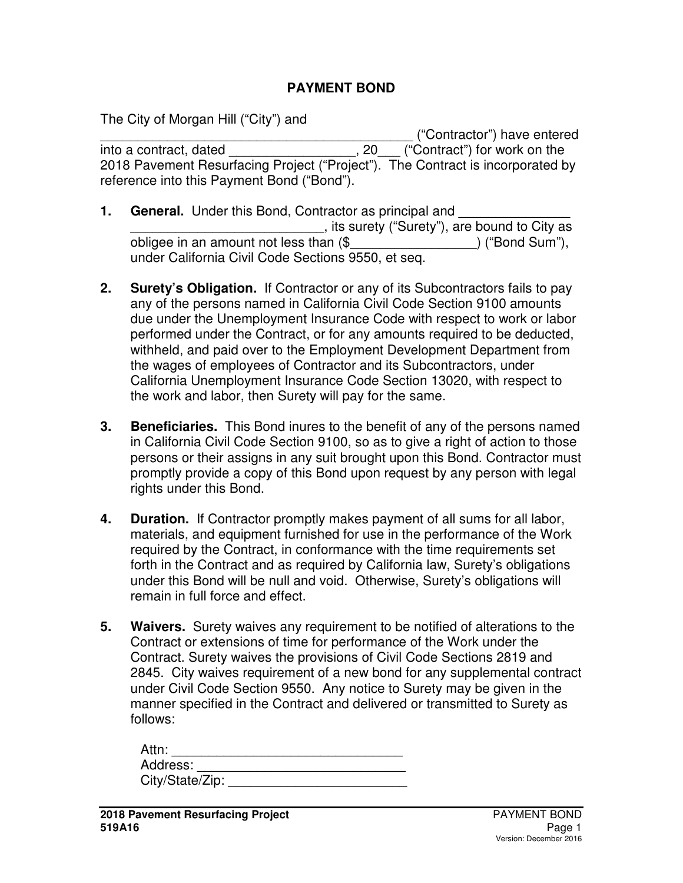# PAYMENT BOND

The City of Morgan Hill ("City") and ___________________________________________ ("Contractor") have entered into a contract, dated _________________, 20___ ("Contract") for work on the 2018 Pavement Resurfacing Project ("Project"). The Contract is incorporated by reference into this Payment Bond ("Bond").

1. **General.** Under this Bond, Contractor as principal and ______________ __________________________, its surety ("Surety"), are bound to City as obligee in an amount not less than ($_________________) ("Bond Sum"), under California Civil Code Sections 9550, et seq.

2. **Surety's Obligation.** If Contractor or any of its Subcontractors fails to pay any of the persons named in California Civil Code Section 9100 amounts due under the Unemployment Insurance Code with respect to work or labor performed under the Contract, or for any amounts required to be deducted, withheld, and paid over to the Employment Development Department from the wages of employees of Contractor and its Subcontractors, under California Unemployment Insurance Code Section 13020, with respect to the work and labor, then Surety will pay for the same.

3. **Beneficiaries.** This Bond inures to the benefit of any of the persons named in California Civil Code Section 9100, so as to give a right of action to those persons or their assigns in any suit brought upon this Bond. Contractor must promptly provide a copy of this Bond upon request by any person with legal rights under this Bond.

4. **Duration.** If Contractor promptly makes payment of all sums for all labor, materials, and equipment furnished for use in the performance of the Work required by the Contract, in conformance with the time requirements set forth in the Contract and as required by California law, Surety's obligations under this Bond will be null and void. Otherwise, Surety's obligations will remain in full force and effect.

5. **Waivers.** Surety waives any requirement to be notified of alterations to the Contract or extensions of time for performance of the Work under the Contract. Surety waives the provisions of Civil Code Sections 2819 and 2845. City waives requirement of a new bond for any supplemental contract under Civil Code Section 9550. Any notice to Surety may be given in the manner specified in the Contract and delivered or transmitted to Surety as follows:

   Attn: _______________________________
   Address: ____________________________
   City/State/Zip: ________________________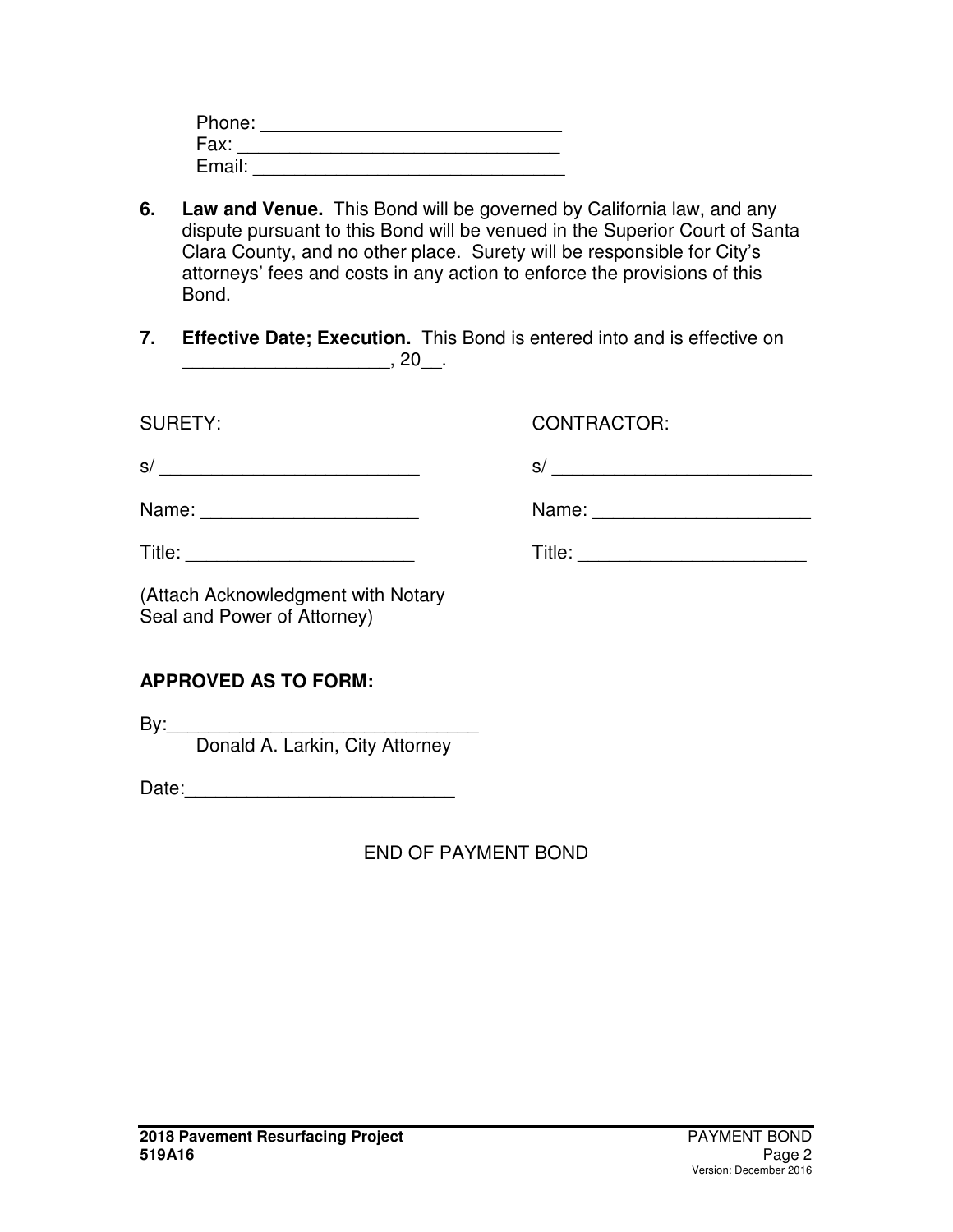Phone: _____________________________
Fax: _______________________________
Email: ______________________________

6. **Law and Venue.** This Bond will be governed by California law, and any dispute pursuant to this Bond will be venued in the Superior Court of Santa Clara County, and no other place. Surety will be responsible for City's attorneys' fees and costs in any action to enforce the provisions of this Bond.

7. **Effective Date; Execution.** This Bond is entered into and is effective on ____________________, 20__.

SURETY:

s/ _________________________

Name: _____________________

Title: ______________________

(Attach Acknowledgment with Notary Seal and Power of Attorney)

CONTRACTOR:

s/ _________________________

Name: _____________________

Title: ______________________

**APPROVED AS TO FORM:**

By:______________________________
Donald A. Larkin, City Attorney

Date:_________________________

END OF PAYMENT BOND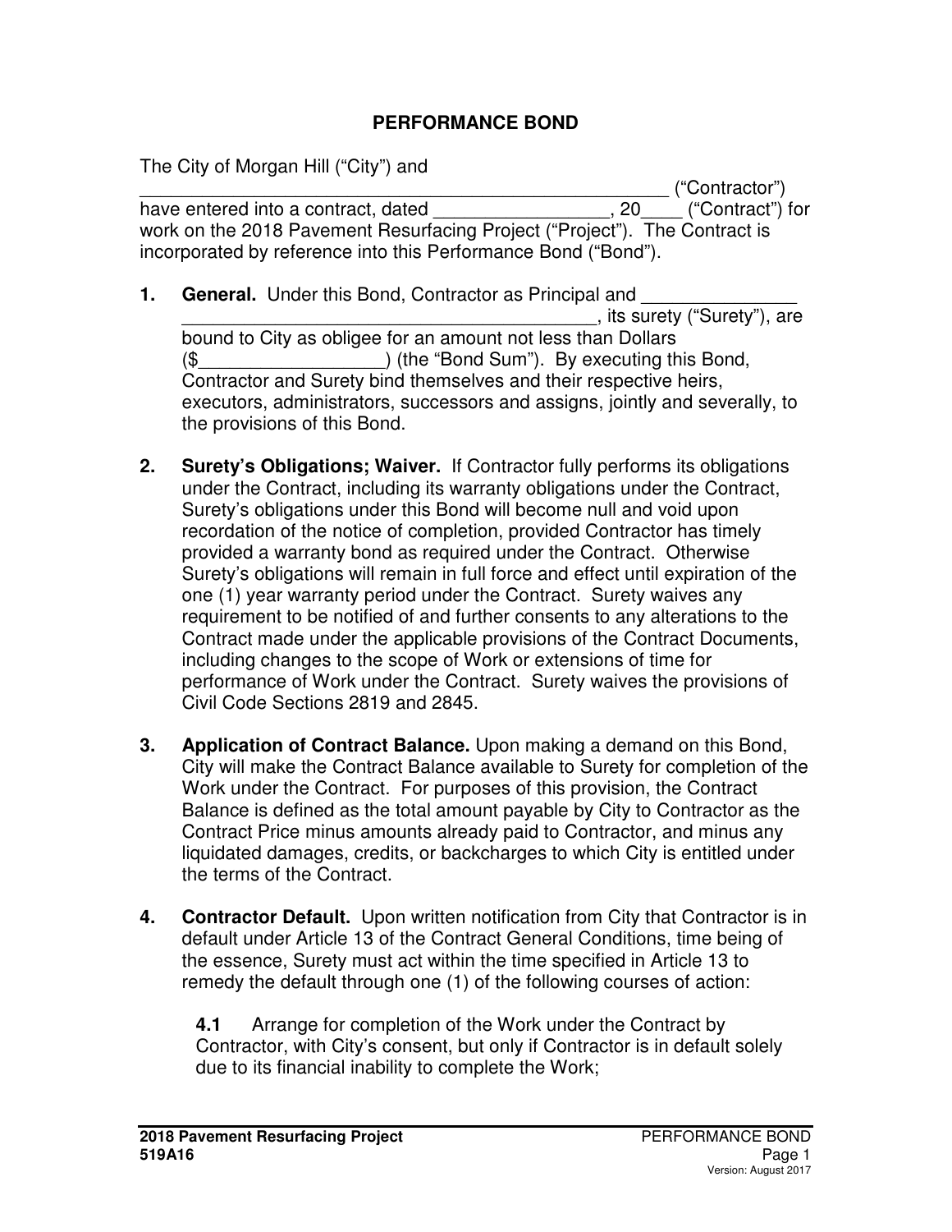# PERFORMANCE BOND

The City of Morgan Hill ("City") and
_________________________________________________ ("Contractor")
have entered into a contract, dated _________________, 20____ ("Contract") for work on the 2018 Pavement Resurfacing Project ("Project"). The Contract is incorporated by reference into this Performance Bond ("Bond").

1. **General.** Under this Bond, Contractor as Principal and _______________ _________________________________________, its surety ("Surety"), are bound to City as obligee for an amount not less than Dollars ($__________________) (the "Bond Sum"). By executing this Bond, Contractor and Surety bind themselves and their respective heirs, executors, administrators, successors and assigns, jointly and severally, to the provisions of this Bond.

2. **Surety's Obligations; Waiver.** If Contractor fully performs its obligations under the Contract, including its warranty obligations under the Contract, Surety's obligations under this Bond will become null and void upon recordation of the notice of completion, provided Contractor has timely provided a warranty bond as required under the Contract. Otherwise Surety's obligations will remain in full force and effect until expiration of the one (1) year warranty period under the Contract. Surety waives any requirement to be notified of and further consents to any alterations to the Contract made under the applicable provisions of the Contract Documents, including changes to the scope of Work or extensions of time for performance of Work under the Contract. Surety waives the provisions of Civil Code Sections 2819 and 2845.

3. **Application of Contract Balance.** Upon making a demand on this Bond, City will make the Contract Balance available to Surety for completion of the Work under the Contract. For purposes of this provision, the Contract Balance is defined as the total amount payable by City to Contractor as the Contract Price minus amounts already paid to Contractor, and minus any liquidated damages, credits, or backcharges to which City is entitled under the terms of the Contract.

4. **Contractor Default.** Upon written notification from City that Contractor is in default under Article 13 of the Contract General Conditions, time being of the essence, Surety must act within the time specified in Article 13 to remedy the default through one (1) of the following courses of action:

   **4.1** Arrange for completion of the Work under the Contract by Contractor, with City's consent, but only if Contractor is in default solely due to its financial inability to complete the Work;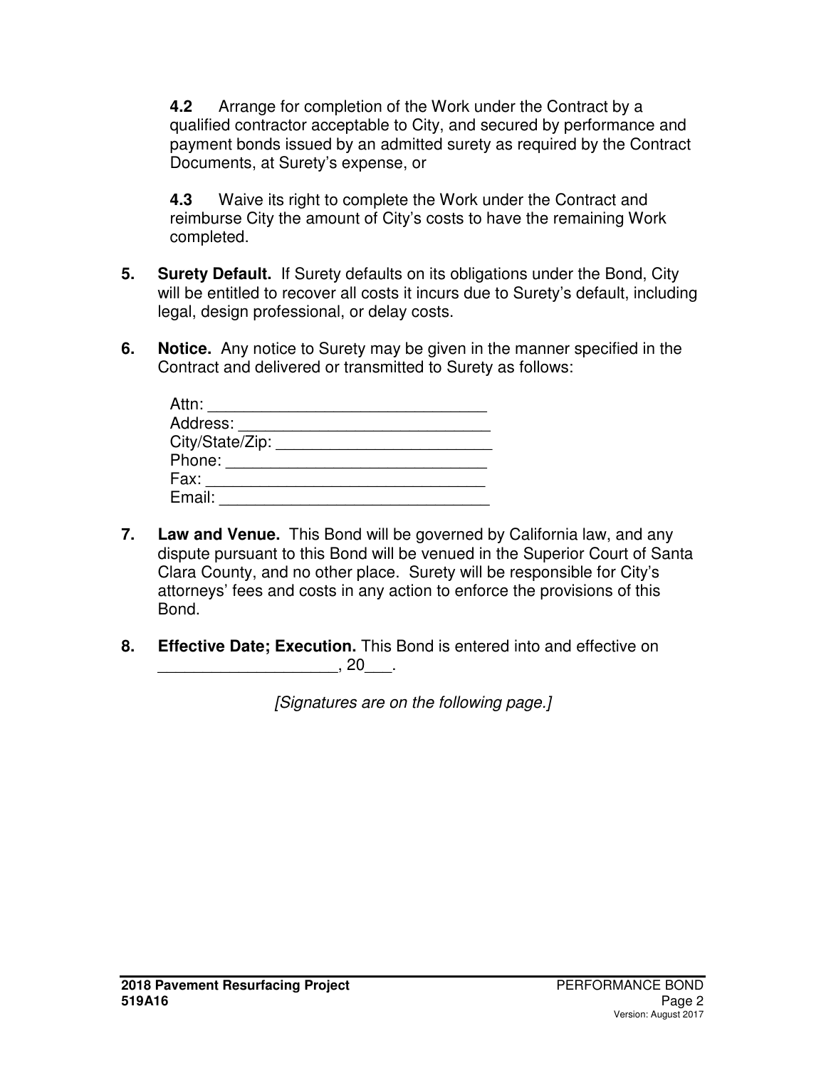**4.2** Arrange for completion of the Work under the Contract by a qualified contractor acceptable to City, and secured by performance and payment bonds issued by an admitted surety as required by the Contract Documents, at Surety's expense, or

**4.3** Waive its right to complete the Work under the Contract and reimburse City the amount of City's costs to have the remaining Work completed.

5. **Surety Default.** If Surety defaults on its obligations under the Bond, City will be entitled to recover all costs it incurs due to Surety's default, including legal, design professional, or delay costs.

6. **Notice.** Any notice to Surety may be given in the manner specified in the Contract and delivered or transmitted to Surety as follows:

   Attn: ______________________________
   Address: ____________________________
   City/State/Zip: ________________________
   Phone: _____________________________
   Fax: _______________________________
   Email: ______________________________

7. **Law and Venue.** This Bond will be governed by California law, and any dispute pursuant to this Bond will be venued in the Superior Court of Santa Clara County, and no other place. Surety will be responsible for City's attorneys' fees and costs in any action to enforce the provisions of this Bond.

8. **Effective Date; Execution.** This Bond is entered into and effective on ____________________, 20___.

*[Signatures are on the following page.]*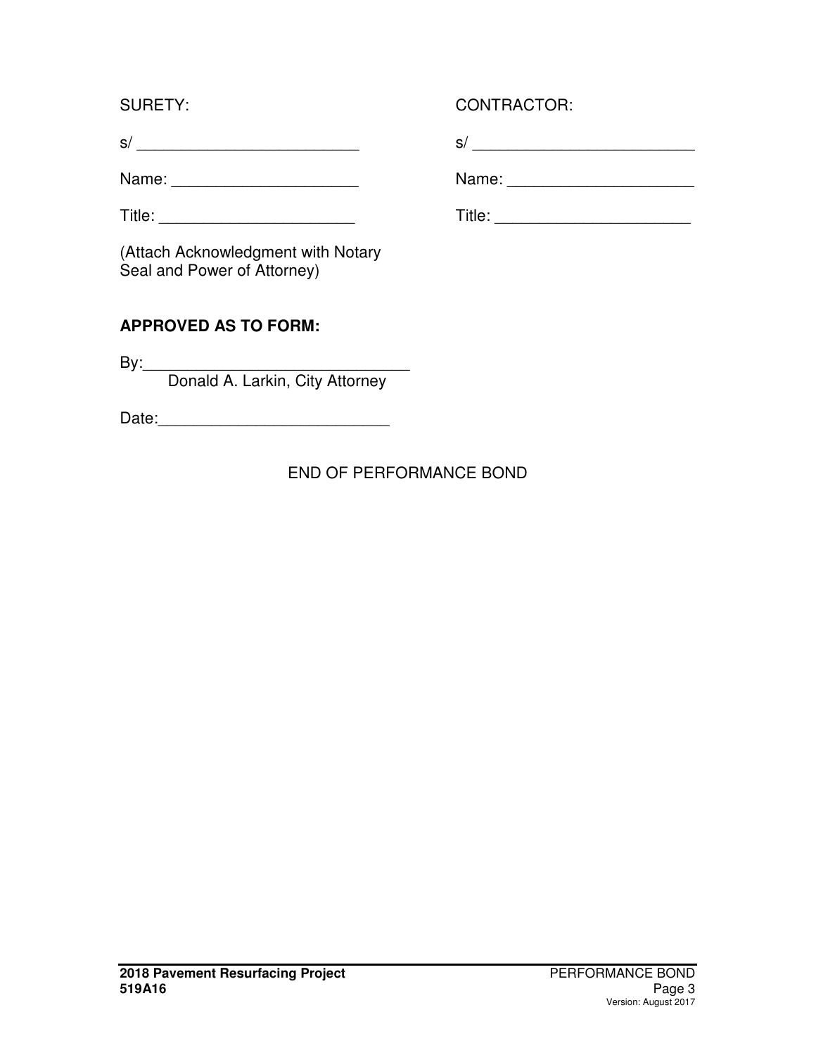| SURETY: | CONTRACTOR: |
| --- | --- |
| s/ _________________________ | s/ _________________________ |
| Name: _____________________ | Name: _____________________ |
| Title: ______________________ | Title: ______________________ |

(Attach Acknowledgment with Notary Seal and Power of Attorney)

**APPROVED AS TO FORM:**

By:______________________________
Donald A. Larkin, City Attorney

Date:_________________________

END OF PERFORMANCE BOND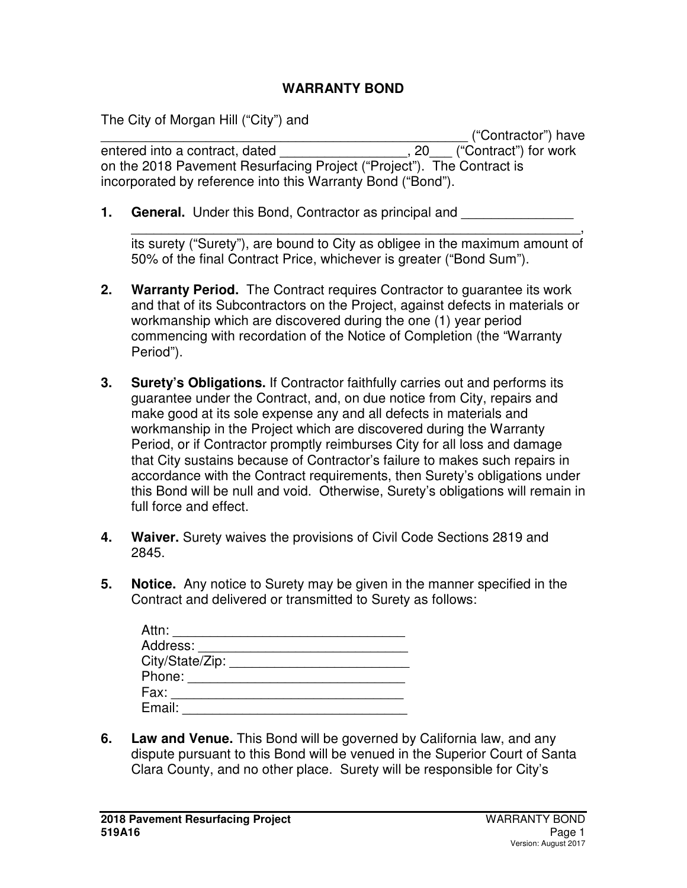# WARRANTY BOND

The City of Morgan Hill ("City") and _________________________________________________ ("Contractor") have entered into a contract, dated _________________, 20___ ("Contract") for work on the 2018 Pavement Resurfacing Project ("Project"). The Contract is incorporated by reference into this Warranty Bond ("Bond").

1. **General.** Under this Bond, Contractor as principal and _______________ _______________________________________________________________, its surety ("Surety"), are bound to City as obligee in the maximum amount of 50% of the final Contract Price, whichever is greater ("Bond Sum").

2. **Warranty Period.** The Contract requires Contractor to guarantee its work and that of its Subcontractors on the Project, against defects in materials or workmanship which are discovered during the one (1) year period commencing with recordation of the Notice of Completion (the "Warranty Period").

3. **Surety's Obligations.** If Contractor faithfully carries out and performs its guarantee under the Contract, and, on due notice from City, repairs and make good at its sole expense any and all defects in materials and workmanship in the Project which are discovered during the Warranty Period, or if Contractor promptly reimburses City for all loss and damage that City sustains because of Contractor's failure to makes such repairs in accordance with the Contract requirements, then Surety's obligations under this Bond will be null and void. Otherwise, Surety's obligations will remain in full force and effect.

4. **Waiver.** Surety waives the provisions of Civil Code Sections 2819 and 2845.

5. **Notice.** Any notice to Surety may be given in the manner specified in the Contract and delivered or transmitted to Surety as follows:

   Attn: ________________________________
   Address: _____________________________
   City/State/Zip: ________________________
   Phone: ______________________________
   Fax: ________________________________
   Email: _______________________________

6. **Law and Venue.** This Bond will be governed by California law, and any dispute pursuant to this Bond will be venued in the Superior Court of Santa Clara County, and no other place. Surety will be responsible for City's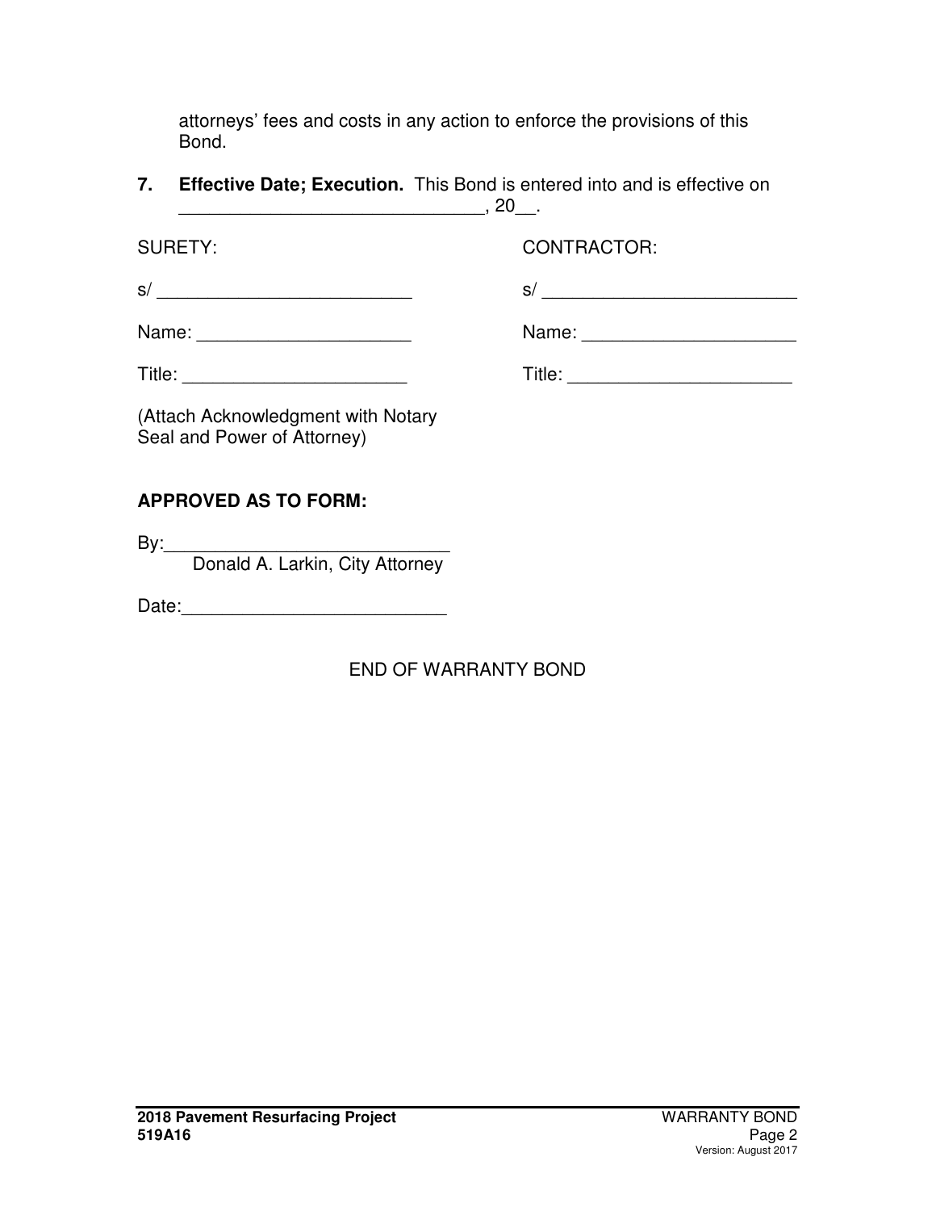attorneys' fees and costs in any action to enforce the provisions of this Bond.

**7. Effective Date; Execution.** This Bond is entered into and is effective on ______________________________, 20__.

| SURETY: | CONTRACTOR: |
|---|---|
| s/ _________________________ | s/ _________________________ |
| Name: _____________________ | Name: _____________________ |
| Title: ______________________ | Title: ______________________ |

(Attach Acknowledgment with Notary Seal and Power of Attorney)

**APPROVED AS TO FORM:**

By:____________________________
Donald A. Larkin, City Attorney

Date:_________________________

END OF WARRANTY BOND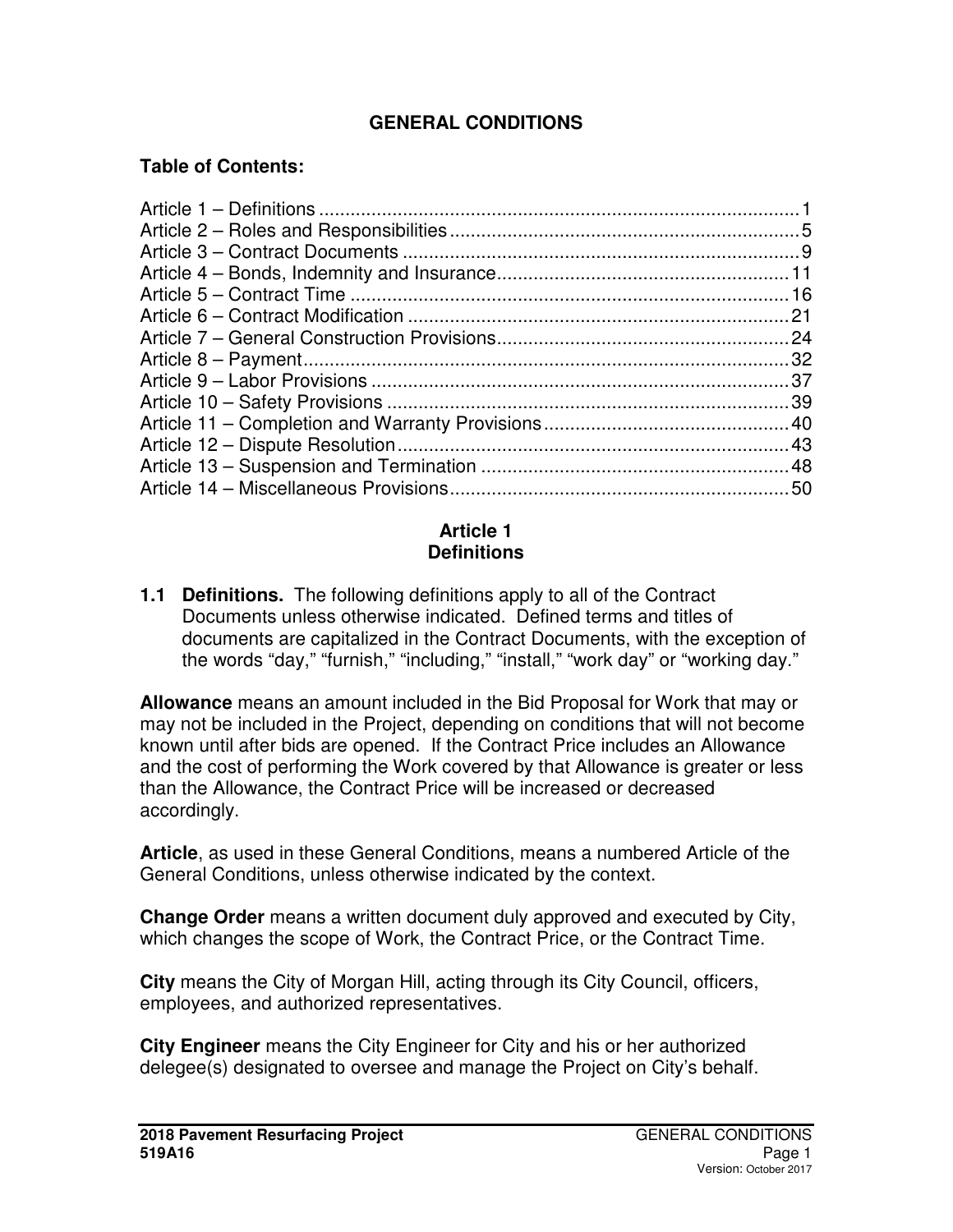## GENERAL CONDITIONS

**Table of Contents:**

Article 1 – Definitions ........................................................................................... 1
Article 2 – Roles and Responsibilities .................................................................. 5
Article 3 – Contract Documents ............................................................................ 9
Article 4 – Bonds, Indemnity and Insurance ........................................................ 11
Article 5 – Contract Time .................................................................................... 16
Article 6 – Contract Modification ......................................................................... 21
Article 7 – General Construction Provisions ........................................................ 24
Article 8 – Payment ............................................................................................. 32
Article 9 – Labor Provisions ................................................................................ 37
Article 10 – Safety Provisions ............................................................................. 39
Article 11 – Completion and Warranty Provisions ............................................... 40
Article 12 – Dispute Resolution ........................................................................... 43
Article 13 – Suspension and Termination ............................................................ 48
Article 14 – Miscellaneous Provisions ................................................................. 50

## Article 1
## Definitions

**1.1 Definitions.** The following definitions apply to all of the Contract Documents unless otherwise indicated. Defined terms and titles of documents are capitalized in the Contract Documents, with the exception of the words "day," "furnish," "including," "install," "work day" or "working day."

**Allowance** means an amount included in the Bid Proposal for Work that may or may not be included in the Project, depending on conditions that will not become known until after bids are opened. If the Contract Price includes an Allowance and the cost of performing the Work covered by that Allowance is greater or less than the Allowance, the Contract Price will be increased or decreased accordingly.

**Article**, as used in these General Conditions, means a numbered Article of the General Conditions, unless otherwise indicated by the context.

**Change Order** means a written document duly approved and executed by City, which changes the scope of Work, the Contract Price, or the Contract Time.

**City** means the City of Morgan Hill, acting through its City Council, officers, employees, and authorized representatives.

**City Engineer** means the City Engineer for City and his or her authorized delegee(s) designated to oversee and manage the Project on City's behalf.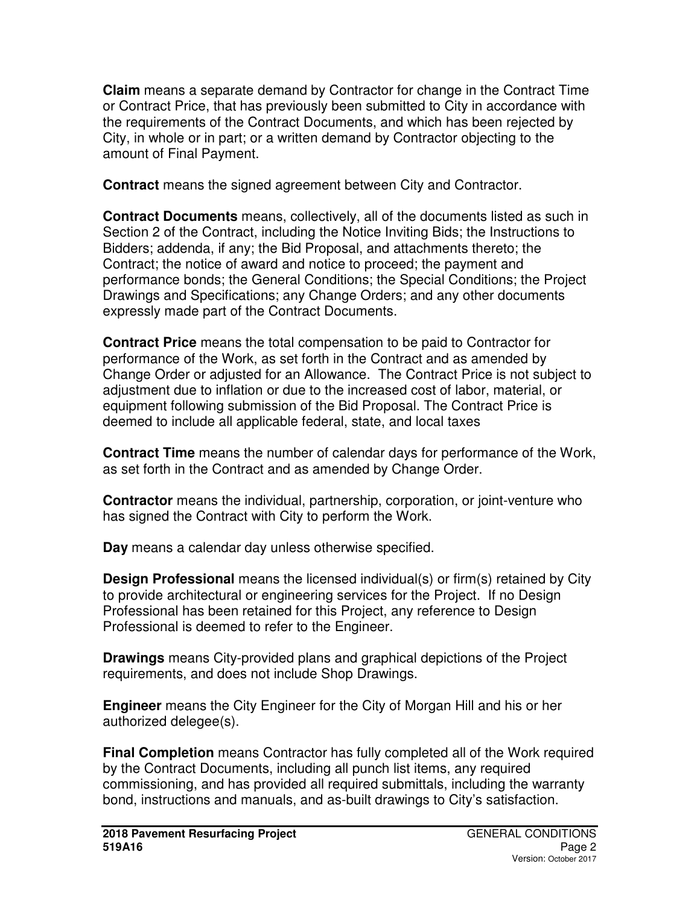**Claim** means a separate demand by Contractor for change in the Contract Time or Contract Price, that has previously been submitted to City in accordance with the requirements of the Contract Documents, and which has been rejected by City, in whole or in part; or a written demand by Contractor objecting to the amount of Final Payment.

**Contract** means the signed agreement between City and Contractor.

**Contract Documents** means, collectively, all of the documents listed as such in Section 2 of the Contract, including the Notice Inviting Bids; the Instructions to Bidders; addenda, if any; the Bid Proposal, and attachments thereto; the Contract; the notice of award and notice to proceed; the payment and performance bonds; the General Conditions; the Special Conditions; the Project Drawings and Specifications; any Change Orders; and any other documents expressly made part of the Contract Documents.

**Contract Price** means the total compensation to be paid to Contractor for performance of the Work, as set forth in the Contract and as amended by Change Order or adjusted for an Allowance. The Contract Price is not subject to adjustment due to inflation or due to the increased cost of labor, material, or equipment following submission of the Bid Proposal. The Contract Price is deemed to include all applicable federal, state, and local taxes

**Contract Time** means the number of calendar days for performance of the Work, as set forth in the Contract and as amended by Change Order.

**Contractor** means the individual, partnership, corporation, or joint-venture who has signed the Contract with City to perform the Work.

**Day** means a calendar day unless otherwise specified.

**Design Professional** means the licensed individual(s) or firm(s) retained by City to provide architectural or engineering services for the Project. If no Design Professional has been retained for this Project, any reference to Design Professional is deemed to refer to the Engineer.

**Drawings** means City-provided plans and graphical depictions of the Project requirements, and does not include Shop Drawings.

**Engineer** means the City Engineer for the City of Morgan Hill and his or her authorized delegee(s).

**Final Completion** means Contractor has fully completed all of the Work required by the Contract Documents, including all punch list items, any required commissioning, and has provided all required submittals, including the warranty bond, instructions and manuals, and as-built drawings to City's satisfaction.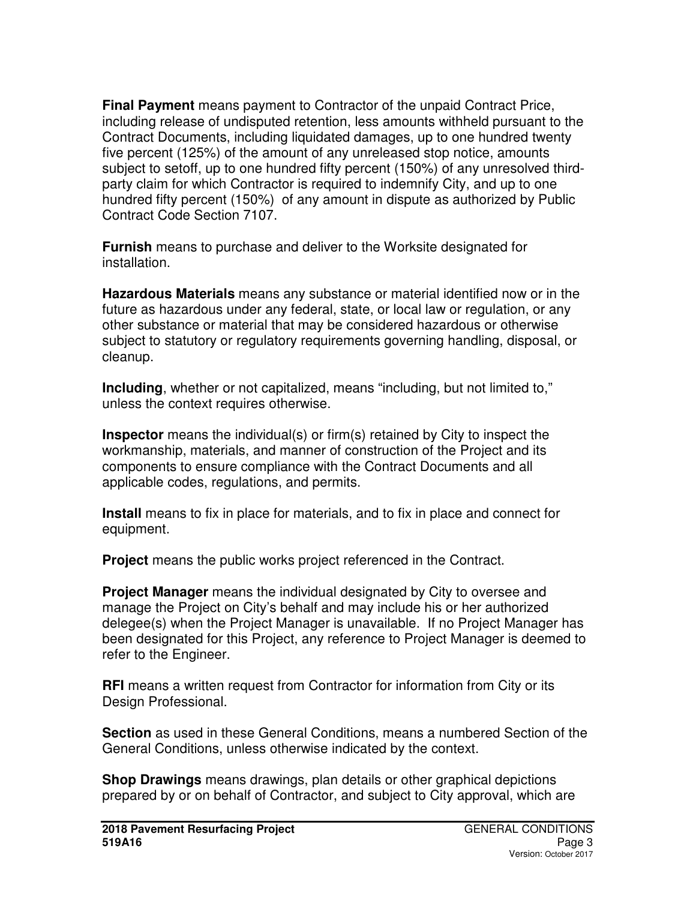**Final Payment** means payment to Contractor of the unpaid Contract Price, including release of undisputed retention, less amounts withheld pursuant to the Contract Documents, including liquidated damages, up to one hundred twenty five percent (125%) of the amount of any unreleased stop notice, amounts subject to setoff, up to one hundred fifty percent (150%) of any unresolved third-party claim for which Contractor is required to indemnify City, and up to one hundred fifty percent (150%) of any amount in dispute as authorized by Public Contract Code Section 7107.

**Furnish** means to purchase and deliver to the Worksite designated for installation.

**Hazardous Materials** means any substance or material identified now or in the future as hazardous under any federal, state, or local law or regulation, or any other substance or material that may be considered hazardous or otherwise subject to statutory or regulatory requirements governing handling, disposal, or cleanup.

**Including**, whether or not capitalized, means "including, but not limited to," unless the context requires otherwise.

**Inspector** means the individual(s) or firm(s) retained by City to inspect the workmanship, materials, and manner of construction of the Project and its components to ensure compliance with the Contract Documents and all applicable codes, regulations, and permits.

**Install** means to fix in place for materials, and to fix in place and connect for equipment.

**Project** means the public works project referenced in the Contract.

**Project Manager** means the individual designated by City to oversee and manage the Project on City's behalf and may include his or her authorized delegee(s) when the Project Manager is unavailable. If no Project Manager has been designated for this Project, any reference to Project Manager is deemed to refer to the Engineer.

**RFI** means a written request from Contractor for information from City or its Design Professional.

**Section** as used in these General Conditions, means a numbered Section of the General Conditions, unless otherwise indicated by the context.

**Shop Drawings** means drawings, plan details or other graphical depictions prepared by or on behalf of Contractor, and subject to City approval, which are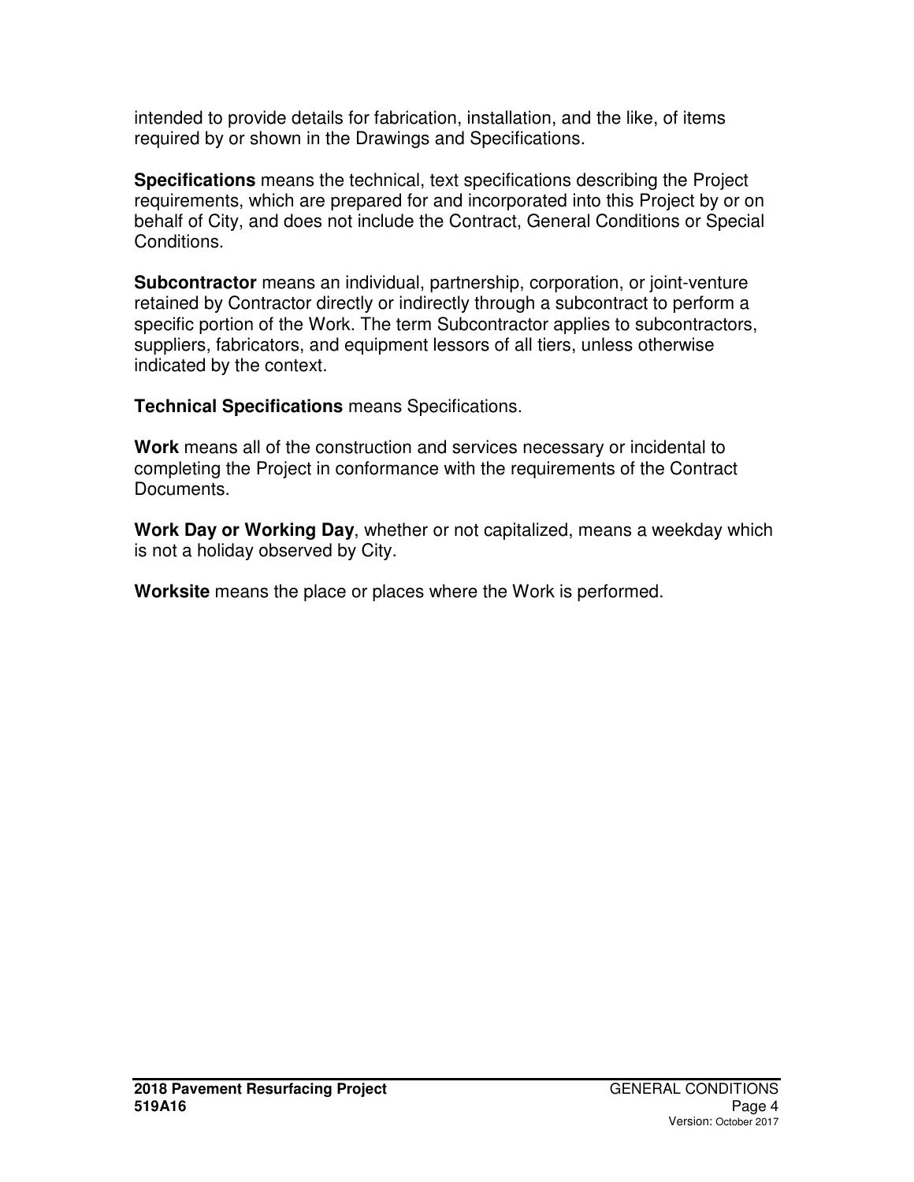intended to provide details for fabrication, installation, and the like, of items required by or shown in the Drawings and Specifications.

**Specifications** means the technical, text specifications describing the Project requirements, which are prepared for and incorporated into this Project by or on behalf of City, and does not include the Contract, General Conditions or Special Conditions.

**Subcontractor** means an individual, partnership, corporation, or joint-venture retained by Contractor directly or indirectly through a subcontract to perform a specific portion of the Work. The term Subcontractor applies to subcontractors, suppliers, fabricators, and equipment lessors of all tiers, unless otherwise indicated by the context.

**Technical Specifications** means Specifications.

**Work** means all of the construction and services necessary or incidental to completing the Project in conformance with the requirements of the Contract Documents.

**Work Day or Working Day**, whether or not capitalized, means a weekday which is not a holiday observed by City.

**Worksite** means the place or places where the Work is performed.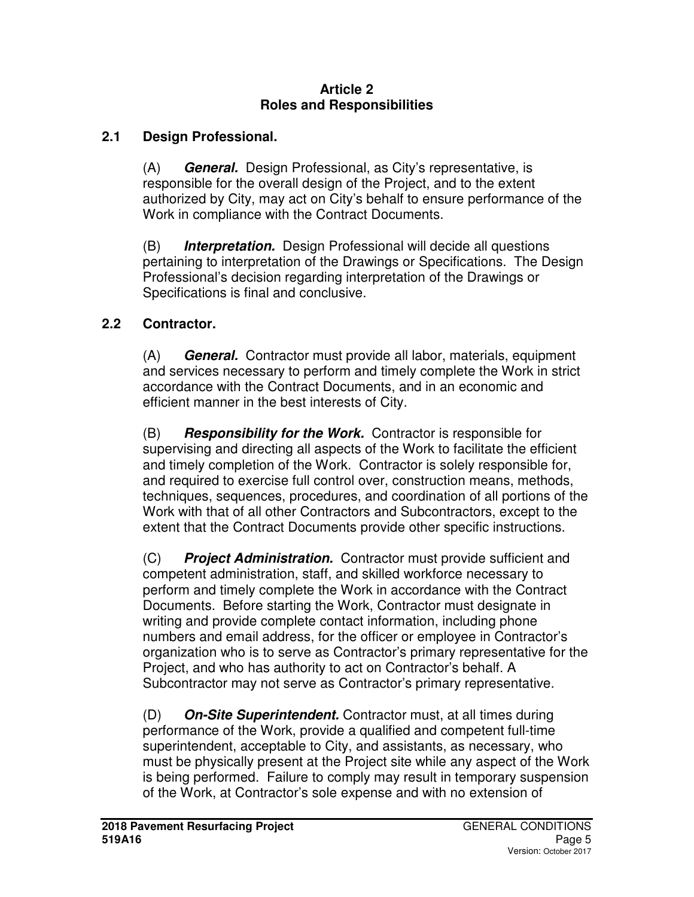# Article 2
# Roles and Responsibilities

## 2.1 Design Professional.

(A) ***General.*** Design Professional, as City's representative, is responsible for the overall design of the Project, and to the extent authorized by City, may act on City's behalf to ensure performance of the Work in compliance with the Contract Documents.

(B) ***Interpretation.*** Design Professional will decide all questions pertaining to interpretation of the Drawings or Specifications. The Design Professional's decision regarding interpretation of the Drawings or Specifications is final and conclusive.

## 2.2 Contractor.

(A) ***General.*** Contractor must provide all labor, materials, equipment and services necessary to perform and timely complete the Work in strict accordance with the Contract Documents, and in an economic and efficient manner in the best interests of City.

(B) ***Responsibility for the Work.*** Contractor is responsible for supervising and directing all aspects of the Work to facilitate the efficient and timely completion of the Work. Contractor is solely responsible for, and required to exercise full control over, construction means, methods, techniques, sequences, procedures, and coordination of all portions of the Work with that of all other Contractors and Subcontractors, except to the extent that the Contract Documents provide other specific instructions.

(C) ***Project Administration.*** Contractor must provide sufficient and competent administration, staff, and skilled workforce necessary to perform and timely complete the Work in accordance with the Contract Documents. Before starting the Work, Contractor must designate in writing and provide complete contact information, including phone numbers and email address, for the officer or employee in Contractor's organization who is to serve as Contractor's primary representative for the Project, and who has authority to act on Contractor's behalf. A Subcontractor may not serve as Contractor's primary representative.

(D) ***On-Site Superintendent.*** Contractor must, at all times during performance of the Work, provide a qualified and competent full-time superintendent, acceptable to City, and assistants, as necessary, who must be physically present at the Project site while any aspect of the Work is being performed. Failure to comply may result in temporary suspension of the Work, at Contractor's sole expense and with no extension of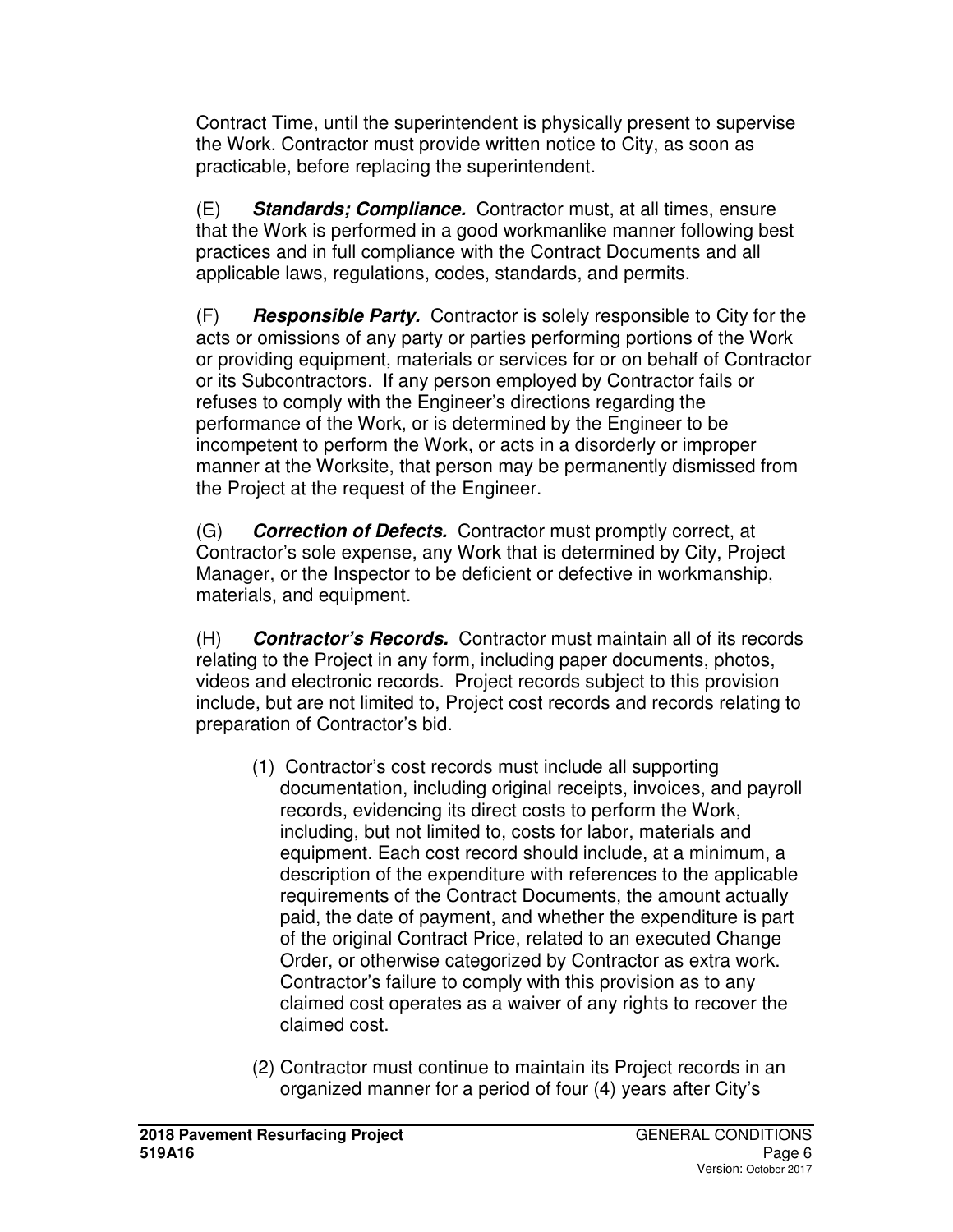Contract Time, until the superintendent is physically present to supervise the Work. Contractor must provide written notice to City, as soon as practicable, before replacing the superintendent.

(E) ***Standards; Compliance.*** Contractor must, at all times, ensure that the Work is performed in a good workmanlike manner following best practices and in full compliance with the Contract Documents and all applicable laws, regulations, codes, standards, and permits.

(F) ***Responsible Party.*** Contractor is solely responsible to City for the acts or omissions of any party or parties performing portions of the Work or providing equipment, materials or services for or on behalf of Contractor or its Subcontractors. If any person employed by Contractor fails or refuses to comply with the Engineer's directions regarding the performance of the Work, or is determined by the Engineer to be incompetent to perform the Work, or acts in a disorderly or improper manner at the Worksite, that person may be permanently dismissed from the Project at the request of the Engineer.

(G) ***Correction of Defects.*** Contractor must promptly correct, at Contractor's sole expense, any Work that is determined by City, Project Manager, or the Inspector to be deficient or defective in workmanship, materials, and equipment.

(H) ***Contractor's Records.*** Contractor must maintain all of its records relating to the Project in any form, including paper documents, photos, videos and electronic records. Project records subject to this provision include, but are not limited to, Project cost records and records relating to preparation of Contractor's bid.

(1) Contractor's cost records must include all supporting documentation, including original receipts, invoices, and payroll records, evidencing its direct costs to perform the Work, including, but not limited to, costs for labor, materials and equipment. Each cost record should include, at a minimum, a description of the expenditure with references to the applicable requirements of the Contract Documents, the amount actually paid, the date of payment, and whether the expenditure is part of the original Contract Price, related to an executed Change Order, or otherwise categorized by Contractor as extra work. Contractor's failure to comply with this provision as to any claimed cost operates as a waiver of any rights to recover the claimed cost.

(2) Contractor must continue to maintain its Project records in an organized manner for a period of four (4) years after City's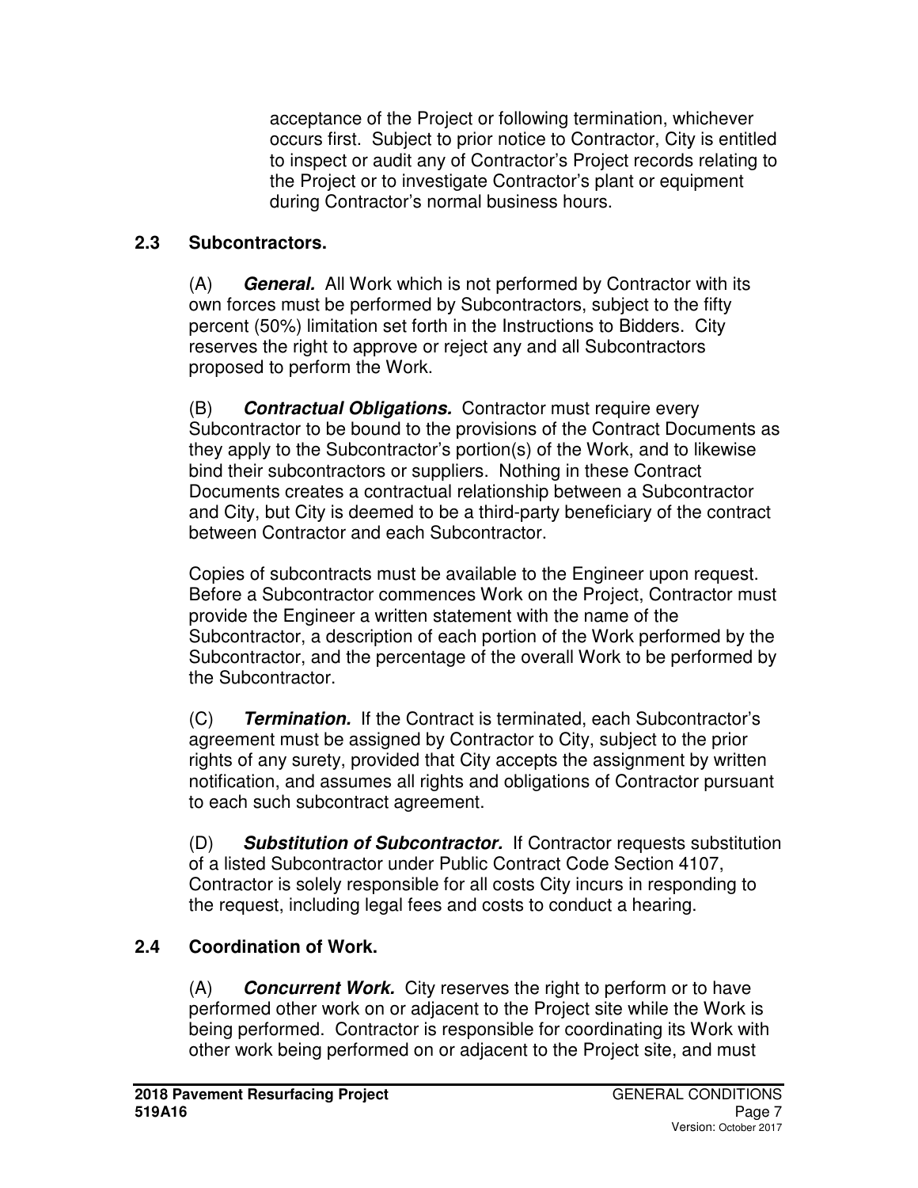acceptance of the Project or following termination, whichever occurs first. Subject to prior notice to Contractor, City is entitled to inspect or audit any of Contractor's Project records relating to the Project or to investigate Contractor's plant or equipment during Contractor's normal business hours.

## 2.3 Subcontractors.

(A) ***General.*** All Work which is not performed by Contractor with its own forces must be performed by Subcontractors, subject to the fifty percent (50%) limitation set forth in the Instructions to Bidders. City reserves the right to approve or reject any and all Subcontractors proposed to perform the Work.

(B) ***Contractual Obligations.*** Contractor must require every Subcontractor to be bound to the provisions of the Contract Documents as they apply to the Subcontractor's portion(s) of the Work, and to likewise bind their subcontractors or suppliers. Nothing in these Contract Documents creates a contractual relationship between a Subcontractor and City, but City is deemed to be a third-party beneficiary of the contract between Contractor and each Subcontractor.

Copies of subcontracts must be available to the Engineer upon request. Before a Subcontractor commences Work on the Project, Contractor must provide the Engineer a written statement with the name of the Subcontractor, a description of each portion of the Work performed by the Subcontractor, and the percentage of the overall Work to be performed by the Subcontractor.

(C) ***Termination.*** If the Contract is terminated, each Subcontractor's agreement must be assigned by Contractor to City, subject to the prior rights of any surety, provided that City accepts the assignment by written notification, and assumes all rights and obligations of Contractor pursuant to each such subcontract agreement.

(D) ***Substitution of Subcontractor.*** If Contractor requests substitution of a listed Subcontractor under Public Contract Code Section 4107, Contractor is solely responsible for all costs City incurs in responding to the request, including legal fees and costs to conduct a hearing.

## 2.4 Coordination of Work.

(A) ***Concurrent Work.*** City reserves the right to perform or to have performed other work on or adjacent to the Project site while the Work is being performed. Contractor is responsible for coordinating its Work with other work being performed on or adjacent to the Project site, and must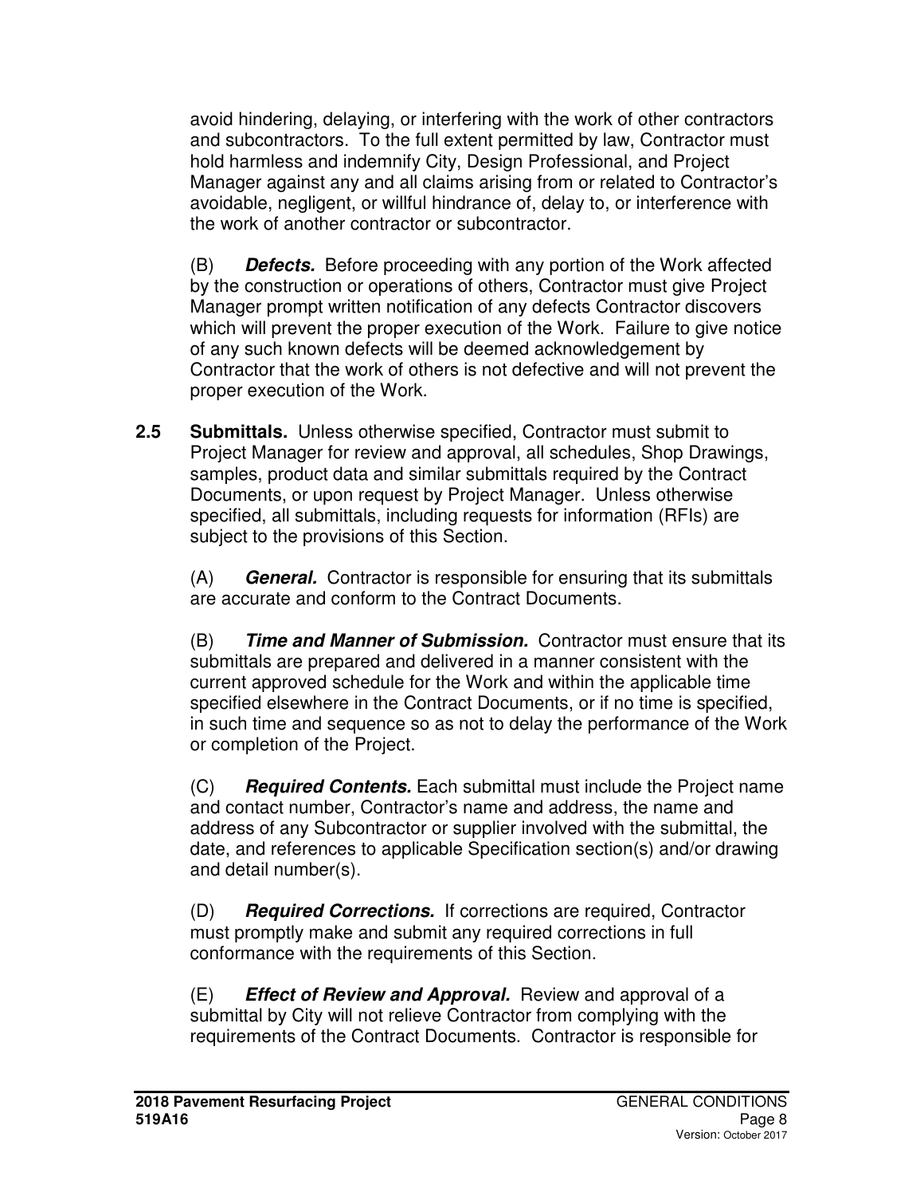avoid hindering, delaying, or interfering with the work of other contractors and subcontractors. To the full extent permitted by law, Contractor must hold harmless and indemnify City, Design Professional, and Project Manager against any and all claims arising from or related to Contractor's avoidable, negligent, or willful hindrance of, delay to, or interference with the work of another contractor or subcontractor.

(B) ***Defects.*** Before proceeding with any portion of the Work affected by the construction or operations of others, Contractor must give Project Manager prompt written notification of any defects Contractor discovers which will prevent the proper execution of the Work. Failure to give notice of any such known defects will be deemed acknowledgement by Contractor that the work of others is not defective and will not prevent the proper execution of the Work.

**2.5 Submittals.** Unless otherwise specified, Contractor must submit to Project Manager for review and approval, all schedules, Shop Drawings, samples, product data and similar submittals required by the Contract Documents, or upon request by Project Manager. Unless otherwise specified, all submittals, including requests for information (RFIs) are subject to the provisions of this Section.

(A) ***General.*** Contractor is responsible for ensuring that its submittals are accurate and conform to the Contract Documents.

(B) ***Time and Manner of Submission.*** Contractor must ensure that its submittals are prepared and delivered in a manner consistent with the current approved schedule for the Work and within the applicable time specified elsewhere in the Contract Documents, or if no time is specified, in such time and sequence so as not to delay the performance of the Work or completion of the Project.

(C) ***Required Contents.*** Each submittal must include the Project name and contact number, Contractor's name and address, the name and address of any Subcontractor or supplier involved with the submittal, the date, and references to applicable Specification section(s) and/or drawing and detail number(s).

(D) ***Required Corrections.*** If corrections are required, Contractor must promptly make and submit any required corrections in full conformance with the requirements of this Section.

(E) ***Effect of Review and Approval.*** Review and approval of a submittal by City will not relieve Contractor from complying with the requirements of the Contract Documents. Contractor is responsible for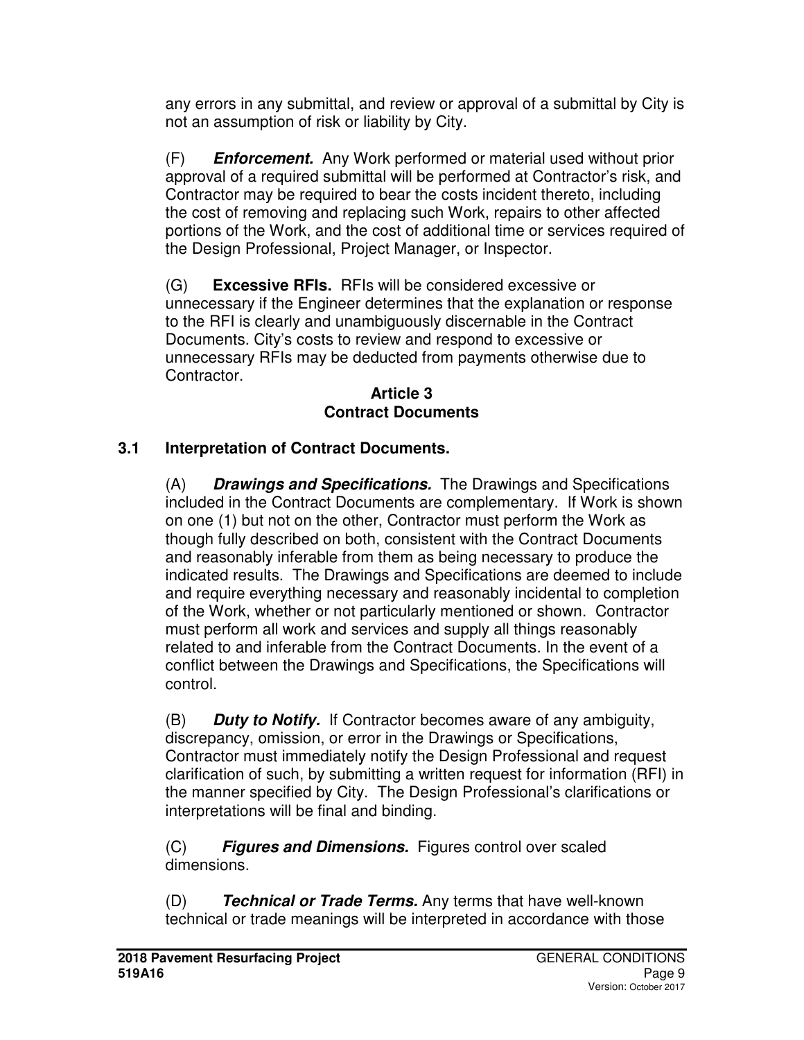any errors in any submittal, and review or approval of a submittal by City is not an assumption of risk or liability by City.

(F) ***Enforcement.*** Any Work performed or material used without prior approval of a required submittal will be performed at Contractor's risk, and Contractor may be required to bear the costs incident thereto, including the cost of removing and replacing such Work, repairs to other affected portions of the Work, and the cost of additional time or services required of the Design Professional, Project Manager, or Inspector.

(G) **Excessive RFIs.** RFIs will be considered excessive or unnecessary if the Engineer determines that the explanation or response to the RFI is clearly and unambiguously discernable in the Contract Documents. City's costs to review and respond to excessive or unnecessary RFIs may be deducted from payments otherwise due to Contractor.

## Article 3
## Contract Documents

### 3.1 Interpretation of Contract Documents.

(A) ***Drawings and Specifications.*** The Drawings and Specifications included in the Contract Documents are complementary. If Work is shown on one (1) but not on the other, Contractor must perform the Work as though fully described on both, consistent with the Contract Documents and reasonably inferable from them as being necessary to produce the indicated results. The Drawings and Specifications are deemed to include and require everything necessary and reasonably incidental to completion of the Work, whether or not particularly mentioned or shown. Contractor must perform all work and services and supply all things reasonably related to and inferable from the Contract Documents. In the event of a conflict between the Drawings and Specifications, the Specifications will control.

(B) ***Duty to Notify.*** If Contractor becomes aware of any ambiguity, discrepancy, omission, or error in the Drawings or Specifications, Contractor must immediately notify the Design Professional and request clarification of such, by submitting a written request for information (RFI) in the manner specified by City. The Design Professional's clarifications or interpretations will be final and binding.

(C) ***Figures and Dimensions.*** Figures control over scaled dimensions.

(D) ***Technical or Trade Terms.*** Any terms that have well-known technical or trade meanings will be interpreted in accordance with those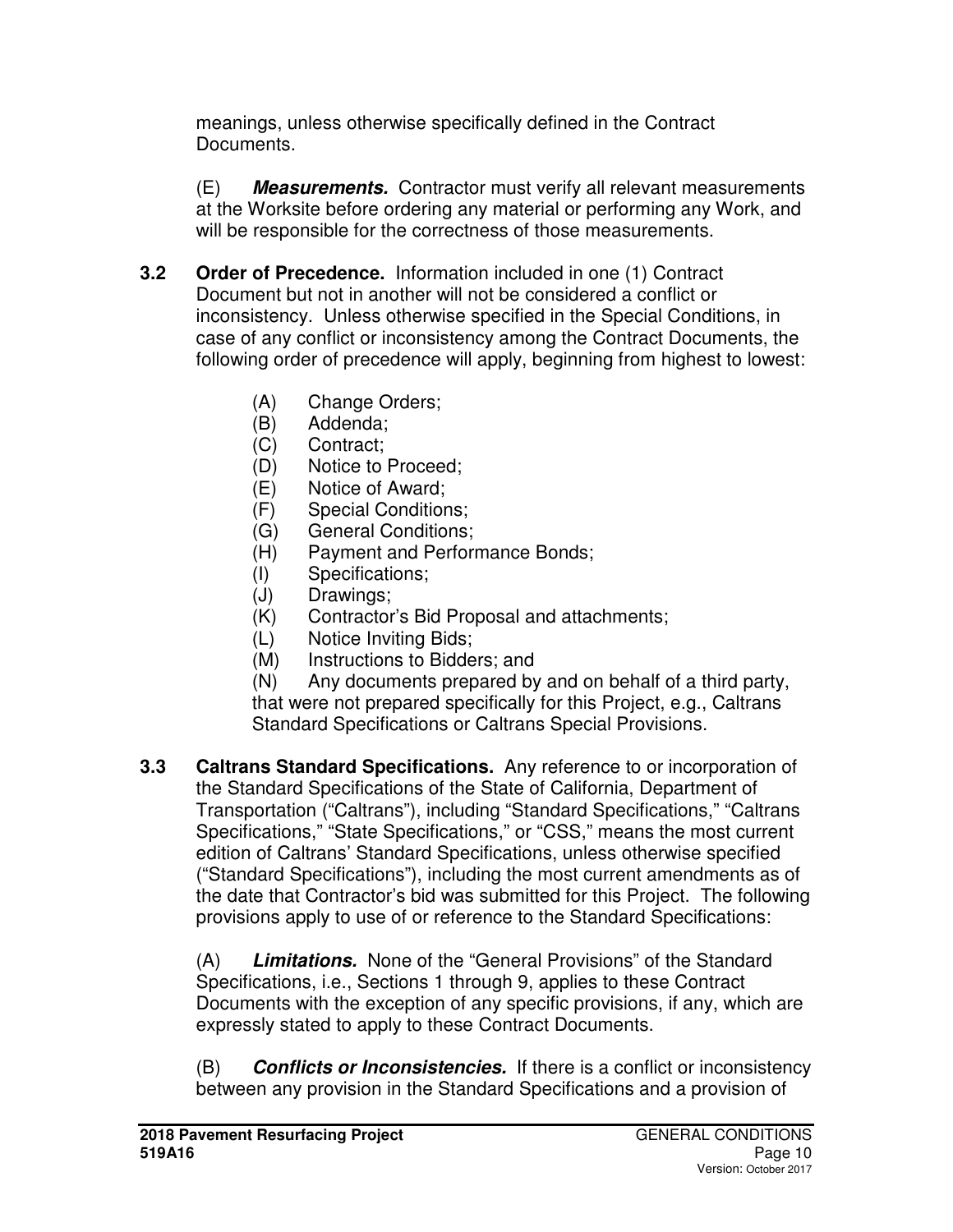meanings, unless otherwise specifically defined in the Contract Documents.

(E) ***Measurements.*** Contractor must verify all relevant measurements at the Worksite before ordering any material or performing any Work, and will be responsible for the correctness of those measurements.

**3.2 Order of Precedence.** Information included in one (1) Contract Document but not in another will not be considered a conflict or inconsistency. Unless otherwise specified in the Special Conditions, in case of any conflict or inconsistency among the Contract Documents, the following order of precedence will apply, beginning from highest to lowest:

(A) Change Orders;
(B) Addenda;
(C) Contract;
(D) Notice to Proceed;
(E) Notice of Award;
(F) Special Conditions;
(G) General Conditions;
(H) Payment and Performance Bonds;
(I) Specifications;
(J) Drawings;
(K) Contractor's Bid Proposal and attachments;
(L) Notice Inviting Bids;
(M) Instructions to Bidders; and
(N) Any documents prepared by and on behalf of a third party, that were not prepared specifically for this Project, e.g., Caltrans Standard Specifications or Caltrans Special Provisions.

**3.3 Caltrans Standard Specifications.** Any reference to or incorporation of the Standard Specifications of the State of California, Department of Transportation ("Caltrans"), including "Standard Specifications," "Caltrans Specifications," "State Specifications," or "CSS," means the most current edition of Caltrans' Standard Specifications, unless otherwise specified ("Standard Specifications"), including the most current amendments as of the date that Contractor's bid was submitted for this Project. The following provisions apply to use of or reference to the Standard Specifications:

(A) ***Limitations.*** None of the "General Provisions" of the Standard Specifications, i.e., Sections 1 through 9, applies to these Contract Documents with the exception of any specific provisions, if any, which are expressly stated to apply to these Contract Documents.

(B) ***Conflicts or Inconsistencies.*** If there is a conflict or inconsistency between any provision in the Standard Specifications and a provision of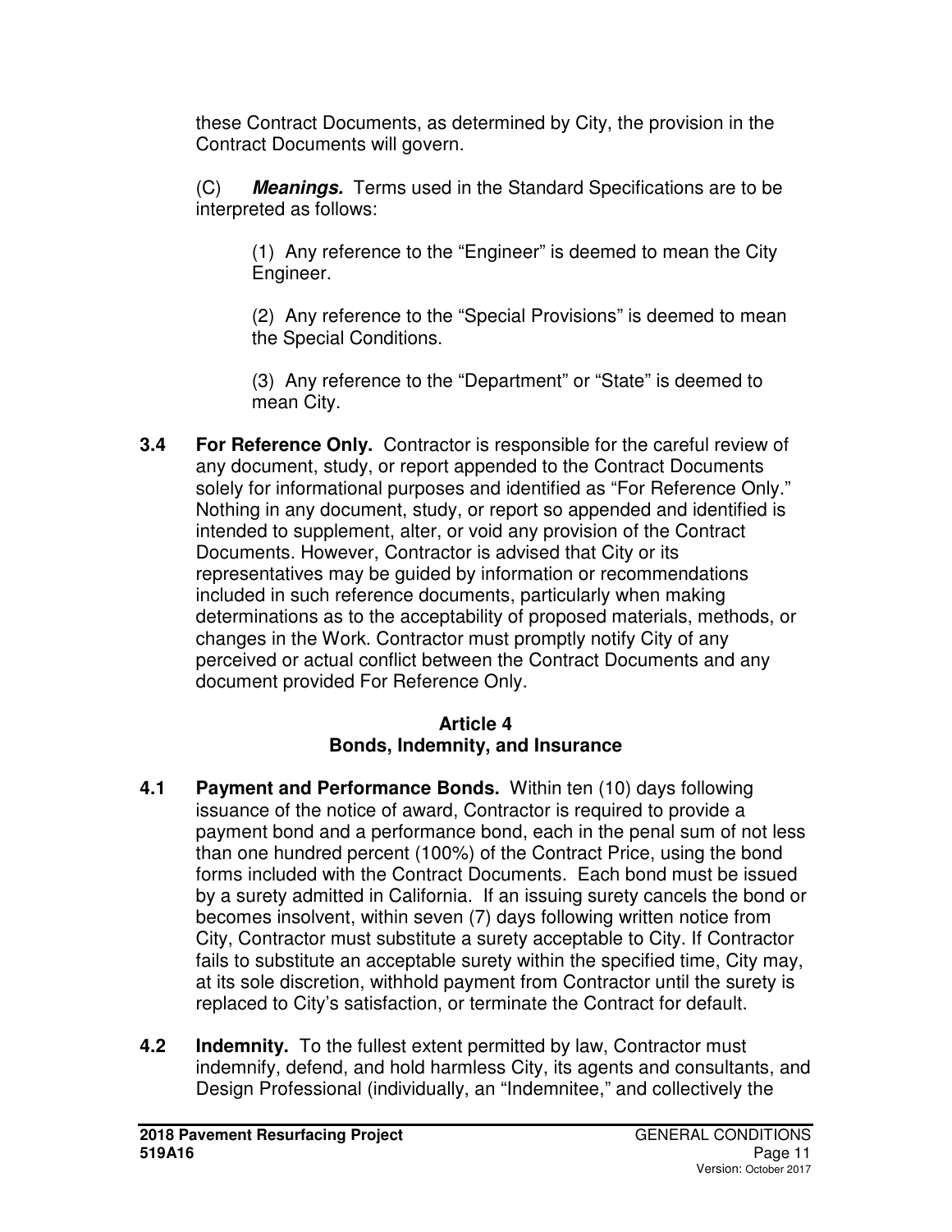these Contract Documents, as determined by City, the provision in the Contract Documents will govern.

(C) ***Meanings.*** Terms used in the Standard Specifications are to be interpreted as follows:

(1) Any reference to the "Engineer" is deemed to mean the City Engineer.

(2) Any reference to the "Special Provisions" is deemed to mean the Special Conditions.

(3) Any reference to the "Department" or "State" is deemed to mean City.

**3.4 For Reference Only.** Contractor is responsible for the careful review of any document, study, or report appended to the Contract Documents solely for informational purposes and identified as "For Reference Only." Nothing in any document, study, or report so appended and identified is intended to supplement, alter, or void any provision of the Contract Documents. However, Contractor is advised that City or its representatives may be guided by information or recommendations included in such reference documents, particularly when making determinations as to the acceptability of proposed materials, methods, or changes in the Work. Contractor must promptly notify City of any perceived or actual conflict between the Contract Documents and any document provided For Reference Only.

## Article 4
## Bonds, Indemnity, and Insurance

**4.1 Payment and Performance Bonds.** Within ten (10) days following issuance of the notice of award, Contractor is required to provide a payment bond and a performance bond, each in the penal sum of not less than one hundred percent (100%) of the Contract Price, using the bond forms included with the Contract Documents. Each bond must be issued by a surety admitted in California. If an issuing surety cancels the bond or becomes insolvent, within seven (7) days following written notice from City, Contractor must substitute a surety acceptable to City. If Contractor fails to substitute an acceptable surety within the specified time, City may, at its sole discretion, withhold payment from Contractor until the surety is replaced to City's satisfaction, or terminate the Contract for default.

**4.2 Indemnity.** To the fullest extent permitted by law, Contractor must indemnify, defend, and hold harmless City, its agents and consultants, and Design Professional (individually, an "Indemnitee," and collectively the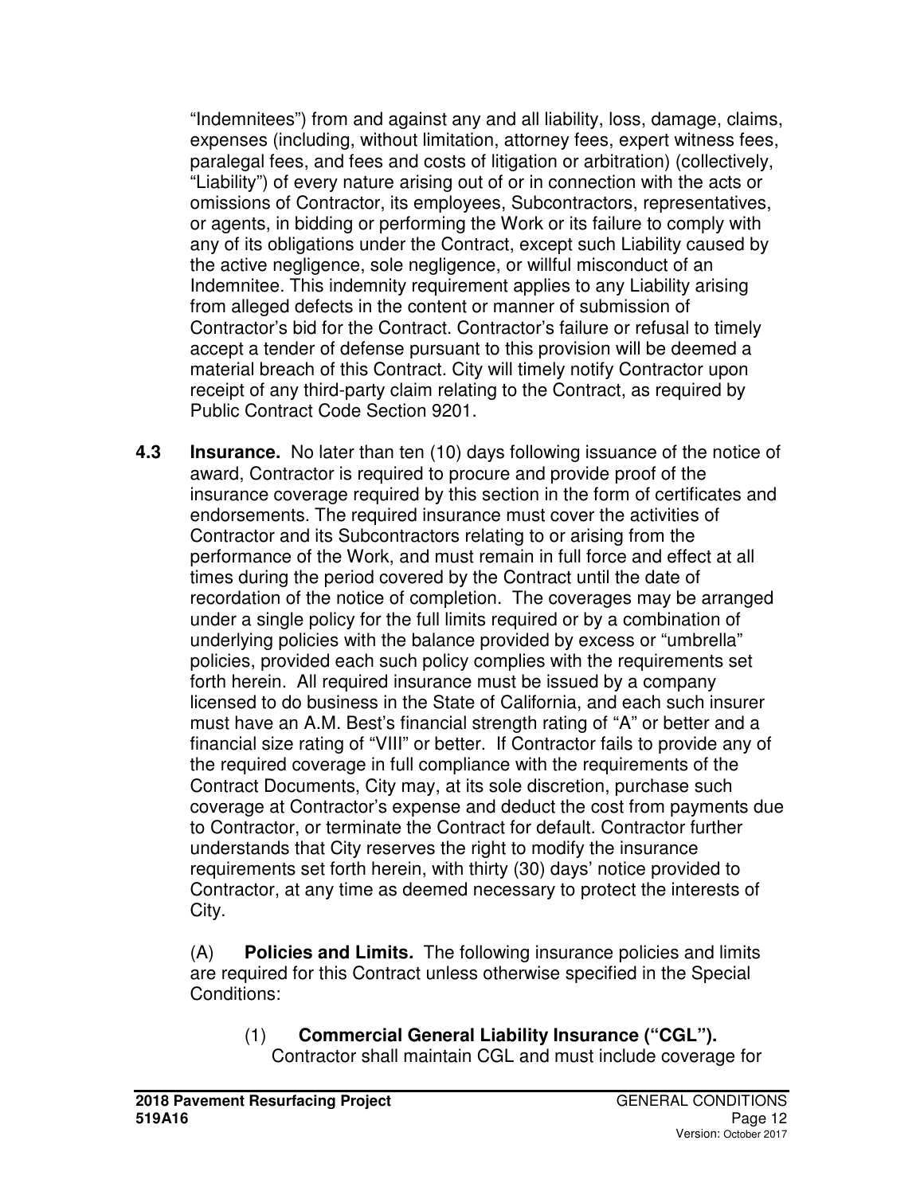"Indemnitees") from and against any and all liability, loss, damage, claims, expenses (including, without limitation, attorney fees, expert witness fees, paralegal fees, and fees and costs of litigation or arbitration) (collectively, "Liability") of every nature arising out of or in connection with the acts or omissions of Contractor, its employees, Subcontractors, representatives, or agents, in bidding or performing the Work or its failure to comply with any of its obligations under the Contract, except such Liability caused by the active negligence, sole negligence, or willful misconduct of an Indemnitee. This indemnity requirement applies to any Liability arising from alleged defects in the content or manner of submission of Contractor's bid for the Contract. Contractor's failure or refusal to timely accept a tender of defense pursuant to this provision will be deemed a material breach of this Contract. City will timely notify Contractor upon receipt of any third-party claim relating to the Contract, as required by Public Contract Code Section 9201.

**4.3 Insurance.** No later than ten (10) days following issuance of the notice of award, Contractor is required to procure and provide proof of the insurance coverage required by this section in the form of certificates and endorsements. The required insurance must cover the activities of Contractor and its Subcontractors relating to or arising from the performance of the Work, and must remain in full force and effect at all times during the period covered by the Contract until the date of recordation of the notice of completion. The coverages may be arranged under a single policy for the full limits required or by a combination of underlying policies with the balance provided by excess or "umbrella" policies, provided each such policy complies with the requirements set forth herein. All required insurance must be issued by a company licensed to do business in the State of California, and each such insurer must have an A.M. Best's financial strength rating of "A" or better and a financial size rating of "VIII" or better. If Contractor fails to provide any of the required coverage in full compliance with the requirements of the Contract Documents, City may, at its sole discretion, purchase such coverage at Contractor's expense and deduct the cost from payments due to Contractor, or terminate the Contract for default. Contractor further understands that City reserves the right to modify the insurance requirements set forth herein, with thirty (30) days' notice provided to Contractor, at any time as deemed necessary to protect the interests of City.

(A) **Policies and Limits.** The following insurance policies and limits are required for this Contract unless otherwise specified in the Special Conditions:

(1) **Commercial General Liability Insurance ("CGL").** Contractor shall maintain CGL and must include coverage for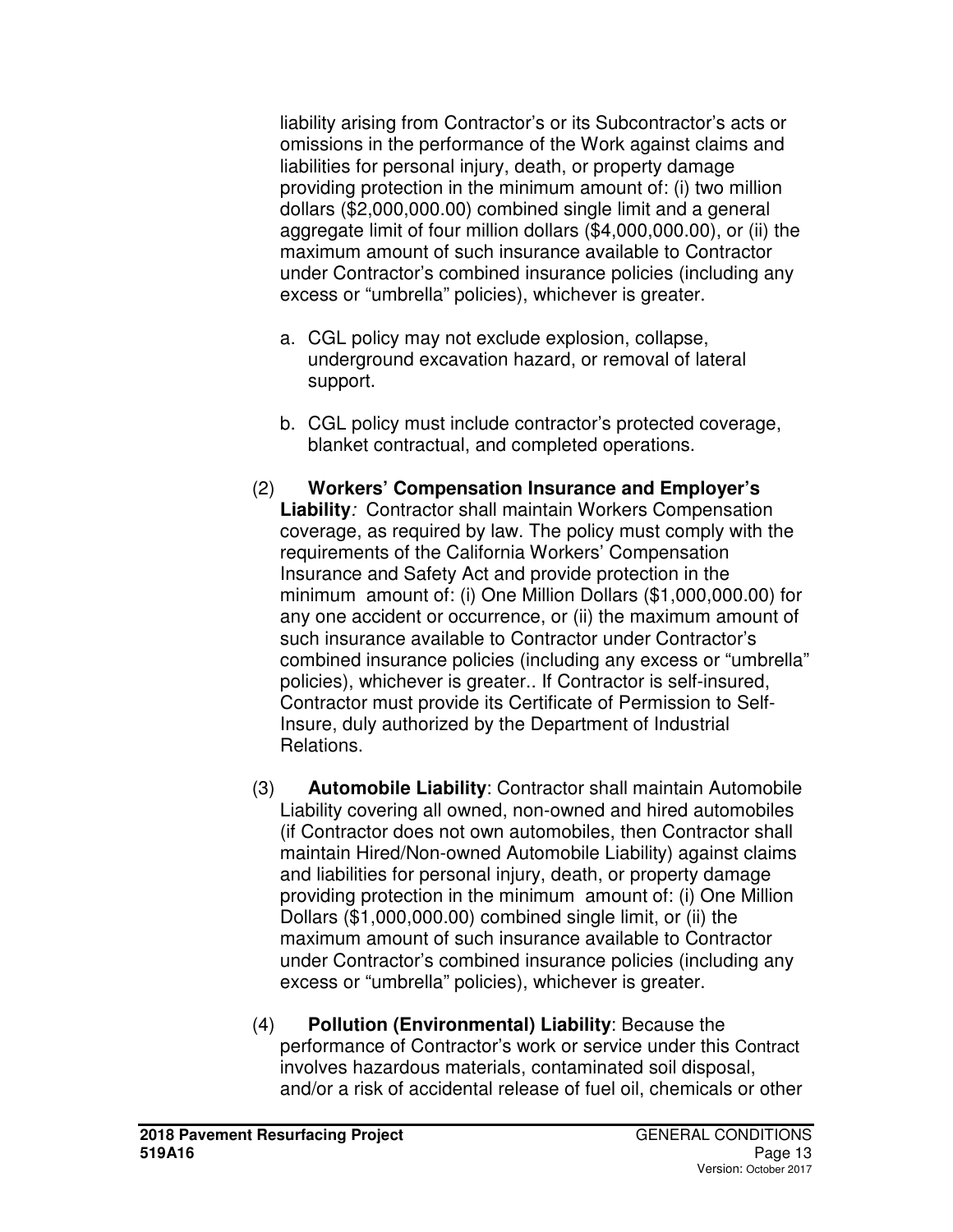liability arising from Contractor's or its Subcontractor's acts or omissions in the performance of the Work against claims and liabilities for personal injury, death, or property damage providing protection in the minimum amount of: (i) two million dollars ($2,000,000.00) combined single limit and a general aggregate limit of four million dollars ($4,000,000.00), or (ii) the maximum amount of such insurance available to Contractor under Contractor's combined insurance policies (including any excess or "umbrella" policies), whichever is greater.

a. CGL policy may not exclude explosion, collapse, underground excavation hazard, or removal of lateral support.

b. CGL policy must include contractor's protected coverage, blanket contractual, and completed operations.

(2) **Workers' Compensation Insurance and Employer's Liability***:* Contractor shall maintain Workers Compensation coverage, as required by law. The policy must comply with the requirements of the California Workers' Compensation Insurance and Safety Act and provide protection in the minimum amount of: (i) One Million Dollars ($1,000,000.00) for any one accident or occurrence, or (ii) the maximum amount of such insurance available to Contractor under Contractor's combined insurance policies (including any excess or "umbrella" policies), whichever is greater.. If Contractor is self-insured, Contractor must provide its Certificate of Permission to Self-Insure, duly authorized by the Department of Industrial Relations.

(3) **Automobile Liability**: Contractor shall maintain Automobile Liability covering all owned, non-owned and hired automobiles (if Contractor does not own automobiles, then Contractor shall maintain Hired/Non-owned Automobile Liability) against claims and liabilities for personal injury, death, or property damage providing protection in the minimum amount of: (i) One Million Dollars ($1,000,000.00) combined single limit, or (ii) the maximum amount of such insurance available to Contractor under Contractor's combined insurance policies (including any excess or "umbrella" policies), whichever is greater.

(4) **Pollution (Environmental) Liability**: Because the performance of Contractor's work or service under this Contract involves hazardous materials, contaminated soil disposal, and/or a risk of accidental release of fuel oil, chemicals or other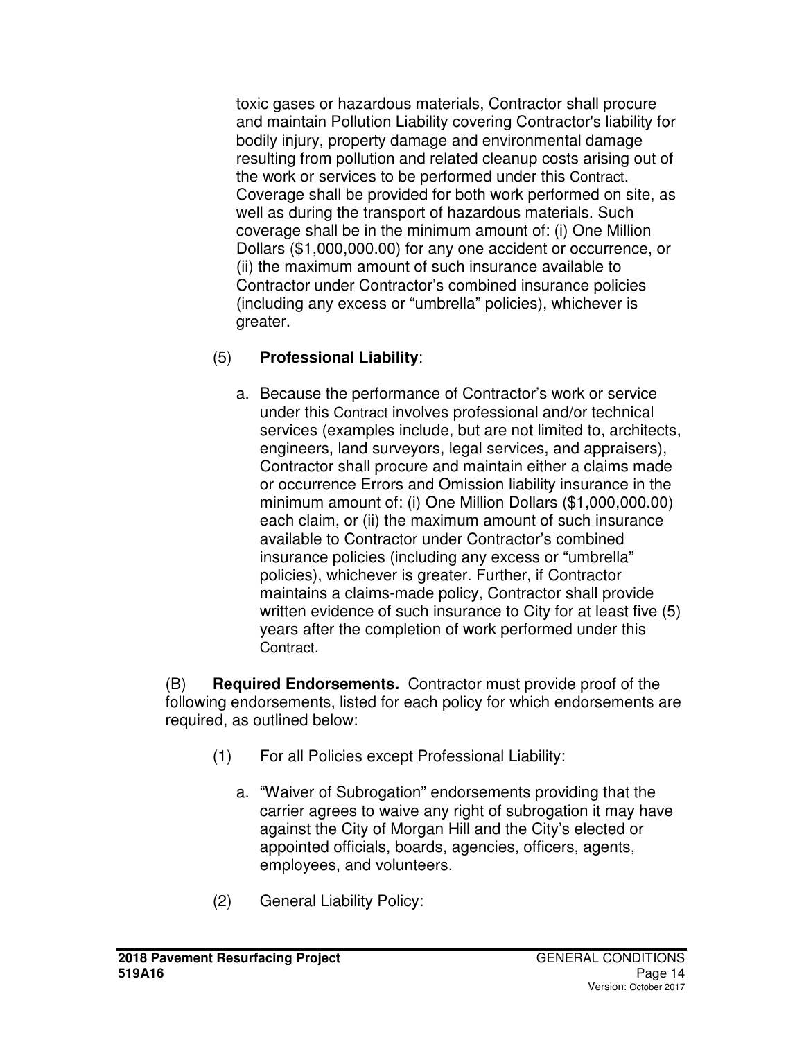toxic gases or hazardous materials, Contractor shall procure and maintain Pollution Liability covering Contractor's liability for bodily injury, property damage and environmental damage resulting from pollution and related cleanup costs arising out of the work or services to be performed under this Contract. Coverage shall be provided for both work performed on site, as well as during the transport of hazardous materials. Such coverage shall be in the minimum amount of: (i) One Million Dollars ($1,000,000.00) for any one accident or occurrence, or (ii) the maximum amount of such insurance available to Contractor under Contractor's combined insurance policies (including any excess or "umbrella" policies), whichever is greater.

(5) **Professional Liability**:

a. Because the performance of Contractor's work or service under this Contract involves professional and/or technical services (examples include, but are not limited to, architects, engineers, land surveyors, legal services, and appraisers), Contractor shall procure and maintain either a claims made or occurrence Errors and Omission liability insurance in the minimum amount of: (i) One Million Dollars ($1,000,000.00) each claim, or (ii) the maximum amount of such insurance available to Contractor under Contractor's combined insurance policies (including any excess or "umbrella" policies), whichever is greater. Further, if Contractor maintains a claims-made policy, Contractor shall provide written evidence of such insurance to City for at least five (5) years after the completion of work performed under this Contract.

(B) **Required Endorsements.** Contractor must provide proof of the following endorsements, listed for each policy for which endorsements are required, as outlined below:

(1) For all Policies except Professional Liability:

a. "Waiver of Subrogation" endorsements providing that the carrier agrees to waive any right of subrogation it may have against the City of Morgan Hill and the City's elected or appointed officials, boards, agencies, officers, agents, employees, and volunteers.

(2) General Liability Policy: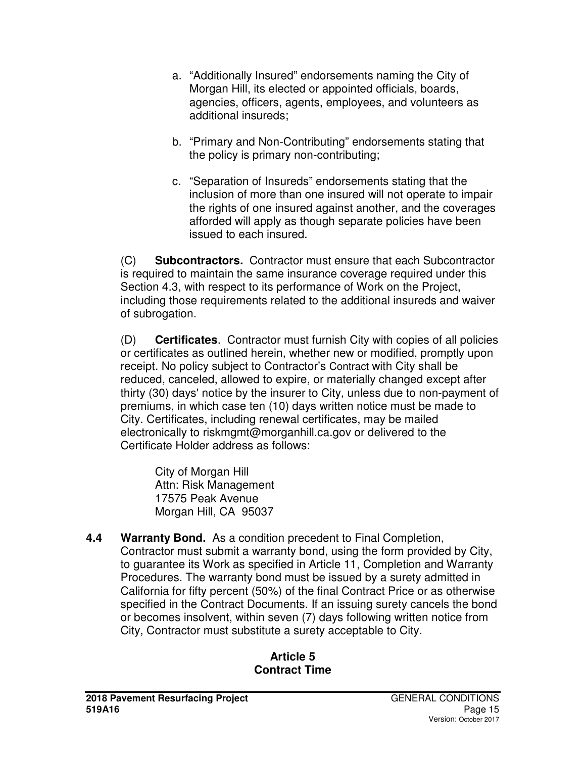a. “Additionally Insured” endorsements naming the City of Morgan Hill, its elected or appointed officials, boards, agencies, officers, agents, employees, and volunteers as additional insureds;

b. “Primary and Non-Contributing” endorsements stating that the policy is primary non-contributing;

c. “Separation of Insureds” endorsements stating that the inclusion of more than one insured will not operate to impair the rights of one insured against another, and the coverages afforded will apply as though separate policies have been issued to each insured.

(C) **Subcontractors.** Contractor must ensure that each Subcontractor is required to maintain the same insurance coverage required under this Section 4.3, with respect to its performance of Work on the Project, including those requirements related to the additional insureds and waiver of subrogation.

(D) **Certificates**. Contractor must furnish City with copies of all policies or certificates as outlined herein, whether new or modified, promptly upon receipt. No policy subject to Contractor’s Contract with City shall be reduced, canceled, allowed to expire, or materially changed except after thirty (30) days' notice by the insurer to City, unless due to non-payment of premiums, in which case ten (10) days written notice must be made to City. Certificates, including renewal certificates, may be mailed electronically to riskmgmt@morganhill.ca.gov or delivered to the Certificate Holder address as follows:

City of Morgan Hill
Attn: Risk Management
17575 Peak Avenue
Morgan Hill, CA 95037

**4.4 Warranty Bond.** As a condition precedent to Final Completion, Contractor must submit a warranty bond, using the form provided by City, to guarantee its Work as specified in Article 11, Completion and Warranty Procedures. The warranty bond must be issued by a surety admitted in California for fifty percent (50%) of the final Contract Price or as otherwise specified in the Contract Documents. If an issuing surety cancels the bond or becomes insolvent, within seven (7) days following written notice from City, Contractor must substitute a surety acceptable to City.

## Article 5
## Contract Time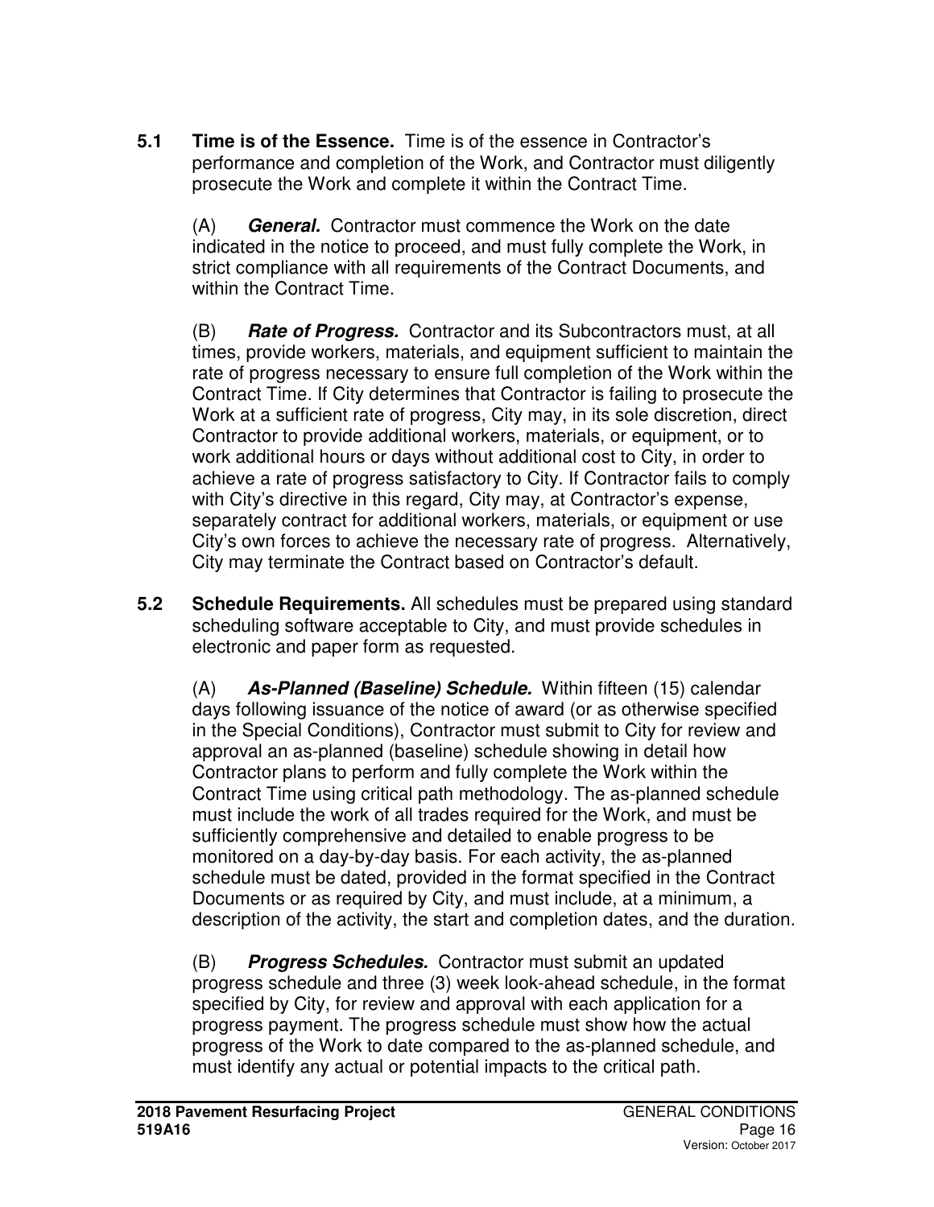**5.1 Time is of the Essence.** Time is of the essence in Contractor's performance and completion of the Work, and Contractor must diligently prosecute the Work and complete it within the Contract Time.

(A) ***General.*** Contractor must commence the Work on the date indicated in the notice to proceed, and must fully complete the Work, in strict compliance with all requirements of the Contract Documents, and within the Contract Time.

(B) ***Rate of Progress.*** Contractor and its Subcontractors must, at all times, provide workers, materials, and equipment sufficient to maintain the rate of progress necessary to ensure full completion of the Work within the Contract Time. If City determines that Contractor is failing to prosecute the Work at a sufficient rate of progress, City may, in its sole discretion, direct Contractor to provide additional workers, materials, or equipment, or to work additional hours or days without additional cost to City, in order to achieve a rate of progress satisfactory to City. If Contractor fails to comply with City's directive in this regard, City may, at Contractor's expense, separately contract for additional workers, materials, or equipment or use City's own forces to achieve the necessary rate of progress. Alternatively, City may terminate the Contract based on Contractor's default.

**5.2 Schedule Requirements.** All schedules must be prepared using standard scheduling software acceptable to City, and must provide schedules in electronic and paper form as requested.

(A) ***As-Planned (Baseline) Schedule.*** Within fifteen (15) calendar days following issuance of the notice of award (or as otherwise specified in the Special Conditions), Contractor must submit to City for review and approval an as-planned (baseline) schedule showing in detail how Contractor plans to perform and fully complete the Work within the Contract Time using critical path methodology. The as-planned schedule must include the work of all trades required for the Work, and must be sufficiently comprehensive and detailed to enable progress to be monitored on a day-by-day basis. For each activity, the as-planned schedule must be dated, provided in the format specified in the Contract Documents or as required by City, and must include, at a minimum, a description of the activity, the start and completion dates, and the duration.

(B) ***Progress Schedules.*** Contractor must submit an updated progress schedule and three (3) week look-ahead schedule, in the format specified by City, for review and approval with each application for a progress payment. The progress schedule must show how the actual progress of the Work to date compared to the as-planned schedule, and must identify any actual or potential impacts to the critical path.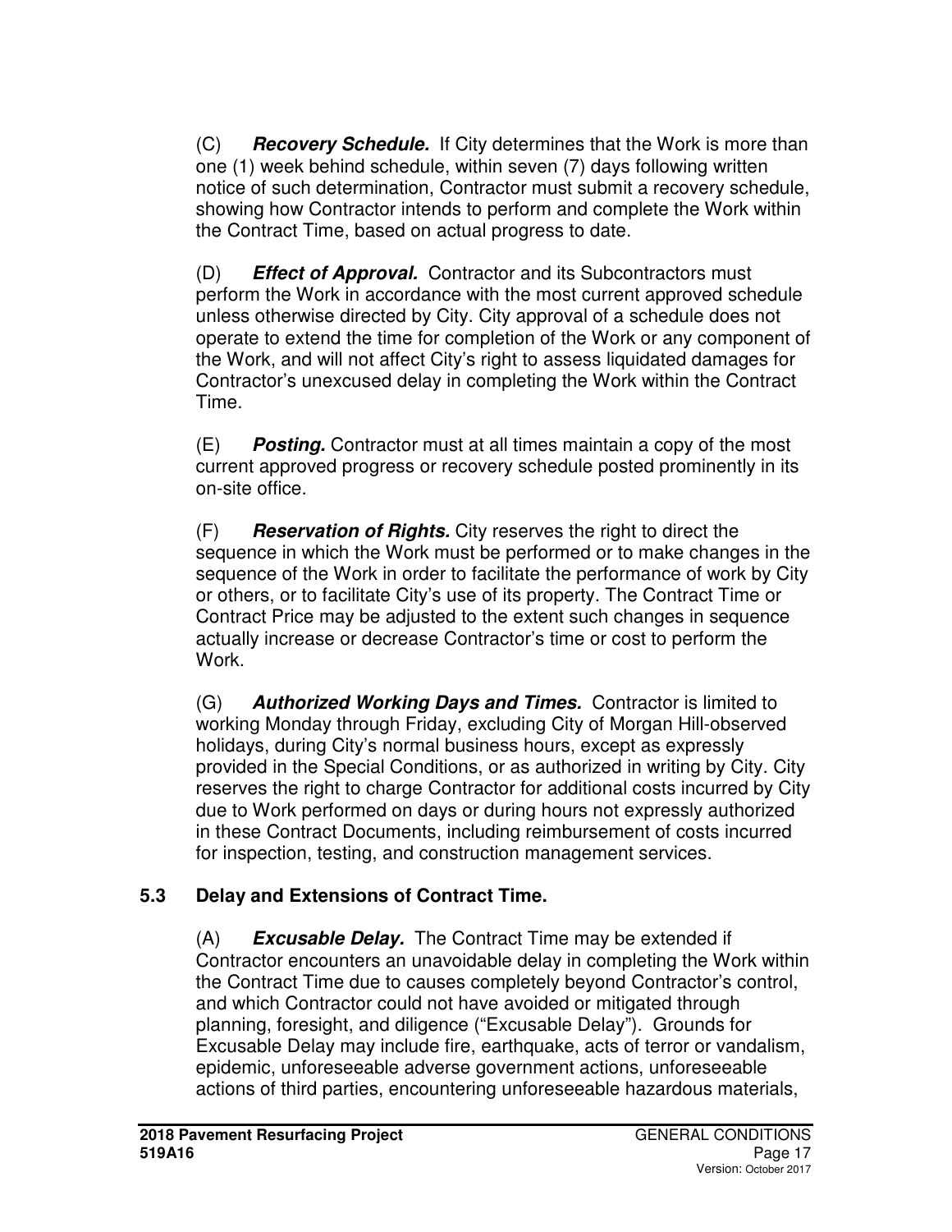(C) ***Recovery Schedule.*** If City determines that the Work is more than one (1) week behind schedule, within seven (7) days following written notice of such determination, Contractor must submit a recovery schedule, showing how Contractor intends to perform and complete the Work within the Contract Time, based on actual progress to date.

(D) ***Effect of Approval.*** Contractor and its Subcontractors must perform the Work in accordance with the most current approved schedule unless otherwise directed by City. City approval of a schedule does not operate to extend the time for completion of the Work or any component of the Work, and will not affect City's right to assess liquidated damages for Contractor's unexcused delay in completing the Work within the Contract Time.

(E) ***Posting.*** Contractor must at all times maintain a copy of the most current approved progress or recovery schedule posted prominently in its on-site office.

(F) ***Reservation of Rights.*** City reserves the right to direct the sequence in which the Work must be performed or to make changes in the sequence of the Work in order to facilitate the performance of work by City or others, or to facilitate City's use of its property. The Contract Time or Contract Price may be adjusted to the extent such changes in sequence actually increase or decrease Contractor's time or cost to perform the Work.

(G) ***Authorized Working Days and Times.*** Contractor is limited to working Monday through Friday, excluding City of Morgan Hill-observed holidays, during City's normal business hours, except as expressly provided in the Special Conditions, or as authorized in writing by City. City reserves the right to charge Contractor for additional costs incurred by City due to Work performed on days or during hours not expressly authorized in these Contract Documents, including reimbursement of costs incurred for inspection, testing, and construction management services.

### 5.3 Delay and Extensions of Contract Time.

(A) ***Excusable Delay.*** The Contract Time may be extended if Contractor encounters an unavoidable delay in completing the Work within the Contract Time due to causes completely beyond Contractor's control, and which Contractor could not have avoided or mitigated through planning, foresight, and diligence ("Excusable Delay"). Grounds for Excusable Delay may include fire, earthquake, acts of terror or vandalism, epidemic, unforeseeable adverse government actions, unforeseeable actions of third parties, encountering unforeseeable hazardous materials,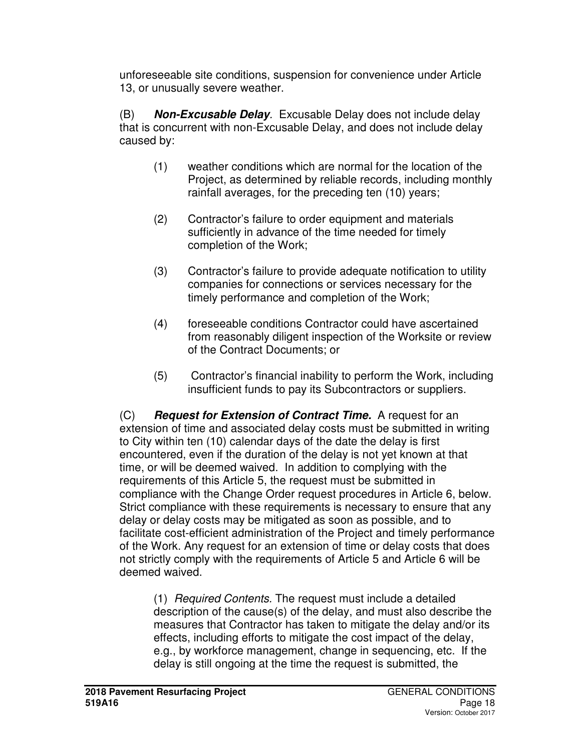unforeseeable site conditions, suspension for convenience under Article 13, or unusually severe weather.

(B) ***Non-Excusable Delay***. Excusable Delay does not include delay that is concurrent with non-Excusable Delay, and does not include delay caused by:

(1) weather conditions which are normal for the location of the Project, as determined by reliable records, including monthly rainfall averages, for the preceding ten (10) years;

(2) Contractor's failure to order equipment and materials sufficiently in advance of the time needed for timely completion of the Work;

(3) Contractor's failure to provide adequate notification to utility companies for connections or services necessary for the timely performance and completion of the Work;

(4) foreseeable conditions Contractor could have ascertained from reasonably diligent inspection of the Worksite or review of the Contract Documents; or

(5) Contractor's financial inability to perform the Work, including insufficient funds to pay its Subcontractors or suppliers.

(C) ***Request for Extension of Contract Time.*** A request for an extension of time and associated delay costs must be submitted in writing to City within ten (10) calendar days of the date the delay is first encountered, even if the duration of the delay is not yet known at that time, or will be deemed waived. In addition to complying with the requirements of this Article 5, the request must be submitted in compliance with the Change Order request procedures in Article 6, below. Strict compliance with these requirements is necessary to ensure that any delay or delay costs may be mitigated as soon as possible, and to facilitate cost-efficient administration of the Project and timely performance of the Work. Any request for an extension of time or delay costs that does not strictly comply with the requirements of Article 5 and Article 6 will be deemed waived.

(1) *Required Contents.* The request must include a detailed description of the cause(s) of the delay, and must also describe the measures that Contractor has taken to mitigate the delay and/or its effects, including efforts to mitigate the cost impact of the delay, e.g., by workforce management, change in sequencing, etc. If the delay is still ongoing at the time the request is submitted, the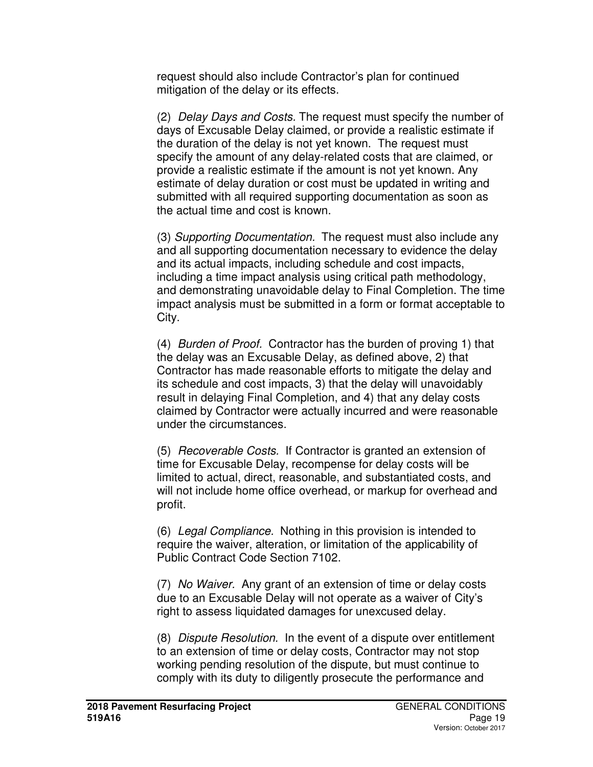request should also include Contractor's plan for continued mitigation of the delay or its effects.

(2) *Delay Days and Costs.* The request must specify the number of days of Excusable Delay claimed, or provide a realistic estimate if the duration of the delay is not yet known. The request must specify the amount of any delay-related costs that are claimed, or provide a realistic estimate if the amount is not yet known. Any estimate of delay duration or cost must be updated in writing and submitted with all required supporting documentation as soon as the actual time and cost is known.

(3) *Supporting Documentation.* The request must also include any and all supporting documentation necessary to evidence the delay and its actual impacts, including schedule and cost impacts, including a time impact analysis using critical path methodology, and demonstrating unavoidable delay to Final Completion. The time impact analysis must be submitted in a form or format acceptable to City.

(4) *Burden of Proof.* Contractor has the burden of proving 1) that the delay was an Excusable Delay, as defined above, 2) that Contractor has made reasonable efforts to mitigate the delay and its schedule and cost impacts, 3) that the delay will unavoidably result in delaying Final Completion, and 4) that any delay costs claimed by Contractor were actually incurred and were reasonable under the circumstances.

(5) *Recoverable Costs.* If Contractor is granted an extension of time for Excusable Delay, recompense for delay costs will be limited to actual, direct, reasonable, and substantiated costs, and will not include home office overhead, or markup for overhead and profit.

(6) *Legal Compliance.* Nothing in this provision is intended to require the waiver, alteration, or limitation of the applicability of Public Contract Code Section 7102.

(7) *No Waiver.* Any grant of an extension of time or delay costs due to an Excusable Delay will not operate as a waiver of City's right to assess liquidated damages for unexcused delay.

(8) *Dispute Resolution.* In the event of a dispute over entitlement to an extension of time or delay costs, Contractor may not stop working pending resolution of the dispute, but must continue to comply with its duty to diligently prosecute the performance and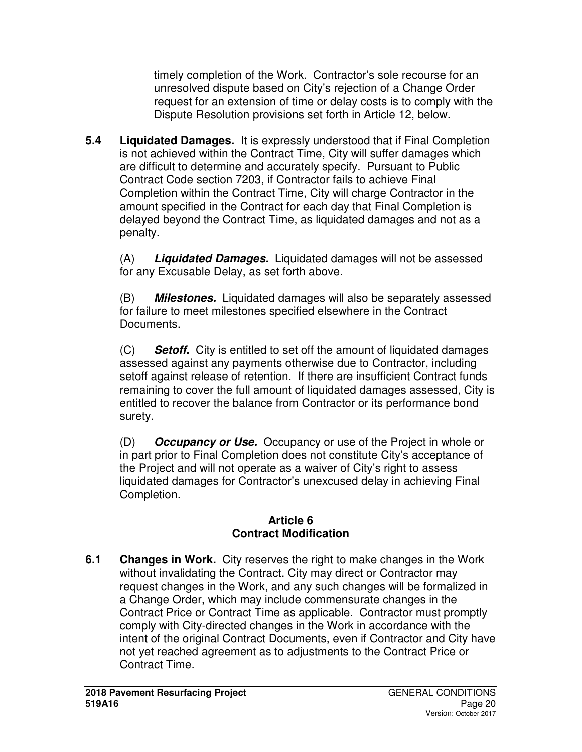timely completion of the Work. Contractor's sole recourse for an unresolved dispute based on City's rejection of a Change Order request for an extension of time or delay costs is to comply with the Dispute Resolution provisions set forth in Article 12, below.

**5.4 Liquidated Damages.** It is expressly understood that if Final Completion is not achieved within the Contract Time, City will suffer damages which are difficult to determine and accurately specify. Pursuant to Public Contract Code section 7203, if Contractor fails to achieve Final Completion within the Contract Time, City will charge Contractor in the amount specified in the Contract for each day that Final Completion is delayed beyond the Contract Time, as liquidated damages and not as a penalty.

(A) ***Liquidated Damages.*** Liquidated damages will not be assessed for any Excusable Delay, as set forth above.

(B) ***Milestones.*** Liquidated damages will also be separately assessed for failure to meet milestones specified elsewhere in the Contract Documents.

(C) ***Setoff.*** City is entitled to set off the amount of liquidated damages assessed against any payments otherwise due to Contractor, including setoff against release of retention. If there are insufficient Contract funds remaining to cover the full amount of liquidated damages assessed, City is entitled to recover the balance from Contractor or its performance bond surety.

(D) ***Occupancy or Use.*** Occupancy or use of the Project in whole or in part prior to Final Completion does not constitute City's acceptance of the Project and will not operate as a waiver of City's right to assess liquidated damages for Contractor's unexcused delay in achieving Final Completion.

## Article 6
## Contract Modification

**6.1 Changes in Work.** City reserves the right to make changes in the Work without invalidating the Contract. City may direct or Contractor may request changes in the Work, and any such changes will be formalized in a Change Order, which may include commensurate changes in the Contract Price or Contract Time as applicable. Contractor must promptly comply with City-directed changes in the Work in accordance with the intent of the original Contract Documents, even if Contractor and City have not yet reached agreement as to adjustments to the Contract Price or Contract Time.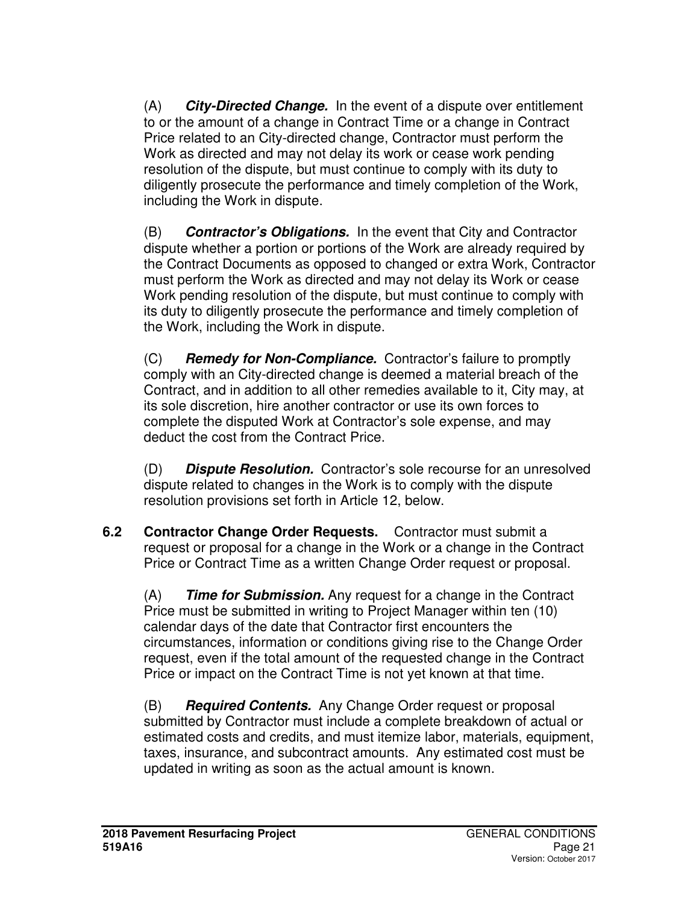(A) ***City-Directed Change.*** In the event of a dispute over entitlement to or the amount of a change in Contract Time or a change in Contract Price related to an City-directed change, Contractor must perform the Work as directed and may not delay its work or cease work pending resolution of the dispute, but must continue to comply with its duty to diligently prosecute the performance and timely completion of the Work, including the Work in dispute.

(B) ***Contractor's Obligations.*** In the event that City and Contractor dispute whether a portion or portions of the Work are already required by the Contract Documents as opposed to changed or extra Work, Contractor must perform the Work as directed and may not delay its Work or cease Work pending resolution of the dispute, but must continue to comply with its duty to diligently prosecute the performance and timely completion of the Work, including the Work in dispute.

(C) ***Remedy for Non-Compliance.*** Contractor's failure to promptly comply with an City-directed change is deemed a material breach of the Contract, and in addition to all other remedies available to it, City may, at its sole discretion, hire another contractor or use its own forces to complete the disputed Work at Contractor's sole expense, and may deduct the cost from the Contract Price.

(D) ***Dispute Resolution.*** Contractor's sole recourse for an unresolved dispute related to changes in the Work is to comply with the dispute resolution provisions set forth in Article 12, below.

**6.2 Contractor Change Order Requests.** Contractor must submit a request or proposal for a change in the Work or a change in the Contract Price or Contract Time as a written Change Order request or proposal.

(A) ***Time for Submission.*** Any request for a change in the Contract Price must be submitted in writing to Project Manager within ten (10) calendar days of the date that Contractor first encounters the circumstances, information or conditions giving rise to the Change Order request, even if the total amount of the requested change in the Contract Price or impact on the Contract Time is not yet known at that time.

(B) ***Required Contents.*** Any Change Order request or proposal submitted by Contractor must include a complete breakdown of actual or estimated costs and credits, and must itemize labor, materials, equipment, taxes, insurance, and subcontract amounts. Any estimated cost must be updated in writing as soon as the actual amount is known.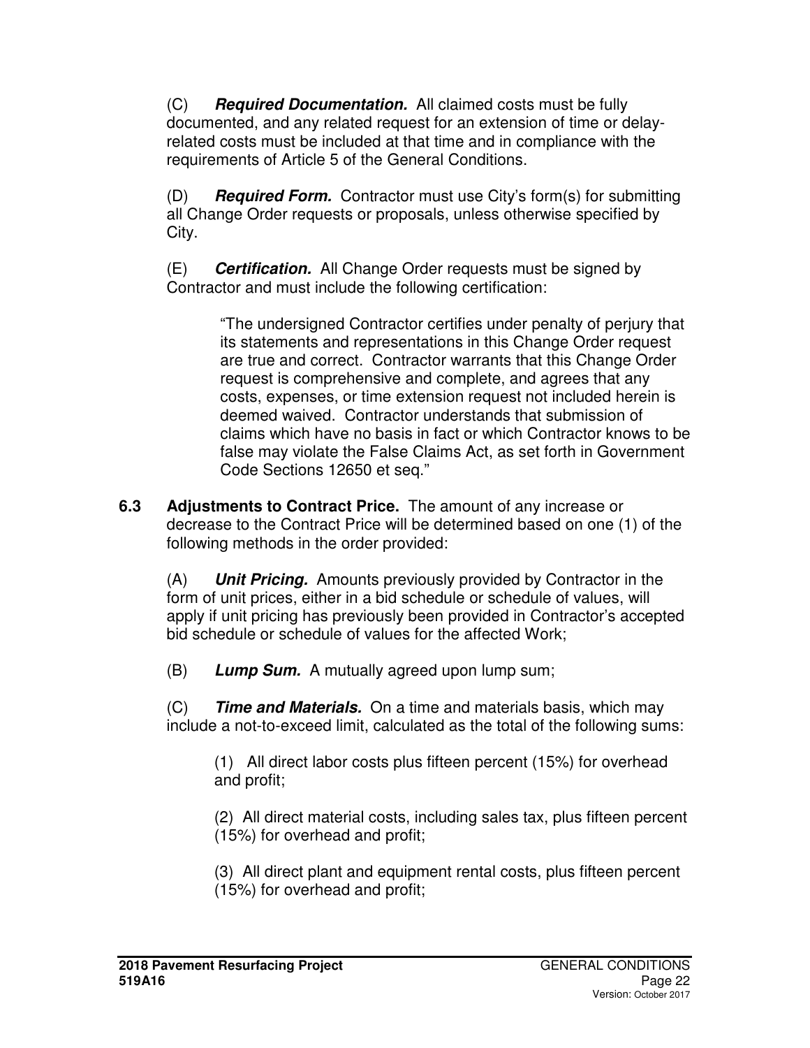(C) ***Required Documentation.*** All claimed costs must be fully documented, and any related request for an extension of time or delay-related costs must be included at that time and in compliance with the requirements of Article 5 of the General Conditions.

(D) ***Required Form.*** Contractor must use City's form(s) for submitting all Change Order requests or proposals, unless otherwise specified by City.

(E) ***Certification.*** All Change Order requests must be signed by Contractor and must include the following certification:

> "The undersigned Contractor certifies under penalty of perjury that its statements and representations in this Change Order request are true and correct. Contractor warrants that this Change Order request is comprehensive and complete, and agrees that any costs, expenses, or time extension request not included herein is deemed waived. Contractor understands that submission of claims which have no basis in fact or which Contractor knows to be false may violate the False Claims Act, as set forth in Government Code Sections 12650 et seq."

**6.3 Adjustments to Contract Price.** The amount of any increase or decrease to the Contract Price will be determined based on one (1) of the following methods in the order provided:

(A) ***Unit Pricing.*** Amounts previously provided by Contractor in the form of unit prices, either in a bid schedule or schedule of values, will apply if unit pricing has previously been provided in Contractor's accepted bid schedule or schedule of values for the affected Work;

(B) ***Lump Sum.*** A mutually agreed upon lump sum;

(C) ***Time and Materials.*** On a time and materials basis, which may include a not-to-exceed limit, calculated as the total of the following sums:

(1) All direct labor costs plus fifteen percent (15%) for overhead and profit;

(2) All direct material costs, including sales tax, plus fifteen percent (15%) for overhead and profit;

(3) All direct plant and equipment rental costs, plus fifteen percent (15%) for overhead and profit;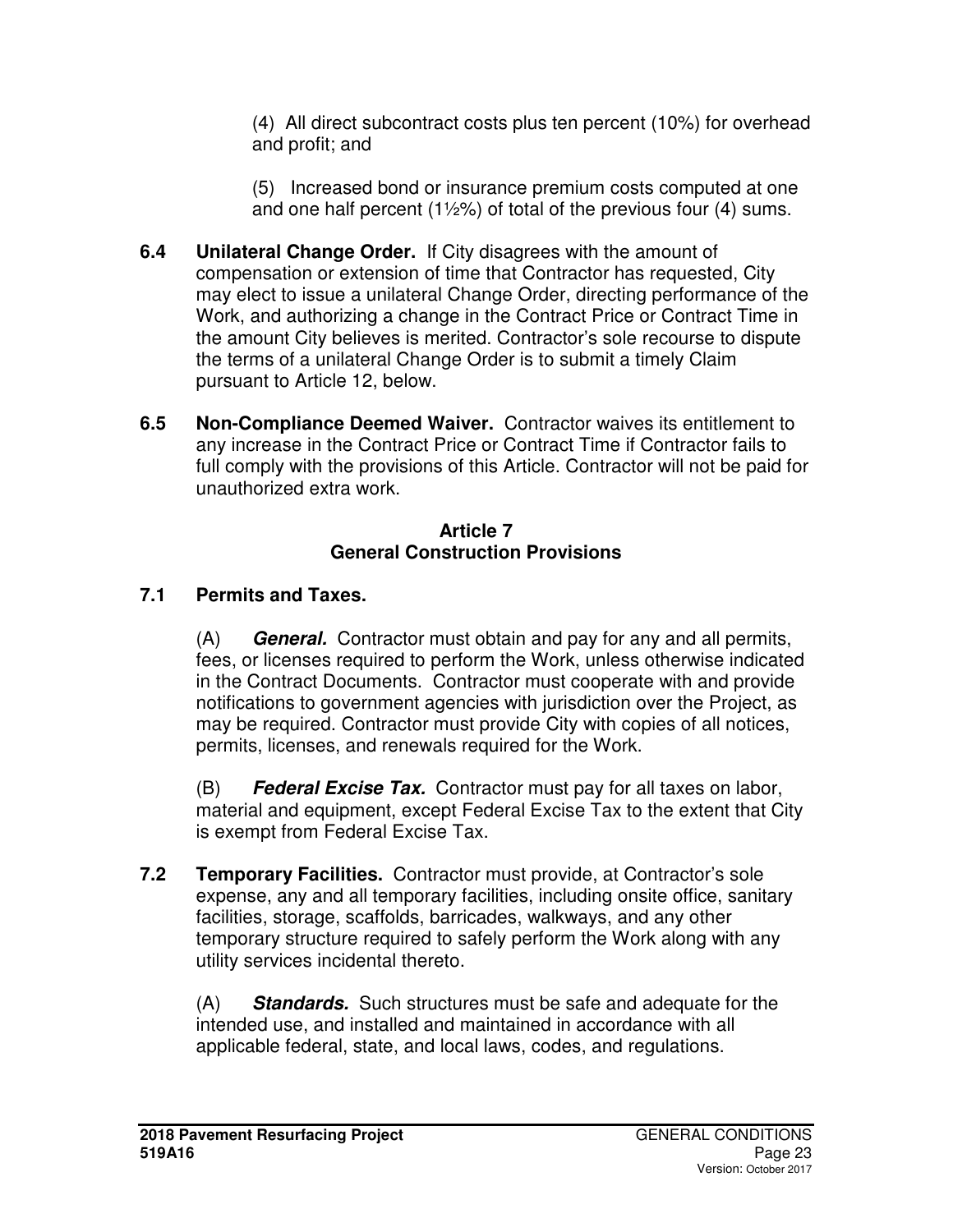(4) All direct subcontract costs plus ten percent (10%) for overhead and profit; and

(5) Increased bond or insurance premium costs computed at one and one half percent (1½%) of total of the previous four (4) sums.

**6.4 Unilateral Change Order.** If City disagrees with the amount of compensation or extension of time that Contractor has requested, City may elect to issue a unilateral Change Order, directing performance of the Work, and authorizing a change in the Contract Price or Contract Time in the amount City believes is merited. Contractor's sole recourse to dispute the terms of a unilateral Change Order is to submit a timely Claim pursuant to Article 12, below.

**6.5 Non-Compliance Deemed Waiver.** Contractor waives its entitlement to any increase in the Contract Price or Contract Time if Contractor fails to full comply with the provisions of this Article. Contractor will not be paid for unauthorized extra work.

## Article 7
## General Construction Provisions

### 7.1 Permits and Taxes.

(A) ***General.*** Contractor must obtain and pay for any and all permits, fees, or licenses required to perform the Work, unless otherwise indicated in the Contract Documents. Contractor must cooperate with and provide notifications to government agencies with jurisdiction over the Project, as may be required. Contractor must provide City with copies of all notices, permits, licenses, and renewals required for the Work.

(B) ***Federal Excise Tax.*** Contractor must pay for all taxes on labor, material and equipment, except Federal Excise Tax to the extent that City is exempt from Federal Excise Tax.

**7.2 Temporary Facilities.** Contractor must provide, at Contractor's sole expense, any and all temporary facilities, including onsite office, sanitary facilities, storage, scaffolds, barricades, walkways, and any other temporary structure required to safely perform the Work along with any utility services incidental thereto.

(A) ***Standards.*** Such structures must be safe and adequate for the intended use, and installed and maintained in accordance with all applicable federal, state, and local laws, codes, and regulations.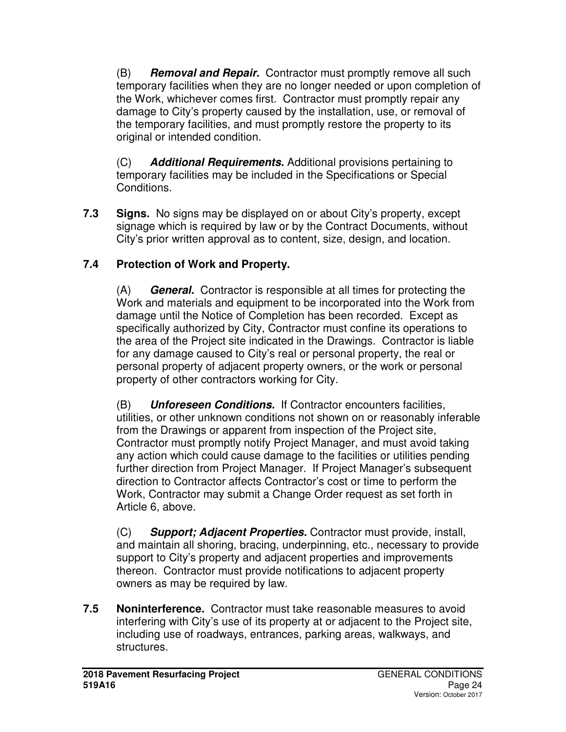(B) ***Removal and Repair.*** Contractor must promptly remove all such temporary facilities when they are no longer needed or upon completion of the Work, whichever comes first. Contractor must promptly repair any damage to City's property caused by the installation, use, or removal of the temporary facilities, and must promptly restore the property to its original or intended condition.

(C) ***Additional Requirements.*** Additional provisions pertaining to temporary facilities may be included in the Specifications or Special Conditions.

**7.3 Signs.** No signs may be displayed on or about City's property, except signage which is required by law or by the Contract Documents, without City's prior written approval as to content, size, design, and location.

### 7.4 Protection of Work and Property.

(A) ***General.*** Contractor is responsible at all times for protecting the Work and materials and equipment to be incorporated into the Work from damage until the Notice of Completion has been recorded. Except as specifically authorized by City, Contractor must confine its operations to the area of the Project site indicated in the Drawings. Contractor is liable for any damage caused to City's real or personal property, the real or personal property of adjacent property owners, or the work or personal property of other contractors working for City.

(B) ***Unforeseen Conditions.*** If Contractor encounters facilities, utilities, or other unknown conditions not shown on or reasonably inferable from the Drawings or apparent from inspection of the Project site, Contractor must promptly notify Project Manager, and must avoid taking any action which could cause damage to the facilities or utilities pending further direction from Project Manager. If Project Manager's subsequent direction to Contractor affects Contractor's cost or time to perform the Work, Contractor may submit a Change Order request as set forth in Article 6, above.

(C) ***Support; Adjacent Properties.*** Contractor must provide, install, and maintain all shoring, bracing, underpinning, etc., necessary to provide support to City's property and adjacent properties and improvements thereon. Contractor must provide notifications to adjacent property owners as may be required by law.

**7.5 Noninterference.** Contractor must take reasonable measures to avoid interfering with City's use of its property at or adjacent to the Project site, including use of roadways, entrances, parking areas, walkways, and structures.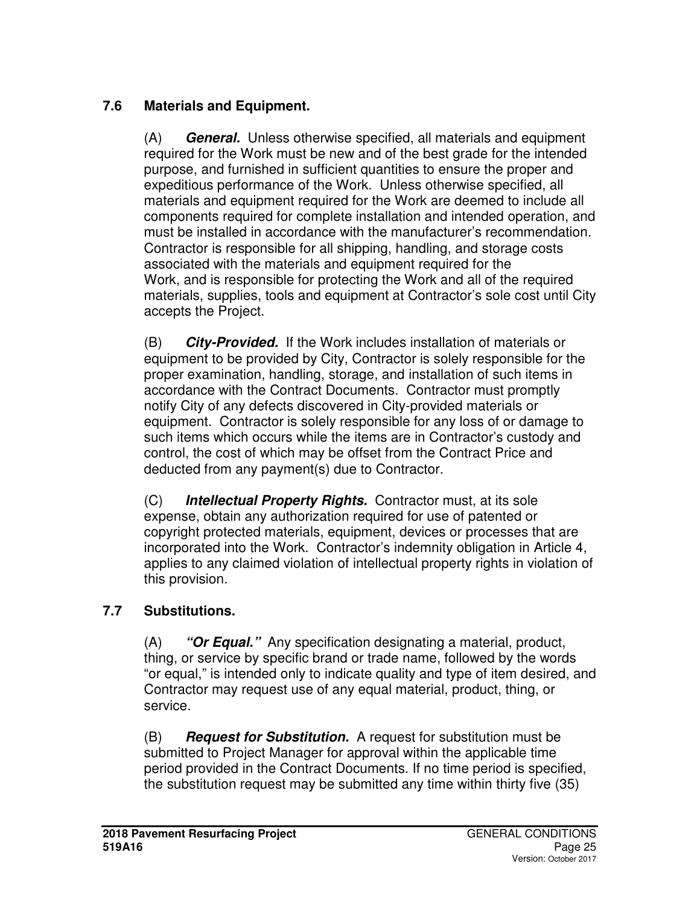## 7.6 Materials and Equipment.

(A) ***General.*** Unless otherwise specified, all materials and equipment required for the Work must be new and of the best grade for the intended purpose, and furnished in sufficient quantities to ensure the proper and expeditious performance of the Work. Unless otherwise specified, all materials and equipment required for the Work are deemed to include all components required for complete installation and intended operation, and must be installed in accordance with the manufacturer's recommendation. Contractor is responsible for all shipping, handling, and storage costs associated with the materials and equipment required for the Work, and is responsible for protecting the Work and all of the required materials, supplies, tools and equipment at Contractor's sole cost until City accepts the Project.

(B) ***City-Provided.*** If the Work includes installation of materials or equipment to be provided by City, Contractor is solely responsible for the proper examination, handling, storage, and installation of such items in accordance with the Contract Documents. Contractor must promptly notify City of any defects discovered in City-provided materials or equipment. Contractor is solely responsible for any loss of or damage to such items which occurs while the items are in Contractor's custody and control, the cost of which may be offset from the Contract Price and deducted from any payment(s) due to Contractor.

(C) ***Intellectual Property Rights.*** Contractor must, at its sole expense, obtain any authorization required for use of patented or copyright protected materials, equipment, devices or processes that are incorporated into the Work. Contractor's indemnity obligation in Article 4, applies to any claimed violation of intellectual property rights in violation of this provision.

## 7.7 Substitutions.

(A) ***"Or Equal."*** Any specification designating a material, product, thing, or service by specific brand or trade name, followed by the words "or equal," is intended only to indicate quality and type of item desired, and Contractor may request use of any equal material, product, thing, or service.

(B) ***Request for Substitution.*** A request for substitution must be submitted to Project Manager for approval within the applicable time period provided in the Contract Documents. If no time period is specified, the substitution request may be submitted any time within thirty five (35)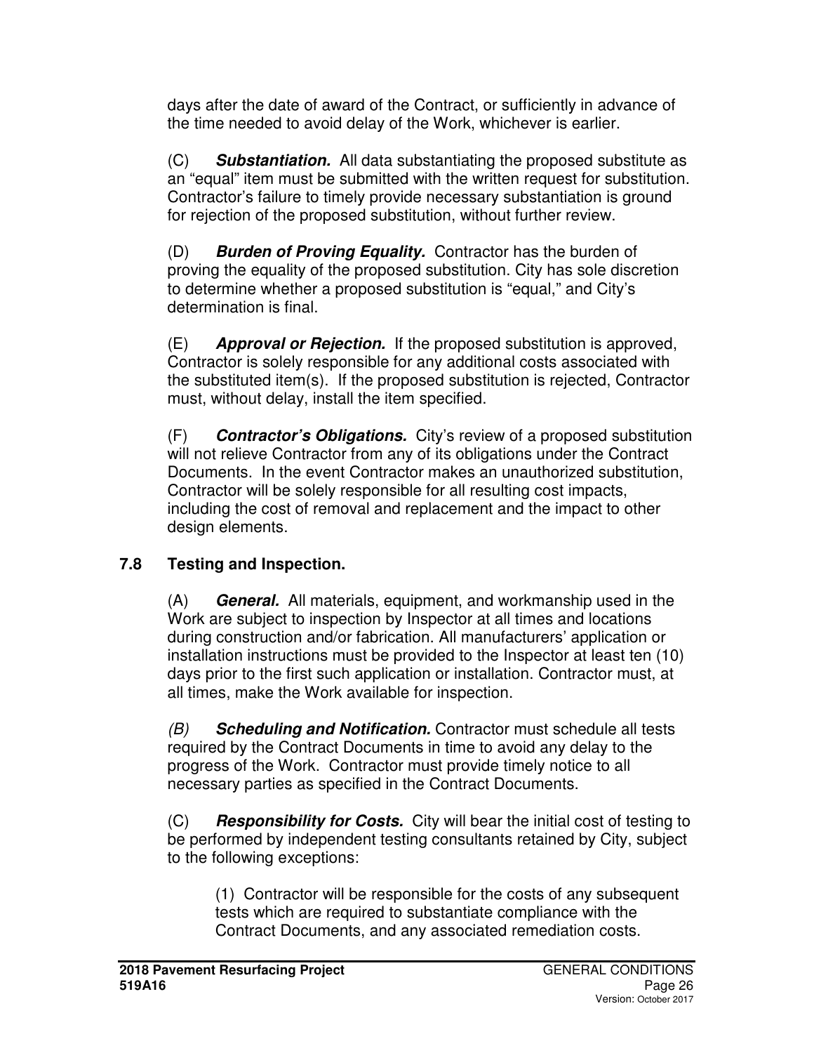days after the date of award of the Contract, or sufficiently in advance of the time needed to avoid delay of the Work, whichever is earlier.

(C) ***Substantiation.*** All data substantiating the proposed substitute as an "equal" item must be submitted with the written request for substitution. Contractor's failure to timely provide necessary substantiation is ground for rejection of the proposed substitution, without further review.

(D) ***Burden of Proving Equality.*** Contractor has the burden of proving the equality of the proposed substitution. City has sole discretion to determine whether a proposed substitution is "equal," and City's determination is final.

(E) ***Approval or Rejection.*** If the proposed substitution is approved, Contractor is solely responsible for any additional costs associated with the substituted item(s). If the proposed substitution is rejected, Contractor must, without delay, install the item specified.

(F) ***Contractor's Obligations.*** City's review of a proposed substitution will not relieve Contractor from any of its obligations under the Contract Documents. In the event Contractor makes an unauthorized substitution, Contractor will be solely responsible for all resulting cost impacts, including the cost of removal and replacement and the impact to other design elements.

### 7.8 Testing and Inspection.

(A) ***General.*** All materials, equipment, and workmanship used in the Work are subject to inspection by Inspector at all times and locations during construction and/or fabrication. All manufacturers' application or installation instructions must be provided to the Inspector at least ten (10) days prior to the first such application or installation. Contractor must, at all times, make the Work available for inspection.

*(B)* ***Scheduling and Notification.*** Contractor must schedule all tests required by the Contract Documents in time to avoid any delay to the progress of the Work. Contractor must provide timely notice to all necessary parties as specified in the Contract Documents.

(C) ***Responsibility for Costs.*** City will bear the initial cost of testing to be performed by independent testing consultants retained by City, subject to the following exceptions:

(1) Contractor will be responsible for the costs of any subsequent tests which are required to substantiate compliance with the Contract Documents, and any associated remediation costs.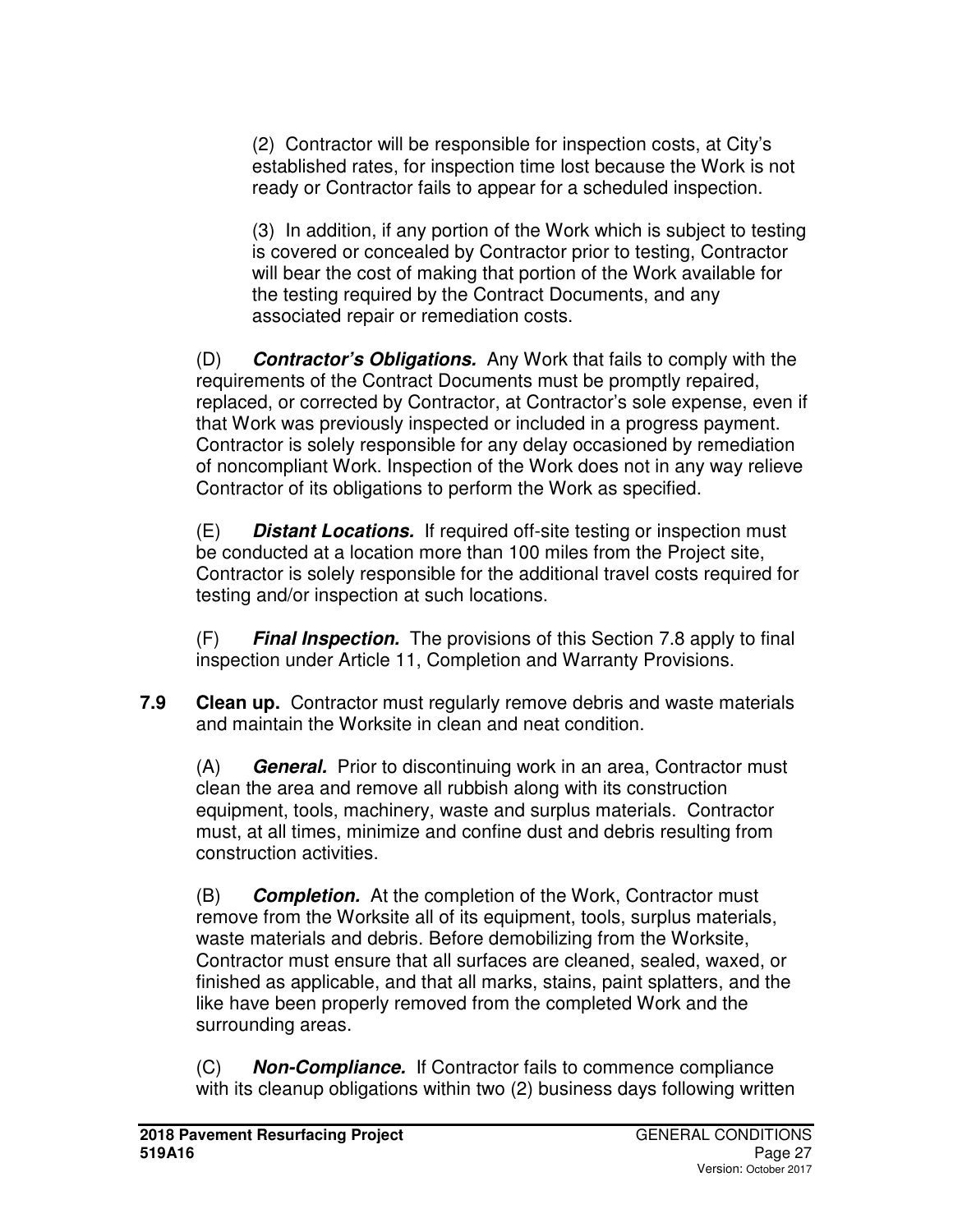(2) Contractor will be responsible for inspection costs, at City's established rates, for inspection time lost because the Work is not ready or Contractor fails to appear for a scheduled inspection.

(3) In addition, if any portion of the Work which is subject to testing is covered or concealed by Contractor prior to testing, Contractor will bear the cost of making that portion of the Work available for the testing required by the Contract Documents, and any associated repair or remediation costs.

(D) ***Contractor's Obligations.*** Any Work that fails to comply with the requirements of the Contract Documents must be promptly repaired, replaced, or corrected by Contractor, at Contractor's sole expense, even if that Work was previously inspected or included in a progress payment. Contractor is solely responsible for any delay occasioned by remediation of noncompliant Work. Inspection of the Work does not in any way relieve Contractor of its obligations to perform the Work as specified.

(E) ***Distant Locations.*** If required off-site testing or inspection must be conducted at a location more than 100 miles from the Project site, Contractor is solely responsible for the additional travel costs required for testing and/or inspection at such locations.

(F) ***Final Inspection.*** The provisions of this Section 7.8 apply to final inspection under Article 11, Completion and Warranty Provisions.

**7.9 Clean up.** Contractor must regularly remove debris and waste materials and maintain the Worksite in clean and neat condition.

(A) ***General.*** Prior to discontinuing work in an area, Contractor must clean the area and remove all rubbish along with its construction equipment, tools, machinery, waste and surplus materials. Contractor must, at all times, minimize and confine dust and debris resulting from construction activities.

(B) ***Completion.*** At the completion of the Work, Contractor must remove from the Worksite all of its equipment, tools, surplus materials, waste materials and debris. Before demobilizing from the Worksite, Contractor must ensure that all surfaces are cleaned, sealed, waxed, or finished as applicable, and that all marks, stains, paint splatters, and the like have been properly removed from the completed Work and the surrounding areas.

(C) ***Non-Compliance.*** If Contractor fails to commence compliance with its cleanup obligations within two (2) business days following written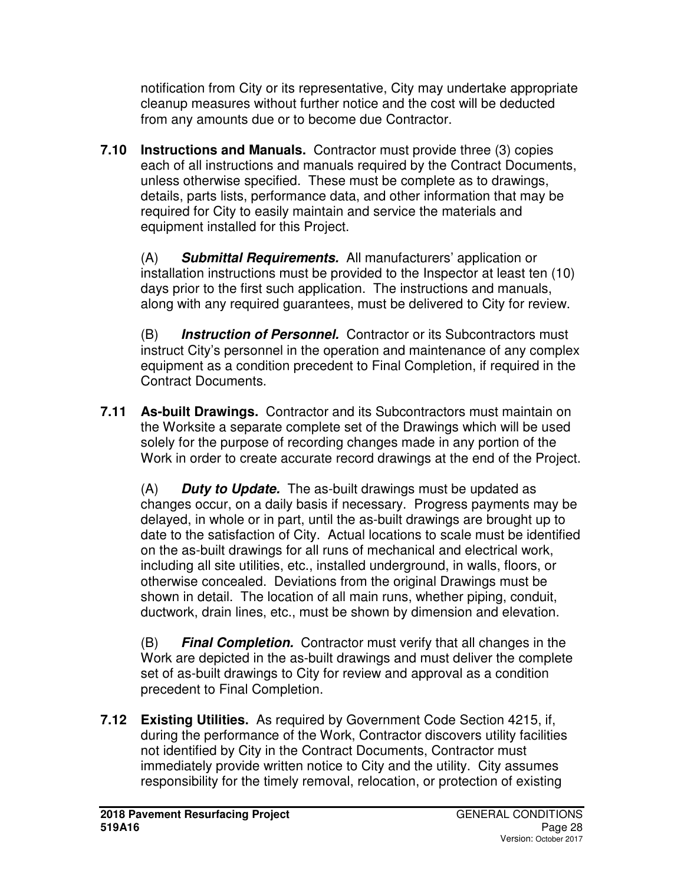notification from City or its representative, City may undertake appropriate cleanup measures without further notice and the cost will be deducted from any amounts due or to become due Contractor.

**7.10 Instructions and Manuals.** Contractor must provide three (3) copies each of all instructions and manuals required by the Contract Documents, unless otherwise specified. These must be complete as to drawings, details, parts lists, performance data, and other information that may be required for City to easily maintain and service the materials and equipment installed for this Project.

(A) ***Submittal Requirements.*** All manufacturers' application or installation instructions must be provided to the Inspector at least ten (10) days prior to the first such application. The instructions and manuals, along with any required guarantees, must be delivered to City for review.

(B) ***Instruction of Personnel.*** Contractor or its Subcontractors must instruct City's personnel in the operation and maintenance of any complex equipment as a condition precedent to Final Completion, if required in the Contract Documents.

**7.11 As-built Drawings.** Contractor and its Subcontractors must maintain on the Worksite a separate complete set of the Drawings which will be used solely for the purpose of recording changes made in any portion of the Work in order to create accurate record drawings at the end of the Project.

(A) ***Duty to Update.*** The as-built drawings must be updated as changes occur, on a daily basis if necessary. Progress payments may be delayed, in whole or in part, until the as-built drawings are brought up to date to the satisfaction of City. Actual locations to scale must be identified on the as-built drawings for all runs of mechanical and electrical work, including all site utilities, etc., installed underground, in walls, floors, or otherwise concealed. Deviations from the original Drawings must be shown in detail. The location of all main runs, whether piping, conduit, ductwork, drain lines, etc., must be shown by dimension and elevation.

(B) ***Final Completion.*** Contractor must verify that all changes in the Work are depicted in the as-built drawings and must deliver the complete set of as-built drawings to City for review and approval as a condition precedent to Final Completion.

**7.12 Existing Utilities.** As required by Government Code Section 4215, if, during the performance of the Work, Contractor discovers utility facilities not identified by City in the Contract Documents, Contractor must immediately provide written notice to City and the utility. City assumes responsibility for the timely removal, relocation, or protection of existing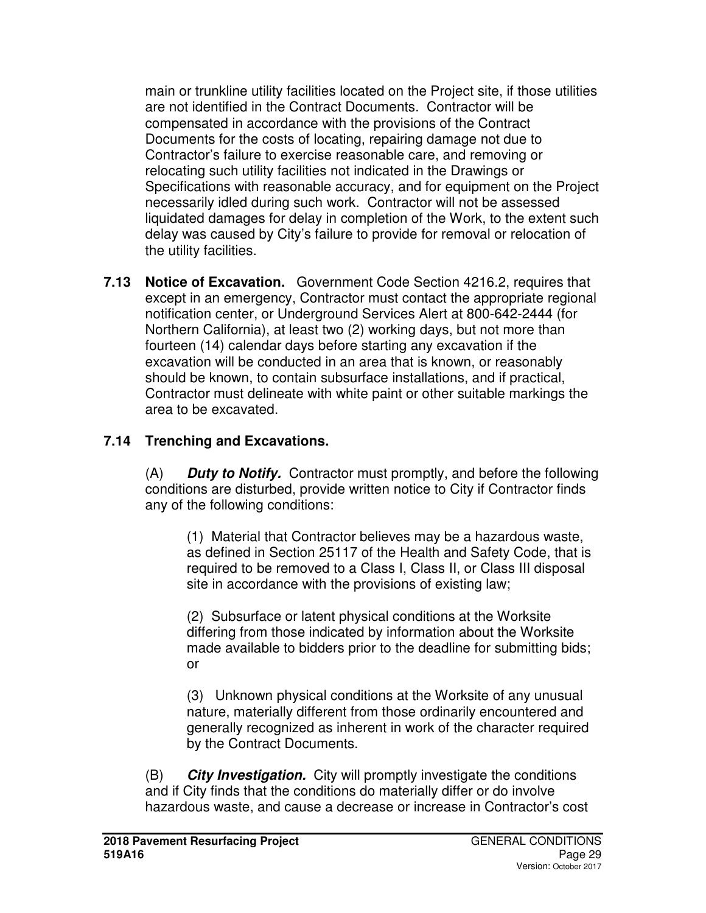main or trunkline utility facilities located on the Project site, if those utilities are not identified in the Contract Documents. Contractor will be compensated in accordance with the provisions of the Contract Documents for the costs of locating, repairing damage not due to Contractor's failure to exercise reasonable care, and removing or relocating such utility facilities not indicated in the Drawings or Specifications with reasonable accuracy, and for equipment on the Project necessarily idled during such work. Contractor will not be assessed liquidated damages for delay in completion of the Work, to the extent such delay was caused by City's failure to provide for removal or relocation of the utility facilities.

**7.13 Notice of Excavation.** Government Code Section 4216.2, requires that except in an emergency, Contractor must contact the appropriate regional notification center, or Underground Services Alert at 800-642-2444 (for Northern California), at least two (2) working days, but not more than fourteen (14) calendar days before starting any excavation if the excavation will be conducted in an area that is known, or reasonably should be known, to contain subsurface installations, and if practical, Contractor must delineate with white paint or other suitable markings the area to be excavated.

### 7.14 Trenching and Excavations.

(A) ***Duty to Notify.*** Contractor must promptly, and before the following conditions are disturbed, provide written notice to City if Contractor finds any of the following conditions:

(1) Material that Contractor believes may be a hazardous waste, as defined in Section 25117 of the Health and Safety Code, that is required to be removed to a Class I, Class II, or Class III disposal site in accordance with the provisions of existing law;

(2) Subsurface or latent physical conditions at the Worksite differing from those indicated by information about the Worksite made available to bidders prior to the deadline for submitting bids; or

(3) Unknown physical conditions at the Worksite of any unusual nature, materially different from those ordinarily encountered and generally recognized as inherent in work of the character required by the Contract Documents.

(B) ***City Investigation.*** City will promptly investigate the conditions and if City finds that the conditions do materially differ or do involve hazardous waste, and cause a decrease or increase in Contractor's cost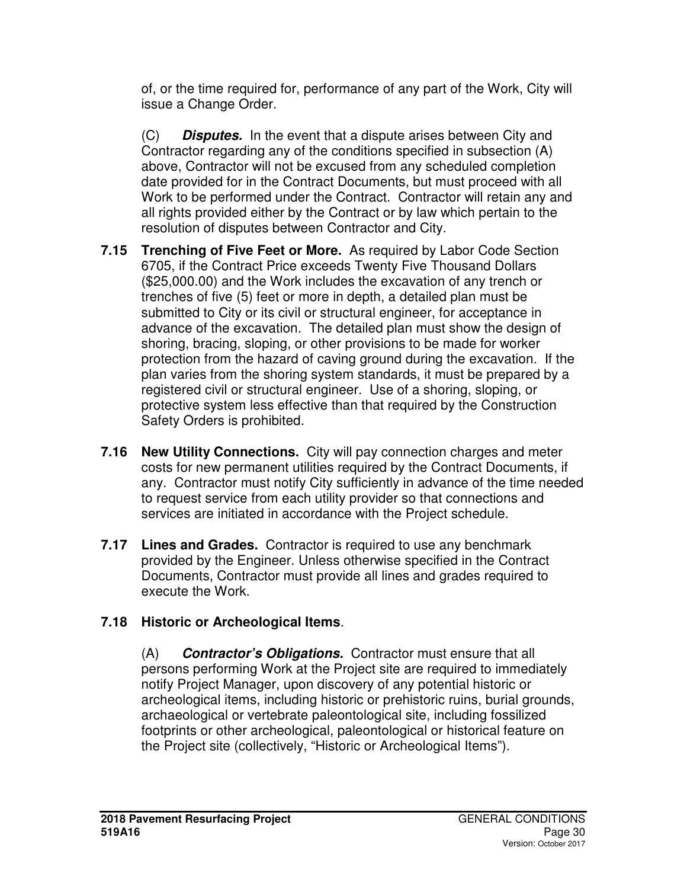of, or the time required for, performance of any part of the Work, City will issue a Change Order.

(C) ***Disputes.*** In the event that a dispute arises between City and Contractor regarding any of the conditions specified in subsection (A) above, Contractor will not be excused from any scheduled completion date provided for in the Contract Documents, but must proceed with all Work to be performed under the Contract. Contractor will retain any and all rights provided either by the Contract or by law which pertain to the resolution of disputes between Contractor and City.

**7.15 Trenching of Five Feet or More.** As required by Labor Code Section 6705, if the Contract Price exceeds Twenty Five Thousand Dollars ($25,000.00) and the Work includes the excavation of any trench or trenches of five (5) feet or more in depth, a detailed plan must be submitted to City or its civil or structural engineer, for acceptance in advance of the excavation. The detailed plan must show the design of shoring, bracing, sloping, or other provisions to be made for worker protection from the hazard of caving ground during the excavation. If the plan varies from the shoring system standards, it must be prepared by a registered civil or structural engineer. Use of a shoring, sloping, or protective system less effective than that required by the Construction Safety Orders is prohibited.

**7.16 New Utility Connections.** City will pay connection charges and meter costs for new permanent utilities required by the Contract Documents, if any. Contractor must notify City sufficiently in advance of the time needed to request service from each utility provider so that connections and services are initiated in accordance with the Project schedule.

**7.17 Lines and Grades.** Contractor is required to use any benchmark provided by the Engineer. Unless otherwise specified in the Contract Documents, Contractor must provide all lines and grades required to execute the Work.

**7.18 Historic or Archeological Items**.

(A) ***Contractor's Obligations.*** Contractor must ensure that all persons performing Work at the Project site are required to immediately notify Project Manager, upon discovery of any potential historic or archeological items, including historic or prehistoric ruins, burial grounds, archaeological or vertebrate paleontological site, including fossilized footprints or other archeological, paleontological or historical feature on the Project site (collectively, "Historic or Archeological Items").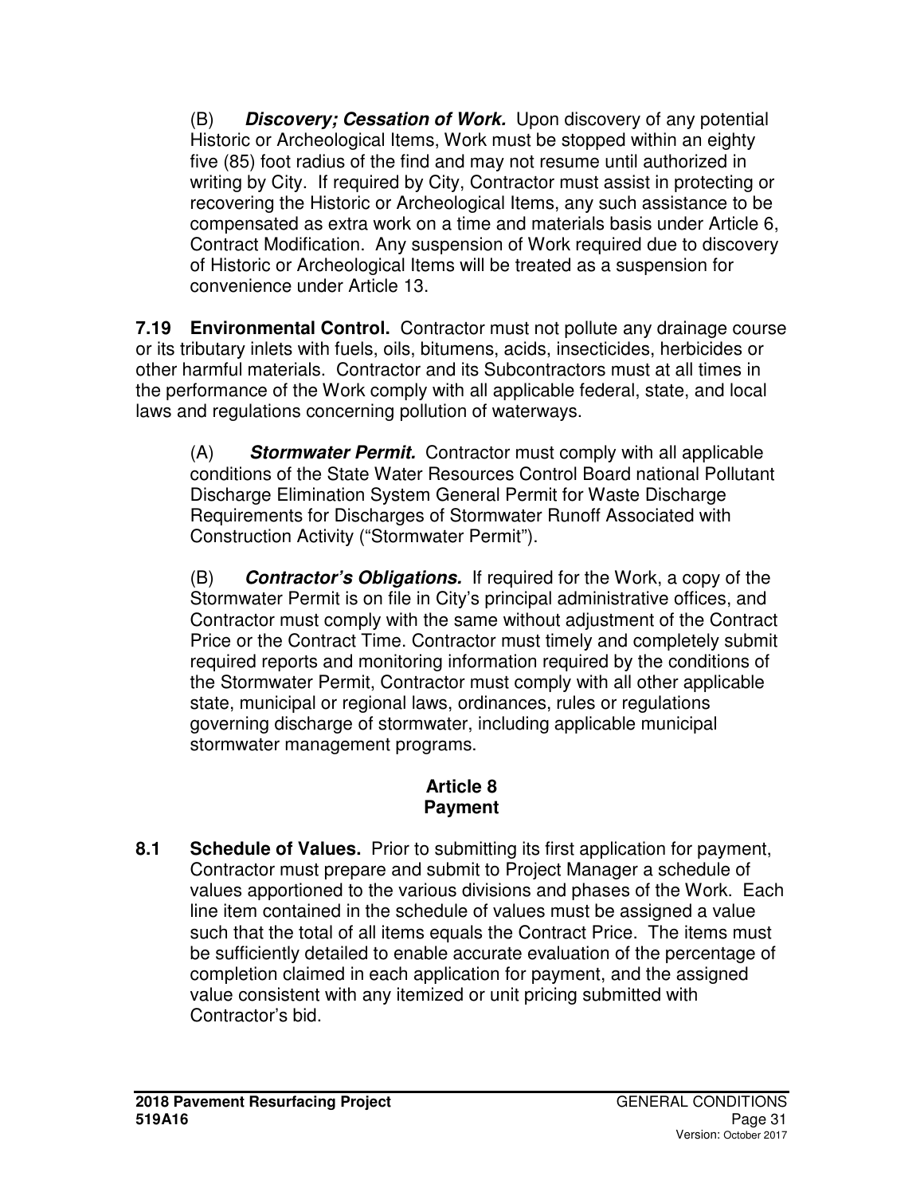(B) ***Discovery; Cessation of Work.*** Upon discovery of any potential Historic or Archeological Items, Work must be stopped within an eighty five (85) foot radius of the find and may not resume until authorized in writing by City. If required by City, Contractor must assist in protecting or recovering the Historic or Archeological Items, any such assistance to be compensated as extra work on a time and materials basis under Article 6, Contract Modification. Any suspension of Work required due to discovery of Historic or Archeological Items will be treated as a suspension for convenience under Article 13.

**7.19 Environmental Control.** Contractor must not pollute any drainage course or its tributary inlets with fuels, oils, bitumens, acids, insecticides, herbicides or other harmful materials. Contractor and its Subcontractors must at all times in the performance of the Work comply with all applicable federal, state, and local laws and regulations concerning pollution of waterways.

(A) ***Stormwater Permit.*** Contractor must comply with all applicable conditions of the State Water Resources Control Board national Pollutant Discharge Elimination System General Permit for Waste Discharge Requirements for Discharges of Stormwater Runoff Associated with Construction Activity ("Stormwater Permit").

(B) ***Contractor's Obligations.*** If required for the Work, a copy of the Stormwater Permit is on file in City's principal administrative offices, and Contractor must comply with the same without adjustment of the Contract Price or the Contract Time. Contractor must timely and completely submit required reports and monitoring information required by the conditions of the Stormwater Permit, Contractor must comply with all other applicable state, municipal or regional laws, ordinances, rules or regulations governing discharge of stormwater, including applicable municipal stormwater management programs.

## Article 8
## Payment

**8.1 Schedule of Values.** Prior to submitting its first application for payment, Contractor must prepare and submit to Project Manager a schedule of values apportioned to the various divisions and phases of the Work. Each line item contained in the schedule of values must be assigned a value such that the total of all items equals the Contract Price. The items must be sufficiently detailed to enable accurate evaluation of the percentage of completion claimed in each application for payment, and the assigned value consistent with any itemized or unit pricing submitted with Contractor's bid.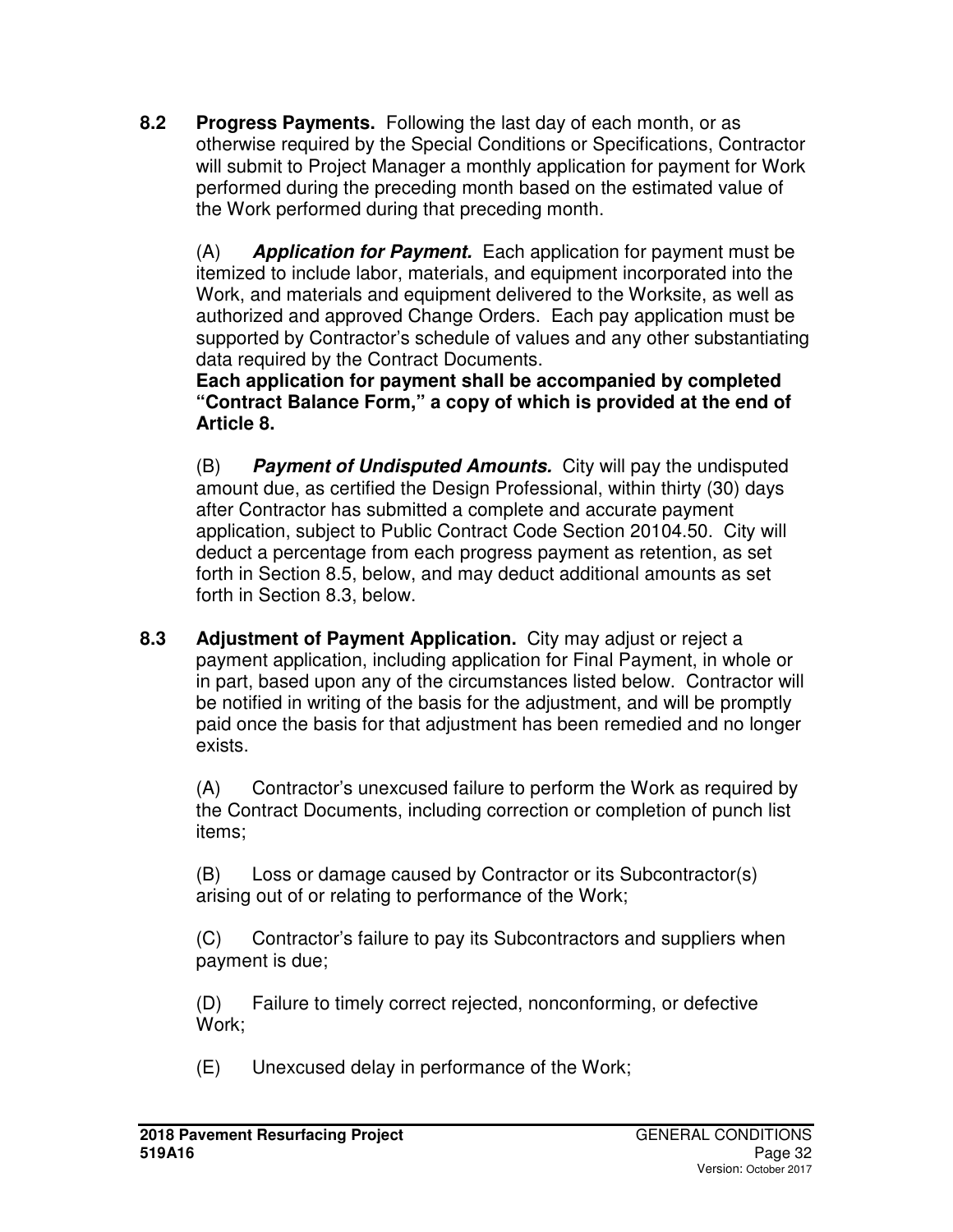**8.2 Progress Payments.** Following the last day of each month, or as otherwise required by the Special Conditions or Specifications, Contractor will submit to Project Manager a monthly application for payment for Work performed during the preceding month based on the estimated value of the Work performed during that preceding month.

(A) ***Application for Payment.*** Each application for payment must be itemized to include labor, materials, and equipment incorporated into the Work, and materials and equipment delivered to the Worksite, as well as authorized and approved Change Orders. Each pay application must be supported by Contractor's schedule of values and any other substantiating data required by the Contract Documents.
**Each application for payment shall be accompanied by completed "Contract Balance Form," a copy of which is provided at the end of Article 8.**

(B) ***Payment of Undisputed Amounts.*** City will pay the undisputed amount due, as certified the Design Professional, within thirty (30) days after Contractor has submitted a complete and accurate payment application, subject to Public Contract Code Section 20104.50. City will deduct a percentage from each progress payment as retention, as set forth in Section 8.5, below, and may deduct additional amounts as set forth in Section 8.3, below.

**8.3 Adjustment of Payment Application.** City may adjust or reject a payment application, including application for Final Payment, in whole or in part, based upon any of the circumstances listed below. Contractor will be notified in writing of the basis for the adjustment, and will be promptly paid once the basis for that adjustment has been remedied and no longer exists.

(A) Contractor's unexcused failure to perform the Work as required by the Contract Documents, including correction or completion of punch list items;

(B) Loss or damage caused by Contractor or its Subcontractor(s) arising out of or relating to performance of the Work;

(C) Contractor's failure to pay its Subcontractors and suppliers when payment is due;

(D) Failure to timely correct rejected, nonconforming, or defective Work;

(E) Unexcused delay in performance of the Work;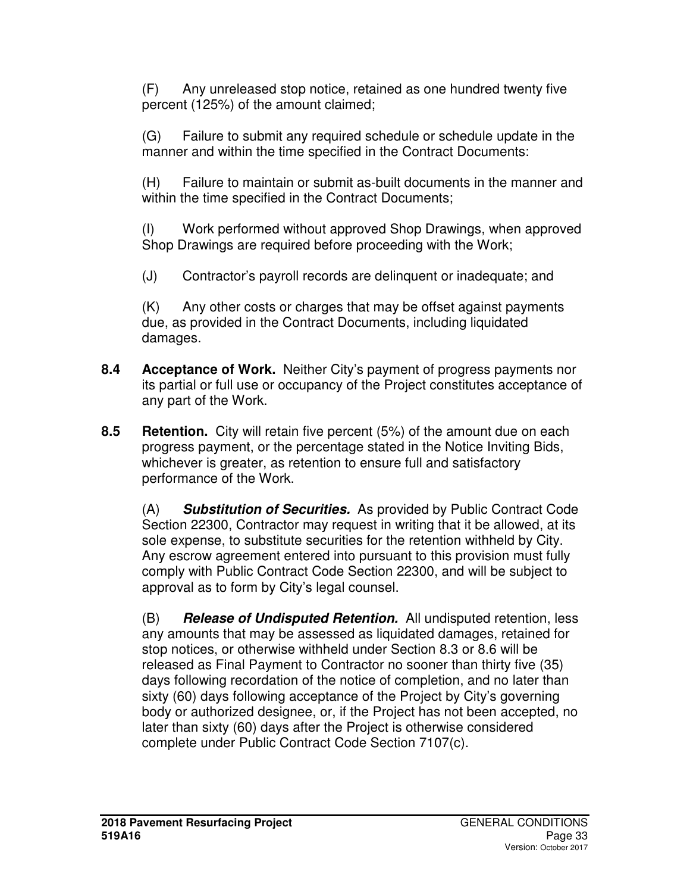(F) Any unreleased stop notice, retained as one hundred twenty five percent (125%) of the amount claimed;

(G) Failure to submit any required schedule or schedule update in the manner and within the time specified in the Contract Documents:

(H) Failure to maintain or submit as-built documents in the manner and within the time specified in the Contract Documents;

(I) Work performed without approved Shop Drawings, when approved Shop Drawings are required before proceeding with the Work;

(J) Contractor's payroll records are delinquent or inadequate; and

(K) Any other costs or charges that may be offset against payments due, as provided in the Contract Documents, including liquidated damages.

**8.4 Acceptance of Work.** Neither City's payment of progress payments nor its partial or full use or occupancy of the Project constitutes acceptance of any part of the Work.

**8.5 Retention.** City will retain five percent (5%) of the amount due on each progress payment, or the percentage stated in the Notice Inviting Bids, whichever is greater, as retention to ensure full and satisfactory performance of the Work.

(A) ***Substitution of Securities.*** As provided by Public Contract Code Section 22300, Contractor may request in writing that it be allowed, at its sole expense, to substitute securities for the retention withheld by City. Any escrow agreement entered into pursuant to this provision must fully comply with Public Contract Code Section 22300, and will be subject to approval as to form by City's legal counsel.

(B) ***Release of Undisputed Retention.*** All undisputed retention, less any amounts that may be assessed as liquidated damages, retained for stop notices, or otherwise withheld under Section 8.3 or 8.6 will be released as Final Payment to Contractor no sooner than thirty five (35) days following recordation of the notice of completion, and no later than sixty (60) days following acceptance of the Project by City's governing body or authorized designee, or, if the Project has not been accepted, no later than sixty (60) days after the Project is otherwise considered complete under Public Contract Code Section 7107(c).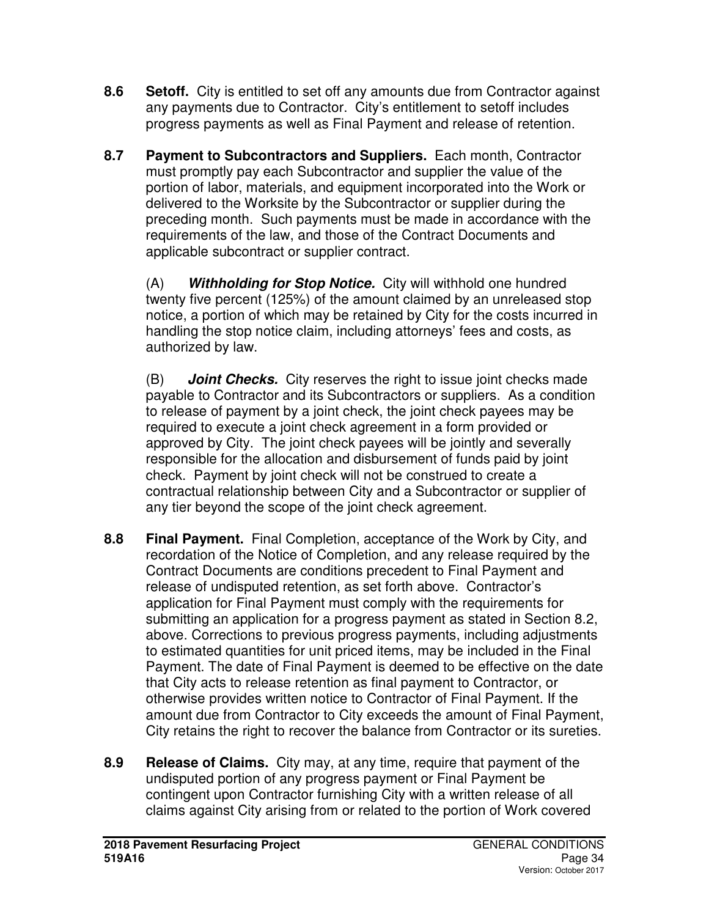**8.6 Setoff.** City is entitled to set off any amounts due from Contractor against any payments due to Contractor. City's entitlement to setoff includes progress payments as well as Final Payment and release of retention.

**8.7 Payment to Subcontractors and Suppliers.** Each month, Contractor must promptly pay each Subcontractor and supplier the value of the portion of labor, materials, and equipment incorporated into the Work or delivered to the Worksite by the Subcontractor or supplier during the preceding month. Such payments must be made in accordance with the requirements of the law, and those of the Contract Documents and applicable subcontract or supplier contract.

(A) ***Withholding for Stop Notice.*** City will withhold one hundred twenty five percent (125%) of the amount claimed by an unreleased stop notice, a portion of which may be retained by City for the costs incurred in handling the stop notice claim, including attorneys' fees and costs, as authorized by law.

(B) ***Joint Checks.*** City reserves the right to issue joint checks made payable to Contractor and its Subcontractors or suppliers. As a condition to release of payment by a joint check, the joint check payees may be required to execute a joint check agreement in a form provided or approved by City. The joint check payees will be jointly and severally responsible for the allocation and disbursement of funds paid by joint check. Payment by joint check will not be construed to create a contractual relationship between City and a Subcontractor or supplier of any tier beyond the scope of the joint check agreement.

**8.8 Final Payment.** Final Completion, acceptance of the Work by City, and recordation of the Notice of Completion, and any release required by the Contract Documents are conditions precedent to Final Payment and release of undisputed retention, as set forth above. Contractor's application for Final Payment must comply with the requirements for submitting an application for a progress payment as stated in Section 8.2, above. Corrections to previous progress payments, including adjustments to estimated quantities for unit priced items, may be included in the Final Payment. The date of Final Payment is deemed to be effective on the date that City acts to release retention as final payment to Contractor, or otherwise provides written notice to Contractor of Final Payment. If the amount due from Contractor to City exceeds the amount of Final Payment, City retains the right to recover the balance from Contractor or its sureties.

**8.9 Release of Claims.** City may, at any time, require that payment of the undisputed portion of any progress payment or Final Payment be contingent upon Contractor furnishing City with a written release of all claims against City arising from or related to the portion of Work covered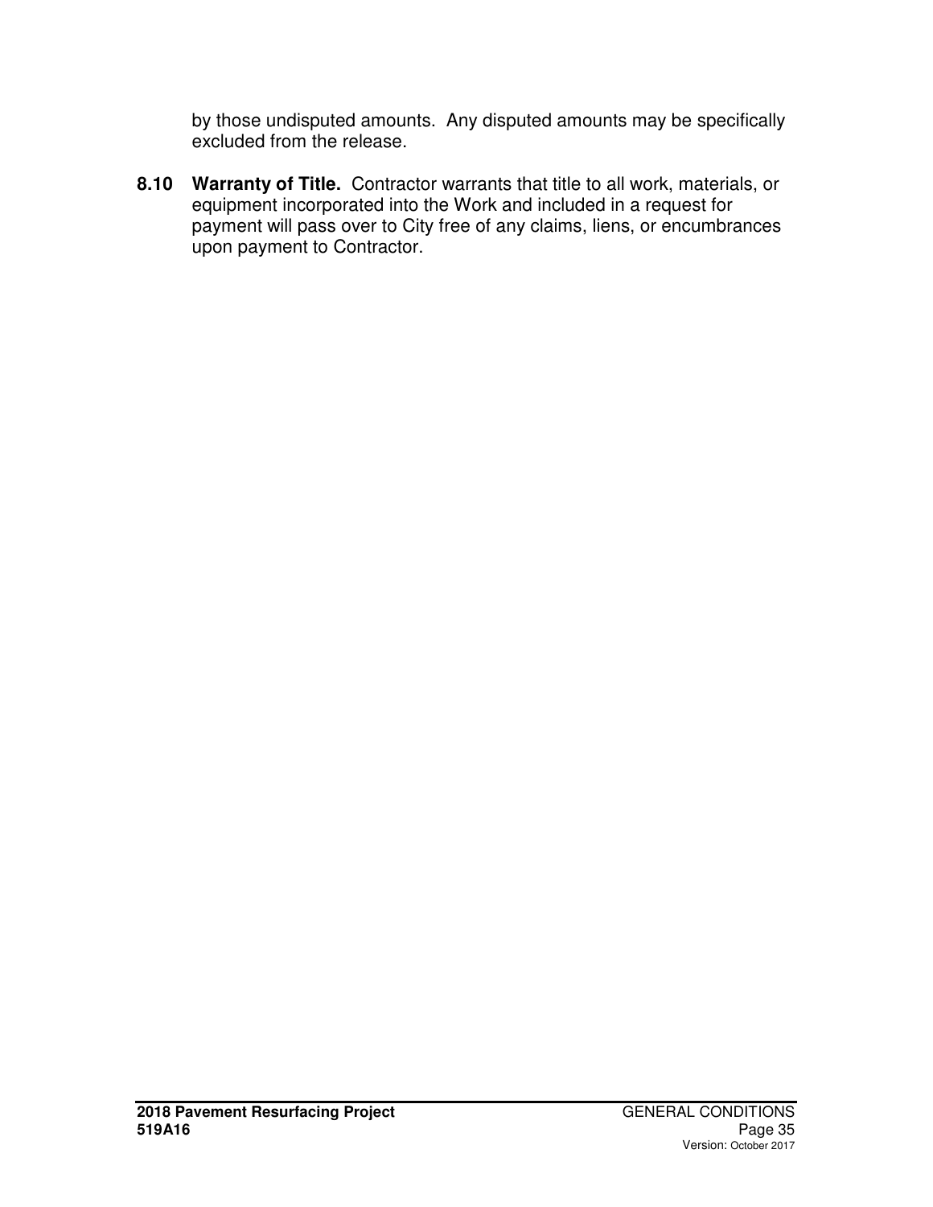by those undisputed amounts. Any disputed amounts may be specifically excluded from the release.

**8.10 Warranty of Title.** Contractor warrants that title to all work, materials, or equipment incorporated into the Work and included in a request for payment will pass over to City free of any claims, liens, or encumbrances upon payment to Contractor.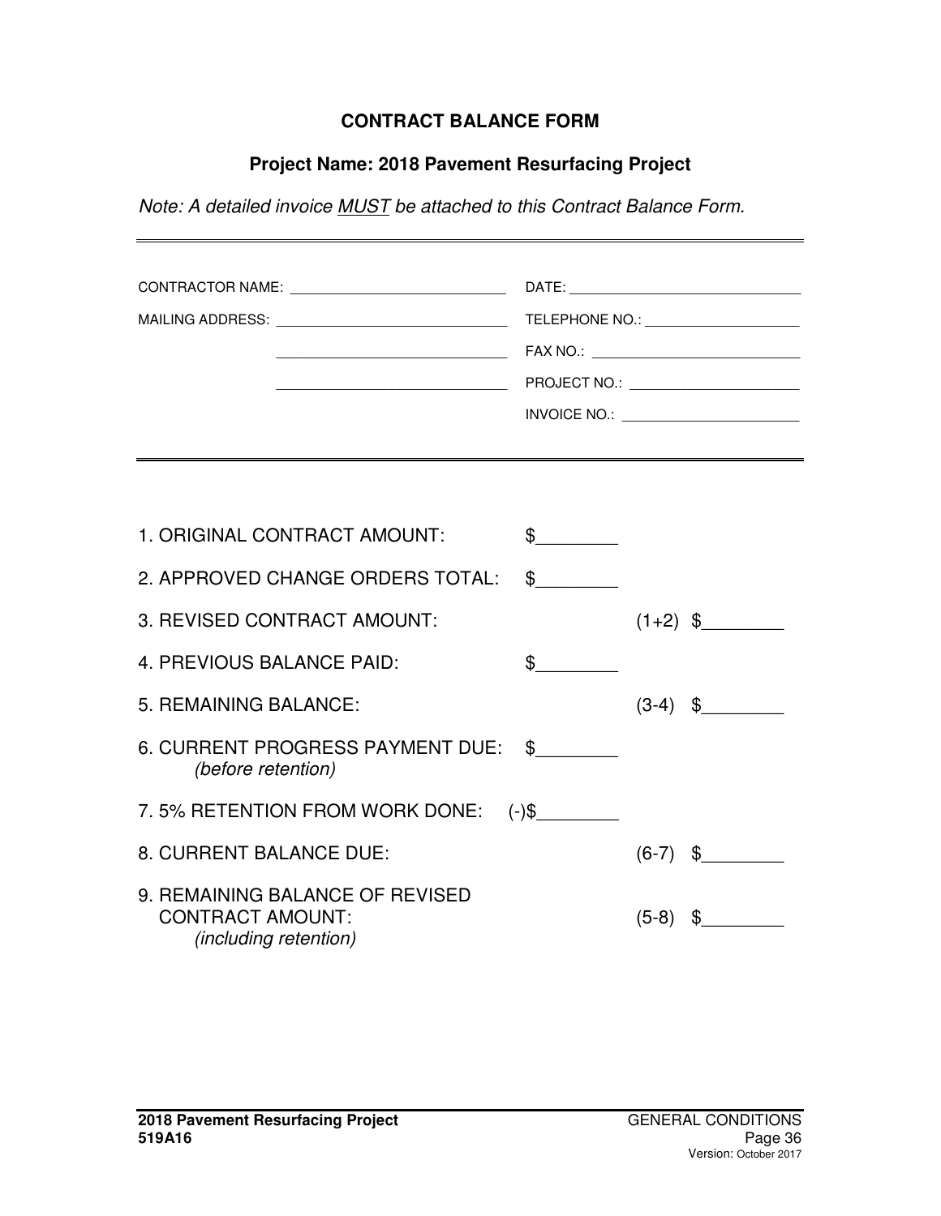**CONTRACT BALANCE FORM**

**Project Name: 2018 Pavement Resurfacing Project**

*Note: A detailed invoice MUST be attached to this Contract Balance Form.*

---

CONTRACTOR NAME: ___________________________ DATE: ______________________________

MAILING ADDRESS: _____________________________ TELEPHONE NO.: ____________________

_____________________________ FAX NO.: ___________________________

_____________________________ PROJECT NO.: ______________________

INVOICE NO.: _______________________

---

1. ORIGINAL CONTRACT AMOUNT: $________
2. APPROVED CHANGE ORDERS TOTAL: $________
3. REVISED CONTRACT AMOUNT: (1+2) $________
4. PREVIOUS BALANCE PAID: $________
5. REMAINING BALANCE: (3-4) $________
6. CURRENT PROGRESS PAYMENT DUE: $________
   *(before retention)*
7. 5% RETENTION FROM WORK DONE: (-)$________
8. CURRENT BALANCE DUE: (6-7) $________
9. REMAINING BALANCE OF REVISED CONTRACT AMOUNT: (5-8) $________
   *(including retention)*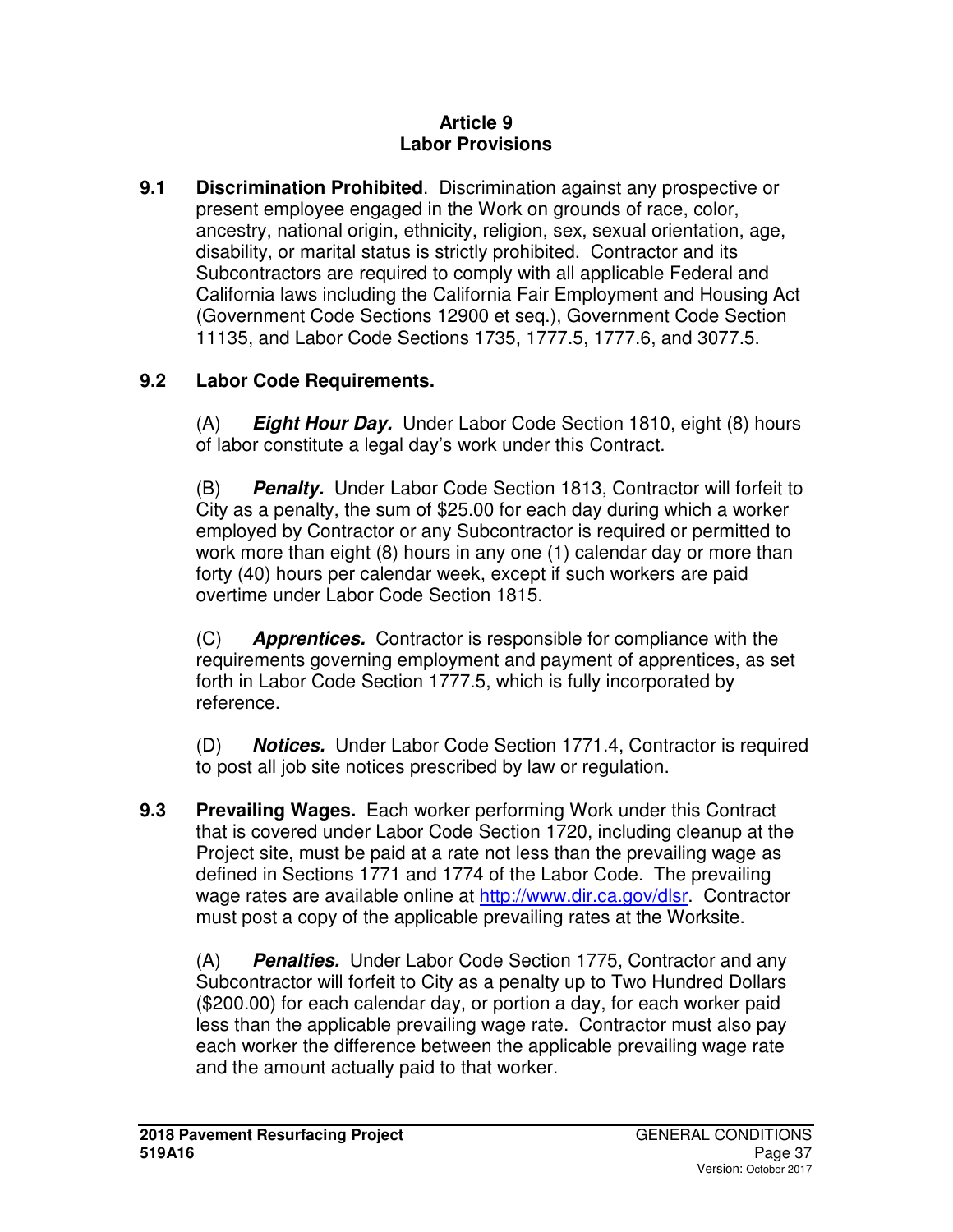# Article 9
# Labor Provisions

**9.1 Discrimination Prohibited**. Discrimination against any prospective or present employee engaged in the Work on grounds of race, color, ancestry, national origin, ethnicity, religion, sex, sexual orientation, age, disability, or marital status is strictly prohibited. Contractor and its Subcontractors are required to comply with all applicable Federal and California laws including the California Fair Employment and Housing Act (Government Code Sections 12900 et seq.), Government Code Section 11135, and Labor Code Sections 1735, 1777.5, 1777.6, and 3077.5.

**9.2 Labor Code Requirements.**

(A) ***Eight Hour Day.*** Under Labor Code Section 1810, eight (8) hours of labor constitute a legal day's work under this Contract.

(B) ***Penalty.*** Under Labor Code Section 1813, Contractor will forfeit to City as a penalty, the sum of $25.00 for each day during which a worker employed by Contractor or any Subcontractor is required or permitted to work more than eight (8) hours in any one (1) calendar day or more than forty (40) hours per calendar week, except if such workers are paid overtime under Labor Code Section 1815.

(C) ***Apprentices.*** Contractor is responsible for compliance with the requirements governing employment and payment of apprentices, as set forth in Labor Code Section 1777.5, which is fully incorporated by reference.

(D) ***Notices.*** Under Labor Code Section 1771.4, Contractor is required to post all job site notices prescribed by law or regulation.

**9.3 Prevailing Wages.** Each worker performing Work under this Contract that is covered under Labor Code Section 1720, including cleanup at the Project site, must be paid at a rate not less than the prevailing wage as defined in Sections 1771 and 1774 of the Labor Code. The prevailing wage rates are available online at [http://www.dir.ca.gov/dlsr](http://www.dir.ca.gov/dlsr). Contractor must post a copy of the applicable prevailing rates at the Worksite.

(A) ***Penalties.*** Under Labor Code Section 1775, Contractor and any Subcontractor will forfeit to City as a penalty up to Two Hundred Dollars ($200.00) for each calendar day, or portion a day, for each worker paid less than the applicable prevailing wage rate. Contractor must also pay each worker the difference between the applicable prevailing wage rate and the amount actually paid to that worker.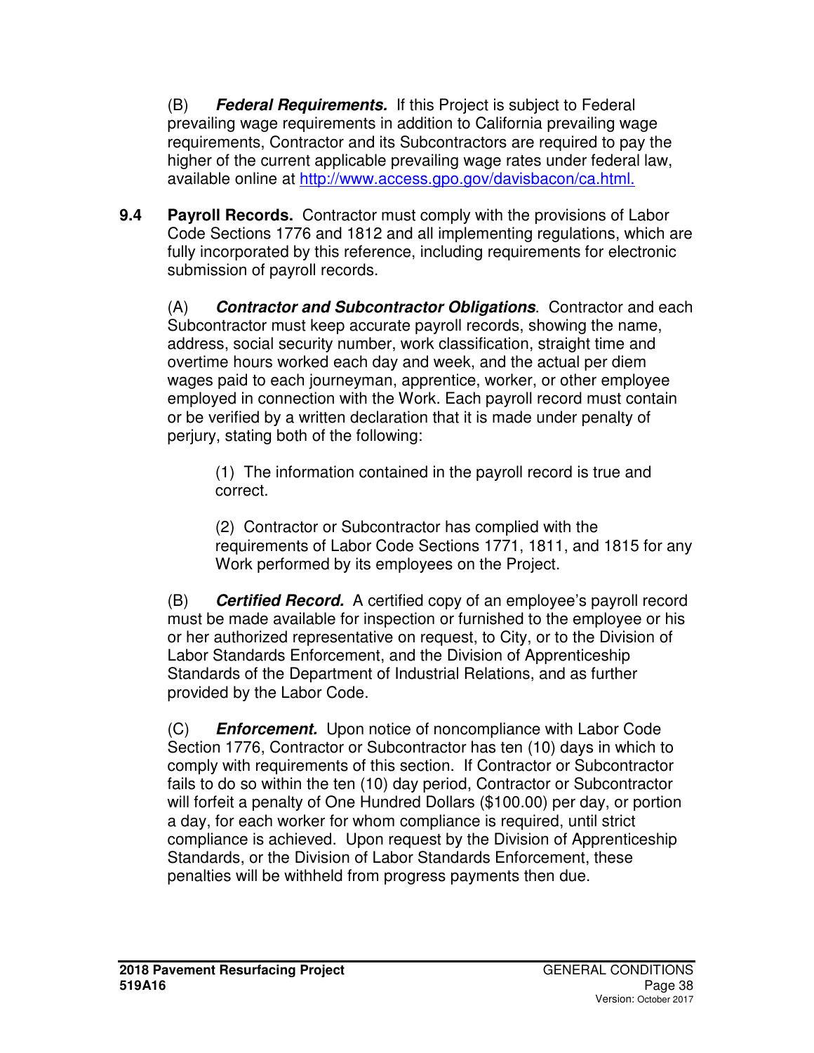(B) ***Federal Requirements.*** If this Project is subject to Federal prevailing wage requirements in addition to California prevailing wage requirements, Contractor and its Subcontractors are required to pay the higher of the current applicable prevailing wage rates under federal law, available online at http://www.access.gpo.gov/davisbacon/ca.html.

**9.4 Payroll Records.** Contractor must comply with the provisions of Labor Code Sections 1776 and 1812 and all implementing regulations, which are fully incorporated by this reference, including requirements for electronic submission of payroll records.

(A) ***Contractor and Subcontractor Obligations***. Contractor and each Subcontractor must keep accurate payroll records, showing the name, address, social security number, work classification, straight time and overtime hours worked each day and week, and the actual per diem wages paid to each journeyman, apprentice, worker, or other employee employed in connection with the Work. Each payroll record must contain or be verified by a written declaration that it is made under penalty of perjury, stating both of the following:

(1) The information contained in the payroll record is true and correct.

(2) Contractor or Subcontractor has complied with the requirements of Labor Code Sections 1771, 1811, and 1815 for any Work performed by its employees on the Project.

(B) ***Certified Record.*** A certified copy of an employee's payroll record must be made available for inspection or furnished to the employee or his or her authorized representative on request, to City, or to the Division of Labor Standards Enforcement, and the Division of Apprenticeship Standards of the Department of Industrial Relations, and as further provided by the Labor Code.

(C) ***Enforcement.*** Upon notice of noncompliance with Labor Code Section 1776, Contractor or Subcontractor has ten (10) days in which to comply with requirements of this section. If Contractor or Subcontractor fails to do so within the ten (10) day period, Contractor or Subcontractor will forfeit a penalty of One Hundred Dollars ($100.00) per day, or portion a day, for each worker for whom compliance is required, until strict compliance is achieved. Upon request by the Division of Apprenticeship Standards, or the Division of Labor Standards Enforcement, these penalties will be withheld from progress payments then due.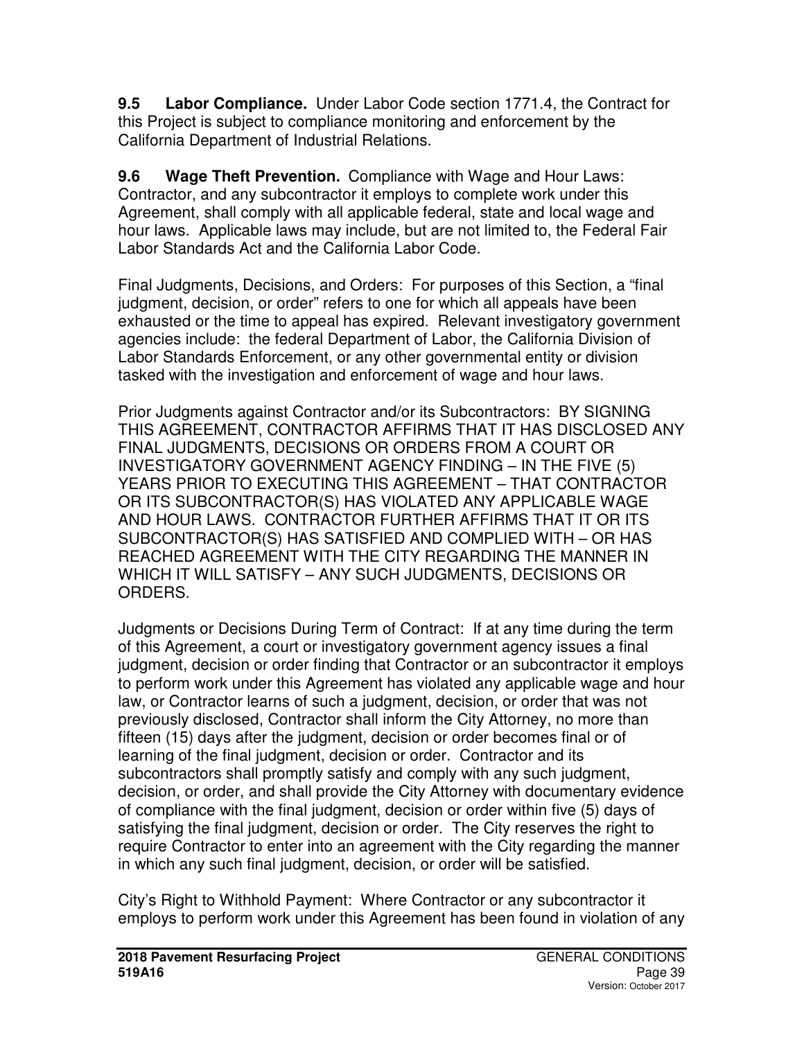**9.5 Labor Compliance.** Under Labor Code section 1771.4, the Contract for this Project is subject to compliance monitoring and enforcement by the California Department of Industrial Relations.

**9.6 Wage Theft Prevention.** Compliance with Wage and Hour Laws: Contractor, and any subcontractor it employs to complete work under this Agreement, shall comply with all applicable federal, state and local wage and hour laws. Applicable laws may include, but are not limited to, the Federal Fair Labor Standards Act and the California Labor Code.

Final Judgments, Decisions, and Orders: For purposes of this Section, a "final judgment, decision, or order" refers to one for which all appeals have been exhausted or the time to appeal has expired. Relevant investigatory government agencies include: the federal Department of Labor, the California Division of Labor Standards Enforcement, or any other governmental entity or division tasked with the investigation and enforcement of wage and hour laws.

Prior Judgments against Contractor and/or its Subcontractors: BY SIGNING THIS AGREEMENT, CONTRACTOR AFFIRMS THAT IT HAS DISCLOSED ANY FINAL JUDGMENTS, DECISIONS OR ORDERS FROM A COURT OR INVESTIGATORY GOVERNMENT AGENCY FINDING – IN THE FIVE (5) YEARS PRIOR TO EXECUTING THIS AGREEMENT – THAT CONTRACTOR OR ITS SUBCONTRACTOR(S) HAS VIOLATED ANY APPLICABLE WAGE AND HOUR LAWS. CONTRACTOR FURTHER AFFIRMS THAT IT OR ITS SUBCONTRACTOR(S) HAS SATISFIED AND COMPLIED WITH – OR HAS REACHED AGREEMENT WITH THE CITY REGARDING THE MANNER IN WHICH IT WILL SATISFY – ANY SUCH JUDGMENTS, DECISIONS OR ORDERS.

Judgments or Decisions During Term of Contract: If at any time during the term of this Agreement, a court or investigatory government agency issues a final judgment, decision or order finding that Contractor or an subcontractor it employs to perform work under this Agreement has violated any applicable wage and hour law, or Contractor learns of such a judgment, decision, or order that was not previously disclosed, Contractor shall inform the City Attorney, no more than fifteen (15) days after the judgment, decision or order becomes final or of learning of the final judgment, decision or order. Contractor and its subcontractors shall promptly satisfy and comply with any such judgment, decision, or order, and shall provide the City Attorney with documentary evidence of compliance with the final judgment, decision or order within five (5) days of satisfying the final judgment, decision or order. The City reserves the right to require Contractor to enter into an agreement with the City regarding the manner in which any such final judgment, decision, or order will be satisfied.

City's Right to Withhold Payment: Where Contractor or any subcontractor it employs to perform work under this Agreement has been found in violation of any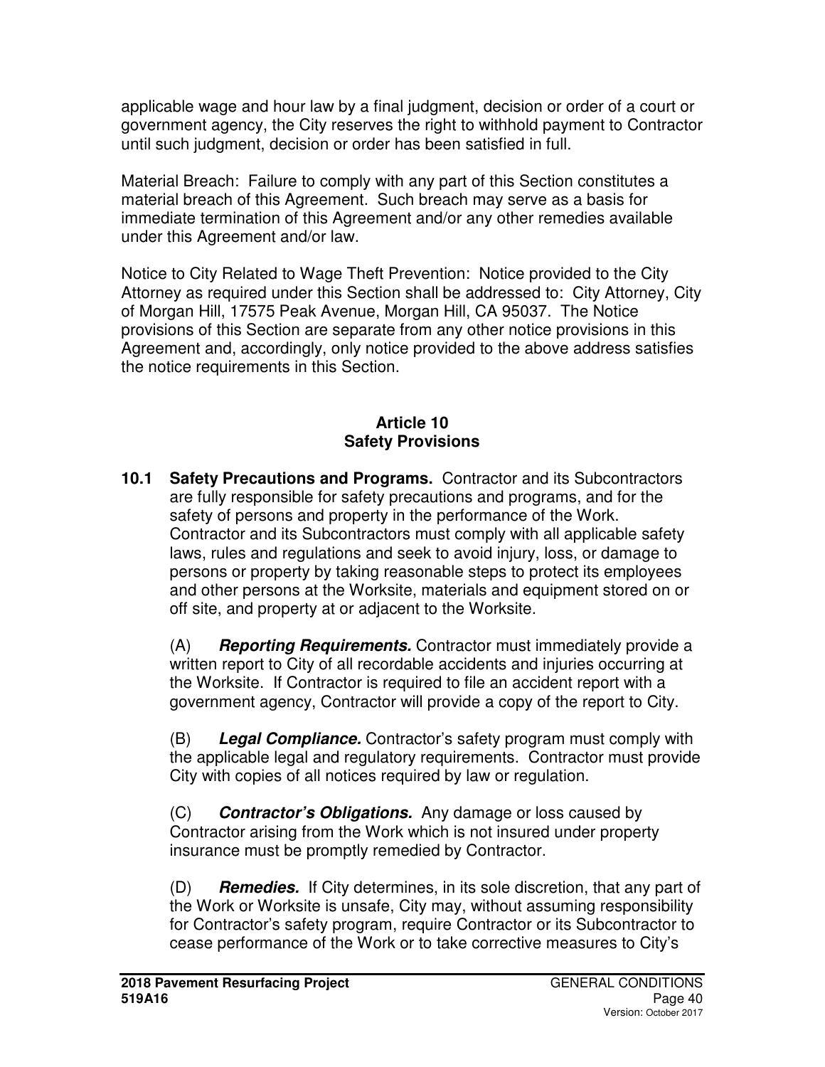applicable wage and hour law by a final judgment, decision or order of a court or government agency, the City reserves the right to withhold payment to Contractor until such judgment, decision or order has been satisfied in full.

Material Breach: Failure to comply with any part of this Section constitutes a material breach of this Agreement. Such breach may serve as a basis for immediate termination of this Agreement and/or any other remedies available under this Agreement and/or law.

Notice to City Related to Wage Theft Prevention: Notice provided to the City Attorney as required under this Section shall be addressed to: City Attorney, City of Morgan Hill, 17575 Peak Avenue, Morgan Hill, CA 95037. The Notice provisions of this Section are separate from any other notice provisions in this Agreement and, accordingly, only notice provided to the above address satisfies the notice requirements in this Section.

## Article 10
## Safety Provisions

**10.1 Safety Precautions and Programs.** Contractor and its Subcontractors are fully responsible for safety precautions and programs, and for the safety of persons and property in the performance of the Work. Contractor and its Subcontractors must comply with all applicable safety laws, rules and regulations and seek to avoid injury, loss, or damage to persons or property by taking reasonable steps to protect its employees and other persons at the Worksite, materials and equipment stored on or off site, and property at or adjacent to the Worksite.

(A) ***Reporting Requirements.*** Contractor must immediately provide a written report to City of all recordable accidents and injuries occurring at the Worksite. If Contractor is required to file an accident report with a government agency, Contractor will provide a copy of the report to City.

(B) ***Legal Compliance.*** Contractor's safety program must comply with the applicable legal and regulatory requirements. Contractor must provide City with copies of all notices required by law or regulation.

(C) ***Contractor's Obligations.*** Any damage or loss caused by Contractor arising from the Work which is not insured under property insurance must be promptly remedied by Contractor.

(D) ***Remedies.*** If City determines, in its sole discretion, that any part of the Work or Worksite is unsafe, City may, without assuming responsibility for Contractor's safety program, require Contractor or its Subcontractor to cease performance of the Work or to take corrective measures to City's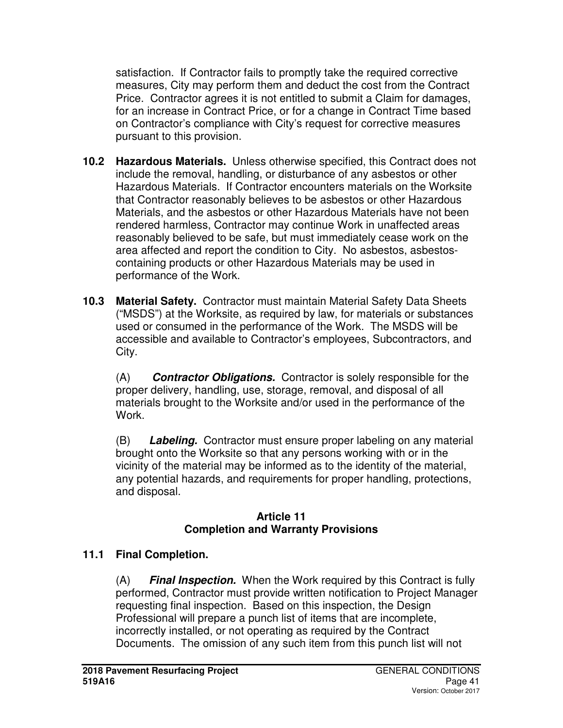satisfaction. If Contractor fails to promptly take the required corrective measures, City may perform them and deduct the cost from the Contract Price. Contractor agrees it is not entitled to submit a Claim for damages, for an increase in Contract Price, or for a change in Contract Time based on Contractor's compliance with City's request for corrective measures pursuant to this provision.

**10.2 Hazardous Materials.** Unless otherwise specified, this Contract does not include the removal, handling, or disturbance of any asbestos or other Hazardous Materials. If Contractor encounters materials on the Worksite that Contractor reasonably believes to be asbestos or other Hazardous Materials, and the asbestos or other Hazardous Materials have not been rendered harmless, Contractor may continue Work in unaffected areas reasonably believed to be safe, but must immediately cease work on the area affected and report the condition to City. No asbestos, asbestos-containing products or other Hazardous Materials may be used in performance of the Work.

**10.3 Material Safety.** Contractor must maintain Material Safety Data Sheets ("MSDS") at the Worksite, as required by law, for materials or substances used or consumed in the performance of the Work. The MSDS will be accessible and available to Contractor's employees, Subcontractors, and City.

(A) ***Contractor Obligations.*** Contractor is solely responsible for the proper delivery, handling, use, storage, removal, and disposal of all materials brought to the Worksite and/or used in the performance of the Work.

(B) ***Labeling.*** Contractor must ensure proper labeling on any material brought onto the Worksite so that any persons working with or in the vicinity of the material may be informed as to the identity of the material, any potential hazards, and requirements for proper handling, protections, and disposal.

## Article 11
## Completion and Warranty Provisions

### 11.1 Final Completion.

(A) ***Final Inspection.*** When the Work required by this Contract is fully performed, Contractor must provide written notification to Project Manager requesting final inspection. Based on this inspection, the Design Professional will prepare a punch list of items that are incomplete, incorrectly installed, or not operating as required by the Contract Documents. The omission of any such item from this punch list will not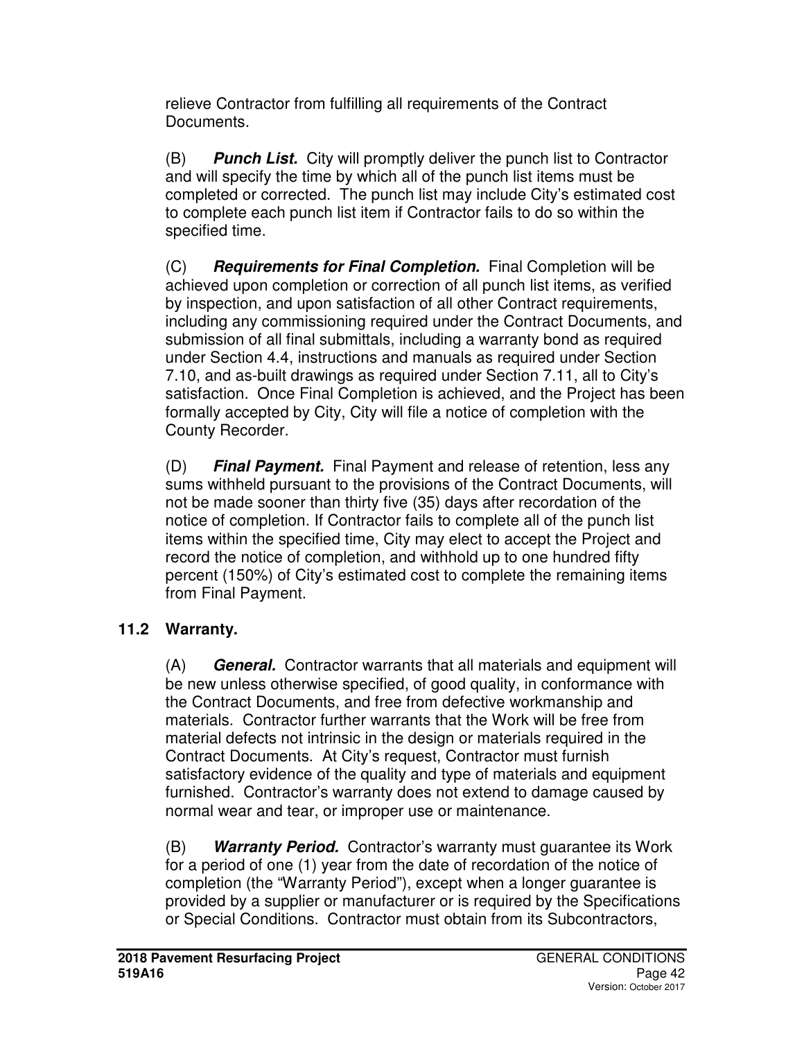relieve Contractor from fulfilling all requirements of the Contract Documents.

(B) ***Punch List.*** City will promptly deliver the punch list to Contractor and will specify the time by which all of the punch list items must be completed or corrected. The punch list may include City's estimated cost to complete each punch list item if Contractor fails to do so within the specified time.

(C) ***Requirements for Final Completion.*** Final Completion will be achieved upon completion or correction of all punch list items, as verified by inspection, and upon satisfaction of all other Contract requirements, including any commissioning required under the Contract Documents, and submission of all final submittals, including a warranty bond as required under Section 4.4, instructions and manuals as required under Section 7.10, and as-built drawings as required under Section 7.11, all to City's satisfaction. Once Final Completion is achieved, and the Project has been formally accepted by City, City will file a notice of completion with the County Recorder.

(D) ***Final Payment.*** Final Payment and release of retention, less any sums withheld pursuant to the provisions of the Contract Documents, will not be made sooner than thirty five (35) days after recordation of the notice of completion. If Contractor fails to complete all of the punch list items within the specified time, City may elect to accept the Project and record the notice of completion, and withhold up to one hundred fifty percent (150%) of City's estimated cost to complete the remaining items from Final Payment.

## 11.2 Warranty.

(A) ***General.*** Contractor warrants that all materials and equipment will be new unless otherwise specified, of good quality, in conformance with the Contract Documents, and free from defective workmanship and materials. Contractor further warrants that the Work will be free from material defects not intrinsic in the design or materials required in the Contract Documents. At City's request, Contractor must furnish satisfactory evidence of the quality and type of materials and equipment furnished. Contractor's warranty does not extend to damage caused by normal wear and tear, or improper use or maintenance.

(B) ***Warranty Period.*** Contractor's warranty must guarantee its Work for a period of one (1) year from the date of recordation of the notice of completion (the "Warranty Period"), except when a longer guarantee is provided by a supplier or manufacturer or is required by the Specifications or Special Conditions. Contractor must obtain from its Subcontractors,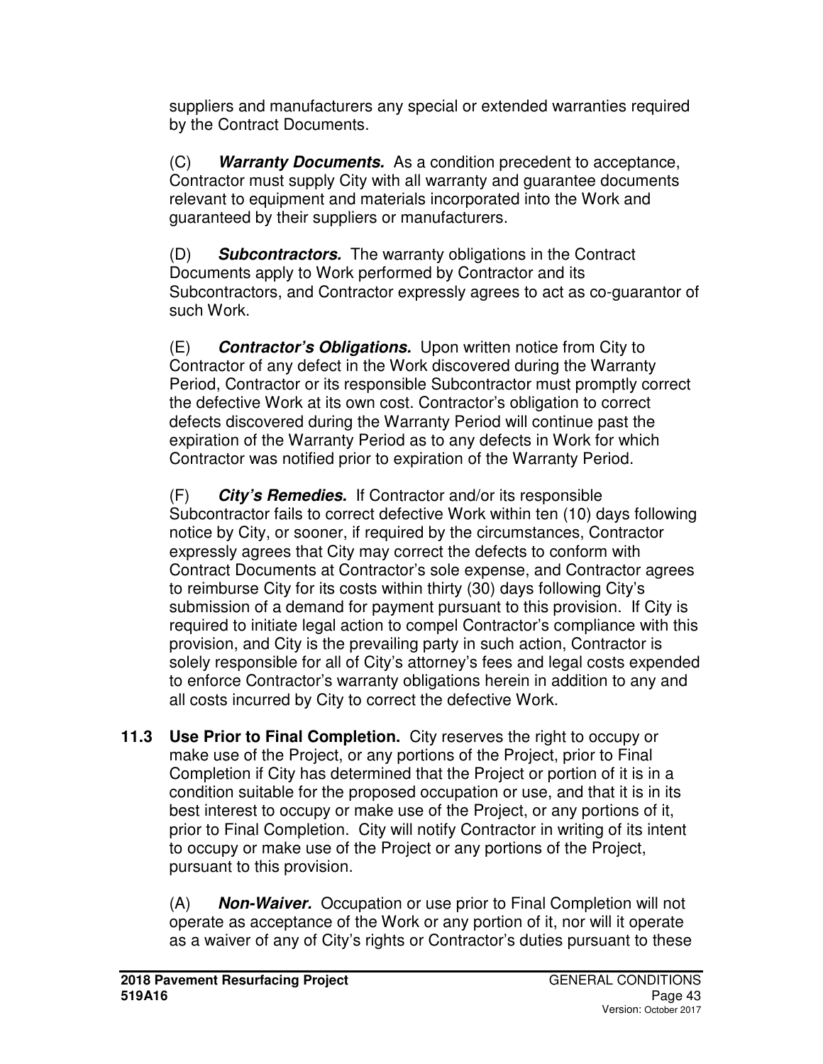suppliers and manufacturers any special or extended warranties required by the Contract Documents.

(C) ***Warranty Documents.*** As a condition precedent to acceptance, Contractor must supply City with all warranty and guarantee documents relevant to equipment and materials incorporated into the Work and guaranteed by their suppliers or manufacturers.

(D) ***Subcontractors.*** The warranty obligations in the Contract Documents apply to Work performed by Contractor and its Subcontractors, and Contractor expressly agrees to act as co-guarantor of such Work.

(E) ***Contractor's Obligations.*** Upon written notice from City to Contractor of any defect in the Work discovered during the Warranty Period, Contractor or its responsible Subcontractor must promptly correct the defective Work at its own cost. Contractor's obligation to correct defects discovered during the Warranty Period will continue past the expiration of the Warranty Period as to any defects in Work for which Contractor was notified prior to expiration of the Warranty Period.

(F) ***City's Remedies.*** If Contractor and/or its responsible Subcontractor fails to correct defective Work within ten (10) days following notice by City, or sooner, if required by the circumstances, Contractor expressly agrees that City may correct the defects to conform with Contract Documents at Contractor's sole expense, and Contractor agrees to reimburse City for its costs within thirty (30) days following City's submission of a demand for payment pursuant to this provision. If City is required to initiate legal action to compel Contractor's compliance with this provision, and City is the prevailing party in such action, Contractor is solely responsible for all of City's attorney's fees and legal costs expended to enforce Contractor's warranty obligations herein in addition to any and all costs incurred by City to correct the defective Work.

**11.3 Use Prior to Final Completion.** City reserves the right to occupy or make use of the Project, or any portions of the Project, prior to Final Completion if City has determined that the Project or portion of it is in a condition suitable for the proposed occupation or use, and that it is in its best interest to occupy or make use of the Project, or any portions of it, prior to Final Completion. City will notify Contractor in writing of its intent to occupy or make use of the Project or any portions of the Project, pursuant to this provision.

(A) ***Non-Waiver.*** Occupation or use prior to Final Completion will not operate as acceptance of the Work or any portion of it, nor will it operate as a waiver of any of City's rights or Contractor's duties pursuant to these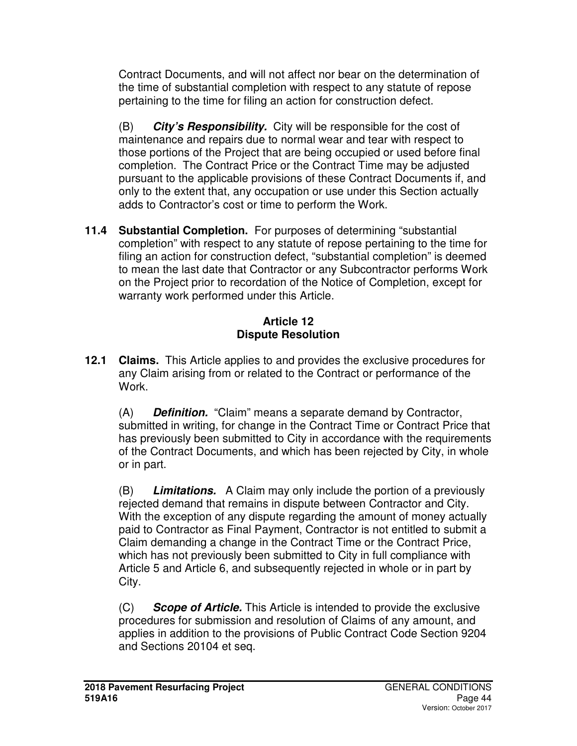Contract Documents, and will not affect nor bear on the determination of the time of substantial completion with respect to any statute of repose pertaining to the time for filing an action for construction defect.

(B) ***City's Responsibility.*** City will be responsible for the cost of maintenance and repairs due to normal wear and tear with respect to those portions of the Project that are being occupied or used before final completion. The Contract Price or the Contract Time may be adjusted pursuant to the applicable provisions of these Contract Documents if, and only to the extent that, any occupation or use under this Section actually adds to Contractor's cost or time to perform the Work.

**11.4 Substantial Completion.** For purposes of determining "substantial completion" with respect to any statute of repose pertaining to the time for filing an action for construction defect, "substantial completion" is deemed to mean the last date that Contractor or any Subcontractor performs Work on the Project prior to recordation of the Notice of Completion, except for warranty work performed under this Article.

## Article 12
## Dispute Resolution

**12.1 Claims.** This Article applies to and provides the exclusive procedures for any Claim arising from or related to the Contract or performance of the Work.

(A) ***Definition.*** "Claim" means a separate demand by Contractor, submitted in writing, for change in the Contract Time or Contract Price that has previously been submitted to City in accordance with the requirements of the Contract Documents, and which has been rejected by City, in whole or in part.

(B) ***Limitations.*** A Claim may only include the portion of a previously rejected demand that remains in dispute between Contractor and City. With the exception of any dispute regarding the amount of money actually paid to Contractor as Final Payment, Contractor is not entitled to submit a Claim demanding a change in the Contract Time or the Contract Price, which has not previously been submitted to City in full compliance with Article 5 and Article 6, and subsequently rejected in whole or in part by City.

(C) ***Scope of Article.*** This Article is intended to provide the exclusive procedures for submission and resolution of Claims of any amount, and applies in addition to the provisions of Public Contract Code Section 9204 and Sections 20104 et seq.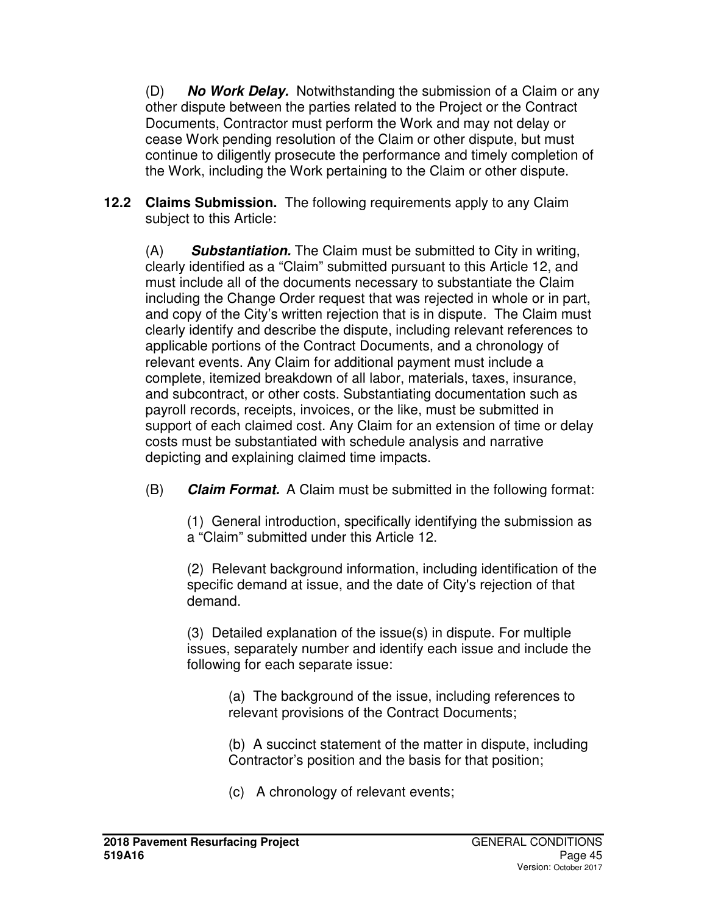(D) ***No Work Delay.*** Notwithstanding the submission of a Claim or any other dispute between the parties related to the Project or the Contract Documents, Contractor must perform the Work and may not delay or cease Work pending resolution of the Claim or other dispute, but must continue to diligently prosecute the performance and timely completion of the Work, including the Work pertaining to the Claim or other dispute.

**12.2 Claims Submission.** The following requirements apply to any Claim subject to this Article:

(A) ***Substantiation.*** The Claim must be submitted to City in writing, clearly identified as a "Claim" submitted pursuant to this Article 12, and must include all of the documents necessary to substantiate the Claim including the Change Order request that was rejected in whole or in part, and copy of the City's written rejection that is in dispute. The Claim must clearly identify and describe the dispute, including relevant references to applicable portions of the Contract Documents, and a chronology of relevant events. Any Claim for additional payment must include a complete, itemized breakdown of all labor, materials, taxes, insurance, and subcontract, or other costs. Substantiating documentation such as payroll records, receipts, invoices, or the like, must be submitted in support of each claimed cost. Any Claim for an extension of time or delay costs must be substantiated with schedule analysis and narrative depicting and explaining claimed time impacts.

(B) ***Claim Format.*** A Claim must be submitted in the following format:

(1) General introduction, specifically identifying the submission as a "Claim" submitted under this Article 12.

(2) Relevant background information, including identification of the specific demand at issue, and the date of City's rejection of that demand.

(3) Detailed explanation of the issue(s) in dispute. For multiple issues, separately number and identify each issue and include the following for each separate issue:

(a) The background of the issue, including references to relevant provisions of the Contract Documents;

(b) A succinct statement of the matter in dispute, including Contractor's position and the basis for that position;

(c) A chronology of relevant events;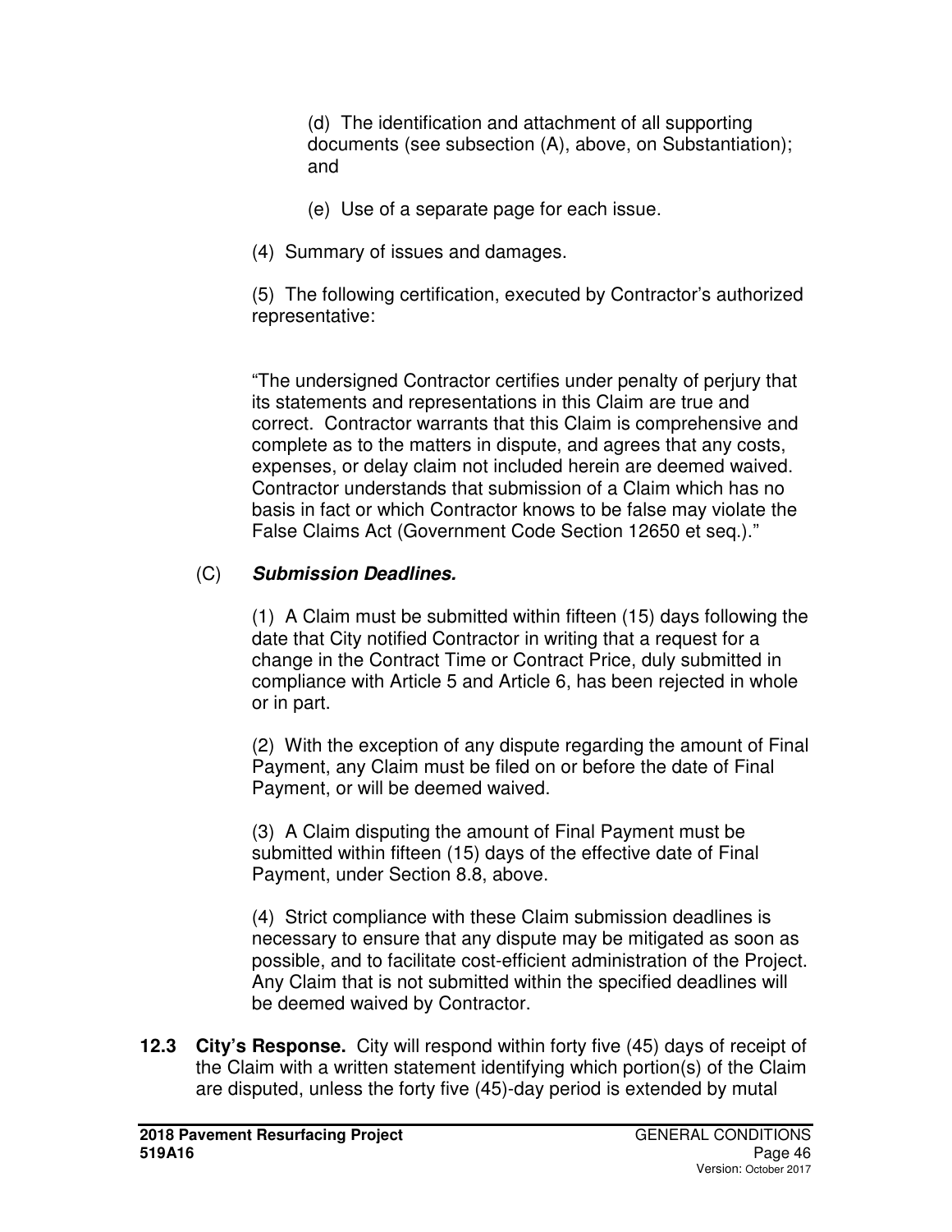(d) The identification and attachment of all supporting documents (see subsection (A), above, on Substantiation); and

(e) Use of a separate page for each issue.

(4) Summary of issues and damages.

(5) The following certification, executed by Contractor's authorized representative:

"The undersigned Contractor certifies under penalty of perjury that its statements and representations in this Claim are true and correct. Contractor warrants that this Claim is comprehensive and complete as to the matters in dispute, and agrees that any costs, expenses, or delay claim not included herein are deemed waived. Contractor understands that submission of a Claim which has no basis in fact or which Contractor knows to be false may violate the False Claims Act (Government Code Section 12650 et seq.)."

(C) ***Submission Deadlines.***

(1) A Claim must be submitted within fifteen (15) days following the date that City notified Contractor in writing that a request for a change in the Contract Time or Contract Price, duly submitted in compliance with Article 5 and Article 6, has been rejected in whole or in part.

(2) With the exception of any dispute regarding the amount of Final Payment, any Claim must be filed on or before the date of Final Payment, or will be deemed waived.

(3) A Claim disputing the amount of Final Payment must be submitted within fifteen (15) days of the effective date of Final Payment, under Section 8.8, above.

(4) Strict compliance with these Claim submission deadlines is necessary to ensure that any dispute may be mitigated as soon as possible, and to facilitate cost-efficient administration of the Project. Any Claim that is not submitted within the specified deadlines will be deemed waived by Contractor.

**12.3 City's Response.** City will respond within forty five (45) days of receipt of the Claim with a written statement identifying which portion(s) of the Claim are disputed, unless the forty five (45)-day period is extended by mutal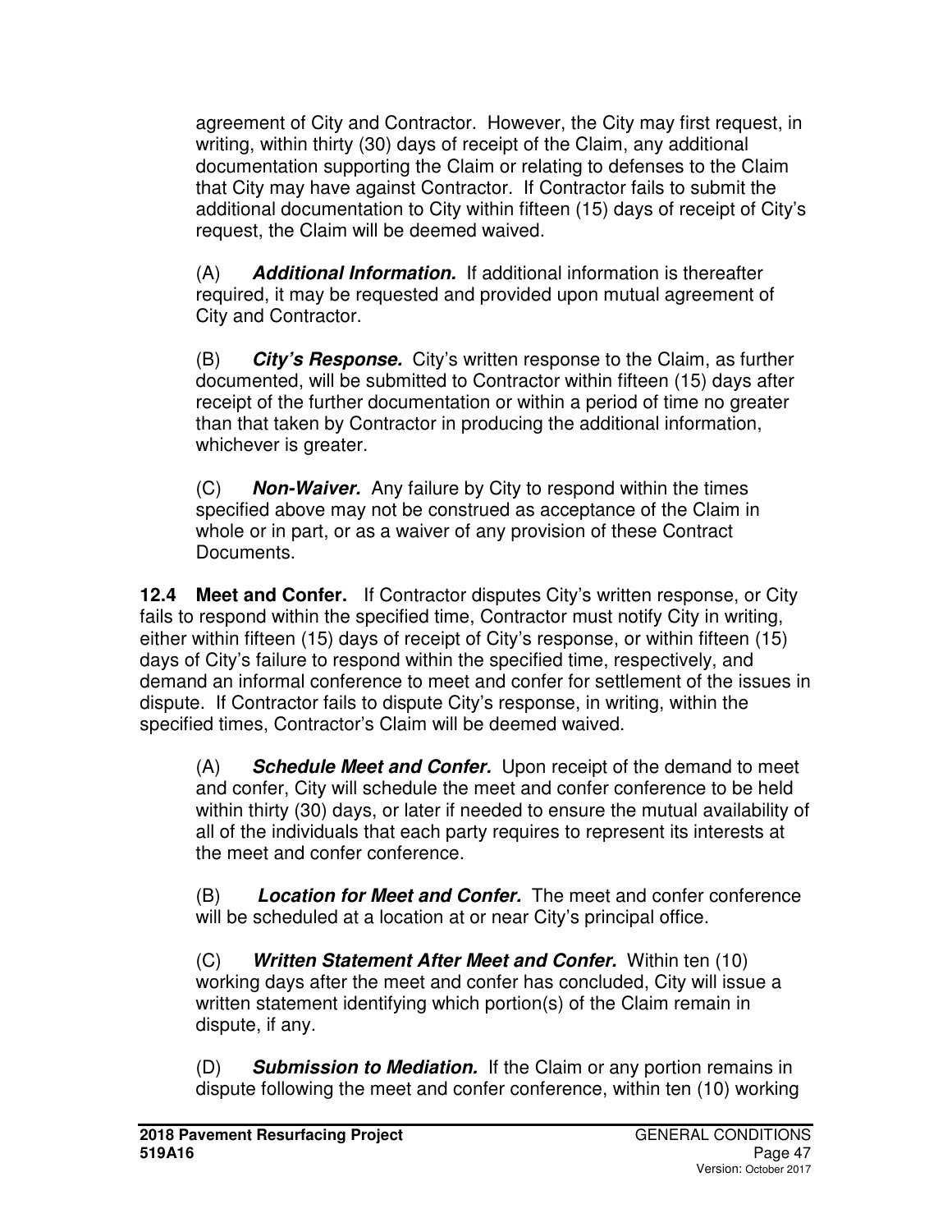agreement of City and Contractor. However, the City may first request, in writing, within thirty (30) days of receipt of the Claim, any additional documentation supporting the Claim or relating to defenses to the Claim that City may have against Contractor. If Contractor fails to submit the additional documentation to City within fifteen (15) days of receipt of City's request, the Claim will be deemed waived.

(A) ***Additional Information.*** If additional information is thereafter required, it may be requested and provided upon mutual agreement of City and Contractor.

(B) ***City's Response.*** City's written response to the Claim, as further documented, will be submitted to Contractor within fifteen (15) days after receipt of the further documentation or within a period of time no greater than that taken by Contractor in producing the additional information, whichever is greater.

(C) ***Non-Waiver.*** Any failure by City to respond within the times specified above may not be construed as acceptance of the Claim in whole or in part, or as a waiver of any provision of these Contract Documents.

**12.4 Meet and Confer.** If Contractor disputes City's written response, or City fails to respond within the specified time, Contractor must notify City in writing, either within fifteen (15) days of receipt of City's response, or within fifteen (15) days of City's failure to respond within the specified time, respectively, and demand an informal conference to meet and confer for settlement of the issues in dispute. If Contractor fails to dispute City's response, in writing, within the specified times, Contractor's Claim will be deemed waived.

(A) ***Schedule Meet and Confer.*** Upon receipt of the demand to meet and confer, City will schedule the meet and confer conference to be held within thirty (30) days, or later if needed to ensure the mutual availability of all of the individuals that each party requires to represent its interests at the meet and confer conference.

(B) ***Location for Meet and Confer.*** The meet and confer conference will be scheduled at a location at or near City's principal office.

(C) ***Written Statement After Meet and Confer.*** Within ten (10) working days after the meet and confer has concluded, City will issue a written statement identifying which portion(s) of the Claim remain in dispute, if any.

(D) ***Submission to Mediation.*** If the Claim or any portion remains in dispute following the meet and confer conference, within ten (10) working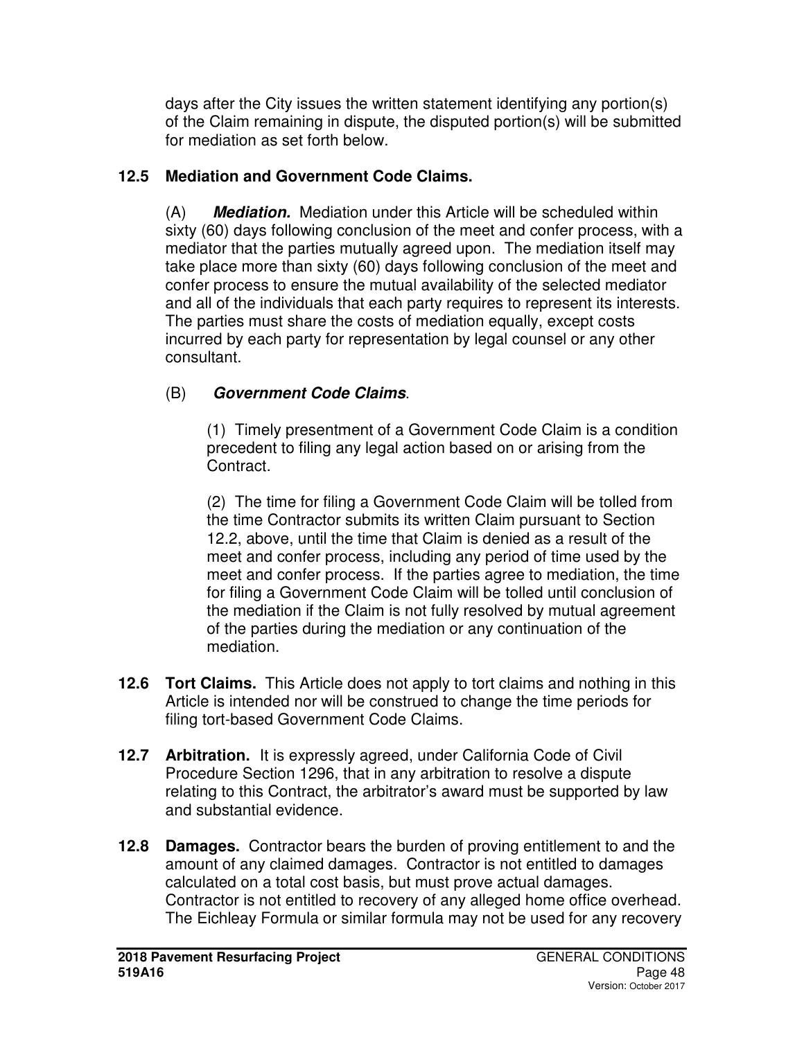days after the City issues the written statement identifying any portion(s) of the Claim remaining in dispute, the disputed portion(s) will be submitted for mediation as set forth below.

### 12.5 Mediation and Government Code Claims.

(A) ***Mediation.*** Mediation under this Article will be scheduled within sixty (60) days following conclusion of the meet and confer process, with a mediator that the parties mutually agreed upon. The mediation itself may take place more than sixty (60) days following conclusion of the meet and confer process to ensure the mutual availability of the selected mediator and all of the individuals that each party requires to represent its interests. The parties must share the costs of mediation equally, except costs incurred by each party for representation by legal counsel or any other consultant.

(B) ***Government Code Claims***.

(1) Timely presentment of a Government Code Claim is a condition precedent to filing any legal action based on or arising from the Contract.

(2) The time for filing a Government Code Claim will be tolled from the time Contractor submits its written Claim pursuant to Section 12.2, above, until the time that Claim is denied as a result of the meet and confer process, including any period of time used by the meet and confer process. If the parties agree to mediation, the time for filing a Government Code Claim will be tolled until conclusion of the mediation if the Claim is not fully resolved by mutual agreement of the parties during the mediation or any continuation of the mediation.

**12.6 Tort Claims.** This Article does not apply to tort claims and nothing in this Article is intended nor will be construed to change the time periods for filing tort-based Government Code Claims.

**12.7 Arbitration.** It is expressly agreed, under California Code of Civil Procedure Section 1296, that in any arbitration to resolve a dispute relating to this Contract, the arbitrator's award must be supported by law and substantial evidence.

**12.8 Damages.** Contractor bears the burden of proving entitlement to and the amount of any claimed damages. Contractor is not entitled to damages calculated on a total cost basis, but must prove actual damages. Contractor is not entitled to recovery of any alleged home office overhead. The Eichleay Formula or similar formula may not be used for any recovery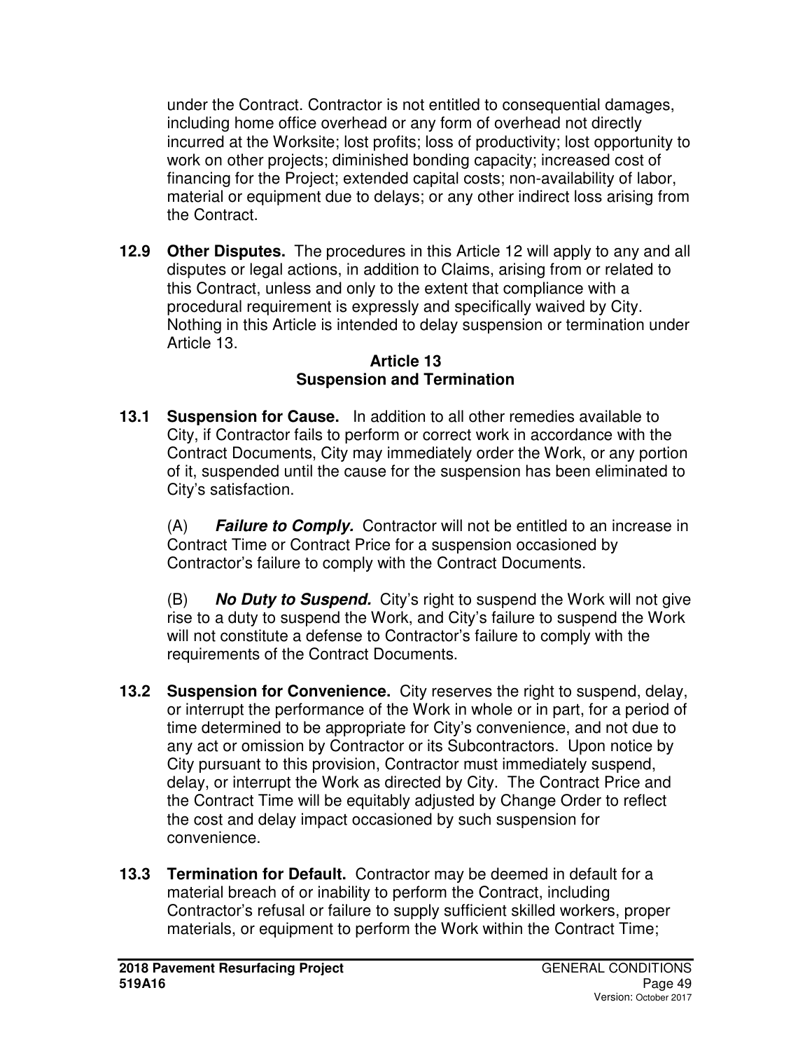under the Contract. Contractor is not entitled to consequential damages, including home office overhead or any form of overhead not directly incurred at the Worksite; lost profits; loss of productivity; lost opportunity to work on other projects; diminished bonding capacity; increased cost of financing for the Project; extended capital costs; non-availability of labor, material or equipment due to delays; or any other indirect loss arising from the Contract.

**12.9 Other Disputes.** The procedures in this Article 12 will apply to any and all disputes or legal actions, in addition to Claims, arising from or related to this Contract, unless and only to the extent that compliance with a procedural requirement is expressly and specifically waived by City. Nothing in this Article is intended to delay suspension or termination under Article 13.

## Article 13
## Suspension and Termination

**13.1 Suspension for Cause.** In addition to all other remedies available to City, if Contractor fails to perform or correct work in accordance with the Contract Documents, City may immediately order the Work, or any portion of it, suspended until the cause for the suspension has been eliminated to City's satisfaction.

(A) ***Failure to Comply.*** Contractor will not be entitled to an increase in Contract Time or Contract Price for a suspension occasioned by Contractor's failure to comply with the Contract Documents.

(B) ***No Duty to Suspend.*** City's right to suspend the Work will not give rise to a duty to suspend the Work, and City's failure to suspend the Work will not constitute a defense to Contractor's failure to comply with the requirements of the Contract Documents.

**13.2 Suspension for Convenience.** City reserves the right to suspend, delay, or interrupt the performance of the Work in whole or in part, for a period of time determined to be appropriate for City's convenience, and not due to any act or omission by Contractor or its Subcontractors. Upon notice by City pursuant to this provision, Contractor must immediately suspend, delay, or interrupt the Work as directed by City. The Contract Price and the Contract Time will be equitably adjusted by Change Order to reflect the cost and delay impact occasioned by such suspension for convenience.

**13.3 Termination for Default.** Contractor may be deemed in default for a material breach of or inability to perform the Contract, including Contractor's refusal or failure to supply sufficient skilled workers, proper materials, or equipment to perform the Work within the Contract Time;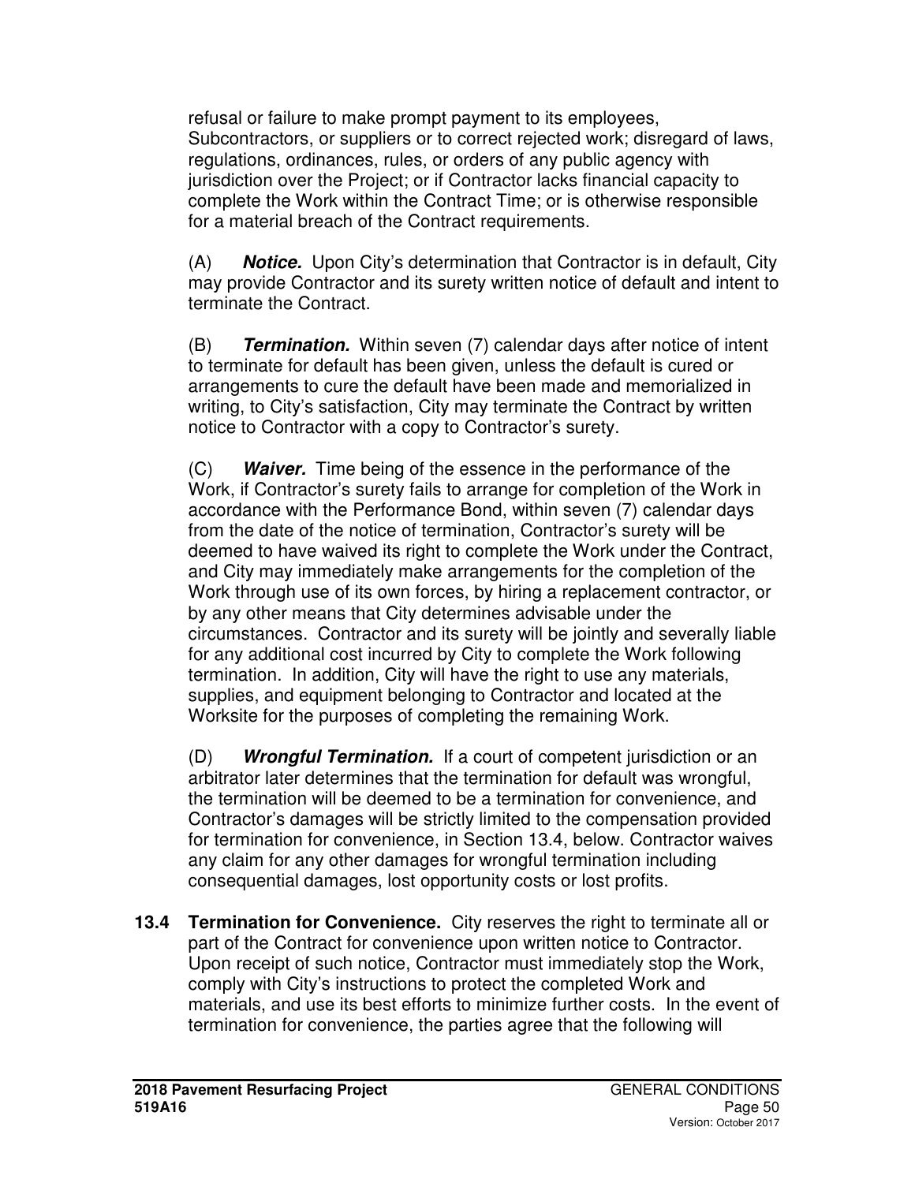refusal or failure to make prompt payment to its employees, Subcontractors, or suppliers or to correct rejected work; disregard of laws, regulations, ordinances, rules, or orders of any public agency with jurisdiction over the Project; or if Contractor lacks financial capacity to complete the Work within the Contract Time; or is otherwise responsible for a material breach of the Contract requirements.

(A) ***Notice.*** Upon City's determination that Contractor is in default, City may provide Contractor and its surety written notice of default and intent to terminate the Contract.

(B) ***Termination.*** Within seven (7) calendar days after notice of intent to terminate for default has been given, unless the default is cured or arrangements to cure the default have been made and memorialized in writing, to City's satisfaction, City may terminate the Contract by written notice to Contractor with a copy to Contractor's surety.

(C) ***Waiver.*** Time being of the essence in the performance of the Work, if Contractor's surety fails to arrange for completion of the Work in accordance with the Performance Bond, within seven (7) calendar days from the date of the notice of termination, Contractor's surety will be deemed to have waived its right to complete the Work under the Contract, and City may immediately make arrangements for the completion of the Work through use of its own forces, by hiring a replacement contractor, or by any other means that City determines advisable under the circumstances. Contractor and its surety will be jointly and severally liable for any additional cost incurred by City to complete the Work following termination. In addition, City will have the right to use any materials, supplies, and equipment belonging to Contractor and located at the Worksite for the purposes of completing the remaining Work.

(D) ***Wrongful Termination.*** If a court of competent jurisdiction or an arbitrator later determines that the termination for default was wrongful, the termination will be deemed to be a termination for convenience, and Contractor's damages will be strictly limited to the compensation provided for termination for convenience, in Section 13.4, below. Contractor waives any claim for any other damages for wrongful termination including consequential damages, lost opportunity costs or lost profits.

**13.4 Termination for Convenience.** City reserves the right to terminate all or part of the Contract for convenience upon written notice to Contractor. Upon receipt of such notice, Contractor must immediately stop the Work, comply with City's instructions to protect the completed Work and materials, and use its best efforts to minimize further costs. In the event of termination for convenience, the parties agree that the following will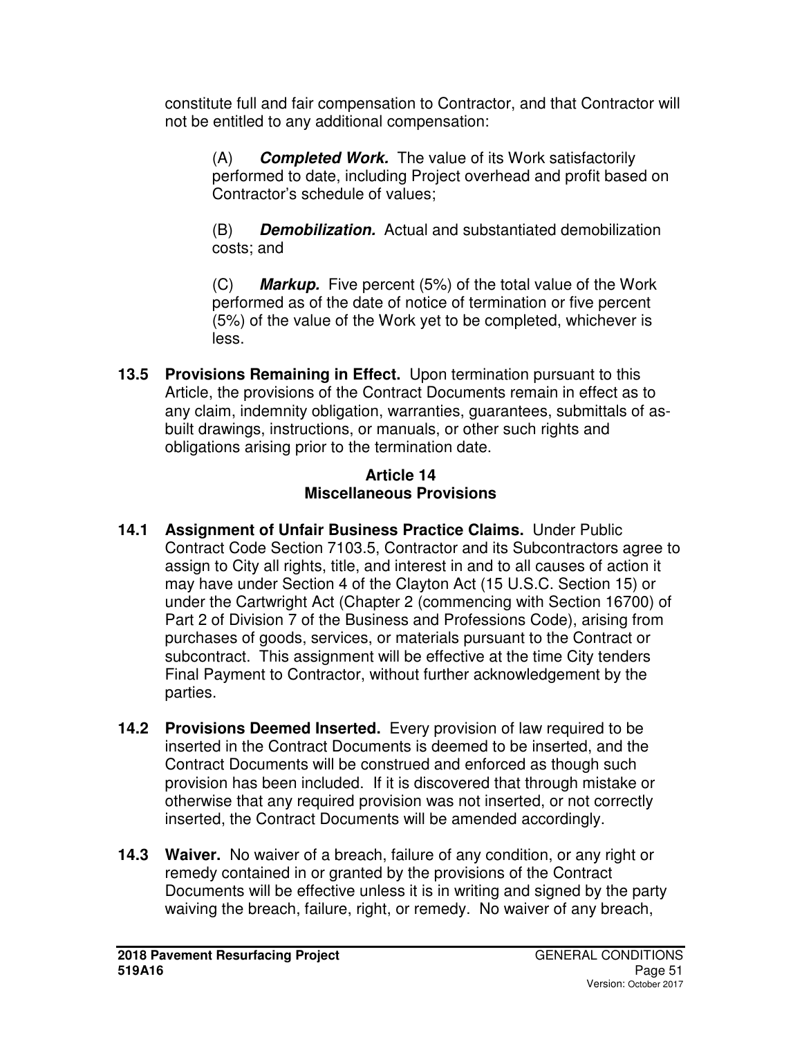constitute full and fair compensation to Contractor, and that Contractor will not be entitled to any additional compensation:

(A) ***Completed Work.*** The value of its Work satisfactorily performed to date, including Project overhead and profit based on Contractor's schedule of values;

(B) ***Demobilization.*** Actual and substantiated demobilization costs; and

(C) ***Markup.*** Five percent (5%) of the total value of the Work performed as of the date of notice of termination or five percent (5%) of the value of the Work yet to be completed, whichever is less.

**13.5 Provisions Remaining in Effect.** Upon termination pursuant to this Article, the provisions of the Contract Documents remain in effect as to any claim, indemnity obligation, warranties, guarantees, submittals of as-built drawings, instructions, or manuals, or other such rights and obligations arising prior to the termination date.

## Article 14
## Miscellaneous Provisions

**14.1 Assignment of Unfair Business Practice Claims.** Under Public Contract Code Section 7103.5, Contractor and its Subcontractors agree to assign to City all rights, title, and interest in and to all causes of action it may have under Section 4 of the Clayton Act (15 U.S.C. Section 15) or under the Cartwright Act (Chapter 2 (commencing with Section 16700) of Part 2 of Division 7 of the Business and Professions Code), arising from purchases of goods, services, or materials pursuant to the Contract or subcontract. This assignment will be effective at the time City tenders Final Payment to Contractor, without further acknowledgement by the parties.

**14.2 Provisions Deemed Inserted.** Every provision of law required to be inserted in the Contract Documents is deemed to be inserted, and the Contract Documents will be construed and enforced as though such provision has been included. If it is discovered that through mistake or otherwise that any required provision was not inserted, or not correctly inserted, the Contract Documents will be amended accordingly.

**14.3 Waiver.** No waiver of a breach, failure of any condition, or any right or remedy contained in or granted by the provisions of the Contract Documents will be effective unless it is in writing and signed by the party waiving the breach, failure, right, or remedy. No waiver of any breach,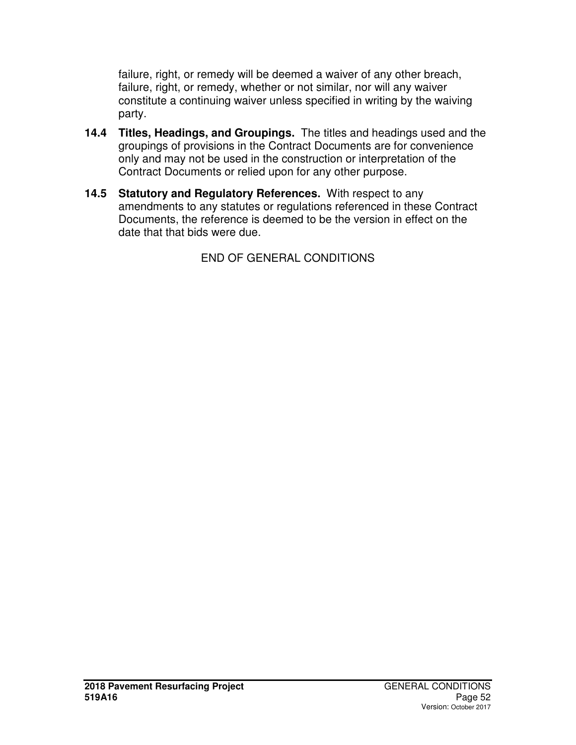failure, right, or remedy will be deemed a waiver of any other breach, failure, right, or remedy, whether or not similar, nor will any waiver constitute a continuing waiver unless specified in writing by the waiving party.

**14.4 Titles, Headings, and Groupings.** The titles and headings used and the groupings of provisions in the Contract Documents are for convenience only and may not be used in the construction or interpretation of the Contract Documents or relied upon for any other purpose.

**14.5 Statutory and Regulatory References.** With respect to any amendments to any statutes or regulations referenced in these Contract Documents, the reference is deemed to be the version in effect on the date that that bids were due.

END OF GENERAL CONDITIONS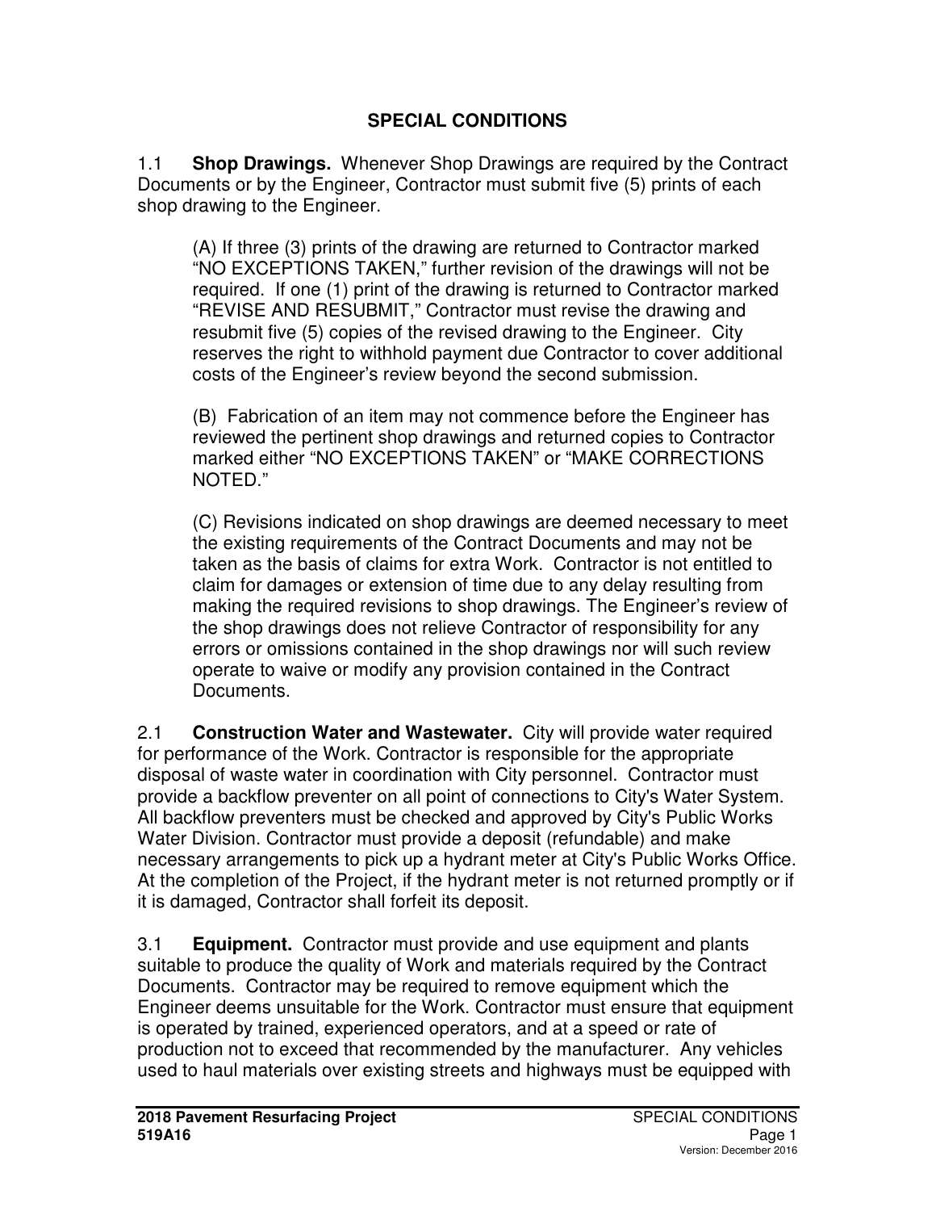# SPECIAL CONDITIONS

1.1 **Shop Drawings.** Whenever Shop Drawings are required by the Contract Documents or by the Engineer, Contractor must submit five (5) prints of each shop drawing to the Engineer.

> (A) If three (3) prints of the drawing are returned to Contractor marked "NO EXCEPTIONS TAKEN," further revision of the drawings will not be required. If one (1) print of the drawing is returned to Contractor marked "REVISE AND RESUBMIT," Contractor must revise the drawing and resubmit five (5) copies of the revised drawing to the Engineer. City reserves the right to withhold payment due Contractor to cover additional costs of the Engineer's review beyond the second submission.
>
> (B) Fabrication of an item may not commence before the Engineer has reviewed the pertinent shop drawings and returned copies to Contractor marked either "NO EXCEPTIONS TAKEN" or "MAKE CORRECTIONS NOTED."
>
> (C) Revisions indicated on shop drawings are deemed necessary to meet the existing requirements of the Contract Documents and may not be taken as the basis of claims for extra Work. Contractor is not entitled to claim for damages or extension of time due to any delay resulting from making the required revisions to shop drawings. The Engineer's review of the shop drawings does not relieve Contractor of responsibility for any errors or omissions contained in the shop drawings nor will such review operate to waive or modify any provision contained in the Contract Documents.

2.1 **Construction Water and Wastewater.** City will provide water required for performance of the Work. Contractor is responsible for the appropriate disposal of waste water in coordination with City personnel. Contractor must provide a backflow preventer on all point of connections to City's Water System. All backflow preventers must be checked and approved by City's Public Works Water Division. Contractor must provide a deposit (refundable) and make necessary arrangements to pick up a hydrant meter at City's Public Works Office. At the completion of the Project, if the hydrant meter is not returned promptly or if it is damaged, Contractor shall forfeit its deposit.

3.1 **Equipment.** Contractor must provide and use equipment and plants suitable to produce the quality of Work and materials required by the Contract Documents. Contractor may be required to remove equipment which the Engineer deems unsuitable for the Work. Contractor must ensure that equipment is operated by trained, experienced operators, and at a speed or rate of production not to exceed that recommended by the manufacturer. Any vehicles used to haul materials over existing streets and highways must be equipped with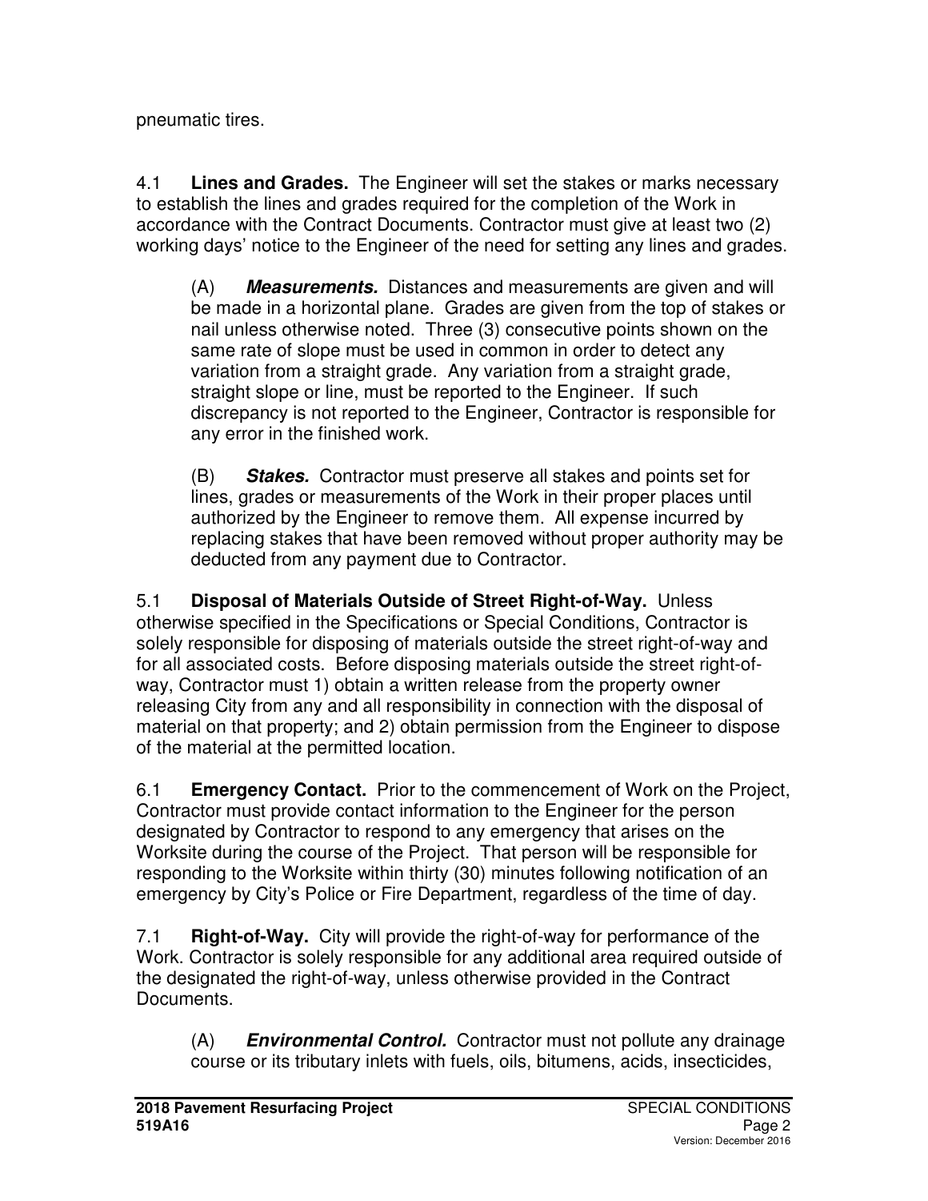pneumatic tires.

4.1 **Lines and Grades.** The Engineer will set the stakes or marks necessary to establish the lines and grades required for the completion of the Work in accordance with the Contract Documents. Contractor must give at least two (2) working days' notice to the Engineer of the need for setting any lines and grades.

(A) ***Measurements.*** Distances and measurements are given and will be made in a horizontal plane. Grades are given from the top of stakes or nail unless otherwise noted. Three (3) consecutive points shown on the same rate of slope must be used in common in order to detect any variation from a straight grade. Any variation from a straight grade, straight slope or line, must be reported to the Engineer. If such discrepancy is not reported to the Engineer, Contractor is responsible for any error in the finished work.

(B) ***Stakes.*** Contractor must preserve all stakes and points set for lines, grades or measurements of the Work in their proper places until authorized by the Engineer to remove them. All expense incurred by replacing stakes that have been removed without proper authority may be deducted from any payment due to Contractor.

5.1 **Disposal of Materials Outside of Street Right-of-Way.** Unless otherwise specified in the Specifications or Special Conditions, Contractor is solely responsible for disposing of materials outside the street right-of-way and for all associated costs. Before disposing materials outside the street right-of-way, Contractor must 1) obtain a written release from the property owner releasing City from any and all responsibility in connection with the disposal of material on that property; and 2) obtain permission from the Engineer to dispose of the material at the permitted location.

6.1 **Emergency Contact.** Prior to the commencement of Work on the Project, Contractor must provide contact information to the Engineer for the person designated by Contractor to respond to any emergency that arises on the Worksite during the course of the Project. That person will be responsible for responding to the Worksite within thirty (30) minutes following notification of an emergency by City's Police or Fire Department, regardless of the time of day.

7.1 **Right-of-Way.** City will provide the right-of-way for performance of the Work. Contractor is solely responsible for any additional area required outside of the designated the right-of-way, unless otherwise provided in the Contract Documents.

(A) ***Environmental Control.*** Contractor must not pollute any drainage course or its tributary inlets with fuels, oils, bitumens, acids, insecticides,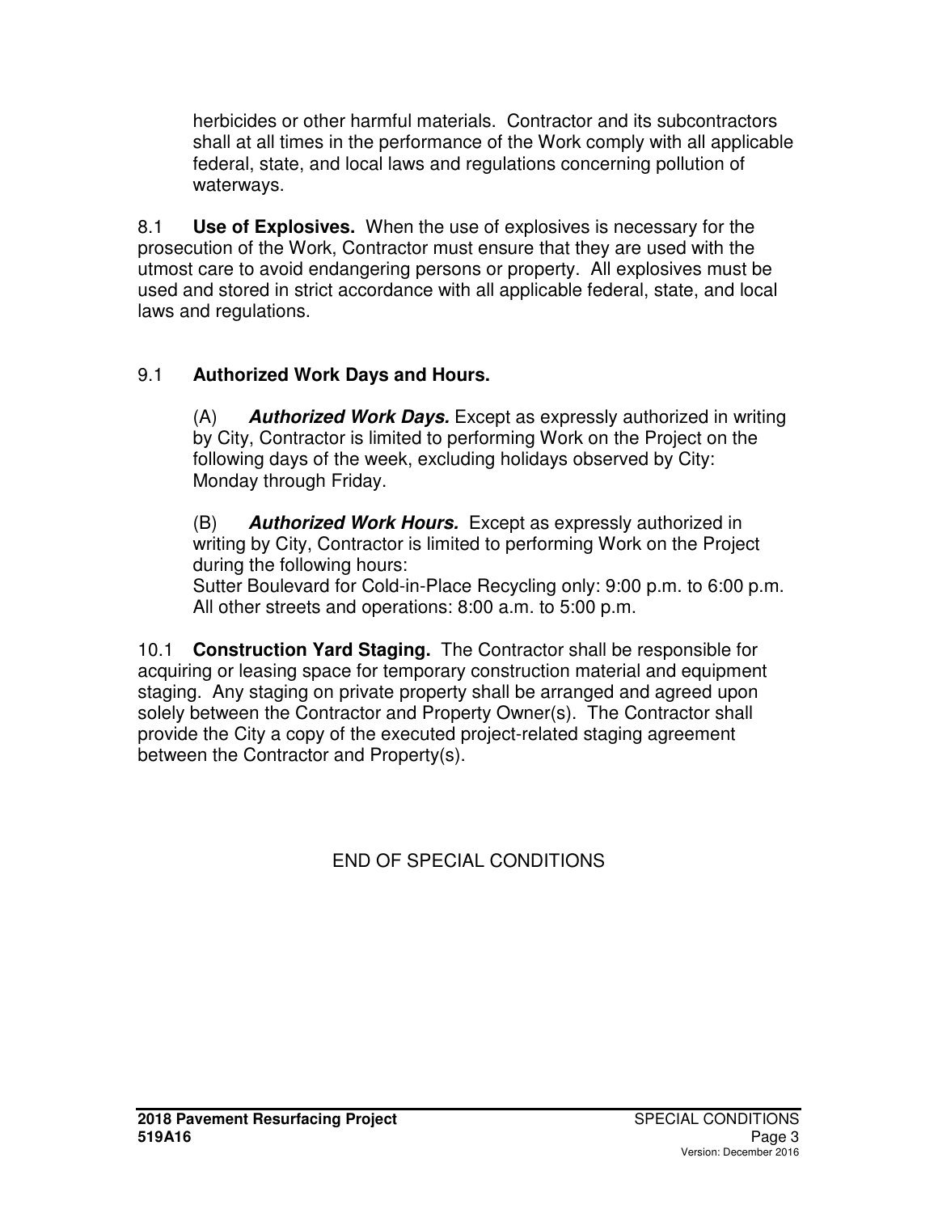herbicides or other harmful materials. Contractor and its subcontractors shall at all times in the performance of the Work comply with all applicable federal, state, and local laws and regulations concerning pollution of waterways.

8.1 **Use of Explosives.** When the use of explosives is necessary for the prosecution of the Work, Contractor must ensure that they are used with the utmost care to avoid endangering persons or property. All explosives must be used and stored in strict accordance with all applicable federal, state, and local laws and regulations.

9.1 **Authorized Work Days and Hours.**

(A) ***Authorized Work Days.*** Except as expressly authorized in writing by City, Contractor is limited to performing Work on the Project on the following days of the week, excluding holidays observed by City: Monday through Friday.

(B) ***Authorized Work Hours.*** Except as expressly authorized in writing by City, Contractor is limited to performing Work on the Project during the following hours:
Sutter Boulevard for Cold-in-Place Recycling only: 9:00 p.m. to 6:00 p.m.
All other streets and operations: 8:00 a.m. to 5:00 p.m.

10.1 **Construction Yard Staging.** The Contractor shall be responsible for acquiring or leasing space for temporary construction material and equipment staging. Any staging on private property shall be arranged and agreed upon solely between the Contractor and Property Owner(s). The Contractor shall provide the City a copy of the executed project-related staging agreement between the Contractor and Property(s).

END OF SPECIAL CONDITIONS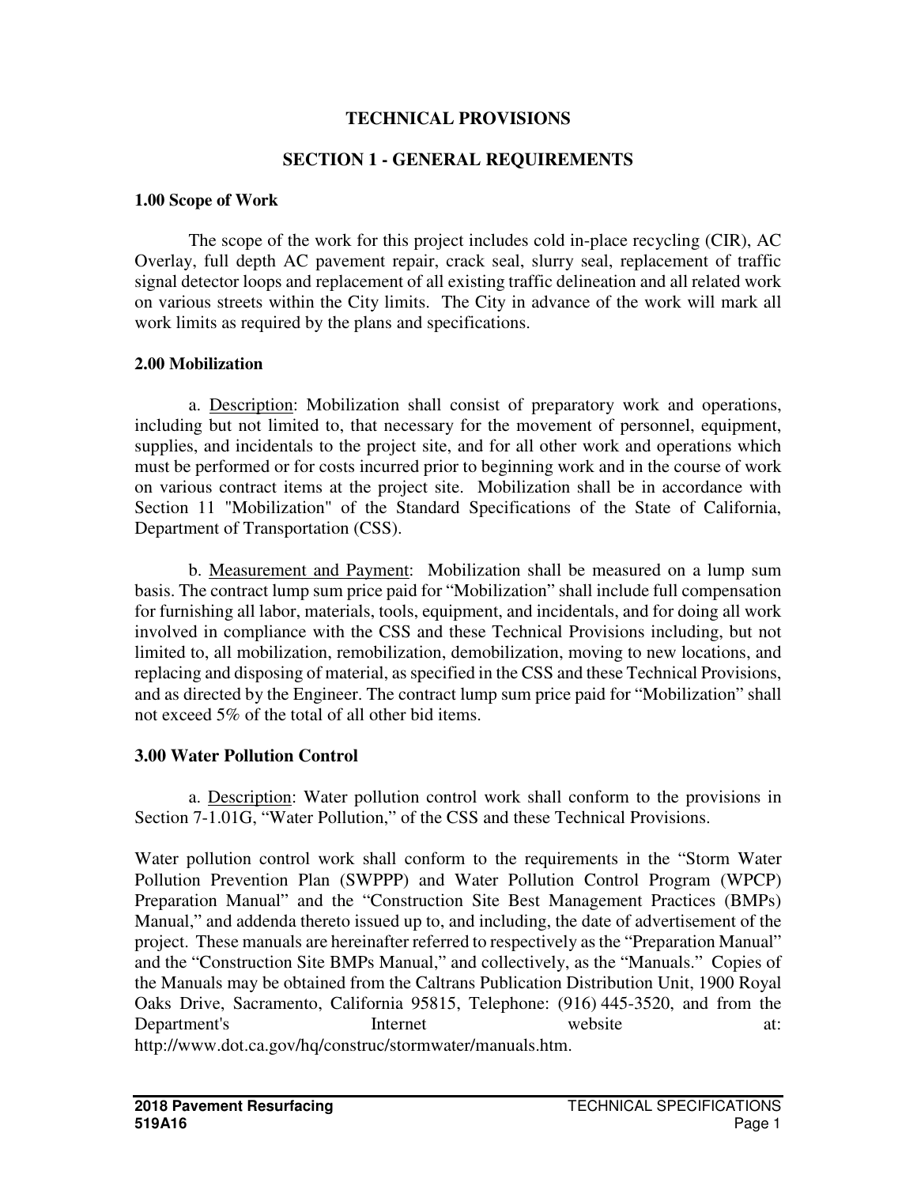# TECHNICAL PROVISIONS

## SECTION 1 - GENERAL REQUIREMENTS

### 1.00 Scope of Work

The scope of the work for this project includes cold in-place recycling (CIR), AC Overlay, full depth AC pavement repair, crack seal, slurry seal, replacement of traffic signal detector loops and replacement of all existing traffic delineation and all related work on various streets within the City limits. The City in advance of the work will mark all work limits as required by the plans and specifications.

### 2.00 Mobilization

a. Description: Mobilization shall consist of preparatory work and operations, including but not limited to, that necessary for the movement of personnel, equipment, supplies, and incidentals to the project site, and for all other work and operations which must be performed or for costs incurred prior to beginning work and in the course of work on various contract items at the project site. Mobilization shall be in accordance with Section 11 "Mobilization" of the Standard Specifications of the State of California, Department of Transportation (CSS).

b. Measurement and Payment: Mobilization shall be measured on a lump sum basis. The contract lump sum price paid for "Mobilization" shall include full compensation for furnishing all labor, materials, tools, equipment, and incidentals, and for doing all work involved in compliance with the CSS and these Technical Provisions including, but not limited to, all mobilization, remobilization, demobilization, moving to new locations, and replacing and disposing of material, as specified in the CSS and these Technical Provisions, and as directed by the Engineer. The contract lump sum price paid for "Mobilization" shall not exceed 5% of the total of all other bid items.

### 3.00 Water Pollution Control

a. Description: Water pollution control work shall conform to the provisions in Section 7-1.01G, "Water Pollution," of the CSS and these Technical Provisions.

Water pollution control work shall conform to the requirements in the "Storm Water Pollution Prevention Plan (SWPPP) and Water Pollution Control Program (WPCP) Preparation Manual" and the "Construction Site Best Management Practices (BMPs) Manual," and addenda thereto issued up to, and including, the date of advertisement of the project. These manuals are hereinafter referred to respectively as the "Preparation Manual" and the "Construction Site BMPs Manual," and collectively, as the "Manuals." Copies of the Manuals may be obtained from the Caltrans Publication Distribution Unit, 1900 Royal Oaks Drive, Sacramento, California 95815, Telephone: (916) 445-3520, and from the Department's Internet website at: http://www.dot.ca.gov/hq/construc/stormwater/manuals.htm.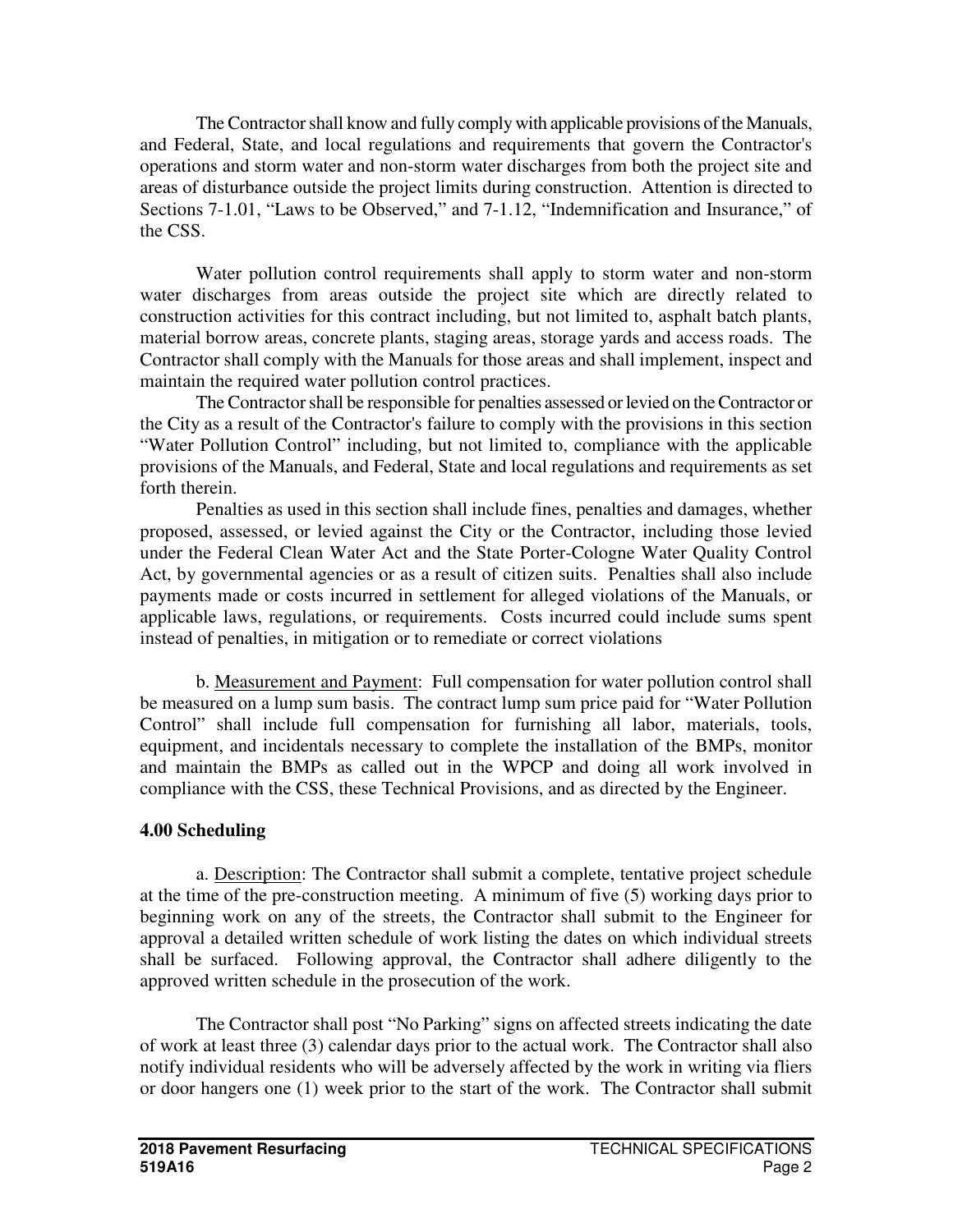The Contractor shall know and fully comply with applicable provisions of the Manuals, and Federal, State, and local regulations and requirements that govern the Contractor's operations and storm water and non-storm water discharges from both the project site and areas of disturbance outside the project limits during construction. Attention is directed to Sections 7-1.01, "Laws to be Observed," and 7-1.12, "Indemnification and Insurance," of the CSS.

Water pollution control requirements shall apply to storm water and non-storm water discharges from areas outside the project site which are directly related to construction activities for this contract including, but not limited to, asphalt batch plants, material borrow areas, concrete plants, staging areas, storage yards and access roads. The Contractor shall comply with the Manuals for those areas and shall implement, inspect and maintain the required water pollution control practices.

The Contractor shall be responsible for penalties assessed or levied on the Contractor or the City as a result of the Contractor's failure to comply with the provisions in this section "Water Pollution Control" including, but not limited to, compliance with the applicable provisions of the Manuals, and Federal, State and local regulations and requirements as set forth therein.

Penalties as used in this section shall include fines, penalties and damages, whether proposed, assessed, or levied against the City or the Contractor, including those levied under the Federal Clean Water Act and the State Porter-Cologne Water Quality Control Act, by governmental agencies or as a result of citizen suits. Penalties shall also include payments made or costs incurred in settlement for alleged violations of the Manuals, or applicable laws, regulations, or requirements. Costs incurred could include sums spent instead of penalties, in mitigation or to remediate or correct violations

b. Measurement and Payment: Full compensation for water pollution control shall be measured on a lump sum basis. The contract lump sum price paid for "Water Pollution Control" shall include full compensation for furnishing all labor, materials, tools, equipment, and incidentals necessary to complete the installation of the BMPs, monitor and maintain the BMPs as called out in the WPCP and doing all work involved in compliance with the CSS, these Technical Provisions, and as directed by the Engineer.

**4.00 Scheduling**

a. Description: The Contractor shall submit a complete, tentative project schedule at the time of the pre-construction meeting. A minimum of five (5) working days prior to beginning work on any of the streets, the Contractor shall submit to the Engineer for approval a detailed written schedule of work listing the dates on which individual streets shall be surfaced. Following approval, the Contractor shall adhere diligently to the approved written schedule in the prosecution of the work.

The Contractor shall post "No Parking" signs on affected streets indicating the date of work at least three (3) calendar days prior to the actual work. The Contractor shall also notify individual residents who will be adversely affected by the work in writing via fliers or door hangers one (1) week prior to the start of the work. The Contractor shall submit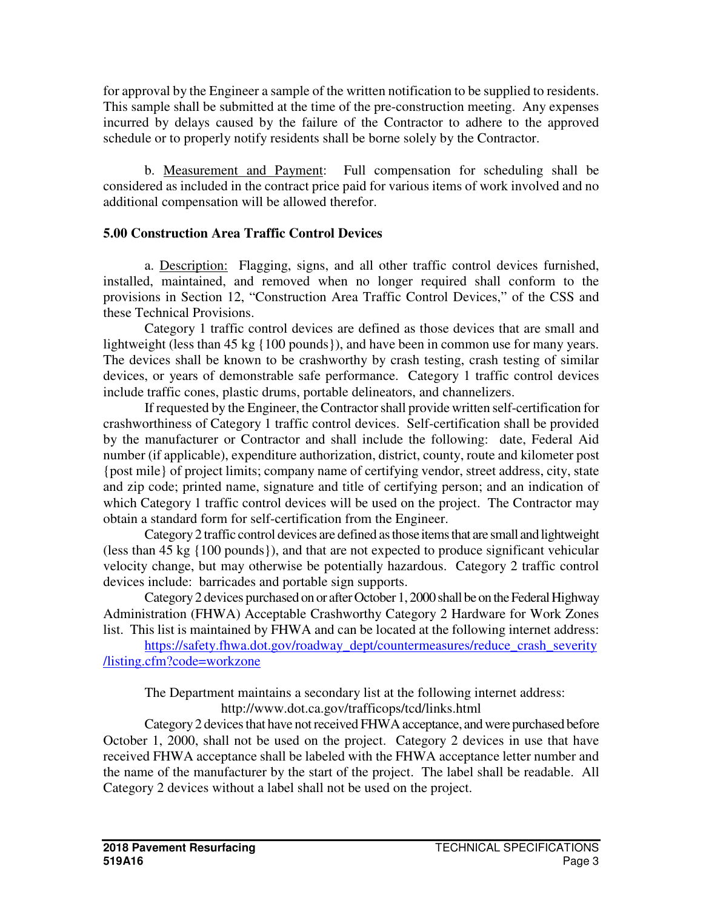for approval by the Engineer a sample of the written notification to be supplied to residents. This sample shall be submitted at the time of the pre-construction meeting. Any expenses incurred by delays caused by the failure of the Contractor to adhere to the approved schedule or to properly notify residents shall be borne solely by the Contractor.

b. Measurement and Payment: Full compensation for scheduling shall be considered as included in the contract price paid for various items of work involved and no additional compensation will be allowed therefor.

**5.00 Construction Area Traffic Control Devices**

a. Description: Flagging, signs, and all other traffic control devices furnished, installed, maintained, and removed when no longer required shall conform to the provisions in Section 12, "Construction Area Traffic Control Devices," of the CSS and these Technical Provisions.

Category 1 traffic control devices are defined as those devices that are small and lightweight (less than 45 kg {100 pounds}), and have been in common use for many years. The devices shall be known to be crashworthy by crash testing, crash testing of similar devices, or years of demonstrable safe performance. Category 1 traffic control devices include traffic cones, plastic drums, portable delineators, and channelizers.

If requested by the Engineer, the Contractor shall provide written self-certification for crashworthiness of Category 1 traffic control devices. Self-certification shall be provided by the manufacturer or Contractor and shall include the following: date, Federal Aid number (if applicable), expenditure authorization, district, county, route and kilometer post {post mile} of project limits; company name of certifying vendor, street address, city, state and zip code; printed name, signature and title of certifying person; and an indication of which Category 1 traffic control devices will be used on the project. The Contractor may obtain a standard form for self-certification from the Engineer.

Category 2 traffic control devices are defined as those items that are small and lightweight (less than 45 kg {100 pounds}), and that are not expected to produce significant vehicular velocity change, but may otherwise be potentially hazardous. Category 2 traffic control devices include: barricades and portable sign supports.

Category 2 devices purchased on or after October 1, 2000 shall be on the Federal Highway Administration (FHWA) Acceptable Crashworthy Category 2 Hardware for Work Zones list. This list is maintained by FHWA and can be located at the following internet address:

https://safety.fhwa.dot.gov/roadway_dept/countermeasures/reduce_crash_severity/listing.cfm?code=workzone

The Department maintains a secondary list at the following internet address:

http://www.dot.ca.gov/trafficops/tcd/links.html

Category 2 devices that have not received FHWA acceptance, and were purchased before October 1, 2000, shall not be used on the project. Category 2 devices in use that have received FHWA acceptance shall be labeled with the FHWA acceptance letter number and the name of the manufacturer by the start of the project. The label shall be readable. All Category 2 devices without a label shall not be used on the project.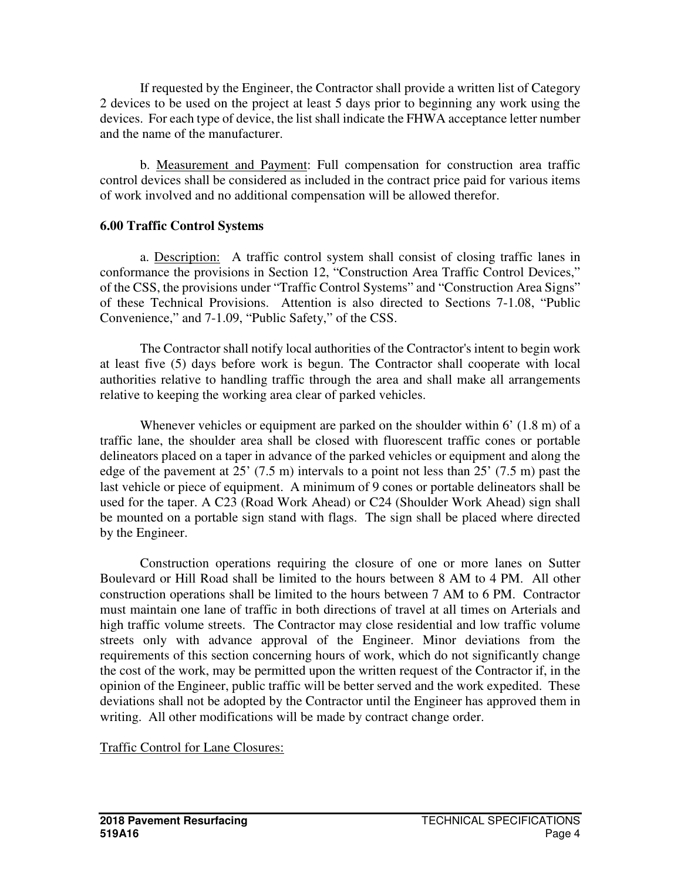If requested by the Engineer, the Contractor shall provide a written list of Category 2 devices to be used on the project at least 5 days prior to beginning any work using the devices. For each type of device, the list shall indicate the FHWA acceptance letter number and the name of the manufacturer.

b. Measurement and Payment: Full compensation for construction area traffic control devices shall be considered as included in the contract price paid for various items of work involved and no additional compensation will be allowed therefor.

**6.00 Traffic Control Systems**

a. Description: A traffic control system shall consist of closing traffic lanes in conformance the provisions in Section 12, "Construction Area Traffic Control Devices," of the CSS, the provisions under "Traffic Control Systems" and "Construction Area Signs" of these Technical Provisions. Attention is also directed to Sections 7-1.08, "Public Convenience," and 7-1.09, "Public Safety," of the CSS.

The Contractor shall notify local authorities of the Contractor's intent to begin work at least five (5) days before work is begun. The Contractor shall cooperate with local authorities relative to handling traffic through the area and shall make all arrangements relative to keeping the working area clear of parked vehicles.

Whenever vehicles or equipment are parked on the shoulder within 6' (1.8 m) of a traffic lane, the shoulder area shall be closed with fluorescent traffic cones or portable delineators placed on a taper in advance of the parked vehicles or equipment and along the edge of the pavement at 25' (7.5 m) intervals to a point not less than 25' (7.5 m) past the last vehicle or piece of equipment. A minimum of 9 cones or portable delineators shall be used for the taper. A C23 (Road Work Ahead) or C24 (Shoulder Work Ahead) sign shall be mounted on a portable sign stand with flags. The sign shall be placed where directed by the Engineer.

Construction operations requiring the closure of one or more lanes on Sutter Boulevard or Hill Road shall be limited to the hours between 8 AM to 4 PM. All other construction operations shall be limited to the hours between 7 AM to 6 PM. Contractor must maintain one lane of traffic in both directions of travel at all times on Arterials and high traffic volume streets. The Contractor may close residential and low traffic volume streets only with advance approval of the Engineer. Minor deviations from the requirements of this section concerning hours of work, which do not significantly change the cost of the work, may be permitted upon the written request of the Contractor if, in the opinion of the Engineer, public traffic will be better served and the work expedited. These deviations shall not be adopted by the Contractor until the Engineer has approved them in writing. All other modifications will be made by contract change order.

Traffic Control for Lane Closures: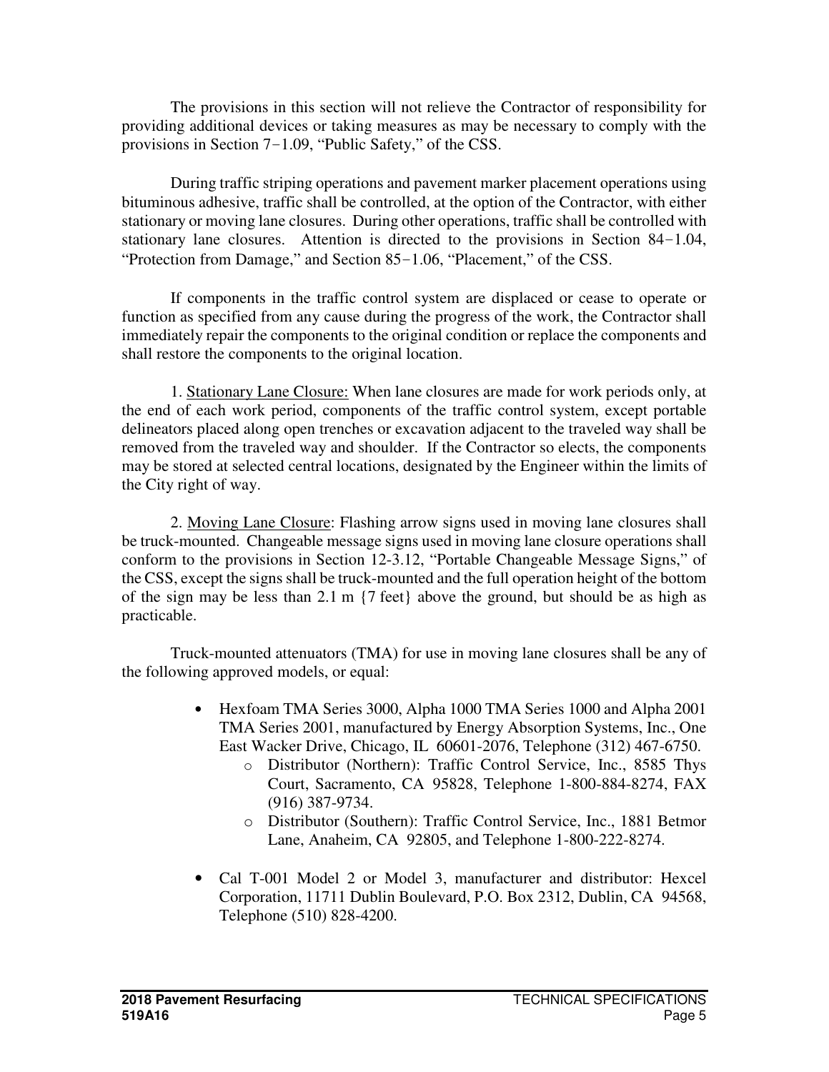The provisions in this section will not relieve the Contractor of responsibility for providing additional devices or taking measures as may be necessary to comply with the provisions in Section 7−1.09, "Public Safety," of the CSS.

During traffic striping operations and pavement marker placement operations using bituminous adhesive, traffic shall be controlled, at the option of the Contractor, with either stationary or moving lane closures. During other operations, traffic shall be controlled with stationary lane closures. Attention is directed to the provisions in Section 84−1.04, "Protection from Damage," and Section 85−1.06, "Placement," of the CSS.

If components in the traffic control system are displaced or cease to operate or function as specified from any cause during the progress of the work, the Contractor shall immediately repair the components to the original condition or replace the components and shall restore the components to the original location.

1. <u>Stationary Lane Closure:</u> When lane closures are made for work periods only, at the end of each work period, components of the traffic control system, except portable delineators placed along open trenches or excavation adjacent to the traveled way shall be removed from the traveled way and shoulder. If the Contractor so elects, the components may be stored at selected central locations, designated by the Engineer within the limits of the City right of way.

2. <u>Moving Lane Closure</u>: Flashing arrow signs used in moving lane closures shall be truck-mounted. Changeable message signs used in moving lane closure operations shall conform to the provisions in Section 12-3.12, "Portable Changeable Message Signs," of the CSS, except the signs shall be truck-mounted and the full operation height of the bottom of the sign may be less than 2.1 m {7 feet} above the ground, but should be as high as practicable.

Truck-mounted attenuators (TMA) for use in moving lane closures shall be any of the following approved models, or equal:

- Hexfoam TMA Series 3000, Alpha 1000 TMA Series 1000 and Alpha 2001 TMA Series 2001, manufactured by Energy Absorption Systems, Inc., One East Wacker Drive, Chicago, IL 60601-2076, Telephone (312) 467-6750.
    - Distributor (Northern): Traffic Control Service, Inc., 8585 Thys Court, Sacramento, CA 95828, Telephone 1-800-884-8274, FAX (916) 387-9734.
    - Distributor (Southern): Traffic Control Service, Inc., 1881 Betmor Lane, Anaheim, CA 92805, and Telephone 1-800-222-8274.

- Cal T-001 Model 2 or Model 3, manufacturer and distributor: Hexcel Corporation, 11711 Dublin Boulevard, P.O. Box 2312, Dublin, CA 94568, Telephone (510) 828-4200.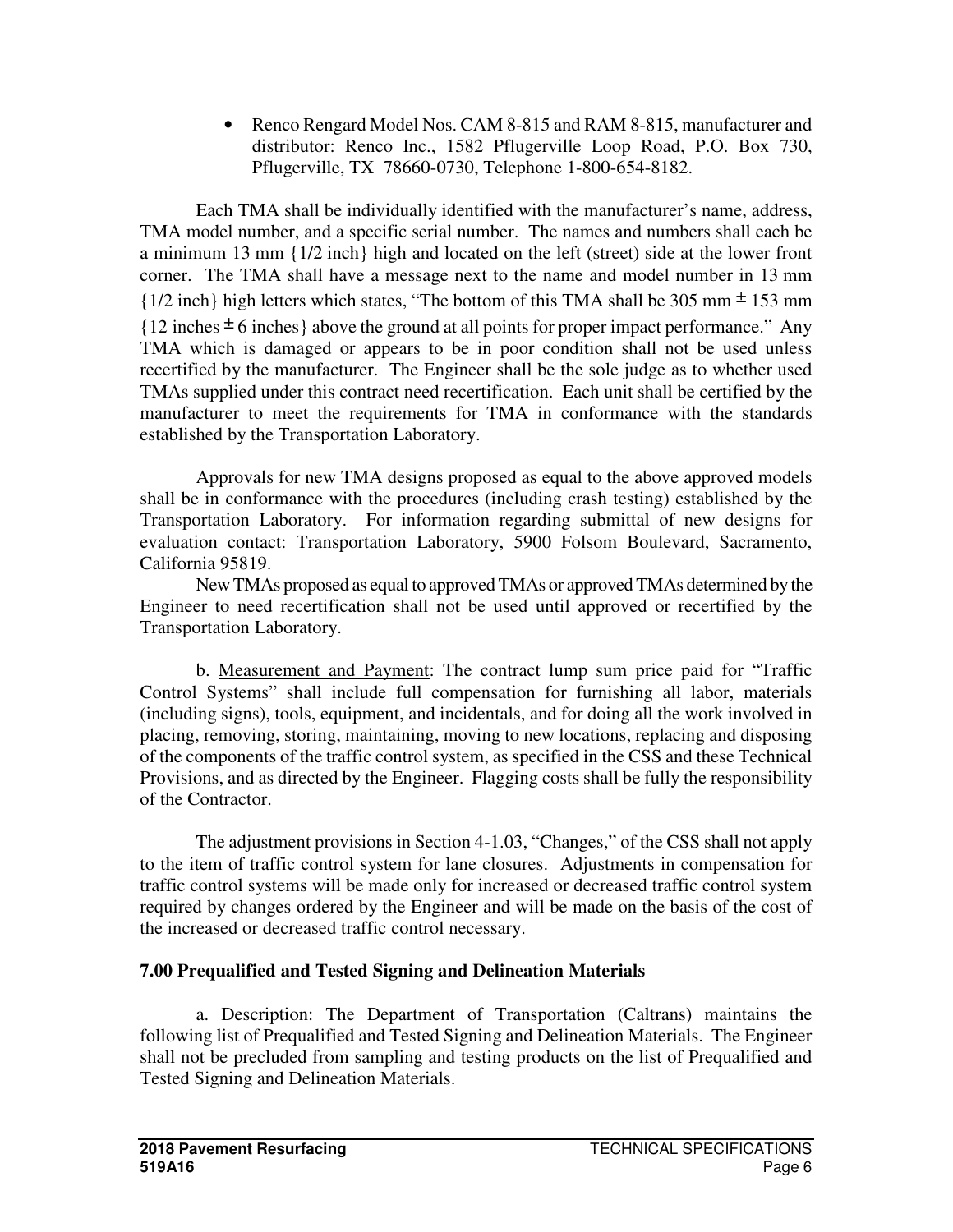- Renco Rengard Model Nos. CAM 8-815 and RAM 8-815, manufacturer and distributor: Renco Inc., 1582 Pflugerville Loop Road, P.O. Box 730, Pflugerville, TX 78660-0730, Telephone 1-800-654-8182.

Each TMA shall be individually identified with the manufacturer's name, address, TMA model number, and a specific serial number. The names and numbers shall each be a minimum 13 mm {1/2 inch} high and located on the left (street) side at the lower front corner. The TMA shall have a message next to the name and model number in 13 mm {1/2 inch} high letters which states, "The bottom of this TMA shall be 305 mm ± 153 mm {12 inches ± 6 inches} above the ground at all points for proper impact performance." Any TMA which is damaged or appears to be in poor condition shall not be used unless recertified by the manufacturer. The Engineer shall be the sole judge as to whether used TMAs supplied under this contract need recertification. Each unit shall be certified by the manufacturer to meet the requirements for TMA in conformance with the standards established by the Transportation Laboratory.

Approvals for new TMA designs proposed as equal to the above approved models shall be in conformance with the procedures (including crash testing) established by the Transportation Laboratory. For information regarding submittal of new designs for evaluation contact: Transportation Laboratory, 5900 Folsom Boulevard, Sacramento, California 95819.

New TMAs proposed as equal to approved TMAs or approved TMAs determined by the Engineer to need recertification shall not be used until approved or recertified by the Transportation Laboratory.

b. Measurement and Payment: The contract lump sum price paid for "Traffic Control Systems" shall include full compensation for furnishing all labor, materials (including signs), tools, equipment, and incidentals, and for doing all the work involved in placing, removing, storing, maintaining, moving to new locations, replacing and disposing of the components of the traffic control system, as specified in the CSS and these Technical Provisions, and as directed by the Engineer. Flagging costs shall be fully the responsibility of the Contractor.

The adjustment provisions in Section 4-1.03, "Changes," of the CSS shall not apply to the item of traffic control system for lane closures. Adjustments in compensation for traffic control systems will be made only for increased or decreased traffic control system required by changes ordered by the Engineer and will be made on the basis of the cost of the increased or decreased traffic control necessary.

### 7.00 Prequalified and Tested Signing and Delineation Materials

a. Description: The Department of Transportation (Caltrans) maintains the following list of Prequalified and Tested Signing and Delineation Materials. The Engineer shall not be precluded from sampling and testing products on the list of Prequalified and Tested Signing and Delineation Materials.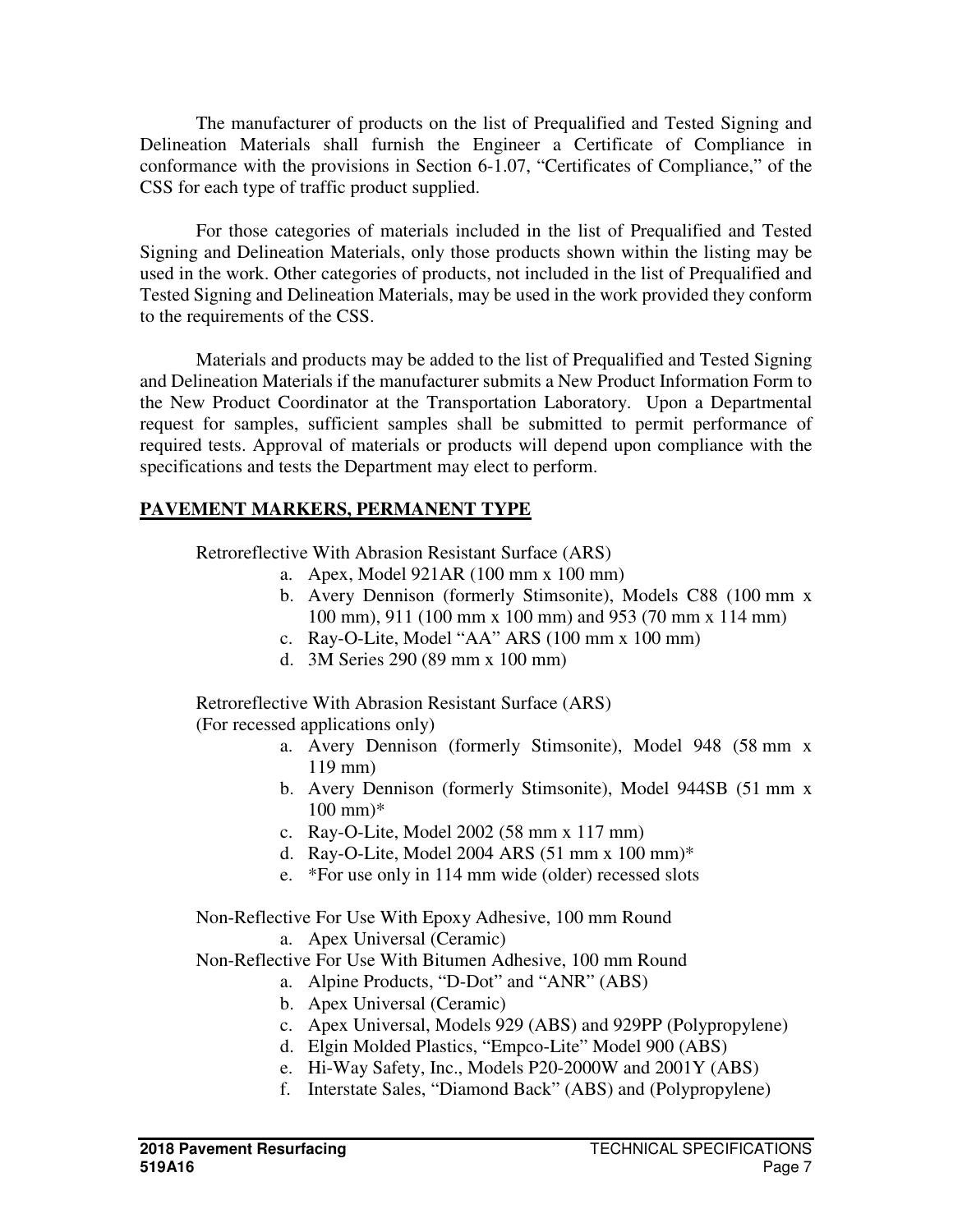The manufacturer of products on the list of Prequalified and Tested Signing and Delineation Materials shall furnish the Engineer a Certificate of Compliance in conformance with the provisions in Section 6-1.07, "Certificates of Compliance," of the CSS for each type of traffic product supplied.

For those categories of materials included in the list of Prequalified and Tested Signing and Delineation Materials, only those products shown within the listing may be used in the work. Other categories of products, not included in the list of Prequalified and Tested Signing and Delineation Materials, may be used in the work provided they conform to the requirements of the CSS.

Materials and products may be added to the list of Prequalified and Tested Signing and Delineation Materials if the manufacturer submits a New Product Information Form to the New Product Coordinator at the Transportation Laboratory. Upon a Departmental request for samples, sufficient samples shall be submitted to permit performance of required tests. Approval of materials or products will depend upon compliance with the specifications and tests the Department may elect to perform.

**PAVEMENT MARKERS, PERMANENT TYPE**

Retroreflective With Abrasion Resistant Surface (ARS)

a. Apex, Model 921AR (100 mm x 100 mm)
b. Avery Dennison (formerly Stimsonite), Models C88 (100 mm x 100 mm), 911 (100 mm x 100 mm) and 953 (70 mm x 114 mm)
c. Ray-O-Lite, Model "AA" ARS (100 mm x 100 mm)
d. 3M Series 290 (89 mm x 100 mm)

Retroreflective With Abrasion Resistant Surface (ARS)
(For recessed applications only)

a. Avery Dennison (formerly Stimsonite), Model 948 (58 mm x 119 mm)
b. Avery Dennison (formerly Stimsonite), Model 944SB (51 mm x 100 mm)*
c. Ray-O-Lite, Model 2002 (58 mm x 117 mm)
d. Ray-O-Lite, Model 2004 ARS (51 mm x 100 mm)*
e. *For use only in 114 mm wide (older) recessed slots

Non-Reflective For Use With Epoxy Adhesive, 100 mm Round

a. Apex Universal (Ceramic)

Non-Reflective For Use With Bitumen Adhesive, 100 mm Round

a. Alpine Products, "D-Dot" and "ANR" (ABS)
b. Apex Universal (Ceramic)
c. Apex Universal, Models 929 (ABS) and 929PP (Polypropylene)
d. Elgin Molded Plastics, "Empco-Lite" Model 900 (ABS)
e. Hi-Way Safety, Inc., Models P20-2000W and 2001Y (ABS)
f. Interstate Sales, "Diamond Back" (ABS) and (Polypropylene)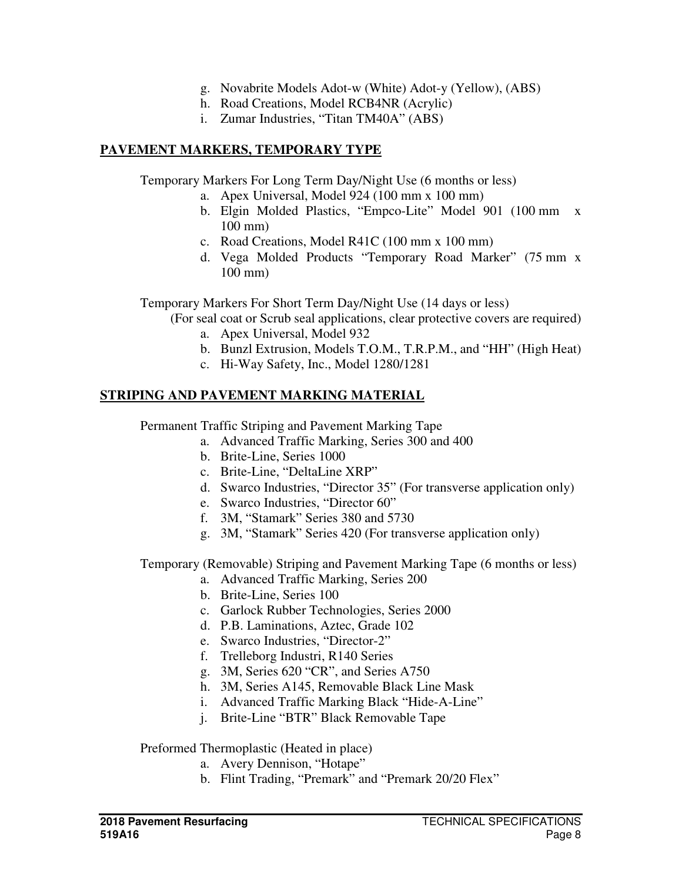g. Novabrite Models Adot-w (White) Adot-y (Yellow), (ABS)
h. Road Creations, Model RCB4NR (Acrylic)
i. Zumar Industries, "Titan TM40A" (ABS)

**PAVEMENT MARKERS, TEMPORARY TYPE**

Temporary Markers For Long Term Day/Night Use (6 months or less)

a. Apex Universal, Model 924 (100 mm x 100 mm)
b. Elgin Molded Plastics, "Empco-Lite" Model 901 (100 mm x 100 mm)
c. Road Creations, Model R41C (100 mm x 100 mm)
d. Vega Molded Products "Temporary Road Marker" (75 mm x 100 mm)

Temporary Markers For Short Term Day/Night Use (14 days or less)
(For seal coat or Scrub seal applications, clear protective covers are required)

a. Apex Universal, Model 932
b. Bunzl Extrusion, Models T.O.M., T.R.P.M., and "HH" (High Heat)
c. Hi-Way Safety, Inc., Model 1280/1281

**STRIPING AND PAVEMENT MARKING MATERIAL**

Permanent Traffic Striping and Pavement Marking Tape

a. Advanced Traffic Marking, Series 300 and 400
b. Brite-Line, Series 1000
c. Brite-Line, "DeltaLine XRP"
d. Swarco Industries, "Director 35" (For transverse application only)
e. Swarco Industries, "Director 60"
f. 3M, "Stamark" Series 380 and 5730
g. 3M, "Stamark" Series 420 (For transverse application only)

Temporary (Removable) Striping and Pavement Marking Tape (6 months or less)

a. Advanced Traffic Marking, Series 200
b. Brite-Line, Series 100
c. Garlock Rubber Technologies, Series 2000
d. P.B. Laminations, Aztec, Grade 102
e. Swarco Industries, "Director-2"
f. Trelleborg Industri, R140 Series
g. 3M, Series 620 "CR", and Series A750
h. 3M, Series A145, Removable Black Line Mask
i. Advanced Traffic Marking Black "Hide-A-Line"
j. Brite-Line "BTR" Black Removable Tape

Preformed Thermoplastic (Heated in place)

a. Avery Dennison, "Hotape"
b. Flint Trading, "Premark" and "Premark 20/20 Flex"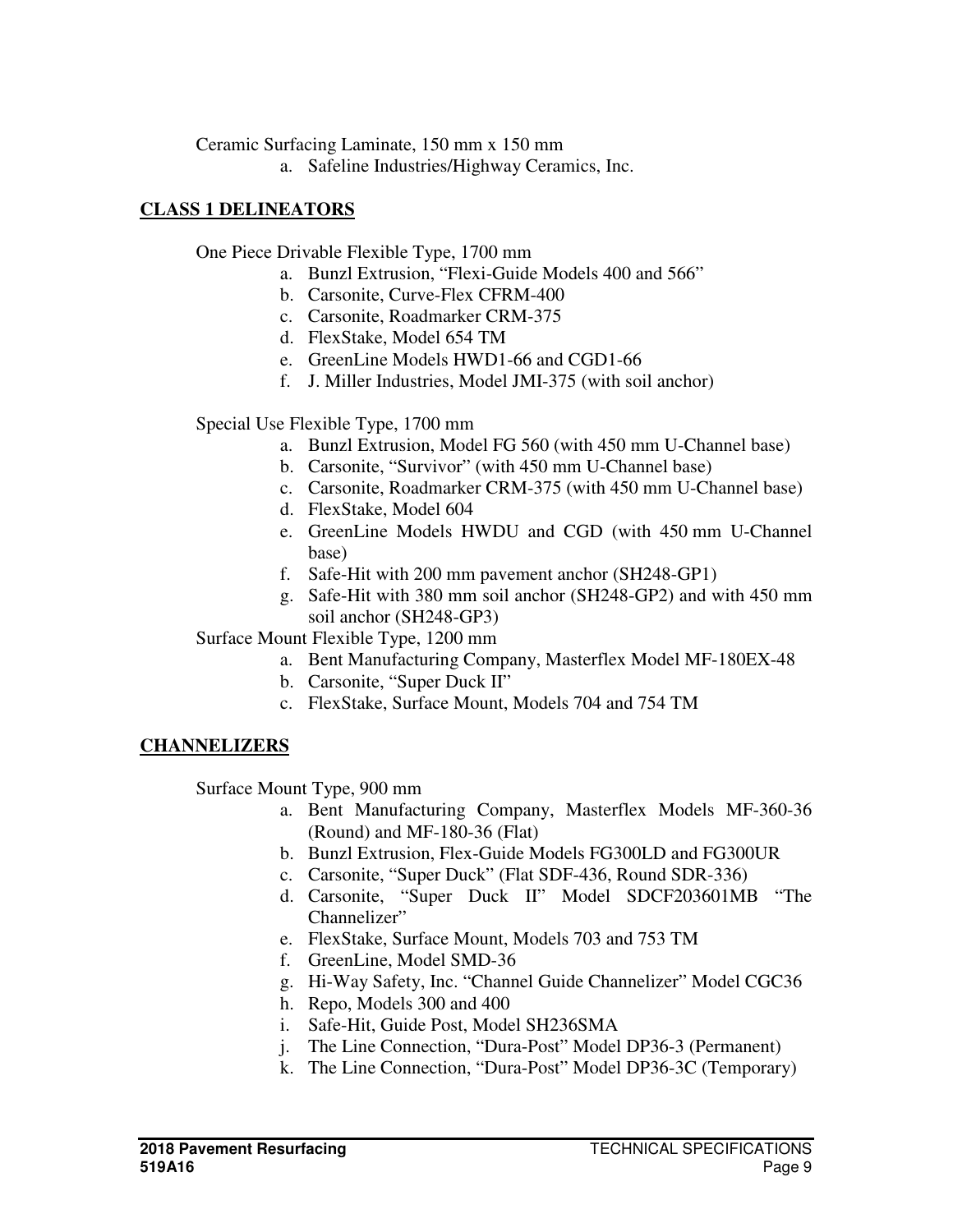Ceramic Surfacing Laminate, 150 mm x 150 mm

a. Safeline Industries/Highway Ceramics, Inc.

**CLASS 1 DELINEATORS**

One Piece Drivable Flexible Type, 1700 mm

a. Bunzl Extrusion, "Flexi-Guide Models 400 and 566"
b. Carsonite, Curve-Flex CFRM-400
c. Carsonite, Roadmarker CRM-375
d. FlexStake, Model 654 TM
e. GreenLine Models HWD1-66 and CGD1-66
f. J. Miller Industries, Model JMI-375 (with soil anchor)

Special Use Flexible Type, 1700 mm

a. Bunzl Extrusion, Model FG 560 (with 450 mm U-Channel base)
b. Carsonite, "Survivor" (with 450 mm U-Channel base)
c. Carsonite, Roadmarker CRM-375 (with 450 mm U-Channel base)
d. FlexStake, Model 604
e. GreenLine Models HWDU and CGD (with 450 mm U-Channel base)
f. Safe-Hit with 200 mm pavement anchor (SH248-GP1)
g. Safe-Hit with 380 mm soil anchor (SH248-GP2) and with 450 mm soil anchor (SH248-GP3)

Surface Mount Flexible Type, 1200 mm

a. Bent Manufacturing Company, Masterflex Model MF-180EX-48
b. Carsonite, "Super Duck II"
c. FlexStake, Surface Mount, Models 704 and 754 TM

**CHANNELIZERS**

Surface Mount Type, 900 mm

a. Bent Manufacturing Company, Masterflex Models MF-360-36 (Round) and MF-180-36 (Flat)
b. Bunzl Extrusion, Flex-Guide Models FG300LD and FG300UR
c. Carsonite, "Super Duck" (Flat SDF-436, Round SDR-336)
d. Carsonite, "Super Duck II" Model SDCF203601MB "The Channelizer"
e. FlexStake, Surface Mount, Models 703 and 753 TM
f. GreenLine, Model SMD-36
g. Hi-Way Safety, Inc. "Channel Guide Channelizer" Model CGC36
h. Repo, Models 300 and 400
i. Safe-Hit, Guide Post, Model SH236SMA
j. The Line Connection, "Dura-Post" Model DP36-3 (Permanent)
k. The Line Connection, "Dura-Post" Model DP36-3C (Temporary)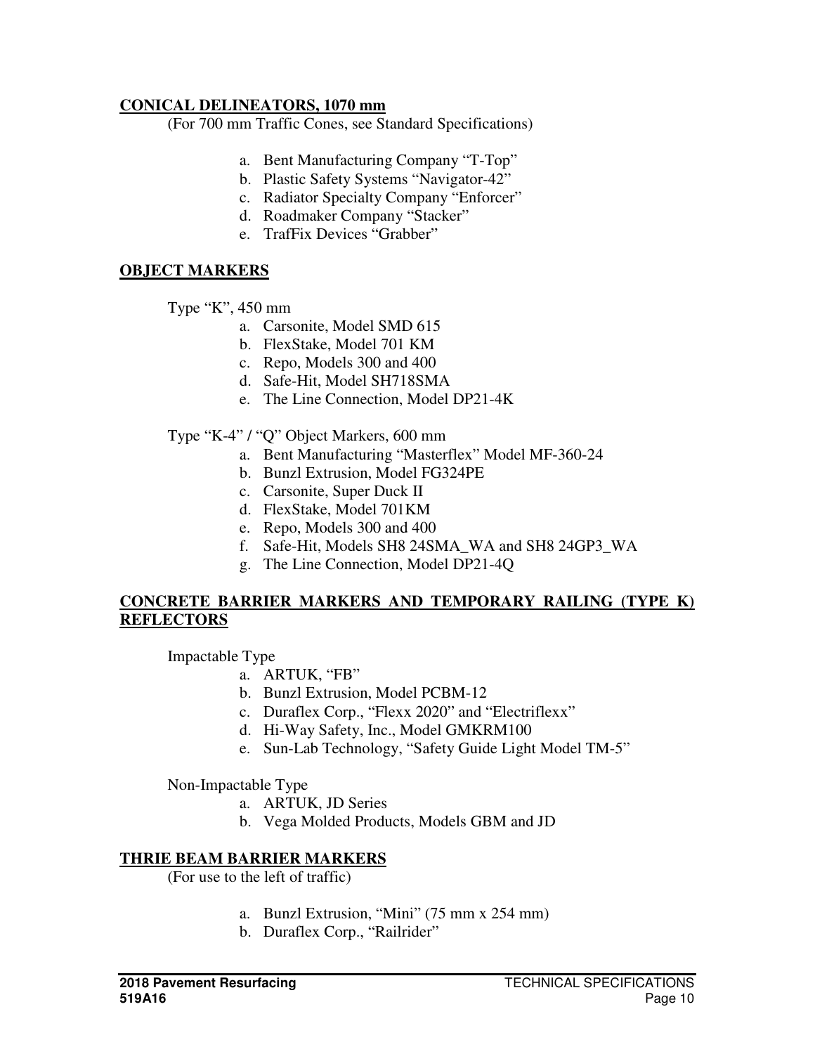**CONICAL DELINEATORS, 1070 mm**

(For 700 mm Traffic Cones, see Standard Specifications)

a. Bent Manufacturing Company "T-Top"
b. Plastic Safety Systems "Navigator-42"
c. Radiator Specialty Company "Enforcer"
d. Roadmaker Company "Stacker"
e. TrafFix Devices "Grabber"

**OBJECT MARKERS**

Type "K", 450 mm

a. Carsonite, Model SMD 615
b. FlexStake, Model 701 KM
c. Repo, Models 300 and 400
d. Safe-Hit, Model SH718SMA
e. The Line Connection, Model DP21-4K

Type "K-4" / "Q" Object Markers, 600 mm

a. Bent Manufacturing "Masterflex" Model MF-360-24
b. Bunzl Extrusion, Model FG324PE
c. Carsonite, Super Duck II
d. FlexStake, Model 701KM
e. Repo, Models 300 and 400
f. Safe-Hit, Models SH8 24SMA_WA and SH8 24GP3_WA
g. The Line Connection, Model DP21-4Q

**CONCRETE BARRIER MARKERS AND TEMPORARY RAILING (TYPE K) REFLECTORS**

Impactable Type

a. ARTUK, "FB"
b. Bunzl Extrusion, Model PCBM-12
c. Duraflex Corp., "Flexx 2020" and "Electriflexx"
d. Hi-Way Safety, Inc., Model GMKRM100
e. Sun-Lab Technology, "Safety Guide Light Model TM-5"

Non-Impactable Type

a. ARTUK, JD Series
b. Vega Molded Products, Models GBM and JD

**THRIE BEAM BARRIER MARKERS**

(For use to the left of traffic)

a. Bunzl Extrusion, "Mini" (75 mm x 254 mm)
b. Duraflex Corp., "Railrider"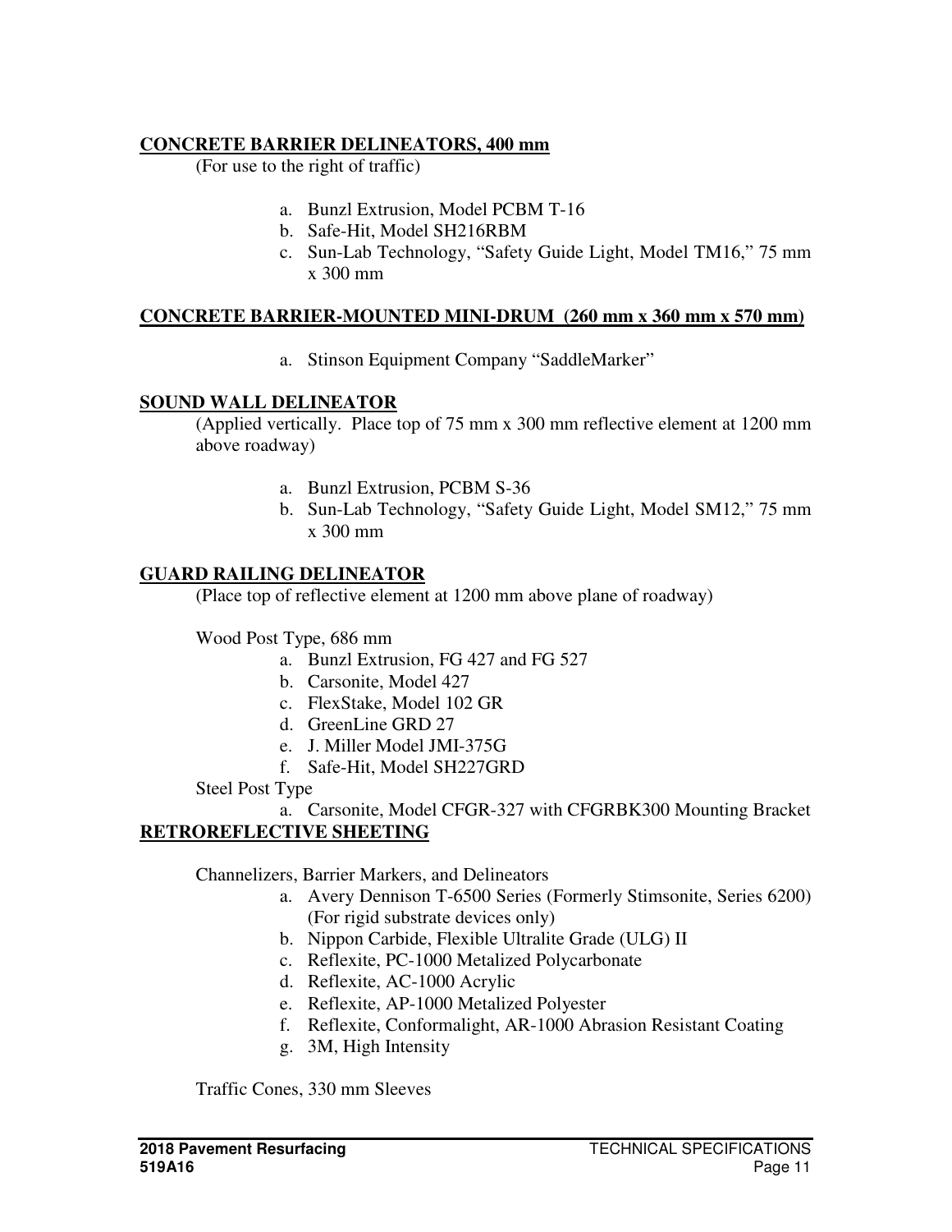**CONCRETE BARRIER DELINEATORS, 400 mm**

(For use to the right of traffic)

a. Bunzl Extrusion, Model PCBM T-16
b. Safe-Hit, Model SH216RBM
c. Sun-Lab Technology, "Safety Guide Light, Model TM16," 75 mm x 300 mm

**CONCRETE BARRIER-MOUNTED MINI-DRUM (260 mm x 360 mm x 570 mm)**

a. Stinson Equipment Company "SaddleMarker"

**SOUND WALL DELINEATOR**

(Applied vertically. Place top of 75 mm x 300 mm reflective element at 1200 mm above roadway)

a. Bunzl Extrusion, PCBM S-36
b. Sun-Lab Technology, "Safety Guide Light, Model SM12," 75 mm x 300 mm

**GUARD RAILING DELINEATOR**

(Place top of reflective element at 1200 mm above plane of roadway)

Wood Post Type, 686 mm

a. Bunzl Extrusion, FG 427 and FG 527
b. Carsonite, Model 427
c. FlexStake, Model 102 GR
d. GreenLine GRD 27
e. J. Miller Model JMI-375G
f. Safe-Hit, Model SH227GRD

Steel Post Type

a. Carsonite, Model CFGR-327 with CFGRBK300 Mounting Bracket

**RETROREFLECTIVE SHEETING**

Channelizers, Barrier Markers, and Delineators

a. Avery Dennison T-6500 Series (Formerly Stimsonite, Series 6200) (For rigid substrate devices only)
b. Nippon Carbide, Flexible Ultralite Grade (ULG) II
c. Reflexite, PC-1000 Metalized Polycarbonate
d. Reflexite, AC-1000 Acrylic
e. Reflexite, AP-1000 Metalized Polyester
f. Reflexite, Conformalight, AR-1000 Abrasion Resistant Coating
g. 3M, High Intensity

Traffic Cones, 330 mm Sleeves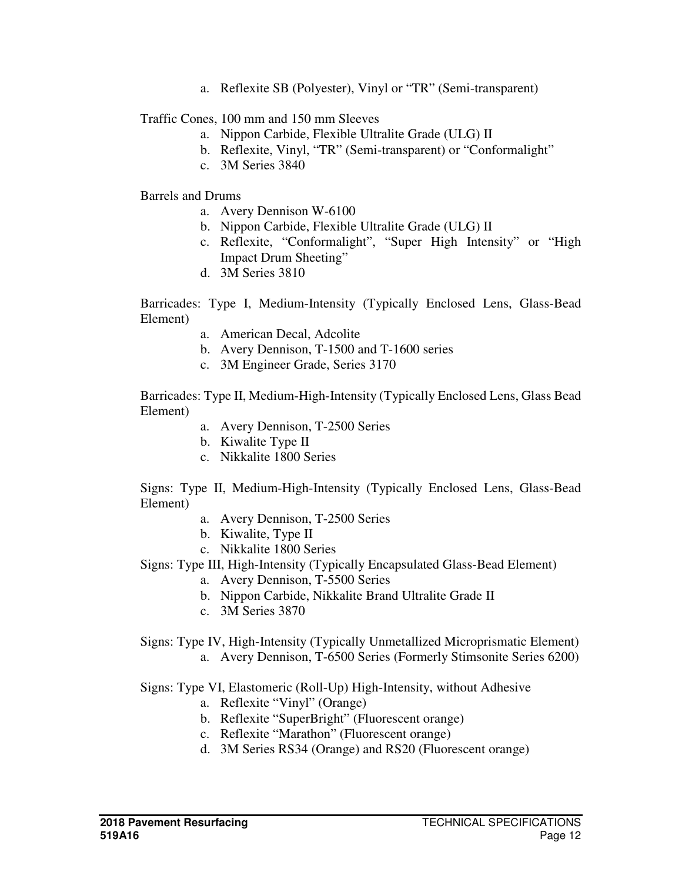a. Reflexite SB (Polyester), Vinyl or "TR" (Semi-transparent)

Traffic Cones, 100 mm and 150 mm Sleeves

a. Nippon Carbide, Flexible Ultralite Grade (ULG) II
b. Reflexite, Vinyl, "TR" (Semi-transparent) or "Conformalight"
c. 3M Series 3840

Barrels and Drums

a. Avery Dennison W-6100
b. Nippon Carbide, Flexible Ultralite Grade (ULG) II
c. Reflexite, "Conformalight", "Super High Intensity" or "High Impact Drum Sheeting"
d. 3M Series 3810

Barricades: Type I, Medium-Intensity (Typically Enclosed Lens, Glass-Bead Element)

a. American Decal, Adcolite
b. Avery Dennison, T-1500 and T-1600 series
c. 3M Engineer Grade, Series 3170

Barricades: Type II, Medium-High-Intensity (Typically Enclosed Lens, Glass Bead Element)

a. Avery Dennison, T-2500 Series
b. Kiwalite Type II
c. Nikkalite 1800 Series

Signs: Type II, Medium-High-Intensity (Typically Enclosed Lens, Glass-Bead Element)

a. Avery Dennison, T-2500 Series
b. Kiwalite, Type II
c. Nikkalite 1800 Series

Signs: Type III, High-Intensity (Typically Encapsulated Glass-Bead Element)

a. Avery Dennison, T-5500 Series
b. Nippon Carbide, Nikkalite Brand Ultralite Grade II
c. 3M Series 3870

Signs: Type IV, High-Intensity (Typically Unmetallized Microprismatic Element)

a. Avery Dennison, T-6500 Series (Formerly Stimsonite Series 6200)

Signs: Type VI, Elastomeric (Roll-Up) High-Intensity, without Adhesive

a. Reflexite "Vinyl" (Orange)
b. Reflexite "SuperBright" (Fluorescent orange)
c. Reflexite "Marathon" (Fluorescent orange)
d. 3M Series RS34 (Orange) and RS20 (Fluorescent orange)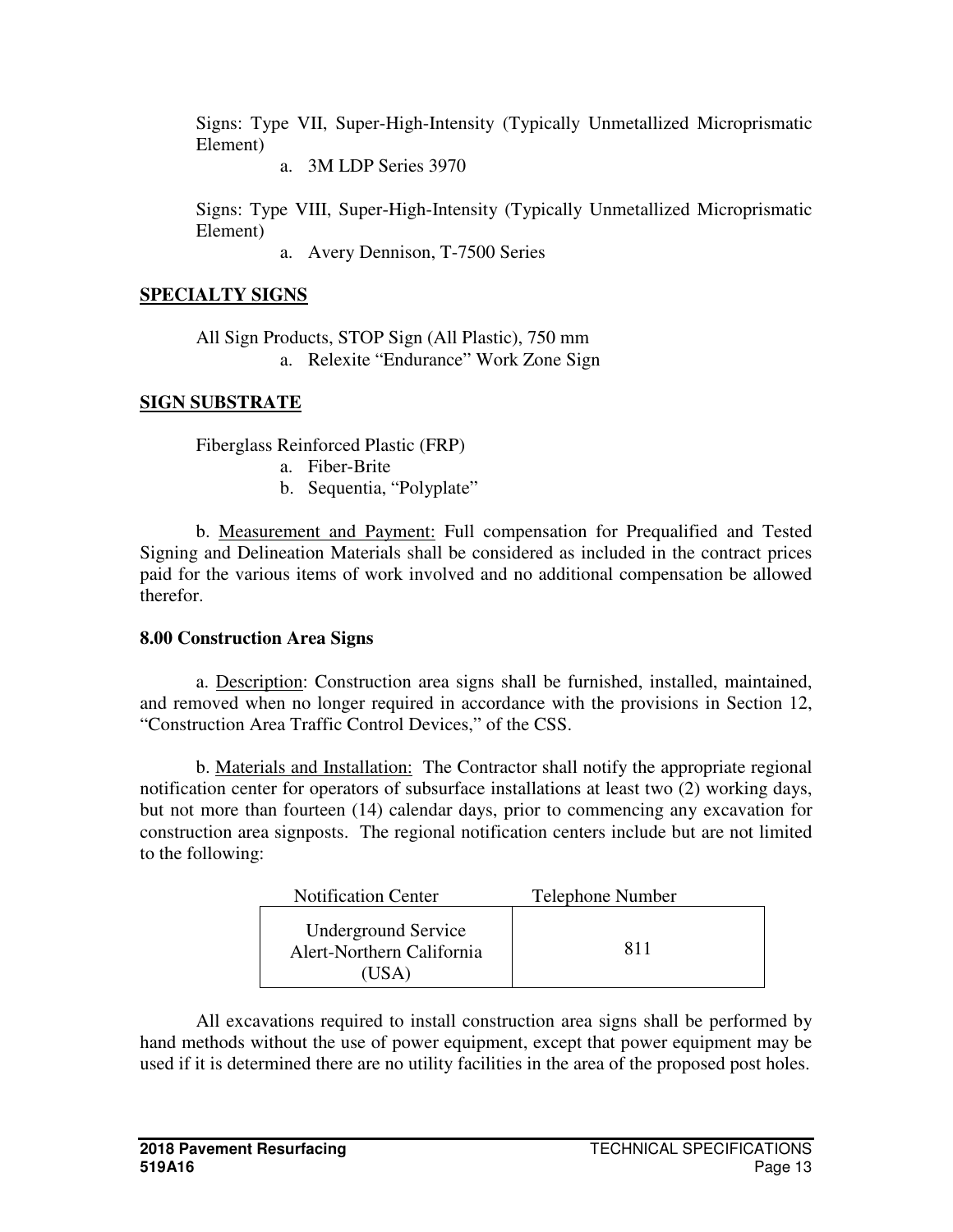Signs: Type VII, Super-High-Intensity (Typically Unmetallized Microprismatic Element)

a. 3M LDP Series 3970

Signs: Type VIII, Super-High-Intensity (Typically Unmetallized Microprismatic Element)

a. Avery Dennison, T-7500 Series

**SPECIALTY SIGNS**

All Sign Products, STOP Sign (All Plastic), 750 mm

a. Relexite "Endurance" Work Zone Sign

**SIGN SUBSTRATE**

Fiberglass Reinforced Plastic (FRP)

a. Fiber-Brite
b. Sequentia, "Polyplate"

b. Measurement and Payment: Full compensation for Prequalified and Tested Signing and Delineation Materials shall be considered as included in the contract prices paid for the various items of work involved and no additional compensation be allowed therefor.

**8.00 Construction Area Signs**

a. Description: Construction area signs shall be furnished, installed, maintained, and removed when no longer required in accordance with the provisions in Section 12, "Construction Area Traffic Control Devices," of the CSS.

b. Materials and Installation: The Contractor shall notify the appropriate regional notification center for operators of subsurface installations at least two (2) working days, but not more than fourteen (14) calendar days, prior to commencing any excavation for construction area signposts. The regional notification centers include but are not limited to the following:

| Notification Center | Telephone Number |
|---|---|
| Underground Service Alert-Northern California (USA) | 811 |

All excavations required to install construction area signs shall be performed by hand methods without the use of power equipment, except that power equipment may be used if it is determined there are no utility facilities in the area of the proposed post holes.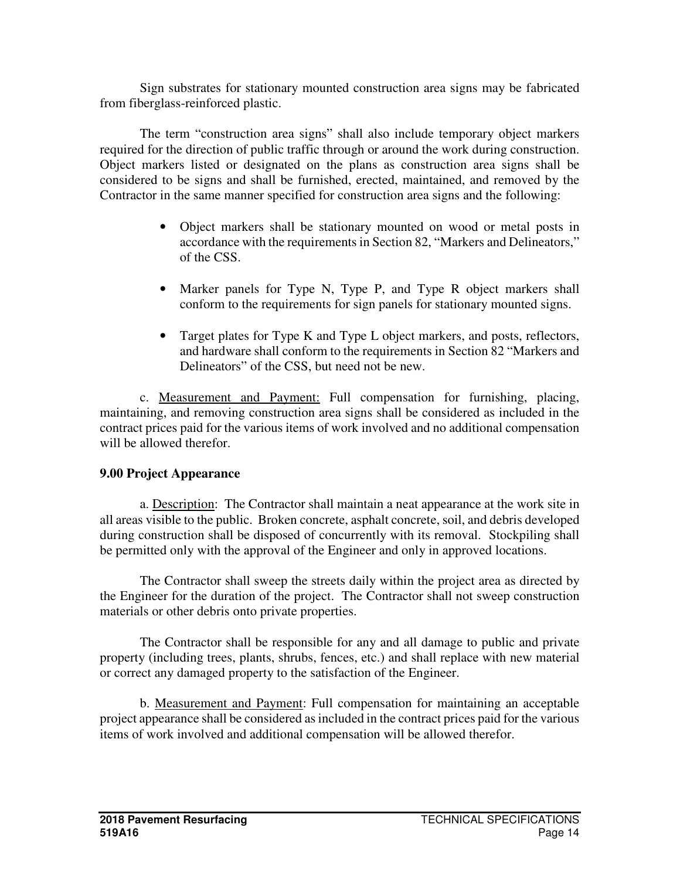Sign substrates for stationary mounted construction area signs may be fabricated from fiberglass-reinforced plastic.

The term “construction area signs” shall also include temporary object markers required for the direction of public traffic through or around the work during construction. Object markers listed or designated on the plans as construction area signs shall be considered to be signs and shall be furnished, erected, maintained, and removed by the Contractor in the same manner specified for construction area signs and the following:

- Object markers shall be stationary mounted on wood or metal posts in accordance with the requirements in Section 82, “Markers and Delineators,” of the CSS.
- Marker panels for Type N, Type P, and Type R object markers shall conform to the requirements for sign panels for stationary mounted signs.
- Target plates for Type K and Type L object markers, and posts, reflectors, and hardware shall conform to the requirements in Section 82 “Markers and Delineators” of the CSS, but need not be new.

c. Measurement and Payment: Full compensation for furnishing, placing, maintaining, and removing construction area signs shall be considered as included in the contract prices paid for the various items of work involved and no additional compensation will be allowed therefor.

## 9.00 Project Appearance

a. Description: The Contractor shall maintain a neat appearance at the work site in all areas visible to the public. Broken concrete, asphalt concrete, soil, and debris developed during construction shall be disposed of concurrently with its removal. Stockpiling shall be permitted only with the approval of the Engineer and only in approved locations.

The Contractor shall sweep the streets daily within the project area as directed by the Engineer for the duration of the project. The Contractor shall not sweep construction materials or other debris onto private properties.

The Contractor shall be responsible for any and all damage to public and private property (including trees, plants, shrubs, fences, etc.) and shall replace with new material or correct any damaged property to the satisfaction of the Engineer.

b. Measurement and Payment: Full compensation for maintaining an acceptable project appearance shall be considered as included in the contract prices paid for the various items of work involved and additional compensation will be allowed therefor.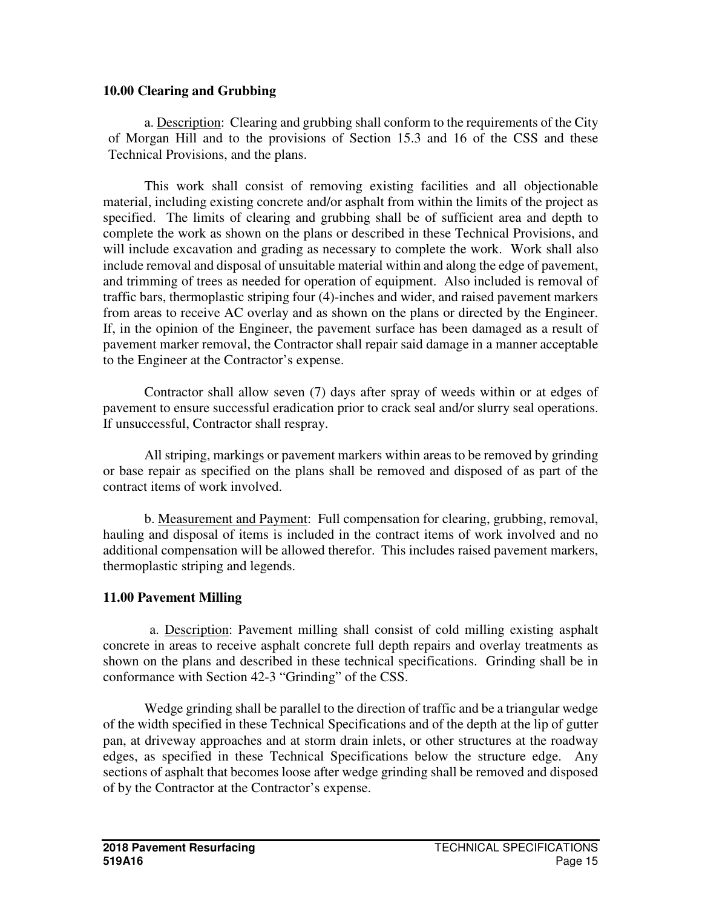## 10.00 Clearing and Grubbing

a. Description: Clearing and grubbing shall conform to the requirements of the City of Morgan Hill and to the provisions of Section 15.3 and 16 of the CSS and these Technical Provisions, and the plans.

This work shall consist of removing existing facilities and all objectionable material, including existing concrete and/or asphalt from within the limits of the project as specified. The limits of clearing and grubbing shall be of sufficient area and depth to complete the work as shown on the plans or described in these Technical Provisions, and will include excavation and grading as necessary to complete the work. Work shall also include removal and disposal of unsuitable material within and along the edge of pavement, and trimming of trees as needed for operation of equipment. Also included is removal of traffic bars, thermoplastic striping four (4)-inches and wider, and raised pavement markers from areas to receive AC overlay and as shown on the plans or directed by the Engineer. If, in the opinion of the Engineer, the pavement surface has been damaged as a result of pavement marker removal, the Contractor shall repair said damage in a manner acceptable to the Engineer at the Contractor's expense.

Contractor shall allow seven (7) days after spray of weeds within or at edges of pavement to ensure successful eradication prior to crack seal and/or slurry seal operations. If unsuccessful, Contractor shall respray.

All striping, markings or pavement markers within areas to be removed by grinding or base repair as specified on the plans shall be removed and disposed of as part of the contract items of work involved.

b. Measurement and Payment: Full compensation for clearing, grubbing, removal, hauling and disposal of items is included in the contract items of work involved and no additional compensation will be allowed therefor. This includes raised pavement markers, thermoplastic striping and legends.

## 11.00 Pavement Milling

a. Description: Pavement milling shall consist of cold milling existing asphalt concrete in areas to receive asphalt concrete full depth repairs and overlay treatments as shown on the plans and described in these technical specifications. Grinding shall be in conformance with Section 42-3 "Grinding" of the CSS.

Wedge grinding shall be parallel to the direction of traffic and be a triangular wedge of the width specified in these Technical Specifications and of the depth at the lip of gutter pan, at driveway approaches and at storm drain inlets, or other structures at the roadway edges, as specified in these Technical Specifications below the structure edge. Any sections of asphalt that becomes loose after wedge grinding shall be removed and disposed of by the Contractor at the Contractor's expense.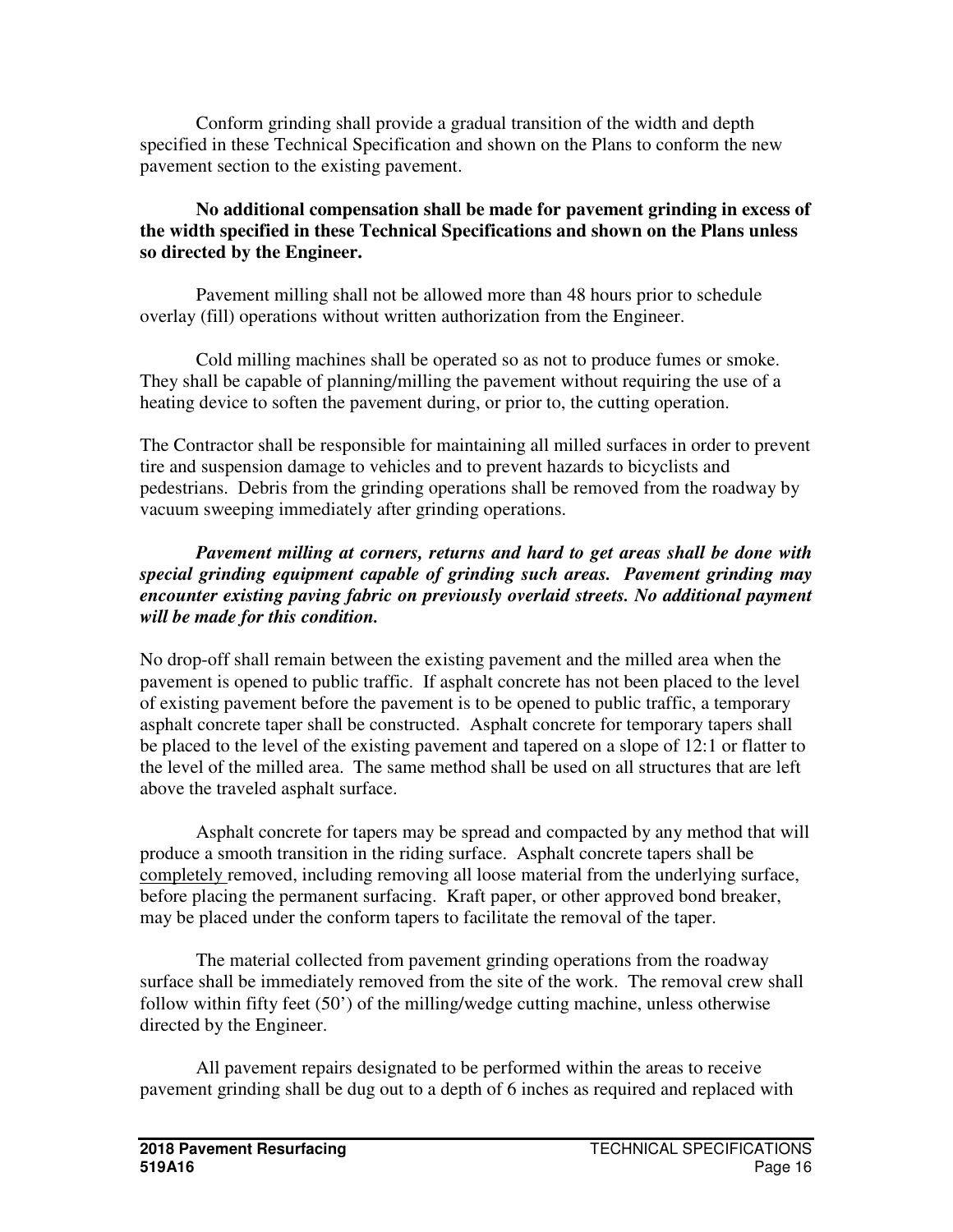Conform grinding shall provide a gradual transition of the width and depth specified in these Technical Specification and shown on the Plans to conform the new pavement section to the existing pavement.

**No additional compensation shall be made for pavement grinding in excess of the width specified in these Technical Specifications and shown on the Plans unless so directed by the Engineer.**

Pavement milling shall not be allowed more than 48 hours prior to schedule overlay (fill) operations without written authorization from the Engineer.

Cold milling machines shall be operated so as not to produce fumes or smoke. They shall be capable of planning/milling the pavement without requiring the use of a heating device to soften the pavement during, or prior to, the cutting operation.

The Contractor shall be responsible for maintaining all milled surfaces in order to prevent tire and suspension damage to vehicles and to prevent hazards to bicyclists and pedestrians. Debris from the grinding operations shall be removed from the roadway by vacuum sweeping immediately after grinding operations.

***Pavement milling at corners, returns and hard to get areas shall be done with special grinding equipment capable of grinding such areas. Pavement grinding may encounter existing paving fabric on previously overlaid streets. No additional payment will be made for this condition.***

No drop-off shall remain between the existing pavement and the milled area when the pavement is opened to public traffic. If asphalt concrete has not been placed to the level of existing pavement before the pavement is to be opened to public traffic, a temporary asphalt concrete taper shall be constructed. Asphalt concrete for temporary tapers shall be placed to the level of the existing pavement and tapered on a slope of 12:1 or flatter to the level of the milled area. The same method shall be used on all structures that are left above the traveled asphalt surface.

Asphalt concrete for tapers may be spread and compacted by any method that will produce a smooth transition in the riding surface. Asphalt concrete tapers shall be <u>completely</u> removed, including removing all loose material from the underlying surface, before placing the permanent surfacing. Kraft paper, or other approved bond breaker, may be placed under the conform tapers to facilitate the removal of the taper.

The material collected from pavement grinding operations from the roadway surface shall be immediately removed from the site of the work. The removal crew shall follow within fifty feet (50') of the milling/wedge cutting machine, unless otherwise directed by the Engineer.

All pavement repairs designated to be performed within the areas to receive pavement grinding shall be dug out to a depth of 6 inches as required and replaced with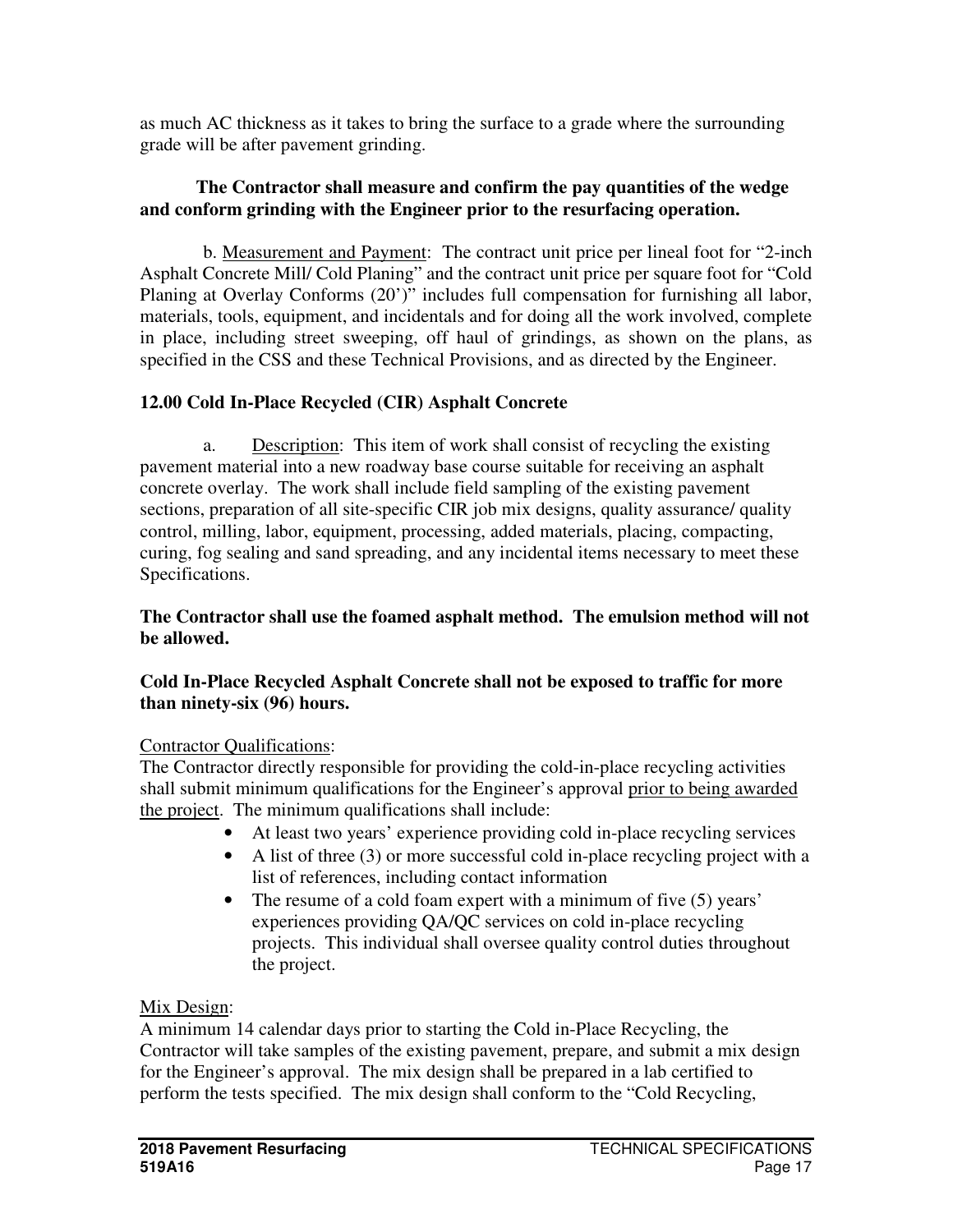as much AC thickness as it takes to bring the surface to a grade where the surrounding grade will be after pavement grinding.

**The Contractor shall measure and confirm the pay quantities of the wedge and conform grinding with the Engineer prior to the resurfacing operation.**

b. <u>Measurement and Payment</u>: The contract unit price per lineal foot for "2-inch Asphalt Concrete Mill/ Cold Planing" and the contract unit price per square foot for "Cold Planing at Overlay Conforms (20')" includes full compensation for furnishing all labor, materials, tools, equipment, and incidentals and for doing all the work involved, complete in place, including street sweeping, off haul of grindings, as shown on the plans, as specified in the CSS and these Technical Provisions, and as directed by the Engineer.

## 12.00 Cold In-Place Recycled (CIR) Asphalt Concrete

a. <u>Description</u>: This item of work shall consist of recycling the existing pavement material into a new roadway base course suitable for receiving an asphalt concrete overlay. The work shall include field sampling of the existing pavement sections, preparation of all site-specific CIR job mix designs, quality assurance/ quality control, milling, labor, equipment, processing, added materials, placing, compacting, curing, fog sealing and sand spreading, and any incidental items necessary to meet these Specifications.

**The Contractor shall use the foamed asphalt method. The emulsion method will not be allowed.**

**Cold In-Place Recycled Asphalt Concrete shall not be exposed to traffic for more than ninety-six (96) hours.**

<u>Contractor Qualifications</u>:
The Contractor directly responsible for providing the cold-in-place recycling activities shall submit minimum qualifications for the Engineer's approval <u>prior to being awarded the project</u>. The minimum qualifications shall include:

- At least two years' experience providing cold in-place recycling services
- A list of three (3) or more successful cold in-place recycling project with a list of references, including contact information
- The resume of a cold foam expert with a minimum of five (5) years' experiences providing QA/QC services on cold in-place recycling projects. This individual shall oversee quality control duties throughout the project.

<u>Mix Design</u>:
A minimum 14 calendar days prior to starting the Cold in-Place Recycling, the Contractor will take samples of the existing pavement, prepare, and submit a mix design for the Engineer's approval. The mix design shall be prepared in a lab certified to perform the tests specified. The mix design shall conform to the "Cold Recycling,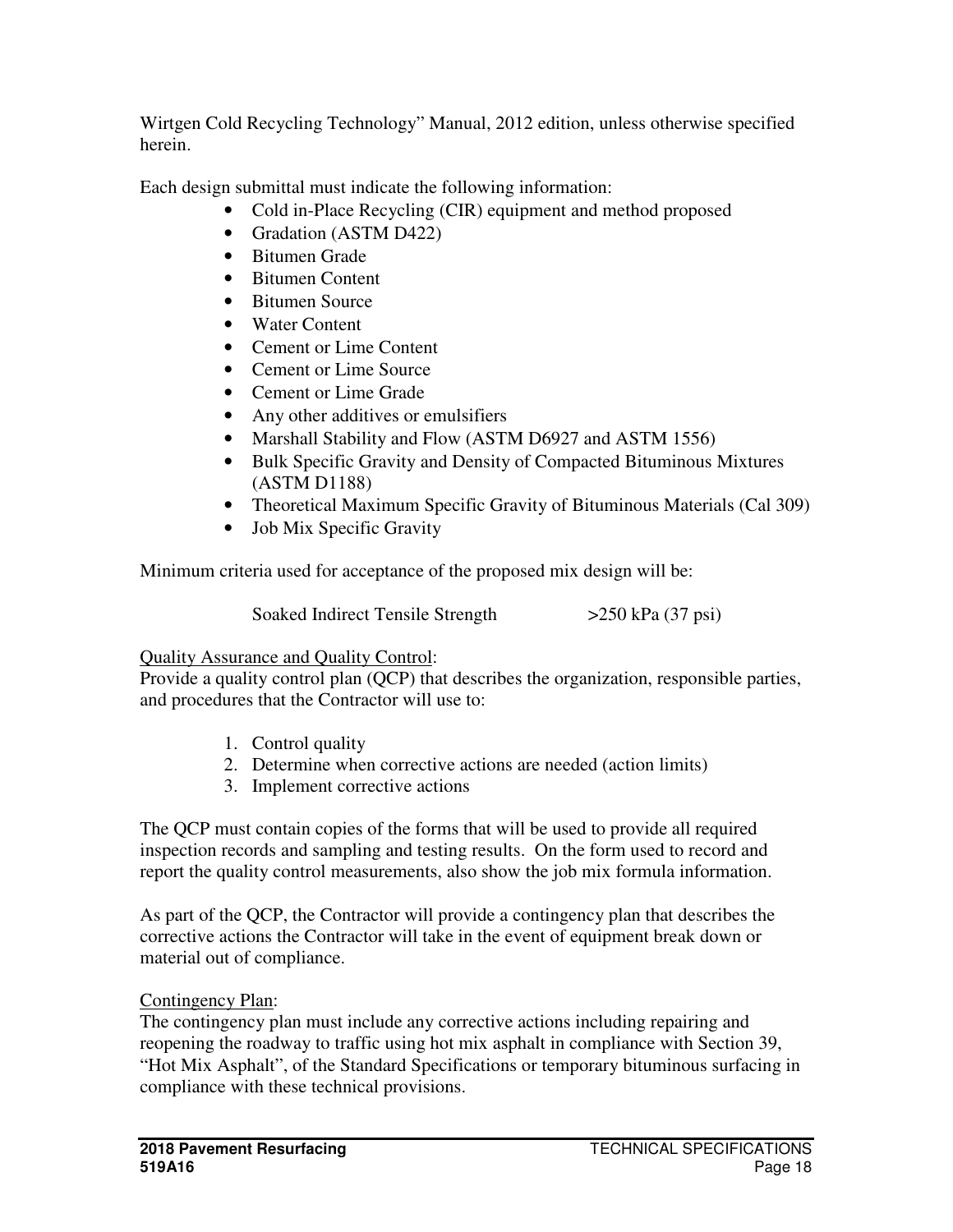Wirtgen Cold Recycling Technology" Manual, 2012 edition, unless otherwise specified herein.

Each design submittal must indicate the following information:

- Cold in-Place Recycling (CIR) equipment and method proposed
- Gradation (ASTM D422)
- Bitumen Grade
- Bitumen Content
- Bitumen Source
- Water Content
- Cement or Lime Content
- Cement or Lime Source
- Cement or Lime Grade
- Any other additives or emulsifiers
- Marshall Stability and Flow (ASTM D6927 and ASTM 1556)
- Bulk Specific Gravity and Density of Compacted Bituminous Mixtures (ASTM D1188)
- Theoretical Maximum Specific Gravity of Bituminous Materials (Cal 309)
- Job Mix Specific Gravity

Minimum criteria used for acceptance of the proposed mix design will be:

Soaked Indirect Tensile Strength >250 kPa (37 psi)

<u>Quality Assurance and Quality Control</u>:
Provide a quality control plan (QCP) that describes the organization, responsible parties, and procedures that the Contractor will use to:

1. Control quality
2. Determine when corrective actions are needed (action limits)
3. Implement corrective actions

The QCP must contain copies of the forms that will be used to provide all required inspection records and sampling and testing results. On the form used to record and report the quality control measurements, also show the job mix formula information.

As part of the QCP, the Contractor will provide a contingency plan that describes the corrective actions the Contractor will take in the event of equipment break down or material out of compliance.

<u>Contingency Plan</u>:
The contingency plan must include any corrective actions including repairing and reopening the roadway to traffic using hot mix asphalt in compliance with Section 39, "Hot Mix Asphalt", of the Standard Specifications or temporary bituminous surfacing in compliance with these technical provisions.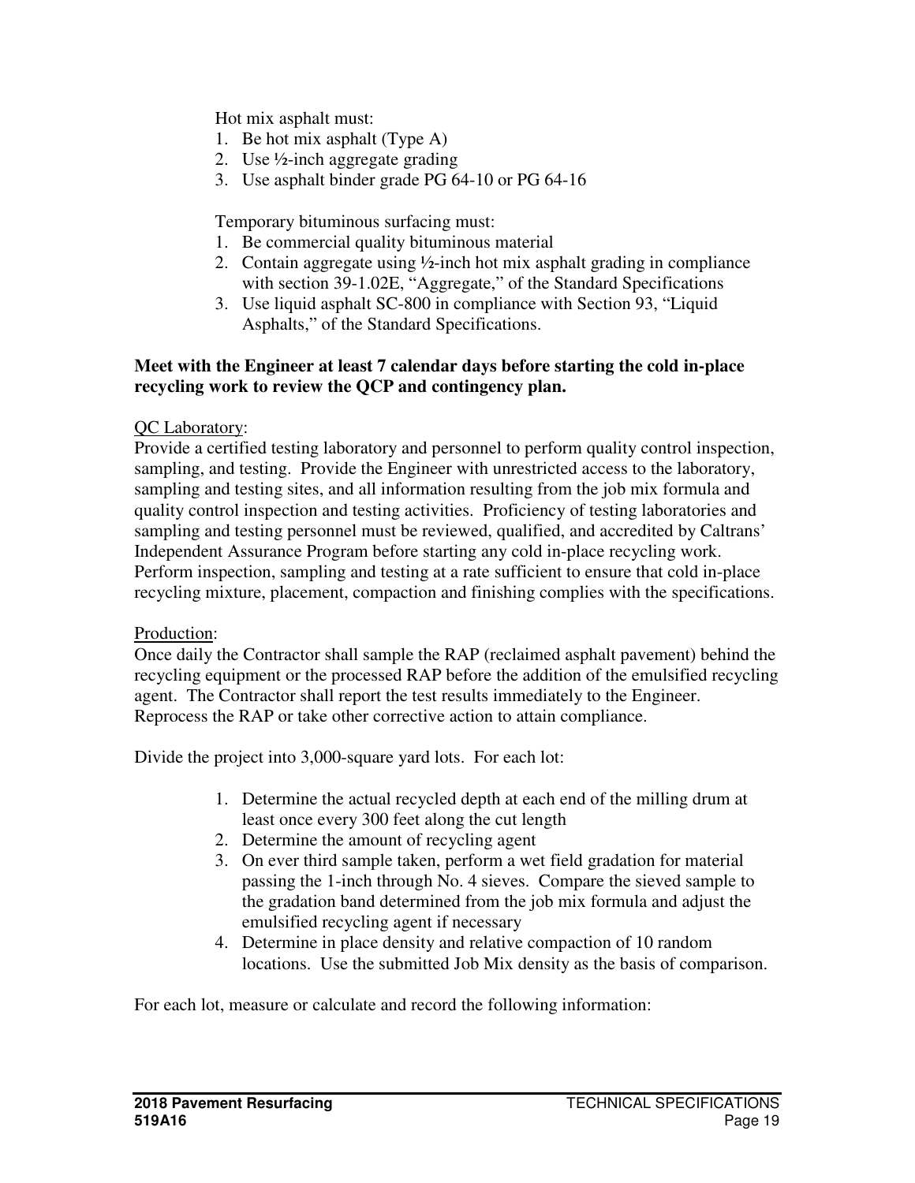Hot mix asphalt must:

1. Be hot mix asphalt (Type A)
2. Use ½-inch aggregate grading
3. Use asphalt binder grade PG 64-10 or PG 64-16

Temporary bituminous surfacing must:

1. Be commercial quality bituminous material
2. Contain aggregate using ½-inch hot mix asphalt grading in compliance with section 39-1.02E, "Aggregate," of the Standard Specifications
3. Use liquid asphalt SC-800 in compliance with Section 93, "Liquid Asphalts," of the Standard Specifications.

**Meet with the Engineer at least 7 calendar days before starting the cold in-place recycling work to review the QCP and contingency plan.**

<u>QC Laboratory</u>:
Provide a certified testing laboratory and personnel to perform quality control inspection, sampling, and testing. Provide the Engineer with unrestricted access to the laboratory, sampling and testing sites, and all information resulting from the job mix formula and quality control inspection and testing activities. Proficiency of testing laboratories and sampling and testing personnel must be reviewed, qualified, and accredited by Caltrans' Independent Assurance Program before starting any cold in-place recycling work. Perform inspection, sampling and testing at a rate sufficient to ensure that cold in-place recycling mixture, placement, compaction and finishing complies with the specifications.

<u>Production</u>:
Once daily the Contractor shall sample the RAP (reclaimed asphalt pavement) behind the recycling equipment or the processed RAP before the addition of the emulsified recycling agent. The Contractor shall report the test results immediately to the Engineer. Reprocess the RAP or take other corrective action to attain compliance.

Divide the project into 3,000-square yard lots. For each lot:

1. Determine the actual recycled depth at each end of the milling drum at least once every 300 feet along the cut length
2. Determine the amount of recycling agent
3. On ever third sample taken, perform a wet field gradation for material passing the 1-inch through No. 4 sieves. Compare the sieved sample to the gradation band determined from the job mix formula and adjust the emulsified recycling agent if necessary
4. Determine in place density and relative compaction of 10 random locations. Use the submitted Job Mix density as the basis of comparison.

For each lot, measure or calculate and record the following information: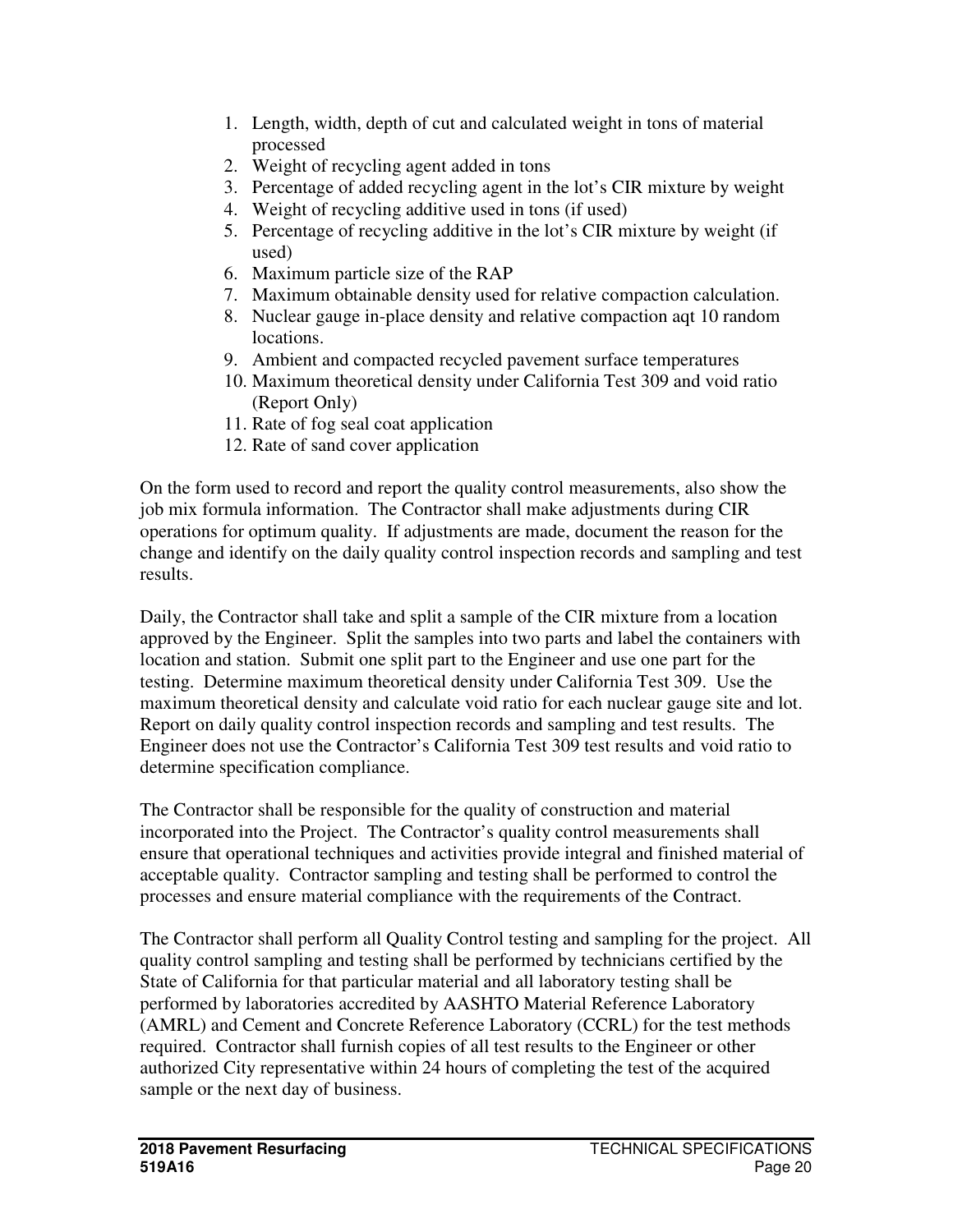1. Length, width, depth of cut and calculated weight in tons of material processed
2. Weight of recycling agent added in tons
3. Percentage of added recycling agent in the lot's CIR mixture by weight
4. Weight of recycling additive used in tons (if used)
5. Percentage of recycling additive in the lot's CIR mixture by weight (if used)
6. Maximum particle size of the RAP
7. Maximum obtainable density used for relative compaction calculation.
8. Nuclear gauge in-place density and relative compaction aqt 10 random locations.
9. Ambient and compacted recycled pavement surface temperatures
10. Maximum theoretical density under California Test 309 and void ratio (Report Only)
11. Rate of fog seal coat application
12. Rate of sand cover application

On the form used to record and report the quality control measurements, also show the job mix formula information. The Contractor shall make adjustments during CIR operations for optimum quality. If adjustments are made, document the reason for the change and identify on the daily quality control inspection records and sampling and test results.

Daily, the Contractor shall take and split a sample of the CIR mixture from a location approved by the Engineer. Split the samples into two parts and label the containers with location and station. Submit one split part to the Engineer and use one part for the testing. Determine maximum theoretical density under California Test 309. Use the maximum theoretical density and calculate void ratio for each nuclear gauge site and lot. Report on daily quality control inspection records and sampling and test results. The Engineer does not use the Contractor's California Test 309 test results and void ratio to determine specification compliance.

The Contractor shall be responsible for the quality of construction and material incorporated into the Project. The Contractor's quality control measurements shall ensure that operational techniques and activities provide integral and finished material of acceptable quality. Contractor sampling and testing shall be performed to control the processes and ensure material compliance with the requirements of the Contract.

The Contractor shall perform all Quality Control testing and sampling for the project. All quality control sampling and testing shall be performed by technicians certified by the State of California for that particular material and all laboratory testing shall be performed by laboratories accredited by AASHTO Material Reference Laboratory (AMRL) and Cement and Concrete Reference Laboratory (CCRL) for the test methods required. Contractor shall furnish copies of all test results to the Engineer or other authorized City representative within 24 hours of completing the test of the acquired sample or the next day of business.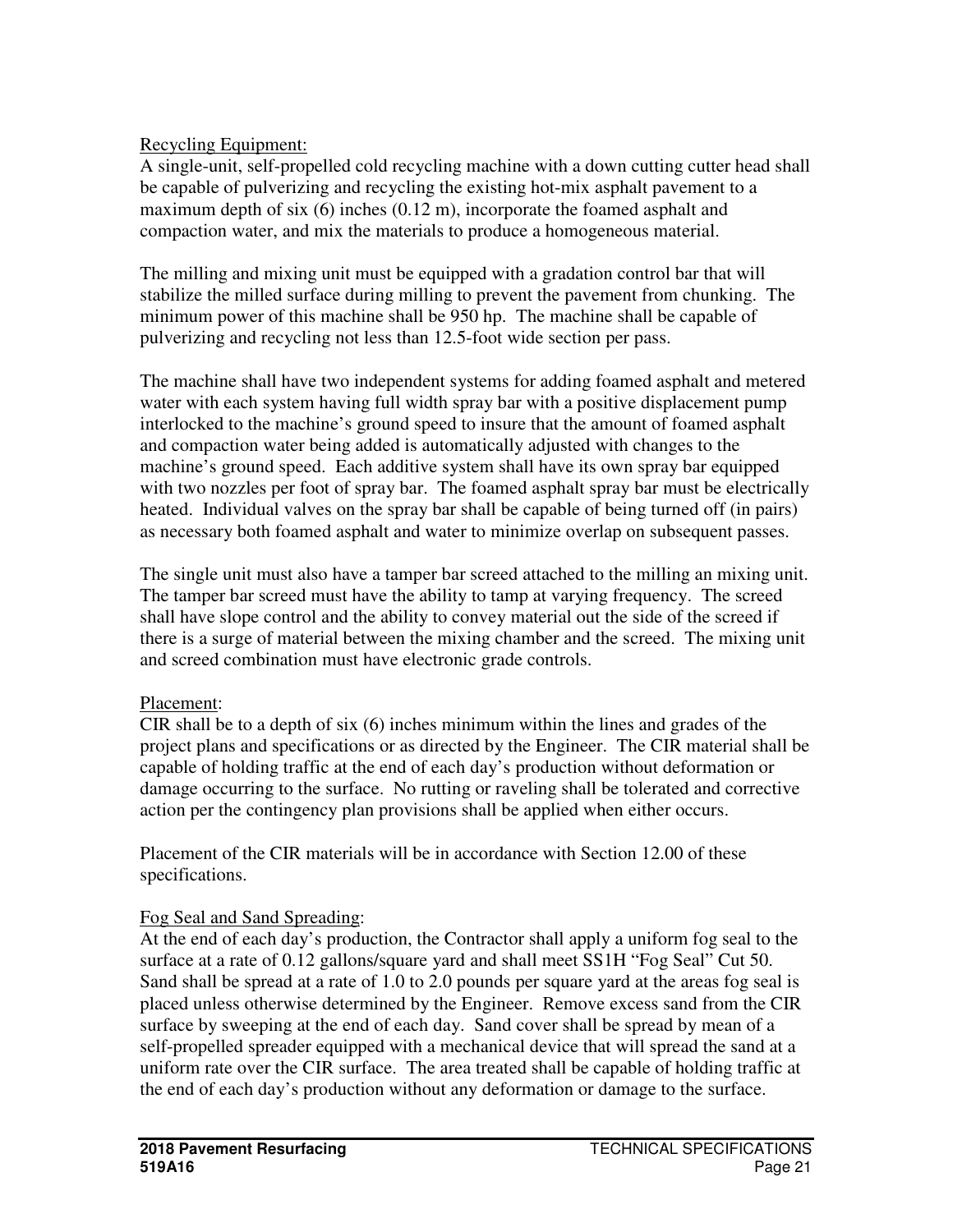Recycling Equipment:

A single-unit, self-propelled cold recycling machine with a down cutting cutter head shall be capable of pulverizing and recycling the existing hot-mix asphalt pavement to a maximum depth of six (6) inches (0.12 m), incorporate the foamed asphalt and compaction water, and mix the materials to produce a homogeneous material.

The milling and mixing unit must be equipped with a gradation control bar that will stabilize the milled surface during milling to prevent the pavement from chunking. The minimum power of this machine shall be 950 hp. The machine shall be capable of pulverizing and recycling not less than 12.5-foot wide section per pass.

The machine shall have two independent systems for adding foamed asphalt and metered water with each system having full width spray bar with a positive displacement pump interlocked to the machine's ground speed to insure that the amount of foamed asphalt and compaction water being added is automatically adjusted with changes to the machine's ground speed. Each additive system shall have its own spray bar equipped with two nozzles per foot of spray bar. The foamed asphalt spray bar must be electrically heated. Individual valves on the spray bar shall be capable of being turned off (in pairs) as necessary both foamed asphalt and water to minimize overlap on subsequent passes.

The single unit must also have a tamper bar screed attached to the milling an mixing unit. The tamper bar screed must have the ability to tamp at varying frequency. The screed shall have slope control and the ability to convey material out the side of the screed if there is a surge of material between the mixing chamber and the screed. The mixing unit and screed combination must have electronic grade controls.

Placement:

CIR shall be to a depth of six (6) inches minimum within the lines and grades of the project plans and specifications or as directed by the Engineer. The CIR material shall be capable of holding traffic at the end of each day's production without deformation or damage occurring to the surface. No rutting or raveling shall be tolerated and corrective action per the contingency plan provisions shall be applied when either occurs.

Placement of the CIR materials will be in accordance with Section 12.00 of these specifications.

Fog Seal and Sand Spreading:

At the end of each day's production, the Contractor shall apply a uniform fog seal to the surface at a rate of 0.12 gallons/square yard and shall meet SS1H "Fog Seal" Cut 50. Sand shall be spread at a rate of 1.0 to 2.0 pounds per square yard at the areas fog seal is placed unless otherwise determined by the Engineer. Remove excess sand from the CIR surface by sweeping at the end of each day. Sand cover shall be spread by mean of a self-propelled spreader equipped with a mechanical device that will spread the sand at a uniform rate over the CIR surface. The area treated shall be capable of holding traffic at the end of each day's production without any deformation or damage to the surface.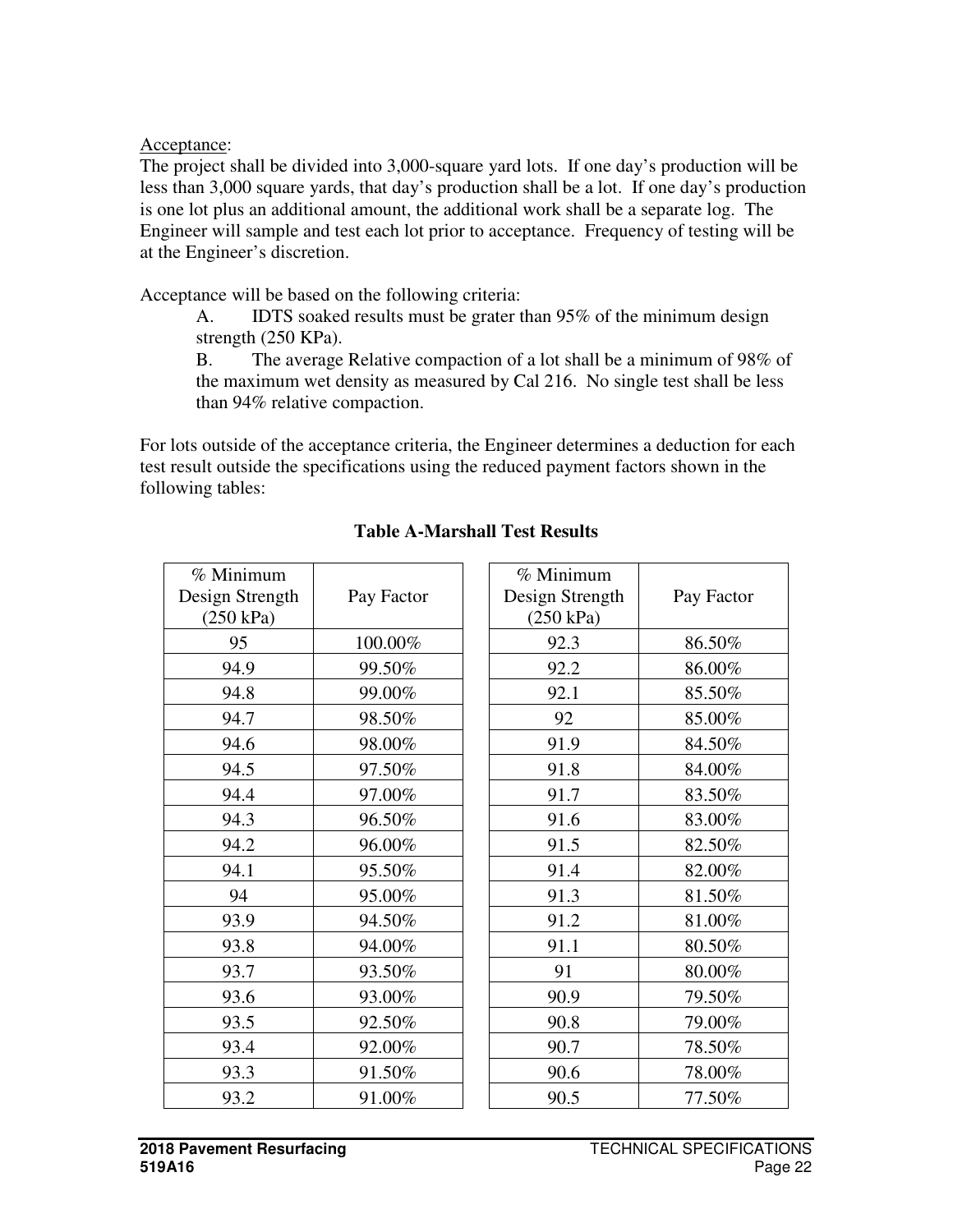Acceptance:

The project shall be divided into 3,000-square yard lots. If one day's production will be less than 3,000 square yards, that day's production shall be a lot. If one day's production is one lot plus an additional amount, the additional work shall be a separate log. The Engineer will sample and test each lot prior to acceptance. Frequency of testing will be at the Engineer's discretion.

Acceptance will be based on the following criteria:

A. IDTS soaked results must be grater than 95% of the minimum design strength (250 KPa).

B. The average Relative compaction of a lot shall be a minimum of 98% of the maximum wet density as measured by Cal 216. No single test shall be less than 94% relative compaction.

For lots outside of the acceptance criteria, the Engineer determines a deduction for each test result outside the specifications using the reduced payment factors shown in the following tables:

**Table A-Marshall Test Results**

| % Minimum Design Strength (250 kPa) | Pay Factor |
|---|---|
| 95 | 100.00% |
| 94.9 | 99.50% |
| 94.8 | 99.00% |
| 94.7 | 98.50% |
| 94.6 | 98.00% |
| 94.5 | 97.50% |
| 94.4 | 97.00% |
| 94.3 | 96.50% |
| 94.2 | 96.00% |
| 94.1 | 95.50% |
| 94 | 95.00% |
| 93.9 | 94.50% |
| 93.8 | 94.00% |
| 93.7 | 93.50% |
| 93.6 | 93.00% |
| 93.5 | 92.50% |
| 93.4 | 92.00% |
| 93.3 | 91.50% |
| 93.2 | 91.00% |

| % Minimum Design Strength (250 kPa) | Pay Factor |
|---|---|
| 92.3 | 86.50% |
| 92.2 | 86.00% |
| 92.1 | 85.50% |
| 92 | 85.00% |
| 91.9 | 84.50% |
| 91.8 | 84.00% |
| 91.7 | 83.50% |
| 91.6 | 83.00% |
| 91.5 | 82.50% |
| 91.4 | 82.00% |
| 91.3 | 81.50% |
| 91.2 | 81.00% |
| 91.1 | 80.50% |
| 91 | 80.00% |
| 90.9 | 79.50% |
| 90.8 | 79.00% |
| 90.7 | 78.50% |
| 90.6 | 78.00% |
| 90.5 | 77.50% |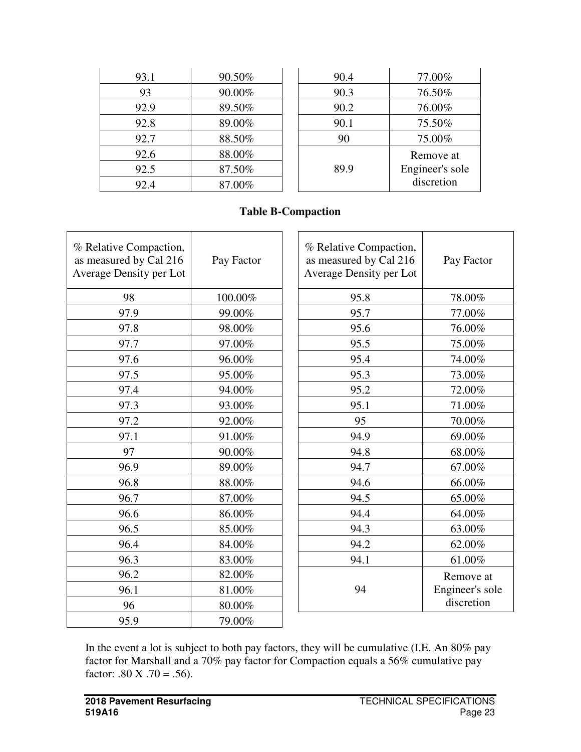| | | | | |
|---|---|---|---|---|
| 93.1 | 90.50% | | 90.4 | 77.00% |
| 93 | 90.00% | | 90.3 | 76.50% |
| 92.9 | 89.50% | | 90.2 | 76.00% |
| 92.8 | 89.00% | | 90.1 | 75.50% |
| 92.7 | 88.50% | | 90 | 75.00% |
| 92.6 | 88.00% | | 89.9 | Remove at Engineer's sole discretion |
| 92.5 | 87.50% | | | |
| 92.4 | 87.00% | | | |

**Table B-Compaction**

| % Relative Compaction, as measured by Cal 216 Average Density per Lot | Pay Factor | | % Relative Compaction, as measured by Cal 216 Average Density per Lot | Pay Factor |
|---|---|---|---|---|
| 98 | 100.00% | | 95.8 | 78.00% |
| 97.9 | 99.00% | | 95.7 | 77.00% |
| 97.8 | 98.00% | | 95.6 | 76.00% |
| 97.7 | 97.00% | | 95.5 | 75.00% |
| 97.6 | 96.00% | | 95.4 | 74.00% |
| 97.5 | 95.00% | | 95.3 | 73.00% |
| 97.4 | 94.00% | | 95.2 | 72.00% |
| 97.3 | 93.00% | | 95.1 | 71.00% |
| 97.2 | 92.00% | | 95 | 70.00% |
| 97.1 | 91.00% | | 94.9 | 69.00% |
| 97 | 90.00% | | 94.8 | 68.00% |
| 96.9 | 89.00% | | 94.7 | 67.00% |
| 96.8 | 88.00% | | 94.6 | 66.00% |
| 96.7 | 87.00% | | 94.5 | 65.00% |
| 96.6 | 86.00% | | 94.4 | 64.00% |
| 96.5 | 85.00% | | 94.3 | 63.00% |
| 96.4 | 84.00% | | 94.2 | 62.00% |
| 96.3 | 83.00% | | 94.1 | 61.00% |
| 96.2 | 82.00% | | 94 | Remove at Engineer's sole discretion |
| 96.1 | 81.00% | | | |
| 96 | 80.00% | | | |
| 95.9 | 79.00% | | | |

In the event a lot is subject to both pay factors, they will be cumulative (I.E. An 80% pay factor for Marshall and a 70% pay factor for Compaction equals a 56% cumulative pay factor: .80 X .70 = .56).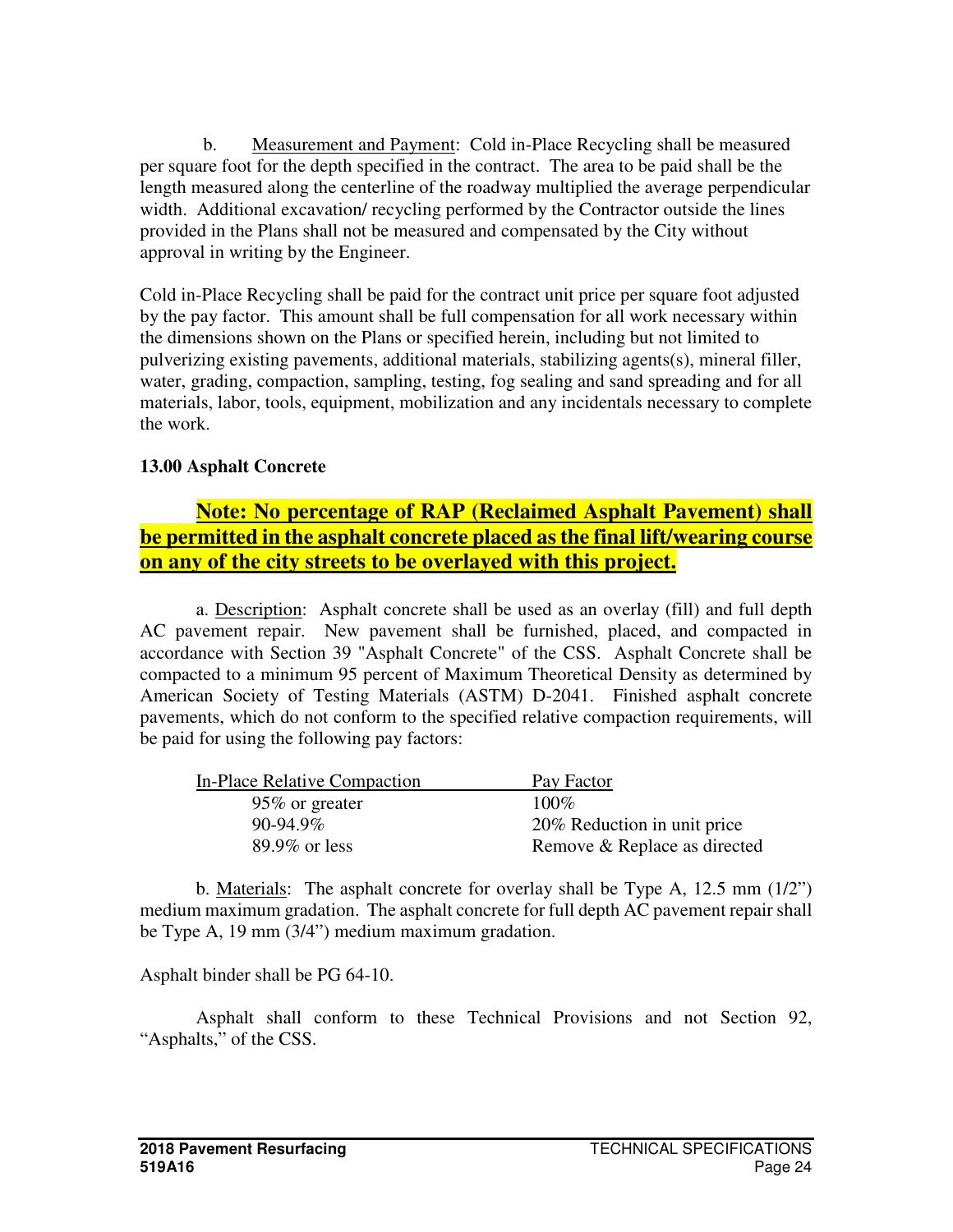b. Measurement and Payment: Cold in-Place Recycling shall be measured per square foot for the depth specified in the contract. The area to be paid shall be the length measured along the centerline of the roadway multiplied the average perpendicular width. Additional excavation/ recycling performed by the Contractor outside the lines provided in the Plans shall not be measured and compensated by the City without approval in writing by the Engineer.

Cold in-Place Recycling shall be paid for the contract unit price per square foot adjusted by the pay factor. This amount shall be full compensation for all work necessary within the dimensions shown on the Plans or specified herein, including but not limited to pulverizing existing pavements, additional materials, stabilizing agents(s), mineral filler, water, grading, compaction, sampling, testing, fog sealing and sand spreading and for all materials, labor, tools, equipment, mobilization and any incidentals necessary to complete the work.

**13.00 Asphalt Concrete**

**Note: No percentage of RAP (Reclaimed Asphalt Pavement) shall be permitted in the asphalt concrete placed as the final lift/wearing course on any of the city streets to be overlayed with this project.**

a. Description: Asphalt concrete shall be used as an overlay (fill) and full depth AC pavement repair. New pavement shall be furnished, placed, and compacted in accordance with Section 39 "Asphalt Concrete" of the CSS. Asphalt Concrete shall be compacted to a minimum 95 percent of Maximum Theoretical Density as determined by American Society of Testing Materials (ASTM) D-2041. Finished asphalt concrete pavements, which do not conform to the specified relative compaction requirements, will be paid for using the following pay factors:

| In-Place Relative Compaction | Pay Factor |
|---|---|
| 95% or greater | 100% |
| 90-94.9% | 20% Reduction in unit price |
| 89.9% or less | Remove & Replace as directed |

b. Materials: The asphalt concrete for overlay shall be Type A, 12.5 mm (1/2") medium maximum gradation. The asphalt concrete for full depth AC pavement repair shall be Type A, 19 mm (3/4") medium maximum gradation.

Asphalt binder shall be PG 64-10.

Asphalt shall conform to these Technical Provisions and not Section 92, "Asphalts," of the CSS.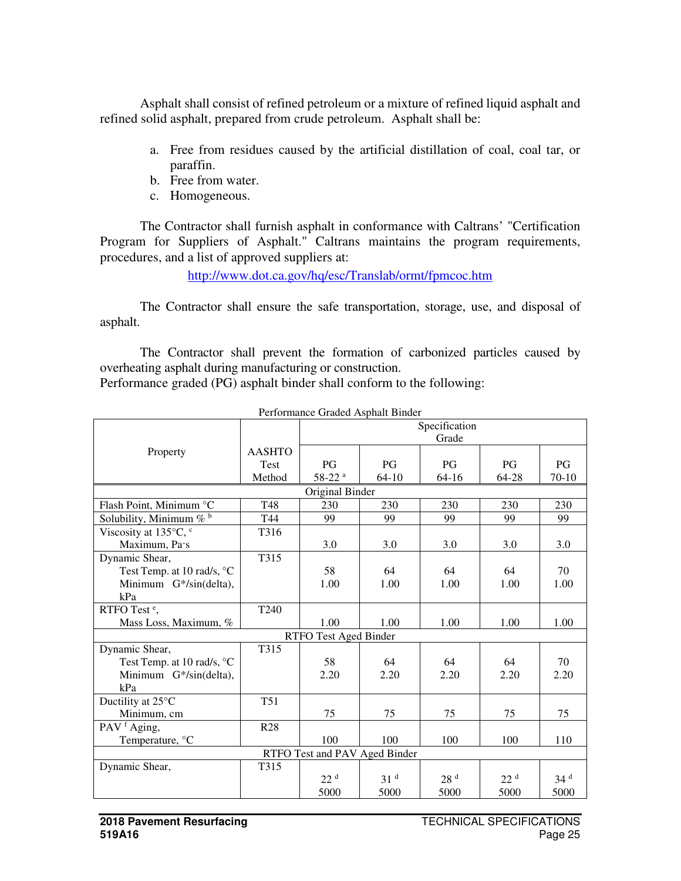Asphalt shall consist of refined petroleum or a mixture of refined liquid asphalt and refined solid asphalt, prepared from crude petroleum. Asphalt shall be:

a. Free from residues caused by the artificial distillation of coal, coal tar, or paraffin.
b. Free from water.
c. Homogeneous.

The Contractor shall furnish asphalt in conformance with Caltrans' "Certification Program for Suppliers of Asphalt." Caltrans maintains the program requirements, procedures, and a list of approved suppliers at:

http://www.dot.ca.gov/hq/esc/Translab/ormt/fpmcoc.htm

The Contractor shall ensure the safe transportation, storage, use, and disposal of asphalt.

The Contractor shall prevent the formation of carbonized particles caused by overheating asphalt during manufacturing or construction.
Performance graded (PG) asphalt binder shall conform to the following:

Performance Graded Asphalt Binder

| Property | AASHTO Test Method | Specification Grade | | | | |
|---|---|---|---|---|---|---|
| | | PG 58-22 [a] | PG 64-10 | PG 64-16 | PG 64-28 | PG 70-10 |
| **Original Binder** | | | | | | |
| Flash Point, Minimum °C | T48 | 230 | 230 | 230 | 230 | 230 |
| Solubility, Minimum % [b] | T44 | 99 | 99 | 99 | 99 | 99 |
| Viscosity at 135°C, [c] Maximum, Pa·s | T316 | 3.0 | 3.0 | 3.0 | 3.0 | 3.0 |
| Dynamic Shear, Test Temp. at 10 rad/s, °C | T315 | 58 | 64 | 64 | 64 | 70 |
| Minimum G*/sin(delta), kPa | | 1.00 | 1.00 | 1.00 | 1.00 | 1.00 |
| RTFO Test [e], Mass Loss, Maximum, % | T240 | 1.00 | 1.00 | 1.00 | 1.00 | 1.00 |
| **RTFO Test Aged Binder** | | | | | | |
| Dynamic Shear, Test Temp. at 10 rad/s, °C | T315 | 58 | 64 | 64 | 64 | 70 |
| Minimum G*/sin(delta), kPa | | 2.20 | 2.20 | 2.20 | 2.20 | 2.20 |
| Ductility at 25°C Minimum, cm | T51 | 75 | 75 | 75 | 75 | 75 |
| PAV [f] Aging, Temperature, °C | R28 | 100 | 100 | 100 | 100 | 110 |
| **RTFO Test and PAV Aged Binder** | | | | | | |
| Dynamic Shear, | T315 | 22 [d] | 31 [d] | 28 [d] | 22 [d] | 34 [d] |
| | | 5000 | 5000 | 5000 | 5000 | 5000 |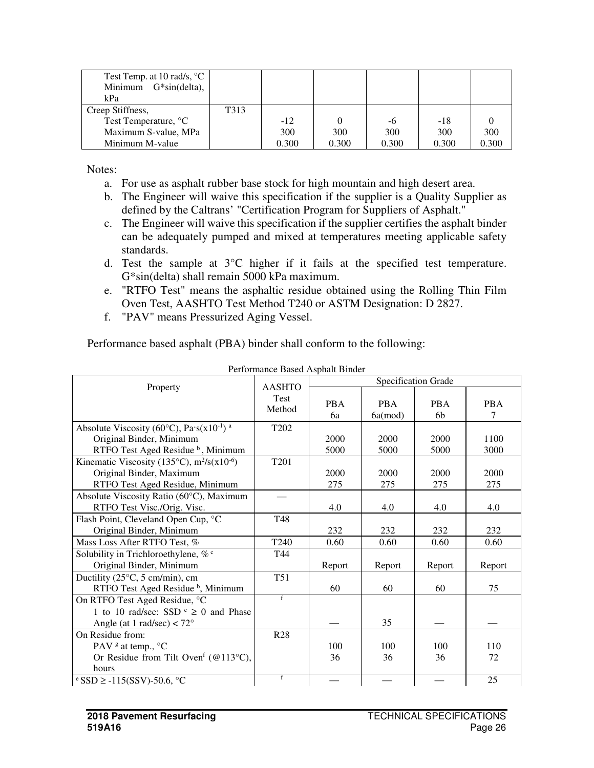| | | | | | | |
|---|---|---|---|---|---|---|
| Test Temp. at 10 rad/s, °C<br>Minimum G*sin(delta), kPa | | | | | | |
| Creep Stiffness,<br>Test Temperature, °C<br>Maximum S-value, MPa<br>Minimum M-value | T313 | -12<br>300<br>0.300 | 0<br>300<br>0.300 | -6<br>300<br>0.300 | -18<br>300<br>0.300 | 0<br>300<br>0.300 |

Notes:

a. For use as asphalt rubber base stock for high mountain and high desert area.
b. The Engineer will waive this specification if the supplier is a Quality Supplier as defined by the Caltrans' "Certification Program for Suppliers of Asphalt."
c. The Engineer will waive this specification if the supplier certifies the asphalt binder can be adequately pumped and mixed at temperatures meeting applicable safety standards.
d. Test the sample at 3°C higher if it fails at the specified test temperature. G*sin(delta) shall remain 5000 kPa maximum.
e. "RTFO Test" means the asphaltic residue obtained using the Rolling Thin Film Oven Test, AASHTO Test Method T240 or ASTM Designation: D 2827.
f. "PAV" means Pressurized Aging Vessel.

Performance based asphalt (PBA) binder shall conform to the following:

Performance Based Asphalt Binder

| Property | AASHTO Test Method | Specification Grade | | | |
|---|---|---|---|---|---|
| | | PBA 6a | PBA 6a(mod) | PBA 6b | PBA 7 |
| Absolute Viscosity (60°C), Pa·s(x10[-1]) [a]<br>Original Binder, Minimum<br>RTFO Test Aged Residue [b], Minimum | T202 | 2000<br>5000 | 2000<br>5000 | 2000<br>5000 | 1100<br>3000 |
| Kinematic Viscosity (135°C), m²/s(x10[-6])<br>Original Binder, Maximum<br>RTFO Test Aged Residue, Minimum | T201 | 2000<br>275 | 2000<br>275 | 2000<br>275 | 2000<br>275 |
| Absolute Viscosity Ratio (60°C), Maximum<br>RTFO Test Visc./Orig. Visc. | — | 4.0 | 4.0 | 4.0 | 4.0 |
| Flash Point, Cleveland Open Cup, °C<br>Original Binder, Minimum | T48 | 232 | 232 | 232 | 232 |
| Mass Loss After RTFO Test, % | T240 | 0.60 | 0.60 | 0.60 | 0.60 |
| Solubility in Trichloroethylene, % [c]<br>Original Binder, Minimum | T44 | Report | Report | Report | Report |
| Ductility (25°C, 5 cm/min), cm<br>RTFO Test Aged Residue [b], Minimum | T51 | 60 | 60 | 60 | 75 |
| On RTFO Test Aged Residue, °C<br>1 to 10 rad/sec: SSD [e] ≥ 0 and Phase Angle (at 1 rad/sec) < 72° | [f] | — | 35 | — | — |
| On Residue from:<br>PAV [g] at temp., °C<br>Or Residue from Tilt Oven[f] (@113°C), hours | R28 | 100<br>36 | 100<br>36 | 100<br>36 | 110<br>72 |
| [e] SSD ≥ -115(SSV)-50.6, °C | [f] | — | — | — | 25 |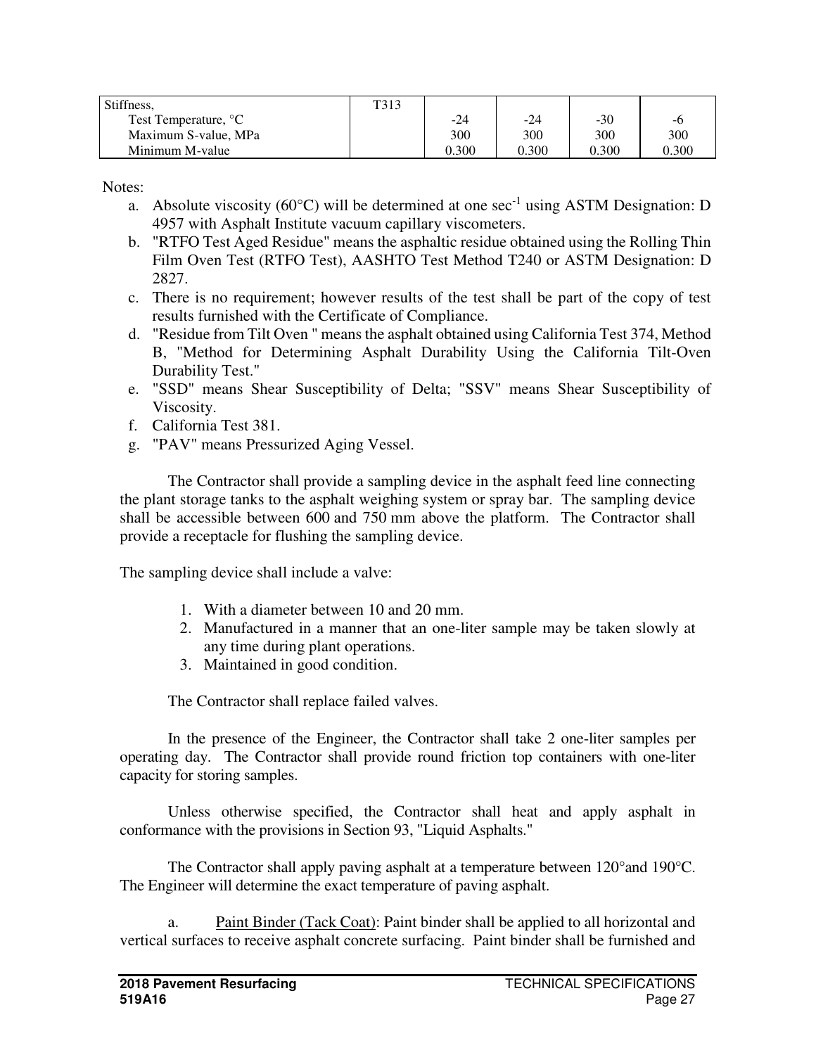| Stiffness, | T313 | | | | |
|---|---|---|---|---|---|
| Test Temperature, °C | | -24 | -24 | -30 | -6 |
| Maximum S-value, MPa | | 300 | 300 | 300 | 300 |
| Minimum M-value | | 0.300 | 0.300 | 0.300 | 0.300 |

Notes:

a. Absolute viscosity (60°C) will be determined at one $sec^{-1}$ using ASTM Designation: D 4957 with Asphalt Institute vacuum capillary viscometers.
b. "RTFO Test Aged Residue" means the asphaltic residue obtained using the Rolling Thin Film Oven Test (RTFO Test), AASHTO Test Method T240 or ASTM Designation: D 2827.
c. There is no requirement; however results of the test shall be part of the copy of test results furnished with the Certificate of Compliance.
d. "Residue from Tilt Oven " means the asphalt obtained using California Test 374, Method B, "Method for Determining Asphalt Durability Using the California Tilt-Oven Durability Test."
e. "SSD" means Shear Susceptibility of Delta; "SSV" means Shear Susceptibility of Viscosity.
f. California Test 381.
g. "PAV" means Pressurized Aging Vessel.

The Contractor shall provide a sampling device in the asphalt feed line connecting the plant storage tanks to the asphalt weighing system or spray bar. The sampling device shall be accessible between 600 and 750 mm above the platform. The Contractor shall provide a receptacle for flushing the sampling device.

The sampling device shall include a valve:

1. With a diameter between 10 and 20 mm.
2. Manufactured in a manner that an one-liter sample may be taken slowly at any time during plant operations.
3. Maintained in good condition.

The Contractor shall replace failed valves.

In the presence of the Engineer, the Contractor shall take 2 one-liter samples per operating day. The Contractor shall provide round friction top containers with one-liter capacity for storing samples.

Unless otherwise specified, the Contractor shall heat and apply asphalt in conformance with the provisions in Section 93, "Liquid Asphalts."

The Contractor shall apply paving asphalt at a temperature between 120°and 190°C. The Engineer will determine the exact temperature of paving asphalt.

a. Paint Binder (Tack Coat): Paint binder shall be applied to all horizontal and vertical surfaces to receive asphalt concrete surfacing. Paint binder shall be furnished and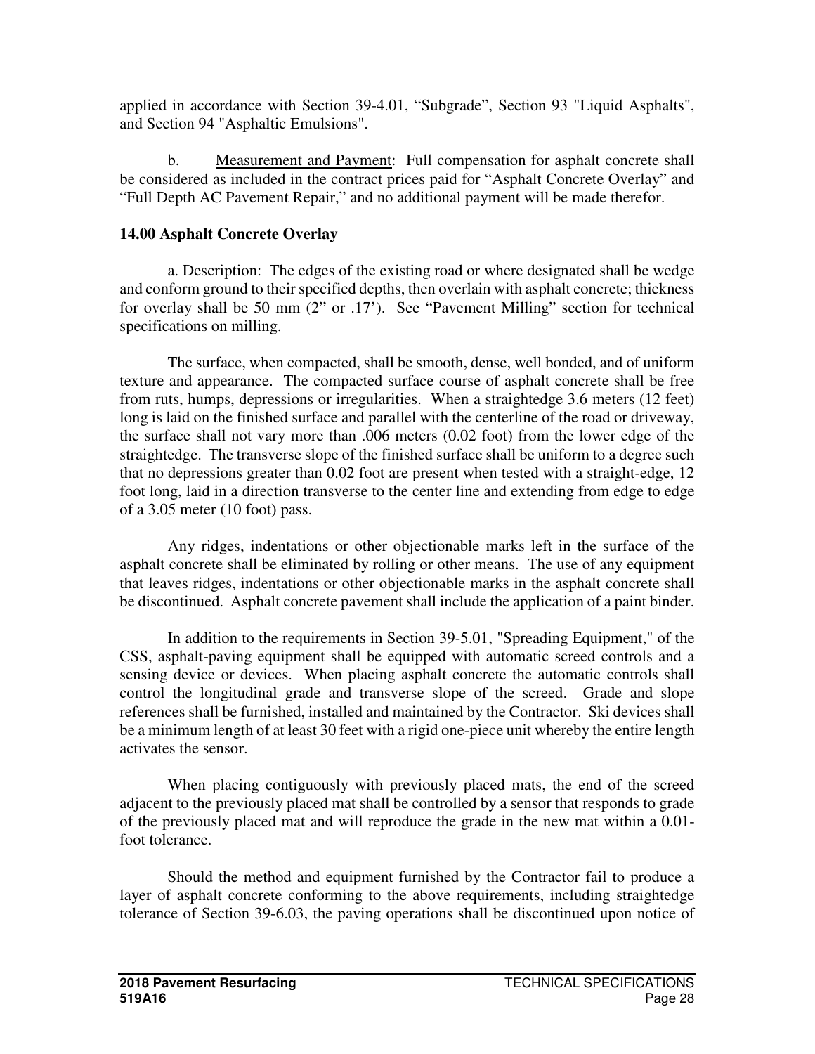applied in accordance with Section 39-4.01, “Subgrade”, Section 93 "Liquid Asphalts", and Section 94 "Asphaltic Emulsions".

b. Measurement and Payment: Full compensation for asphalt concrete shall be considered as included in the contract prices paid for “Asphalt Concrete Overlay” and “Full Depth AC Pavement Repair,” and no additional payment will be made therefor.

**14.00 Asphalt Concrete Overlay**

a. Description: The edges of the existing road or where designated shall be wedge and conform ground to their specified depths, then overlain with asphalt concrete; thickness for overlay shall be 50 mm (2” or .17’). See “Pavement Milling” section for technical specifications on milling.

The surface, when compacted, shall be smooth, dense, well bonded, and of uniform texture and appearance. The compacted surface course of asphalt concrete shall be free from ruts, humps, depressions or irregularities. When a straightedge 3.6 meters (12 feet) long is laid on the finished surface and parallel with the centerline of the road or driveway, the surface shall not vary more than .006 meters (0.02 foot) from the lower edge of the straightedge. The transverse slope of the finished surface shall be uniform to a degree such that no depressions greater than 0.02 foot are present when tested with a straight-edge, 12 foot long, laid in a direction transverse to the center line and extending from edge to edge of a 3.05 meter (10 foot) pass.

Any ridges, indentations or other objectionable marks left in the surface of the asphalt concrete shall be eliminated by rolling or other means. The use of any equipment that leaves ridges, indentations or other objectionable marks in the asphalt concrete shall be discontinued. Asphalt concrete pavement shall include the application of a paint binder.

In addition to the requirements in Section 39-5.01, "Spreading Equipment," of the CSS, asphalt-paving equipment shall be equipped with automatic screed controls and a sensing device or devices. When placing asphalt concrete the automatic controls shall control the longitudinal grade and transverse slope of the screed. Grade and slope references shall be furnished, installed and maintained by the Contractor. Ski devices shall be a minimum length of at least 30 feet with a rigid one-piece unit whereby the entire length activates the sensor.

When placing contiguously with previously placed mats, the end of the screed adjacent to the previously placed mat shall be controlled by a sensor that responds to grade of the previously placed mat and will reproduce the grade in the new mat within a 0.01-foot tolerance.

Should the method and equipment furnished by the Contractor fail to produce a layer of asphalt concrete conforming to the above requirements, including straightedge tolerance of Section 39-6.03, the paving operations shall be discontinued upon notice of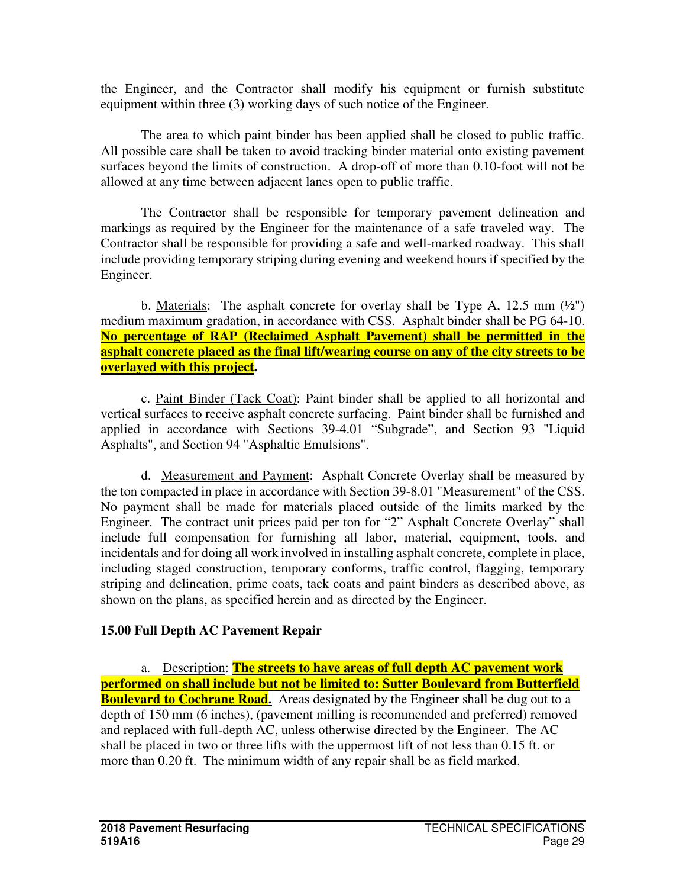the Engineer, and the Contractor shall modify his equipment or furnish substitute equipment within three (3) working days of such notice of the Engineer.

The area to which paint binder has been applied shall be closed to public traffic. All possible care shall be taken to avoid tracking binder material onto existing pavement surfaces beyond the limits of construction. A drop-off of more than 0.10-foot will not be allowed at any time between adjacent lanes open to public traffic.

The Contractor shall be responsible for temporary pavement delineation and markings as required by the Engineer for the maintenance of a safe traveled way. The Contractor shall be responsible for providing a safe and well-marked roadway. This shall include providing temporary striping during evening and weekend hours if specified by the Engineer.

b. Materials: The asphalt concrete for overlay shall be Type A, 12.5 mm (½") medium maximum gradation, in accordance with CSS. Asphalt binder shall be PG 64-10. **No percentage of RAP (Reclaimed Asphalt Pavement) shall be permitted in the asphalt concrete placed as the final lift/wearing course on any of the city streets to be overlayed with this project.**

c. Paint Binder (Tack Coat): Paint binder shall be applied to all horizontal and vertical surfaces to receive asphalt concrete surfacing. Paint binder shall be furnished and applied in accordance with Sections 39-4.01 "Subgrade", and Section 93 "Liquid Asphalts", and Section 94 "Asphaltic Emulsions".

d. Measurement and Payment: Asphalt Concrete Overlay shall be measured by the ton compacted in place in accordance with Section 39-8.01 "Measurement" of the CSS. No payment shall be made for materials placed outside of the limits marked by the Engineer. The contract unit prices paid per ton for "2" Asphalt Concrete Overlay" shall include full compensation for furnishing all labor, material, equipment, tools, and incidentals and for doing all work involved in installing asphalt concrete, complete in place, including staged construction, temporary conforms, traffic control, flagging, temporary striping and delineation, prime coats, tack coats and paint binders as described above, as shown on the plans, as specified herein and as directed by the Engineer.

## 15.00 Full Depth AC Pavement Repair

a. Description: **The streets to have areas of full depth AC pavement work performed on shall include but not be limited to: Sutter Boulevard from Butterfield Boulevard to Cochrane Road.** Areas designated by the Engineer shall be dug out to a depth of 150 mm (6 inches), (pavement milling is recommended and preferred) removed and replaced with full-depth AC, unless otherwise directed by the Engineer. The AC shall be placed in two or three lifts with the uppermost lift of not less than 0.15 ft. or more than 0.20 ft. The minimum width of any repair shall be as field marked.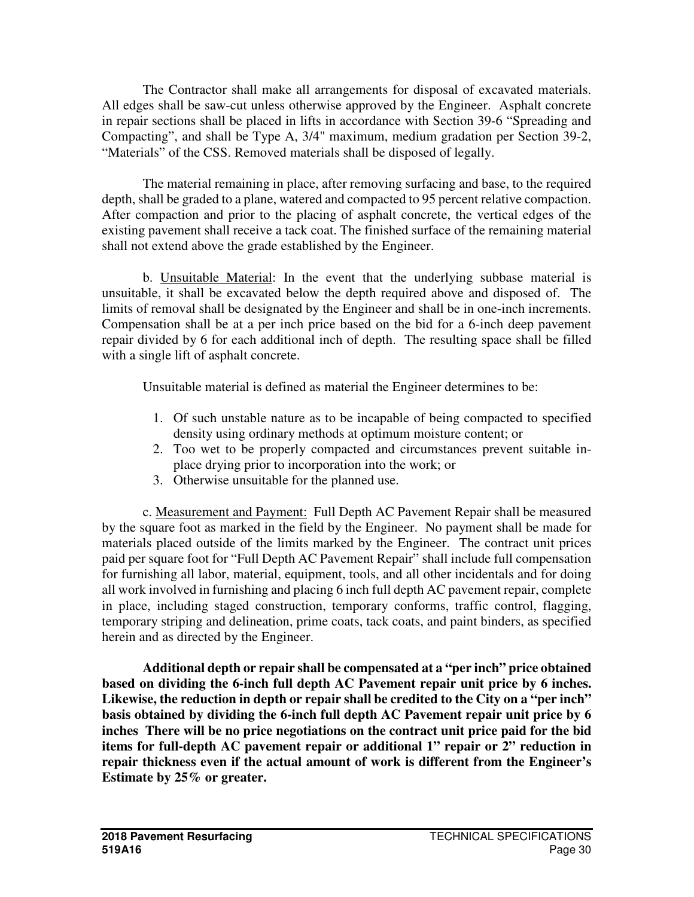The Contractor shall make all arrangements for disposal of excavated materials. All edges shall be saw-cut unless otherwise approved by the Engineer. Asphalt concrete in repair sections shall be placed in lifts in accordance with Section 39-6 "Spreading and Compacting", and shall be Type A, 3/4" maximum, medium gradation per Section 39-2, "Materials" of the CSS. Removed materials shall be disposed of legally.

The material remaining in place, after removing surfacing and base, to the required depth, shall be graded to a plane, watered and compacted to 95 percent relative compaction. After compaction and prior to the placing of asphalt concrete, the vertical edges of the existing pavement shall receive a tack coat. The finished surface of the remaining material shall not extend above the grade established by the Engineer.

b. <u>Unsuitable Material</u>: In the event that the underlying subbase material is unsuitable, it shall be excavated below the depth required above and disposed of. The limits of removal shall be designated by the Engineer and shall be in one-inch increments. Compensation shall be at a per inch price based on the bid for a 6-inch deep pavement repair divided by 6 for each additional inch of depth. The resulting space shall be filled with a single lift of asphalt concrete.

Unsuitable material is defined as material the Engineer determines to be:

1. Of such unstable nature as to be incapable of being compacted to specified density using ordinary methods at optimum moisture content; or
2. Too wet to be properly compacted and circumstances prevent suitable in-place drying prior to incorporation into the work; or
3. Otherwise unsuitable for the planned use.

c. <u>Measurement and Payment:</u> Full Depth AC Pavement Repair shall be measured by the square foot as marked in the field by the Engineer. No payment shall be made for materials placed outside of the limits marked by the Engineer. The contract unit prices paid per square foot for "Full Depth AC Pavement Repair" shall include full compensation for furnishing all labor, material, equipment, tools, and all other incidentals and for doing all work involved in furnishing and placing 6 inch full depth AC pavement repair, complete in place, including staged construction, temporary conforms, traffic control, flagging, temporary striping and delineation, prime coats, tack coats, and paint binders, as specified herein and as directed by the Engineer.

**Additional depth or repair shall be compensated at a "per inch" price obtained based on dividing the 6-inch full depth AC Pavement repair unit price by 6 inches. Likewise, the reduction in depth or repair shall be credited to the City on a "per inch" basis obtained by dividing the 6-inch full depth AC Pavement repair unit price by 6 inches There will be no price negotiations on the contract unit price paid for the bid items for full-depth AC pavement repair or additional 1" repair or 2" reduction in repair thickness even if the actual amount of work is different from the Engineer's Estimate by 25% or greater.**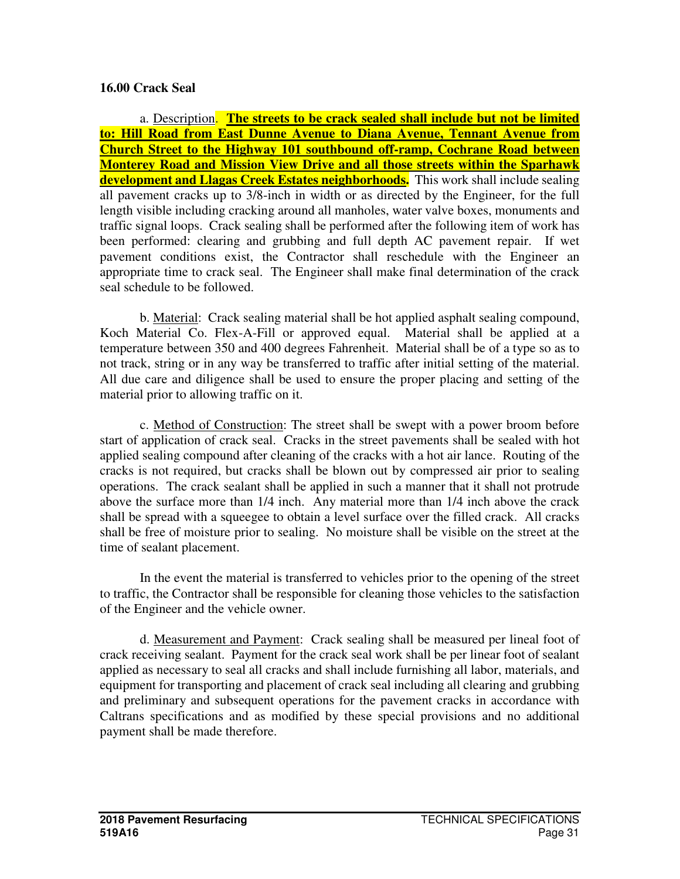### 16.00 Crack Seal

a. Description. **The streets to be crack sealed shall include but not be limited to: Hill Road from East Dunne Avenue to Diana Avenue, Tennant Avenue from Church Street to the Highway 101 southbound off-ramp, Cochrane Road between Monterey Road and Mission View Drive and all those streets within the Sparhawk development and Llagas Creek Estates neighborhoods.** This work shall include sealing all pavement cracks up to 3/8-inch in width or as directed by the Engineer, for the full length visible including cracking around all manholes, water valve boxes, monuments and traffic signal loops. Crack sealing shall be performed after the following item of work has been performed: clearing and grubbing and full depth AC pavement repair. If wet pavement conditions exist, the Contractor shall reschedule with the Engineer an appropriate time to crack seal. The Engineer shall make final determination of the crack seal schedule to be followed.

b. Material: Crack sealing material shall be hot applied asphalt sealing compound, Koch Material Co. Flex-A-Fill or approved equal. Material shall be applied at a temperature between 350 and 400 degrees Fahrenheit. Material shall be of a type so as to not track, string or in any way be transferred to traffic after initial setting of the material. All due care and diligence shall be used to ensure the proper placing and setting of the material prior to allowing traffic on it.

c. Method of Construction: The street shall be swept with a power broom before start of application of crack seal. Cracks in the street pavements shall be sealed with hot applied sealing compound after cleaning of the cracks with a hot air lance. Routing of the cracks is not required, but cracks shall be blown out by compressed air prior to sealing operations. The crack sealant shall be applied in such a manner that it shall not protrude above the surface more than 1/4 inch. Any material more than 1/4 inch above the crack shall be spread with a squeegee to obtain a level surface over the filled crack. All cracks shall be free of moisture prior to sealing. No moisture shall be visible on the street at the time of sealant placement.

In the event the material is transferred to vehicles prior to the opening of the street to traffic, the Contractor shall be responsible for cleaning those vehicles to the satisfaction of the Engineer and the vehicle owner.

d. Measurement and Payment: Crack sealing shall be measured per lineal foot of crack receiving sealant. Payment for the crack seal work shall be per linear foot of sealant applied as necessary to seal all cracks and shall include furnishing all labor, materials, and equipment for transporting and placement of crack seal including all clearing and grubbing and preliminary and subsequent operations for the pavement cracks in accordance with Caltrans specifications and as modified by these special provisions and no additional payment shall be made therefore.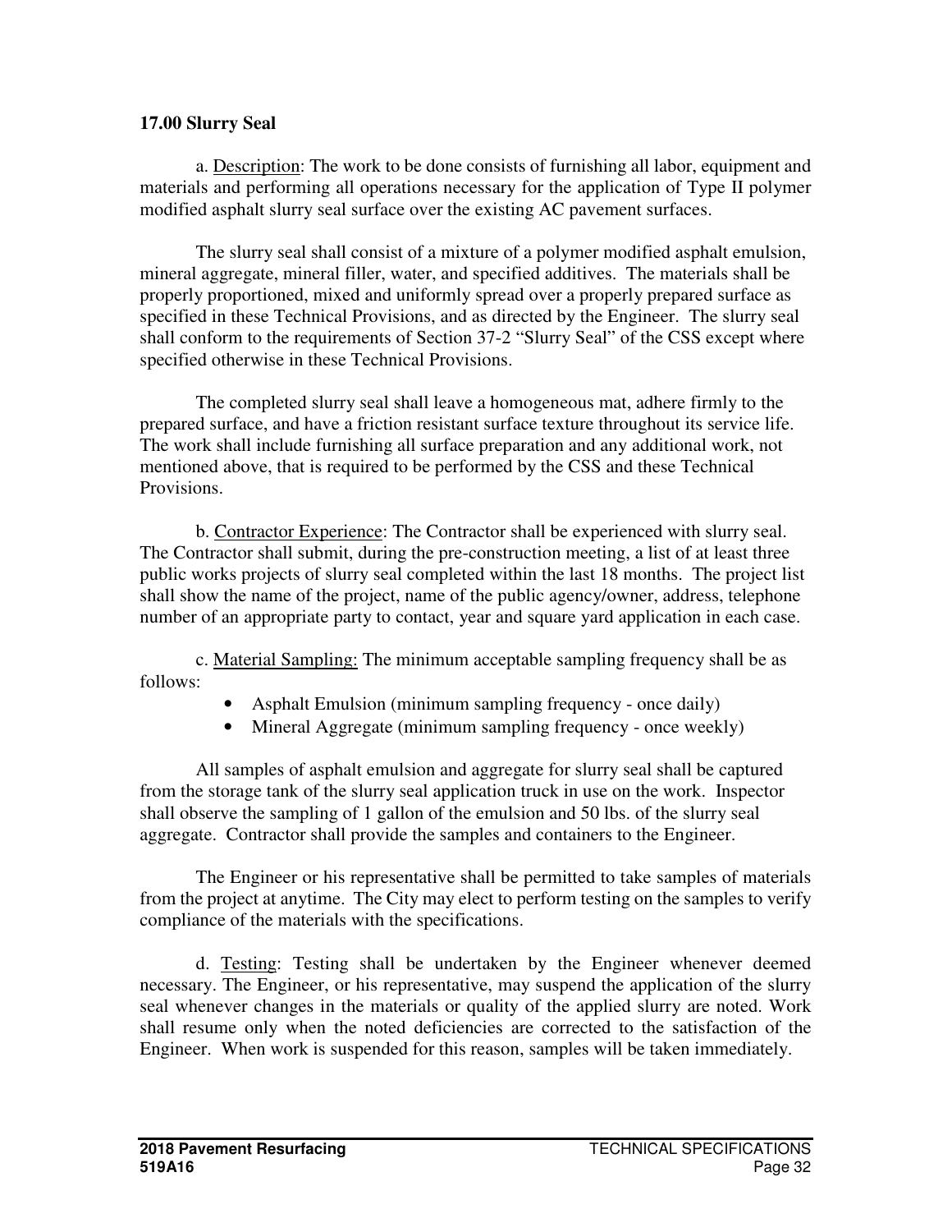**17.00 Slurry Seal**

a. <u>Description</u>: The work to be done consists of furnishing all labor, equipment and materials and performing all operations necessary for the application of Type II polymer modified asphalt slurry seal surface over the existing AC pavement surfaces.

The slurry seal shall consist of a mixture of a polymer modified asphalt emulsion, mineral aggregate, mineral filler, water, and specified additives. The materials shall be properly proportioned, mixed and uniformly spread over a properly prepared surface as specified in these Technical Provisions, and as directed by the Engineer. The slurry seal shall conform to the requirements of Section 37-2 "Slurry Seal" of the CSS except where specified otherwise in these Technical Provisions.

The completed slurry seal shall leave a homogeneous mat, adhere firmly to the prepared surface, and have a friction resistant surface texture throughout its service life. The work shall include furnishing all surface preparation and any additional work, not mentioned above, that is required to be performed by the CSS and these Technical Provisions.

b. <u>Contractor Experience</u>: The Contractor shall be experienced with slurry seal. The Contractor shall submit, during the pre-construction meeting, a list of at least three public works projects of slurry seal completed within the last 18 months. The project list shall show the name of the project, name of the public agency/owner, address, telephone number of an appropriate party to contact, year and square yard application in each case.

c. <u>Material Sampling:</u> The minimum acceptable sampling frequency shall be as follows:

- Asphalt Emulsion (minimum sampling frequency - once daily)
- Mineral Aggregate (minimum sampling frequency - once weekly)

All samples of asphalt emulsion and aggregate for slurry seal shall be captured from the storage tank of the slurry seal application truck in use on the work. Inspector shall observe the sampling of 1 gallon of the emulsion and 50 lbs. of the slurry seal aggregate. Contractor shall provide the samples and containers to the Engineer.

The Engineer or his representative shall be permitted to take samples of materials from the project at anytime. The City may elect to perform testing on the samples to verify compliance of the materials with the specifications.

d. <u>Testing</u>: Testing shall be undertaken by the Engineer whenever deemed necessary. The Engineer, or his representative, may suspend the application of the slurry seal whenever changes in the materials or quality of the applied slurry are noted. Work shall resume only when the noted deficiencies are corrected to the satisfaction of the Engineer. When work is suspended for this reason, samples will be taken immediately.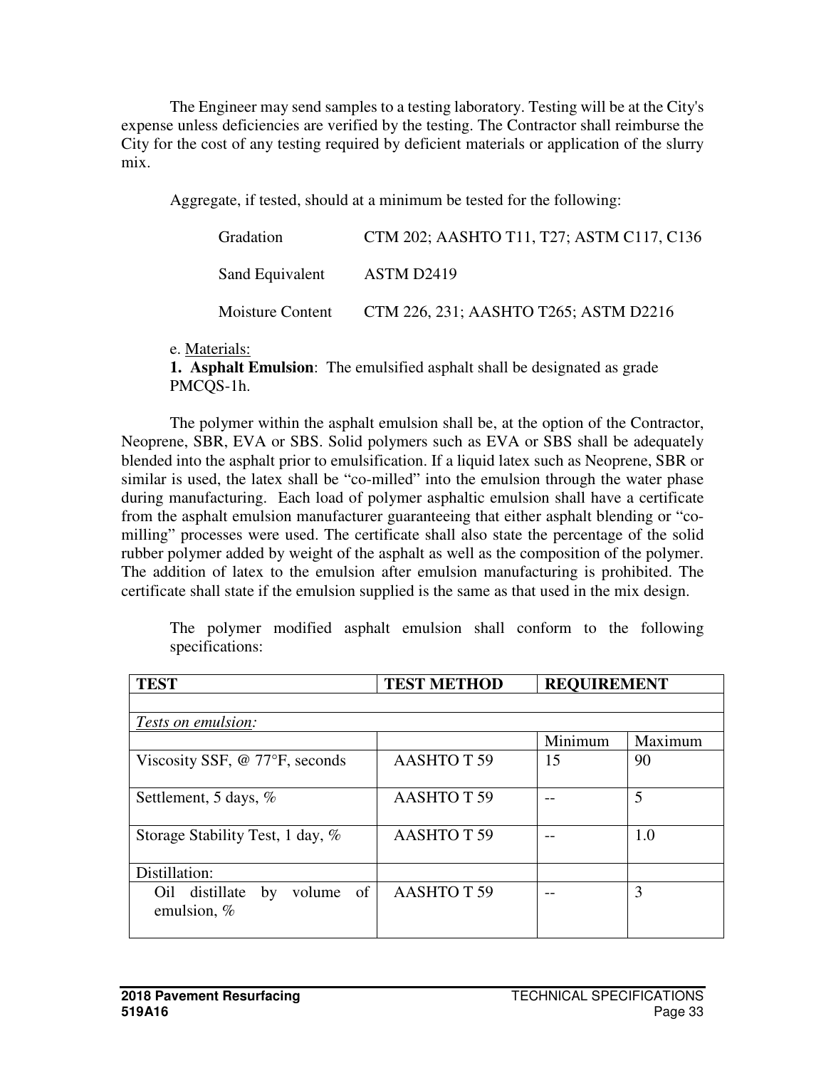The Engineer may send samples to a testing laboratory. Testing will be at the City's expense unless deficiencies are verified by the testing. The Contractor shall reimburse the City for the cost of any testing required by deficient materials or application of the slurry mix.

Aggregate, if tested, should at a minimum be tested for the following:

| | |
|---|---|
| Gradation | CTM 202; AASHTO T11, T27; ASTM C117, C136 |
| Sand Equivalent | ASTM D2419 |
| Moisture Content | CTM 226, 231; AASHTO T265; ASTM D2216 |

e. Materials:

**1. Asphalt Emulsion**: The emulsified asphalt shall be designated as grade PMCQS-1h.

The polymer within the asphalt emulsion shall be, at the option of the Contractor, Neoprene, SBR, EVA or SBS. Solid polymers such as EVA or SBS shall be adequately blended into the asphalt prior to emulsification. If a liquid latex such as Neoprene, SBR or similar is used, the latex shall be "co-milled" into the emulsion through the water phase during manufacturing. Each load of polymer asphaltic emulsion shall have a certificate from the asphalt emulsion manufacturer guaranteeing that either asphalt blending or "co-milling" processes were used. The certificate shall also state the percentage of the solid rubber polymer added by weight of the asphalt as well as the composition of the polymer. The addition of latex to the emulsion after emulsion manufacturing is prohibited. The certificate shall state if the emulsion supplied is the same as that used in the mix design.

The polymer modified asphalt emulsion shall conform to the following specifications:

| TEST | TEST METHOD | REQUIREMENT | |
|---|---|---|---|
| | | | |
| *Tests on emulsion:* | | | |
| | | Minimum | Maximum |
| Viscosity SSF, @ 77°F, seconds | AASHTO T 59 | 15 | 90 |
| Settlement, 5 days, % | AASHTO T 59 | -- | 5 |
| Storage Stability Test, 1 day, % | AASHTO T 59 | -- | 1.0 |
| Distillation: | | | |
| Oil distillate by volume of emulsion, % | AASHTO T 59 | -- | 3 |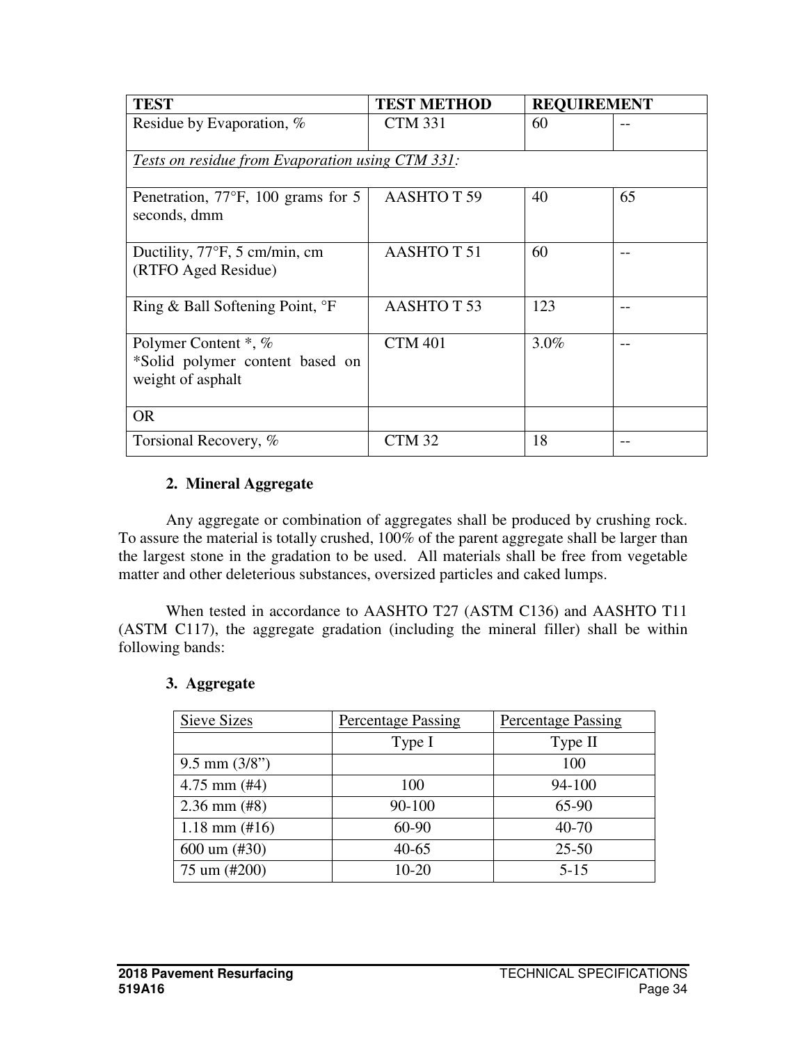| TEST | TEST METHOD | REQUIREMENT | |
|---|---|---|---|
| Residue by Evaporation, % | CTM 331 | 60 | -- |
| *Tests on residue from Evaporation using CTM 331:* | | | |
| Penetration, 77°F, 100 grams for 5 seconds, dmm | AASHTO T 59 | 40 | 65 |
| Ductility, 77°F, 5 cm/min, cm (RTFO Aged Residue) | AASHTO T 51 | 60 | -- |
| Ring & Ball Softening Point, °F | AASHTO T 53 | 123 | -- |
| Polymer Content *, % *Solid polymer content based on weight of asphalt | CTM 401 | 3.0% | -- |
| OR | | | |
| Torsional Recovery, % | CTM 32 | 18 | -- |

**2. Mineral Aggregate**

Any aggregate or combination of aggregates shall be produced by crushing rock. To assure the material is totally crushed, 100% of the parent aggregate shall be larger than the largest stone in the gradation to be used. All materials shall be free from vegetable matter and other deleterious substances, oversized particles and caked lumps.

When tested in accordance to AASHTO T27 (ASTM C136) and AASHTO T11 (ASTM C117), the aggregate gradation (including the mineral filler) shall be within following bands:

**3. Aggregate**

| Sieve Sizes | Percentage Passing | Percentage Passing |
|---|---|---|
| | Type I | Type II |
| 9.5 mm (3/8") | | 100 |
| 4.75 mm (#4) | 100 | 94-100 |
| 2.36 mm (#8) | 90-100 | 65-90 |
| 1.18 mm (#16) | 60-90 | 40-70 |
| 600 um (#30) | 40-65 | 25-50 |
| 75 um (#200) | 10-20 | 5-15 |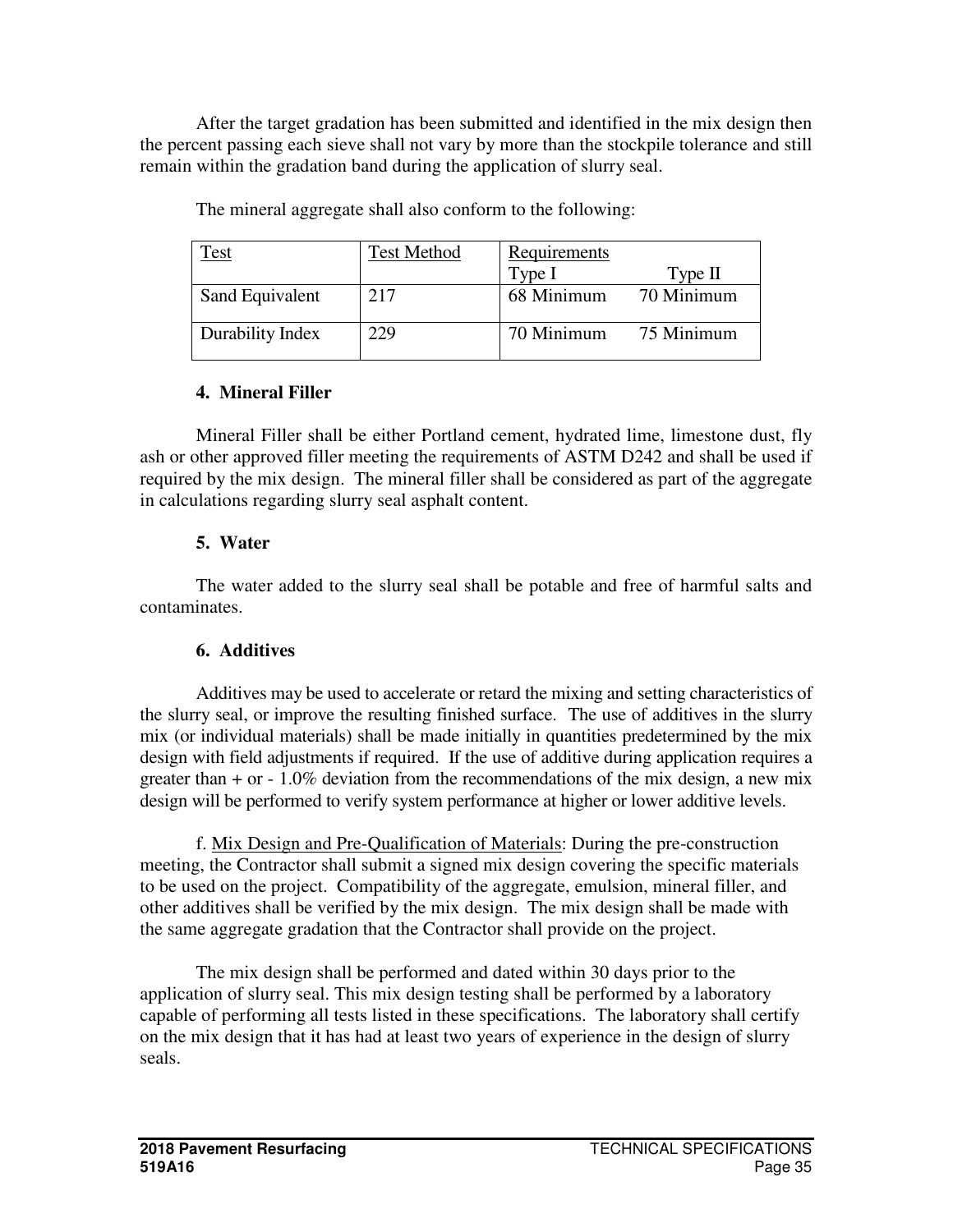After the target gradation has been submitted and identified in the mix design then the percent passing each sieve shall not vary by more than the stockpile tolerance and still remain within the gradation band during the application of slurry seal.

The mineral aggregate shall also conform to the following:

| Test | Test Method | Requirements Type I | Type II |
|---|---|---|---|
| Sand Equivalent | 217 | 68 Minimum | 70 Minimum |
| Durability Index | 229 | 70 Minimum | 75 Minimum |

#### 4. Mineral Filler

Mineral Filler shall be either Portland cement, hydrated lime, limestone dust, fly ash or other approved filler meeting the requirements of ASTM D242 and shall be used if required by the mix design. The mineral filler shall be considered as part of the aggregate in calculations regarding slurry seal asphalt content.

#### 5. Water

The water added to the slurry seal shall be potable and free of harmful salts and contaminates.

#### 6. Additives

Additives may be used to accelerate or retard the mixing and setting characteristics of the slurry seal, or improve the resulting finished surface. The use of additives in the slurry mix (or individual materials) shall be made initially in quantities predetermined by the mix design with field adjustments if required. If the use of additive during application requires a greater than + or - 1.0% deviation from the recommendations of the mix design, a new mix design will be performed to verify system performance at higher or lower additive levels.

f. Mix Design and Pre-Qualification of Materials: During the pre-construction meeting, the Contractor shall submit a signed mix design covering the specific materials to be used on the project. Compatibility of the aggregate, emulsion, mineral filler, and other additives shall be verified by the mix design. The mix design shall be made with the same aggregate gradation that the Contractor shall provide on the project.

The mix design shall be performed and dated within 30 days prior to the application of slurry seal. This mix design testing shall be performed by a laboratory capable of performing all tests listed in these specifications. The laboratory shall certify on the mix design that it has had at least two years of experience in the design of slurry seals.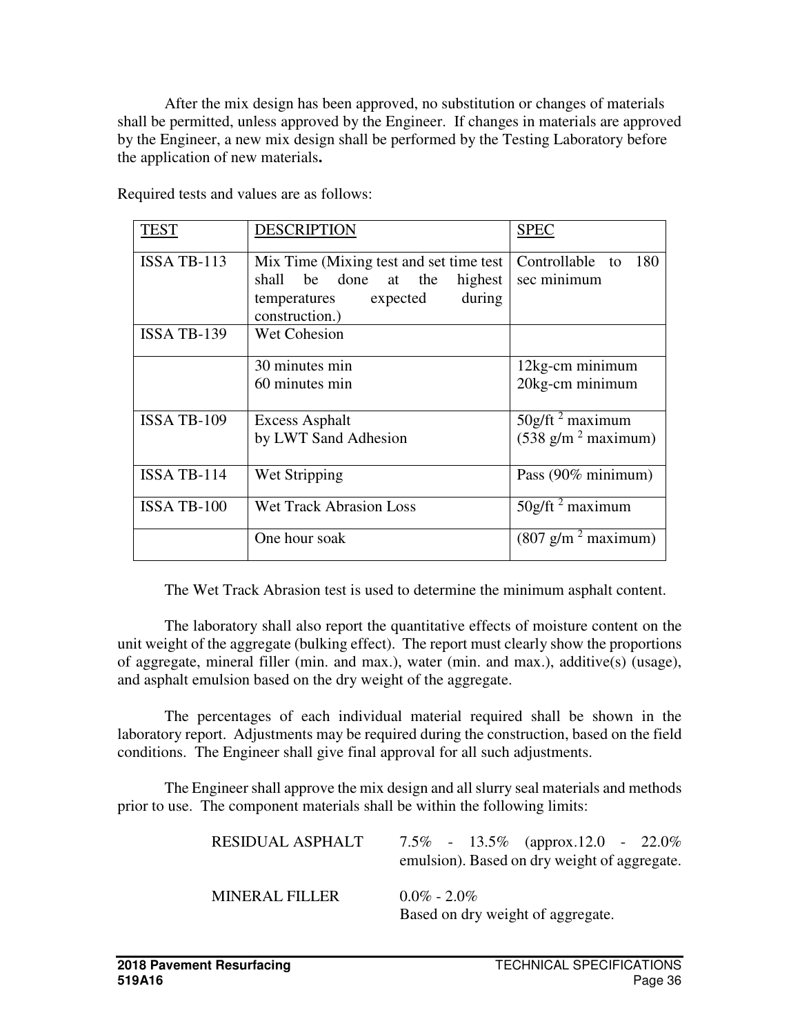After the mix design has been approved, no substitution or changes of materials shall be permitted, unless approved by the Engineer. If changes in materials are approved by the Engineer, a new mix design shall be performed by the Testing Laboratory before the application of new materials**.**

Required tests and values are as follows:

| TEST | DESCRIPTION | SPEC |
|---|---|---|
| ISSA TB-113 | Mix Time (Mixing test and set time test shall be done at the highest temperatures expected during construction.) | Controllable to 180 sec minimum |
| ISSA TB-139 | Wet Cohesion | |
| | 30 minutes min<br>60 minutes min | 12kg-cm minimum<br>20kg-cm minimum |
| ISSA TB-109 | Excess Asphalt<br>by LWT Sand Adhesion | $50\text{g/ft}^2$ maximum<br>($538\text{ g/m}^2$ maximum) |
| ISSA TB-114 | Wet Stripping | Pass (90% minimum) |
| ISSA TB-100 | Wet Track Abrasion Loss | $50\text{g/ft}^2$ maximum |
| | One hour soak | ($807\text{ g/m}^2$ maximum) |

The Wet Track Abrasion test is used to determine the minimum asphalt content.

The laboratory shall also report the quantitative effects of moisture content on the unit weight of the aggregate (bulking effect). The report must clearly show the proportions of aggregate, mineral filler (min. and max.), water (min. and max.), additive(s) (usage), and asphalt emulsion based on the dry weight of the aggregate.

The percentages of each individual material required shall be shown in the laboratory report. Adjustments may be required during the construction, based on the field conditions. The Engineer shall give final approval for all such adjustments.

The Engineer shall approve the mix design and all slurry seal materials and methods prior to use. The component materials shall be within the following limits:

| | |
|---|---|
| RESIDUAL ASPHALT | 7.5% - 13.5% (approx.12.0 - 22.0% emulsion). Based on dry weight of aggregate. |
| MINERAL FILLER | 0.0% - 2.0%<br>Based on dry weight of aggregate. |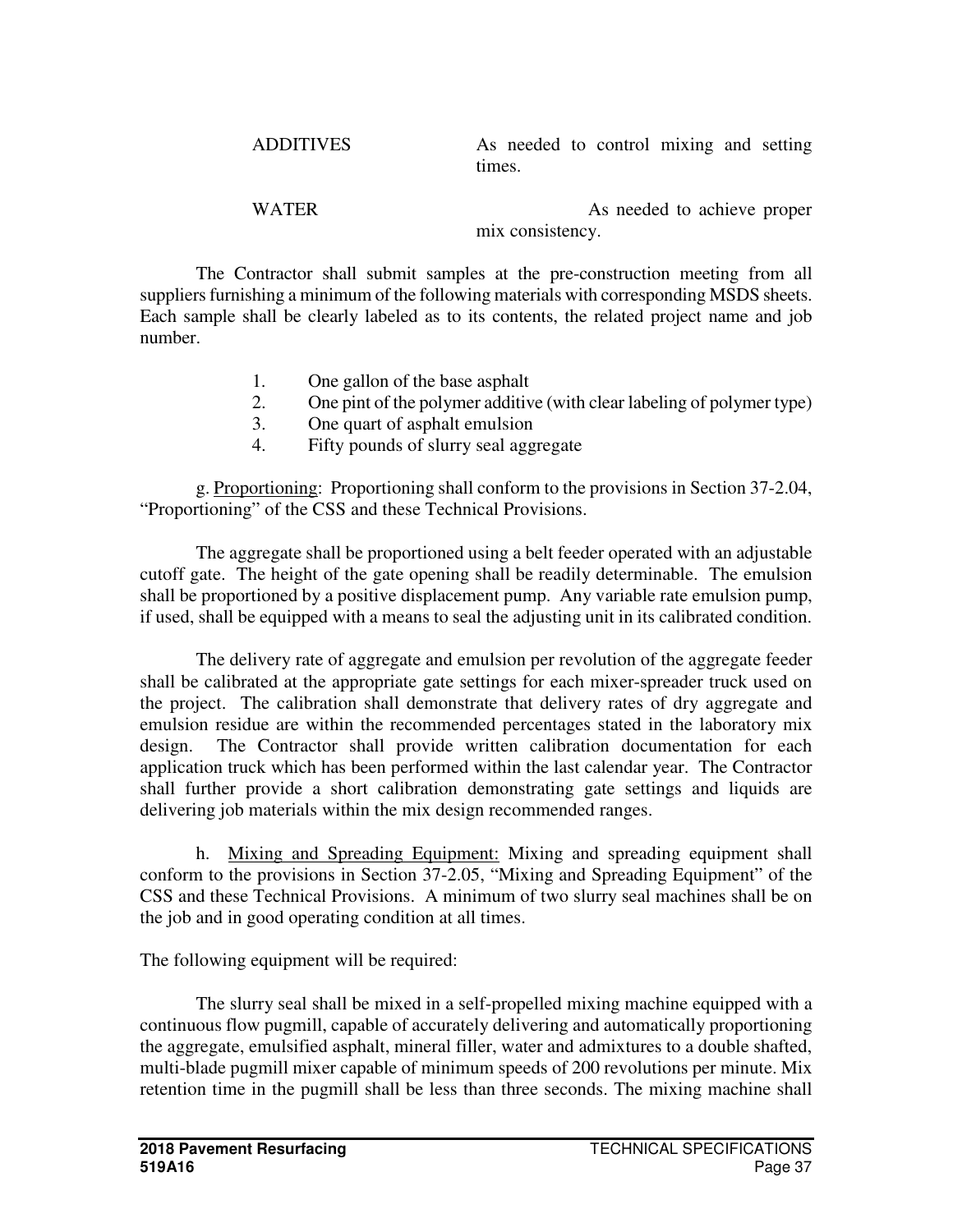| | |
|---|---|
| ADDITIVES | As needed to control mixing and setting times. |
| WATER | As needed to achieve proper mix consistency. |

The Contractor shall submit samples at the pre-construction meeting from all suppliers furnishing a minimum of the following materials with corresponding MSDS sheets. Each sample shall be clearly labeled as to its contents, the related project name and job number.

1. One gallon of the base asphalt
2. One pint of the polymer additive (with clear labeling of polymer type)
3. One quart of asphalt emulsion
4. Fifty pounds of slurry seal aggregate

g. Proportioning: Proportioning shall conform to the provisions in Section 37-2.04, "Proportioning" of the CSS and these Technical Provisions.

The aggregate shall be proportioned using a belt feeder operated with an adjustable cutoff gate. The height of the gate opening shall be readily determinable. The emulsion shall be proportioned by a positive displacement pump. Any variable rate emulsion pump, if used, shall be equipped with a means to seal the adjusting unit in its calibrated condition.

The delivery rate of aggregate and emulsion per revolution of the aggregate feeder shall be calibrated at the appropriate gate settings for each mixer-spreader truck used on the project. The calibration shall demonstrate that delivery rates of dry aggregate and emulsion residue are within the recommended percentages stated in the laboratory mix design. The Contractor shall provide written calibration documentation for each application truck which has been performed within the last calendar year. The Contractor shall further provide a short calibration demonstrating gate settings and liquids are delivering job materials within the mix design recommended ranges.

h. Mixing and Spreading Equipment: Mixing and spreading equipment shall conform to the provisions in Section 37-2.05, "Mixing and Spreading Equipment" of the CSS and these Technical Provisions. A minimum of two slurry seal machines shall be on the job and in good operating condition at all times.

The following equipment will be required:

The slurry seal shall be mixed in a self-propelled mixing machine equipped with a continuous flow pugmill, capable of accurately delivering and automatically proportioning the aggregate, emulsified asphalt, mineral filler, water and admixtures to a double shafted, multi-blade pugmill mixer capable of minimum speeds of 200 revolutions per minute. Mix retention time in the pugmill shall be less than three seconds. The mixing machine shall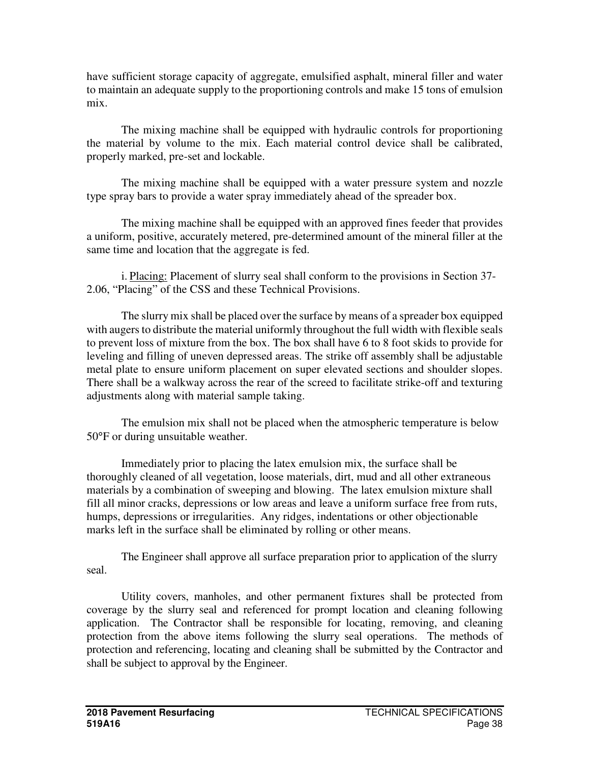have sufficient storage capacity of aggregate, emulsified asphalt, mineral filler and water to maintain an adequate supply to the proportioning controls and make 15 tons of emulsion mix.

The mixing machine shall be equipped with hydraulic controls for proportioning the material by volume to the mix. Each material control device shall be calibrated, properly marked, pre-set and lockable.

The mixing machine shall be equipped with a water pressure system and nozzle type spray bars to provide a water spray immediately ahead of the spreader box.

The mixing machine shall be equipped with an approved fines feeder that provides a uniform, positive, accurately metered, pre-determined amount of the mineral filler at the same time and location that the aggregate is fed.

i. Placing: Placement of slurry seal shall conform to the provisions in Section 37-2.06, "Placing" of the CSS and these Technical Provisions.

The slurry mix shall be placed over the surface by means of a spreader box equipped with augers to distribute the material uniformly throughout the full width with flexible seals to prevent loss of mixture from the box. The box shall have 6 to 8 foot skids to provide for leveling and filling of uneven depressed areas. The strike off assembly shall be adjustable metal plate to ensure uniform placement on super elevated sections and shoulder slopes. There shall be a walkway across the rear of the screed to facilitate strike-off and texturing adjustments along with material sample taking.

The emulsion mix shall not be placed when the atmospheric temperature is below 50°F or during unsuitable weather.

Immediately prior to placing the latex emulsion mix, the surface shall be thoroughly cleaned of all vegetation, loose materials, dirt, mud and all other extraneous materials by a combination of sweeping and blowing. The latex emulsion mixture shall fill all minor cracks, depressions or low areas and leave a uniform surface free from ruts, humps, depressions or irregularities. Any ridges, indentations or other objectionable marks left in the surface shall be eliminated by rolling or other means.

The Engineer shall approve all surface preparation prior to application of the slurry seal.

Utility covers, manholes, and other permanent fixtures shall be protected from coverage by the slurry seal and referenced for prompt location and cleaning following application. The Contractor shall be responsible for locating, removing, and cleaning protection from the above items following the slurry seal operations. The methods of protection and referencing, locating and cleaning shall be submitted by the Contractor and shall be subject to approval by the Engineer.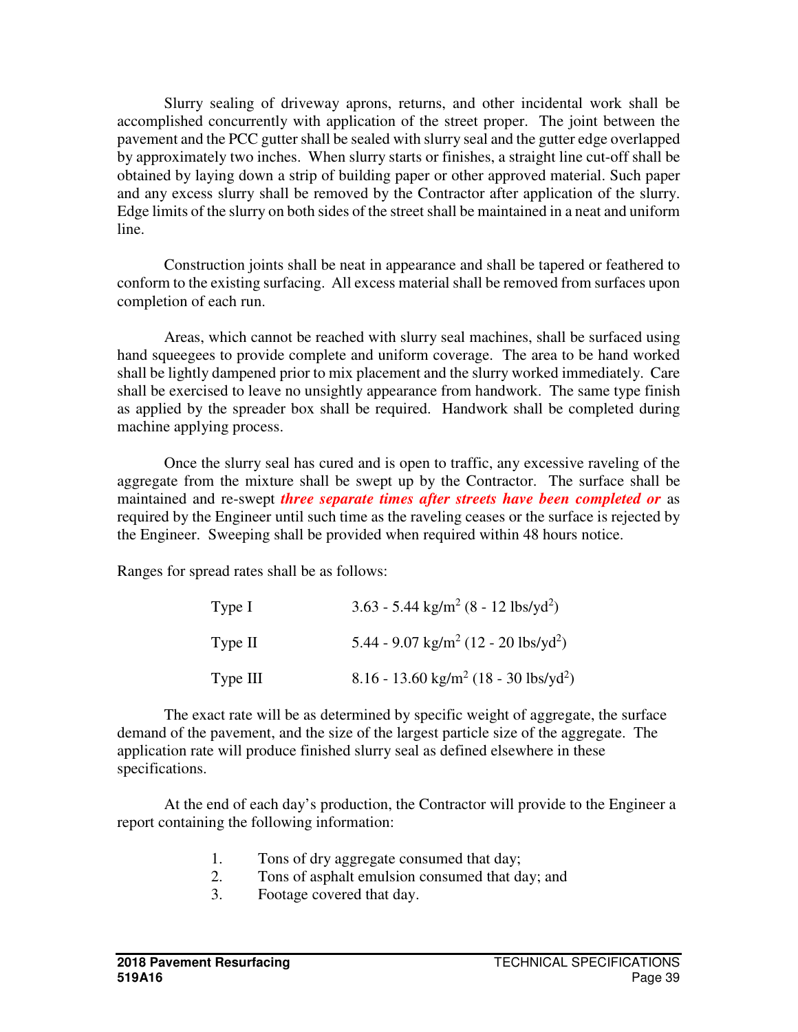Slurry sealing of driveway aprons, returns, and other incidental work shall be accomplished concurrently with application of the street proper. The joint between the pavement and the PCC gutter shall be sealed with slurry seal and the gutter edge overlapped by approximately two inches. When slurry starts or finishes, a straight line cut-off shall be obtained by laying down a strip of building paper or other approved material. Such paper and any excess slurry shall be removed by the Contractor after application of the slurry. Edge limits of the slurry on both sides of the street shall be maintained in a neat and uniform line.

Construction joints shall be neat in appearance and shall be tapered or feathered to conform to the existing surfacing. All excess material shall be removed from surfaces upon completion of each run.

Areas, which cannot be reached with slurry seal machines, shall be surfaced using hand squeegees to provide complete and uniform coverage. The area to be hand worked shall be lightly dampened prior to mix placement and the slurry worked immediately. Care shall be exercised to leave no unsightly appearance from handwork. The same type finish as applied by the spreader box shall be required. Handwork shall be completed during machine applying process.

Once the slurry seal has cured and is open to traffic, any excessive raveling of the aggregate from the mixture shall be swept up by the Contractor. The surface shall be maintained and re-swept ***three separate times after streets have been completed or*** as required by the Engineer until such time as the raveling ceases or the surface is rejected by the Engineer. Sweeping shall be provided when required within 48 hours notice.

Ranges for spread rates shall be as follows:

| | |
|---|---|
| Type I | 3.63 - 5.44 kg/m$^2$ (8 - 12 lbs/yd$^2$) |
| Type II | 5.44 - 9.07 kg/m$^2$ (12 - 20 lbs/yd$^2$) |
| Type III | 8.16 - 13.60 kg/m$^2$ (18 - 30 lbs/yd$^2$) |

The exact rate will be as determined by specific weight of aggregate, the surface demand of the pavement, and the size of the largest particle size of the aggregate. The application rate will produce finished slurry seal as defined elsewhere in these specifications.

At the end of each day's production, the Contractor will provide to the Engineer a report containing the following information:

1. Tons of dry aggregate consumed that day;
2. Tons of asphalt emulsion consumed that day; and
3. Footage covered that day.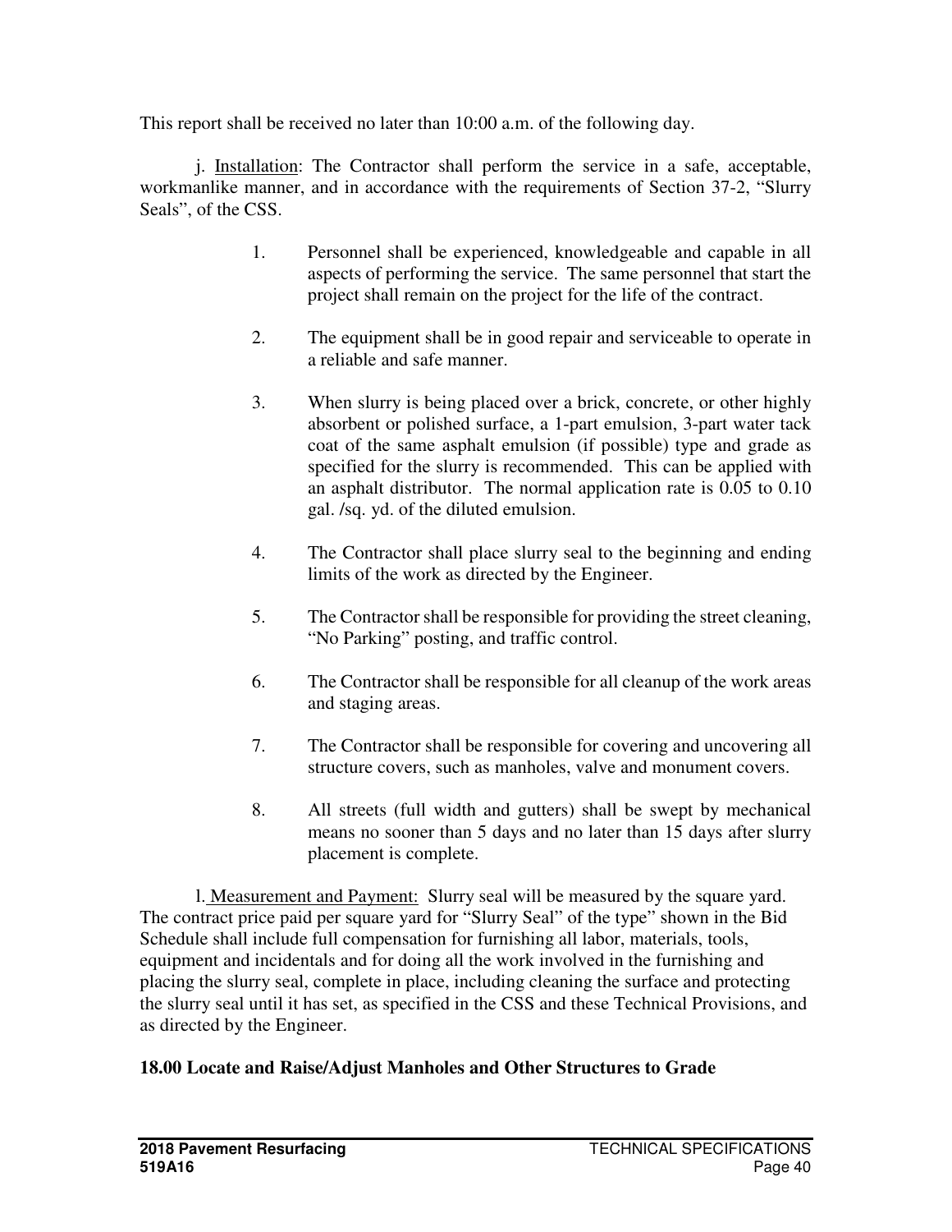This report shall be received no later than 10:00 a.m. of the following day.

j. Installation: The Contractor shall perform the service in a safe, acceptable, workmanlike manner, and in accordance with the requirements of Section 37-2, "Slurry Seals", of the CSS.

1. Personnel shall be experienced, knowledgeable and capable in all aspects of performing the service. The same personnel that start the project shall remain on the project for the life of the contract.

2. The equipment shall be in good repair and serviceable to operate in a reliable and safe manner.

3. When slurry is being placed over a brick, concrete, or other highly absorbent or polished surface, a 1-part emulsion, 3-part water tack coat of the same asphalt emulsion (if possible) type and grade as specified for the slurry is recommended. This can be applied with an asphalt distributor. The normal application rate is 0.05 to 0.10 gal. /sq. yd. of the diluted emulsion.

4. The Contractor shall place slurry seal to the beginning and ending limits of the work as directed by the Engineer.

5. The Contractor shall be responsible for providing the street cleaning, "No Parking" posting, and traffic control.

6. The Contractor shall be responsible for all cleanup of the work areas and staging areas.

7. The Contractor shall be responsible for covering and uncovering all structure covers, such as manholes, valve and monument covers.

8. All streets (full width and gutters) shall be swept by mechanical means no sooner than 5 days and no later than 15 days after slurry placement is complete.

l. Measurement and Payment: Slurry seal will be measured by the square yard. The contract price paid per square yard for "Slurry Seal" of the type" shown in the Bid Schedule shall include full compensation for furnishing all labor, materials, tools, equipment and incidentals and for doing all the work involved in the furnishing and placing the slurry seal, complete in place, including cleaning the surface and protecting the slurry seal until it has set, as specified in the CSS and these Technical Provisions, and as directed by the Engineer.

**18.00 Locate and Raise/Adjust Manholes and Other Structures to Grade**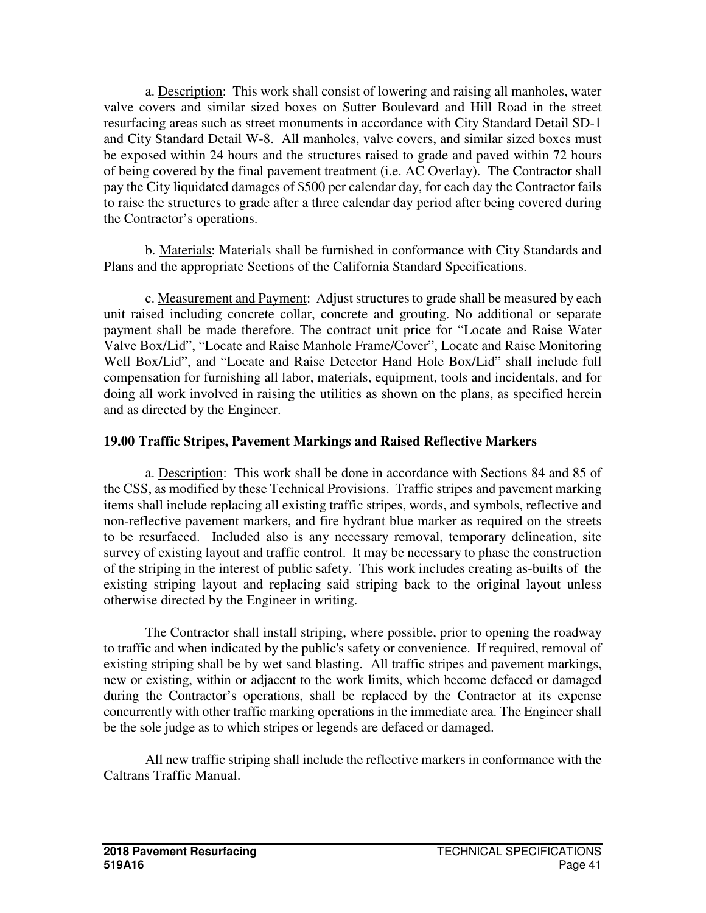a. Description: This work shall consist of lowering and raising all manholes, water valve covers and similar sized boxes on Sutter Boulevard and Hill Road in the street resurfacing areas such as street monuments in accordance with City Standard Detail SD-1 and City Standard Detail W-8. All manholes, valve covers, and similar sized boxes must be exposed within 24 hours and the structures raised to grade and paved within 72 hours of being covered by the final pavement treatment (i.e. AC Overlay). The Contractor shall pay the City liquidated damages of $500 per calendar day, for each day the Contractor fails to raise the structures to grade after a three calendar day period after being covered during the Contractor's operations.

b. Materials: Materials shall be furnished in conformance with City Standards and Plans and the appropriate Sections of the California Standard Specifications.

c. Measurement and Payment: Adjust structures to grade shall be measured by each unit raised including concrete collar, concrete and grouting. No additional or separate payment shall be made therefore. The contract unit price for "Locate and Raise Water Valve Box/Lid", "Locate and Raise Manhole Frame/Cover", Locate and Raise Monitoring Well Box/Lid", and "Locate and Raise Detector Hand Hole Box/Lid" shall include full compensation for furnishing all labor, materials, equipment, tools and incidentals, and for doing all work involved in raising the utilities as shown on the plans, as specified herein and as directed by the Engineer.

**19.00 Traffic Stripes, Pavement Markings and Raised Reflective Markers**

a. Description: This work shall be done in accordance with Sections 84 and 85 of the CSS, as modified by these Technical Provisions. Traffic stripes and pavement marking items shall include replacing all existing traffic stripes, words, and symbols, reflective and non-reflective pavement markers, and fire hydrant blue marker as required on the streets to be resurfaced. Included also is any necessary removal, temporary delineation, site survey of existing layout and traffic control. It may be necessary to phase the construction of the striping in the interest of public safety. This work includes creating as-builts of the existing striping layout and replacing said striping back to the original layout unless otherwise directed by the Engineer in writing.

The Contractor shall install striping, where possible, prior to opening the roadway to traffic and when indicated by the public's safety or convenience. If required, removal of existing striping shall be by wet sand blasting. All traffic stripes and pavement markings, new or existing, within or adjacent to the work limits, which become defaced or damaged during the Contractor's operations, shall be replaced by the Contractor at its expense concurrently with other traffic marking operations in the immediate area. The Engineer shall be the sole judge as to which stripes or legends are defaced or damaged.

All new traffic striping shall include the reflective markers in conformance with the Caltrans Traffic Manual.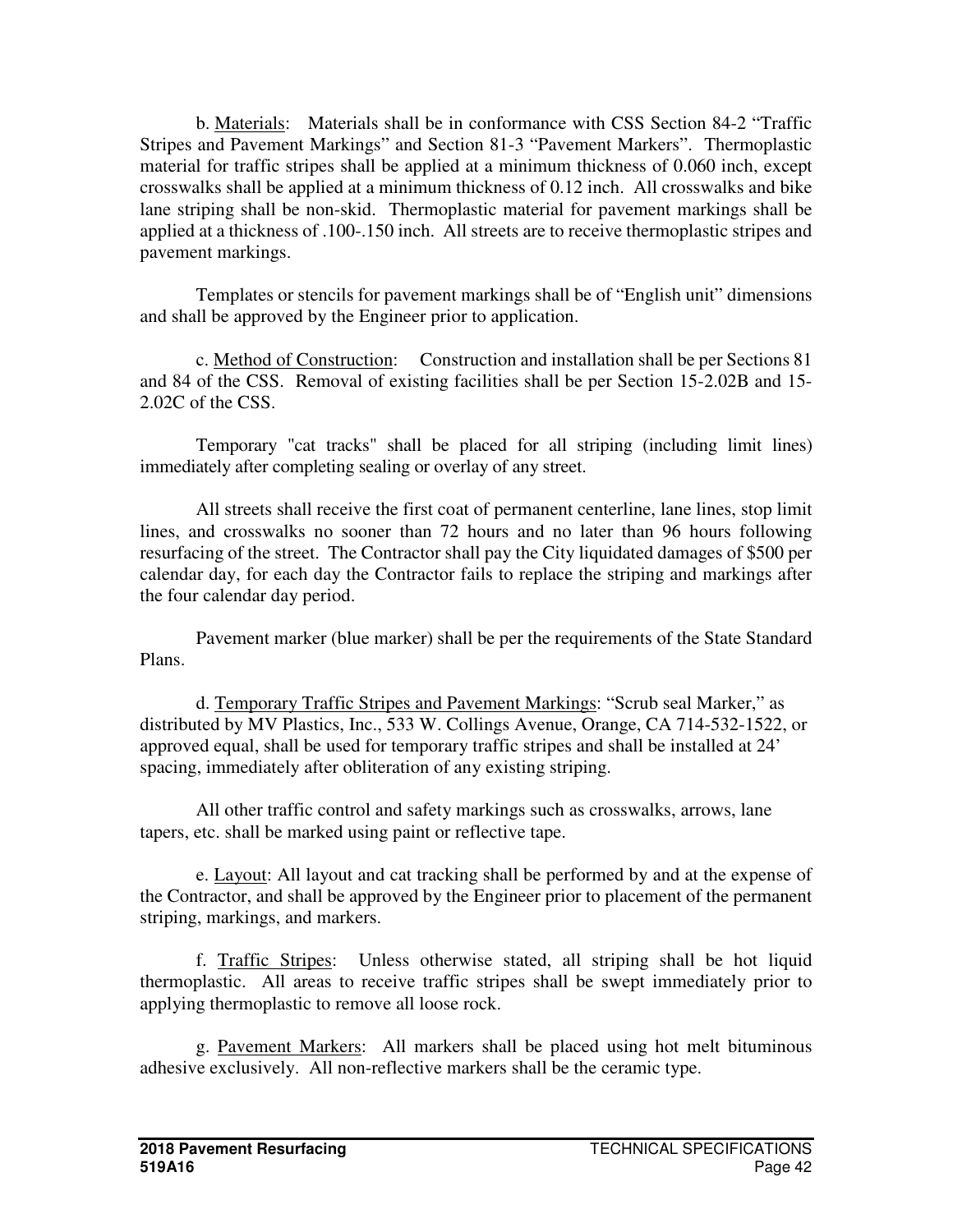b. Materials: Materials shall be in conformance with CSS Section 84-2 "Traffic Stripes and Pavement Markings" and Section 81-3 "Pavement Markers". Thermoplastic material for traffic stripes shall be applied at a minimum thickness of 0.060 inch, except crosswalks shall be applied at a minimum thickness of 0.12 inch. All crosswalks and bike lane striping shall be non-skid. Thermoplastic material for pavement markings shall be applied at a thickness of .100-.150 inch. All streets are to receive thermoplastic stripes and pavement markings.

Templates or stencils for pavement markings shall be of "English unit" dimensions and shall be approved by the Engineer prior to application.

c. Method of Construction: Construction and installation shall be per Sections 81 and 84 of the CSS. Removal of existing facilities shall be per Section 15-2.02B and 15-2.02C of the CSS.

Temporary "cat tracks" shall be placed for all striping (including limit lines) immediately after completing sealing or overlay of any street.

All streets shall receive the first coat of permanent centerline, lane lines, stop limit lines, and crosswalks no sooner than 72 hours and no later than 96 hours following resurfacing of the street. The Contractor shall pay the City liquidated damages of $500 per calendar day, for each day the Contractor fails to replace the striping and markings after the four calendar day period.

Pavement marker (blue marker) shall be per the requirements of the State Standard Plans.

d. Temporary Traffic Stripes and Pavement Markings: "Scrub seal Marker," as distributed by MV Plastics, Inc., 533 W. Collings Avenue, Orange, CA 714-532-1522, or approved equal, shall be used for temporary traffic stripes and shall be installed at 24' spacing, immediately after obliteration of any existing striping.

All other traffic control and safety markings such as crosswalks, arrows, lane tapers, etc. shall be marked using paint or reflective tape.

e. Layout: All layout and cat tracking shall be performed by and at the expense of the Contractor, and shall be approved by the Engineer prior to placement of the permanent striping, markings, and markers.

f. Traffic Stripes: Unless otherwise stated, all striping shall be hot liquid thermoplastic. All areas to receive traffic stripes shall be swept immediately prior to applying thermoplastic to remove all loose rock.

g. Pavement Markers: All markers shall be placed using hot melt bituminous adhesive exclusively. All non-reflective markers shall be the ceramic type.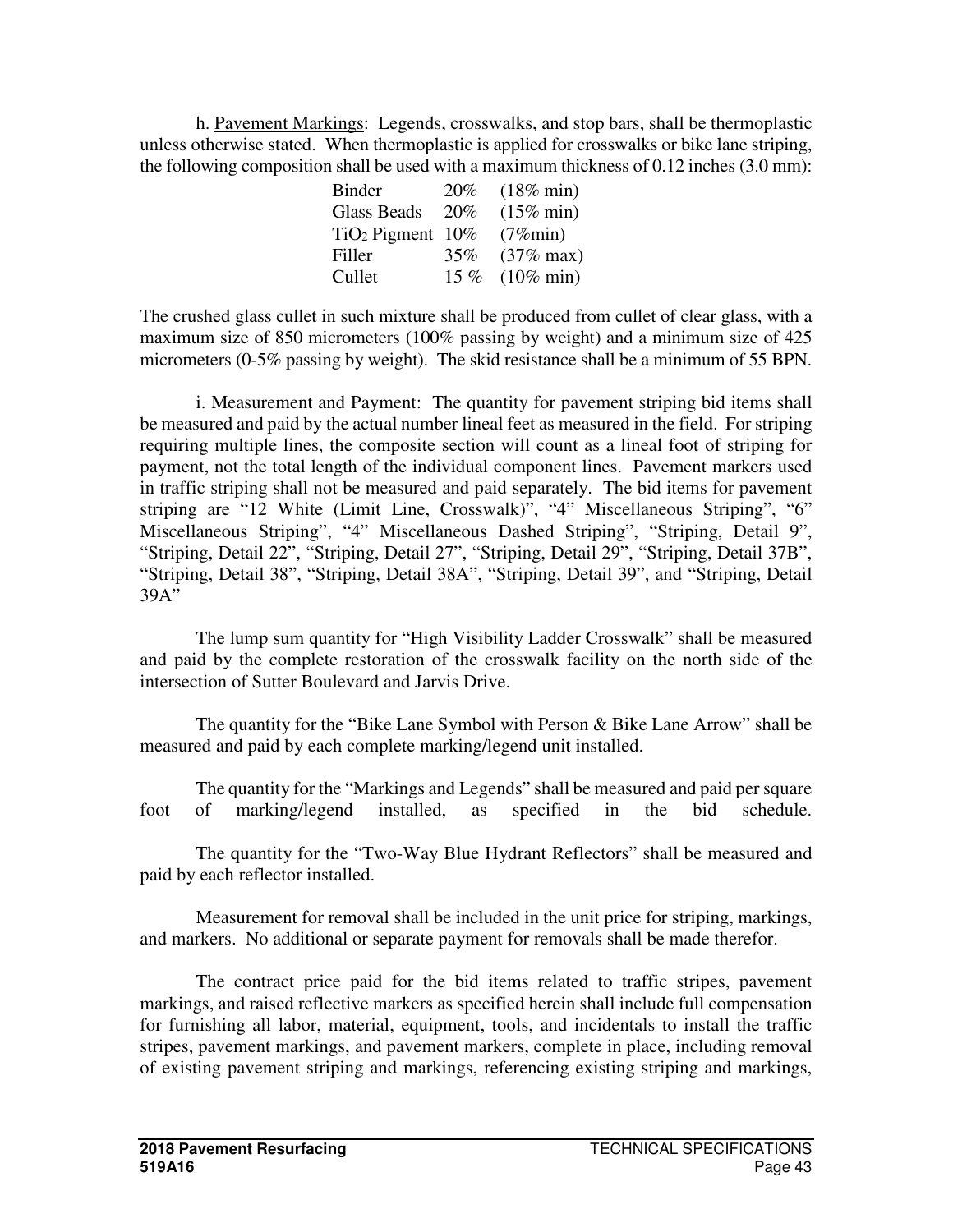h. Pavement Markings: Legends, crosswalks, and stop bars, shall be thermoplastic unless otherwise stated. When thermoplastic is applied for crosswalks or bike lane striping, the following composition shall be used with a maximum thickness of 0.12 inches (3.0 mm):

| | | |
|---|---|---|
| Binder | 20% | (18% min) |
| Glass Beads | 20% | (15% min) |
| $TiO_2$ Pigment | 10% | (7%min) |
| Filler | 35% | (37% max) |
| Cullet | 15 % | (10% min) |

The crushed glass cullet in such mixture shall be produced from cullet of clear glass, with a maximum size of 850 micrometers (100% passing by weight) and a minimum size of 425 micrometers (0-5% passing by weight). The skid resistance shall be a minimum of 55 BPN.

i. Measurement and Payment: The quantity for pavement striping bid items shall be measured and paid by the actual number lineal feet as measured in the field. For striping requiring multiple lines, the composite section will count as a lineal foot of striping for payment, not the total length of the individual component lines. Pavement markers used in traffic striping shall not be measured and paid separately. The bid items for pavement striping are "12 White (Limit Line, Crosswalk)", "4" Miscellaneous Striping", "6" Miscellaneous Striping", "4" Miscellaneous Dashed Striping", "Striping, Detail 9", "Striping, Detail 22", "Striping, Detail 27", "Striping, Detail 29", "Striping, Detail 37B", "Striping, Detail 38", "Striping, Detail 38A", "Striping, Detail 39", and "Striping, Detail 39A"

The lump sum quantity for "High Visibility Ladder Crosswalk" shall be measured and paid by the complete restoration of the crosswalk facility on the north side of the intersection of Sutter Boulevard and Jarvis Drive.

The quantity for the "Bike Lane Symbol with Person & Bike Lane Arrow" shall be measured and paid by each complete marking/legend unit installed.

The quantity for the "Markings and Legends" shall be measured and paid per square foot of marking/legend installed, as specified in the bid schedule.

The quantity for the "Two-Way Blue Hydrant Reflectors" shall be measured and paid by each reflector installed.

Measurement for removal shall be included in the unit price for striping, markings, and markers. No additional or separate payment for removals shall be made therefor.

The contract price paid for the bid items related to traffic stripes, pavement markings, and raised reflective markers as specified herein shall include full compensation for furnishing all labor, material, equipment, tools, and incidentals to install the traffic stripes, pavement markings, and pavement markers, complete in place, including removal of existing pavement striping and markings, referencing existing striping and markings,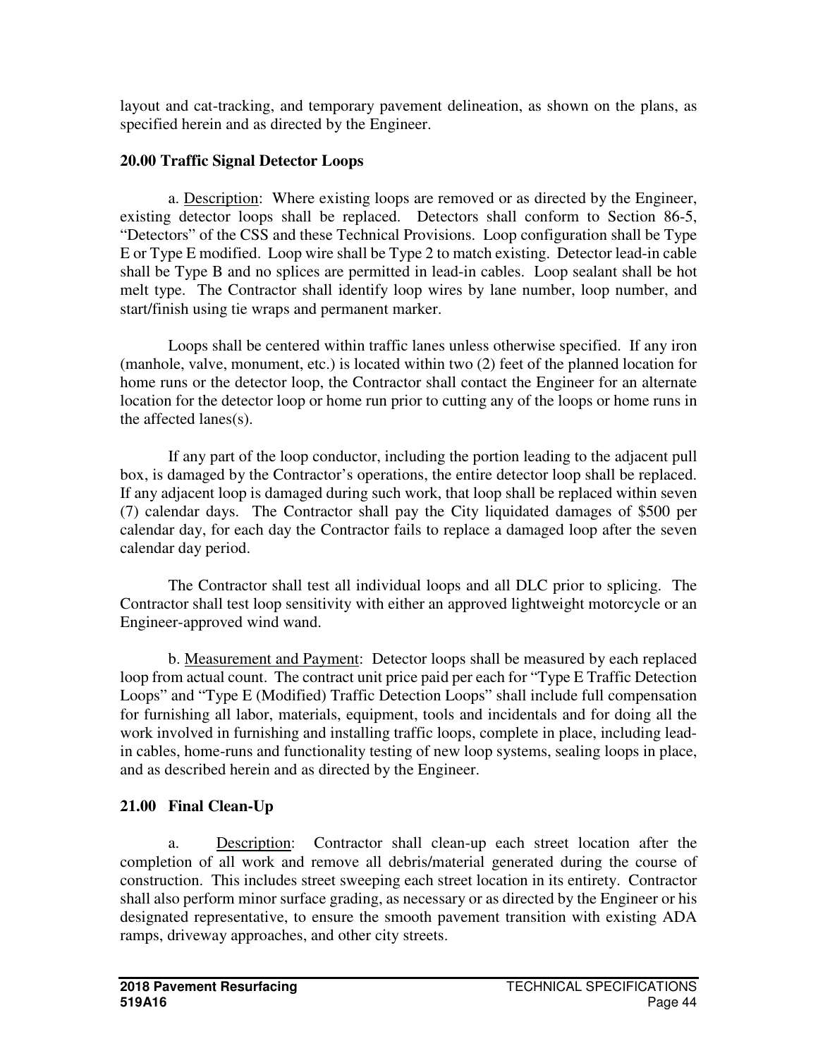layout and cat-tracking, and temporary pavement delineation, as shown on the plans, as specified herein and as directed by the Engineer.

## 20.00 Traffic Signal Detector Loops

a. Description: Where existing loops are removed or as directed by the Engineer, existing detector loops shall be replaced. Detectors shall conform to Section 86-5, "Detectors" of the CSS and these Technical Provisions. Loop configuration shall be Type E or Type E modified. Loop wire shall be Type 2 to match existing. Detector lead-in cable shall be Type B and no splices are permitted in lead-in cables. Loop sealant shall be hot melt type. The Contractor shall identify loop wires by lane number, loop number, and start/finish using tie wraps and permanent marker.

Loops shall be centered within traffic lanes unless otherwise specified. If any iron (manhole, valve, monument, etc.) is located within two (2) feet of the planned location for home runs or the detector loop, the Contractor shall contact the Engineer for an alternate location for the detector loop or home run prior to cutting any of the loops or home runs in the affected lanes(s).

If any part of the loop conductor, including the portion leading to the adjacent pull box, is damaged by the Contractor's operations, the entire detector loop shall be replaced. If any adjacent loop is damaged during such work, that loop shall be replaced within seven (7) calendar days. The Contractor shall pay the City liquidated damages of $500 per calendar day, for each day the Contractor fails to replace a damaged loop after the seven calendar day period.

The Contractor shall test all individual loops and all DLC prior to splicing. The Contractor shall test loop sensitivity with either an approved lightweight motorcycle or an Engineer-approved wind wand.

b. Measurement and Payment: Detector loops shall be measured by each replaced loop from actual count. The contract unit price paid per each for "Type E Traffic Detection Loops" and "Type E (Modified) Traffic Detection Loops" shall include full compensation for furnishing all labor, materials, equipment, tools and incidentals and for doing all the work involved in furnishing and installing traffic loops, complete in place, including lead-in cables, home-runs and functionality testing of new loop systems, sealing loops in place, and as described herein and as directed by the Engineer.

## 21.00 Final Clean-Up

a. Description: Contractor shall clean-up each street location after the completion of all work and remove all debris/material generated during the course of construction. This includes street sweeping each street location in its entirety. Contractor shall also perform minor surface grading, as necessary or as directed by the Engineer or his designated representative, to ensure the smooth pavement transition with existing ADA ramps, driveway approaches, and other city streets.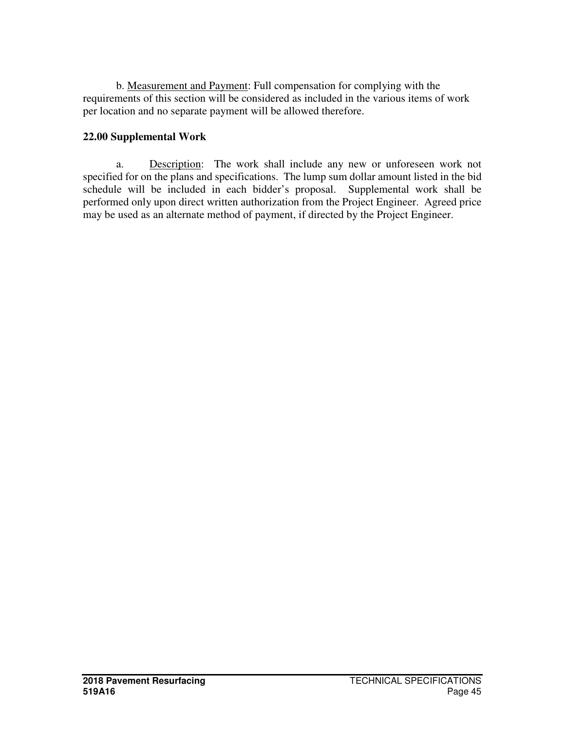b. Measurement and Payment: Full compensation for complying with the requirements of this section will be considered as included in the various items of work per location and no separate payment will be allowed therefore.

**22.00 Supplemental Work**

a. Description: The work shall include any new or unforeseen work not specified for on the plans and specifications. The lump sum dollar amount listed in the bid schedule will be included in each bidder's proposal. Supplemental work shall be performed only upon direct written authorization from the Project Engineer. Agreed price may be used as an alternate method of payment, if directed by the Project Engineer.